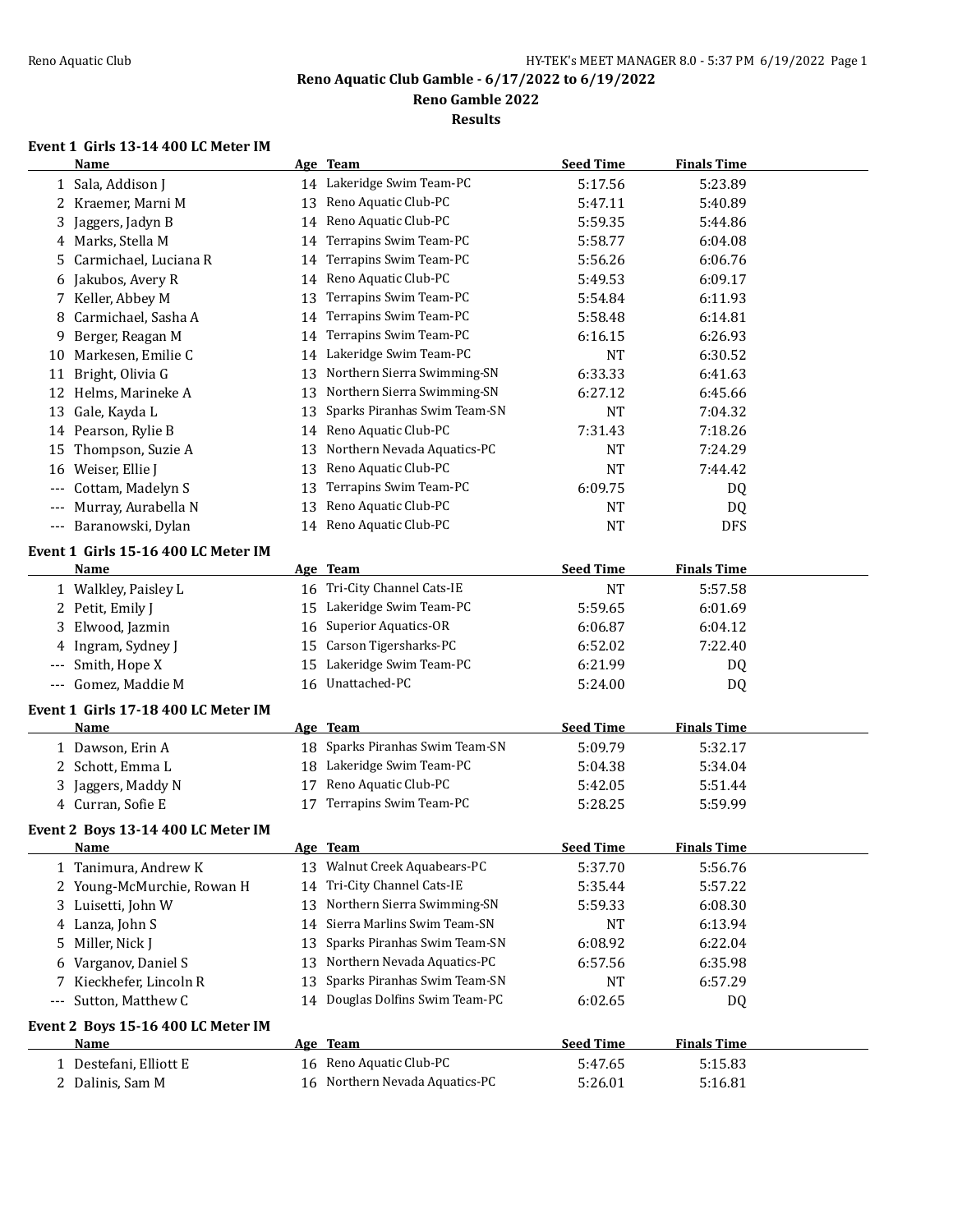# Reno Aquatic Club Gamble - 6/17/2022 to 6/19/2022

## Reno Gamble 2022

## Results

### Event 1 Girls 13-14 400 LC Meter IM

| | Name | Age | Team | Seed Time | Finals Time |
|---|---|---|---|---|---|
| 1 | Sala, Addison J | 14 | Lakeridge Swim Team-PC | 5:17.56 | 5:23.89 |
| 2 | Kraemer, Marni M | 13 | Reno Aquatic Club-PC | 5:47.11 | 5:40.89 |
| 3 | Jaggers, Jadyn B | 14 | Reno Aquatic Club-PC | 5:59.35 | 5:44.86 |
| 4 | Marks, Stella M | 14 | Terrapins Swim Team-PC | 5:58.77 | 6:04.08 |
| 5 | Carmichael, Luciana R | 14 | Terrapins Swim Team-PC | 5:56.26 | 6:06.76 |
| 6 | Jakubos, Avery R | 14 | Reno Aquatic Club-PC | 5:49.53 | 6:09.17 |
| 7 | Keller, Abbey M | 13 | Terrapins Swim Team-PC | 5:54.84 | 6:11.93 |
| 8 | Carmichael, Sasha A | 14 | Terrapins Swim Team-PC | 5:58.48 | 6:14.81 |
| 9 | Berger, Reagan M | 14 | Terrapins Swim Team-PC | 6:16.15 | 6:26.93 |
| 10 | Markesen, Emilie C | 14 | Lakeridge Swim Team-PC | NT | 6:30.52 |
| 11 | Bright, Olivia G | 13 | Northern Sierra Swimming-SN | 6:33.33 | 6:41.63 |
| 12 | Helms, Marineke A | 13 | Northern Sierra Swimming-SN | 6:27.12 | 6:45.66 |
| 13 | Gale, Kayda L | 13 | Sparks Piranhas Swim Team-SN | NT | 7:04.32 |
| 14 | Pearson, Rylie B | 14 | Reno Aquatic Club-PC | 7:31.43 | 7:18.26 |
| 15 | Thompson, Suzie A | 13 | Northern Nevada Aquatics-PC | NT | 7:24.29 |
| 16 | Weiser, Ellie J | 13 | Reno Aquatic Club-PC | NT | 7:44.42 |
| --- | Cottam, Madelyn S | 13 | Terrapins Swim Team-PC | 6:09.75 | DQ |
| --- | Murray, Aurabella N | 13 | Reno Aquatic Club-PC | NT | DQ |
| --- | Baranowski, Dylan | 14 | Reno Aquatic Club-PC | NT | DFS |

### Event 1 Girls 15-16 400 LC Meter IM

| | Name | Age | Team | Seed Time | Finals Time |
|---|---|---|---|---|---|
| 1 | Walkley, Paisley L | 16 | Tri-City Channel Cats-IE | NT | 5:57.58 |
| 2 | Petit, Emily J | 15 | Lakeridge Swim Team-PC | 5:59.65 | 6:01.69 |
| 3 | Elwood, Jazmin | 16 | Superior Aquatics-OR | 6:06.87 | 6:04.12 |
| 4 | Ingram, Sydney J | 15 | Carson Tigersharks-PC | 6:52.02 | 7:22.40 |
| --- | Smith, Hope X | 15 | Lakeridge Swim Team-PC | 6:21.99 | DQ |
| --- | Gomez, Maddie M | 16 | Unattached-PC | 5:24.00 | DQ |

### Event 1 Girls 17-18 400 LC Meter IM

| | Name | Age | Team | Seed Time | Finals Time |
|---|---|---|---|---|---|
| 1 | Dawson, Erin A | 18 | Sparks Piranhas Swim Team-SN | 5:09.79 | 5:32.17 |
| 2 | Schott, Emma L | 18 | Lakeridge Swim Team-PC | 5:04.38 | 5:34.04 |
| 3 | Jaggers, Maddy N | 17 | Reno Aquatic Club-PC | 5:42.05 | 5:51.44 |
| 4 | Curran, Sofie E | 17 | Terrapins Swim Team-PC | 5:28.25 | 5:59.99 |

### Event 2 Boys 13-14 400 LC Meter IM

| | Name | Age | Team | Seed Time | Finals Time |
|---|---|---|---|---|---|
| 1 | Tanimura, Andrew K | 13 | Walnut Creek Aquabears-PC | 5:37.70 | 5:56.76 |
| 2 | Young-McMurchie, Rowan H | 14 | Tri-City Channel Cats-IE | 5:35.44 | 5:57.22 |
| 3 | Luisetti, John W | 13 | Northern Sierra Swimming-SN | 5:59.33 | 6:08.30 |
| 4 | Lanza, John S | 14 | Sierra Marlins Swim Team-SN | NT | 6:13.94 |
| 5 | Miller, Nick J | 13 | Sparks Piranhas Swim Team-SN | 6:08.92 | 6:22.04 |
| 6 | Varganov, Daniel S | 13 | Northern Nevada Aquatics-PC | 6:57.56 | 6:35.98 |
| 7 | Kieckhefer, Lincoln R | 13 | Sparks Piranhas Swim Team-SN | NT | 6:57.29 |
| --- | Sutton, Matthew C | 14 | Douglas Dolfins Swim Team-PC | 6:02.65 | DQ |

### Event 2 Boys 15-16 400 LC Meter IM

| | Name | Age | Team | Seed Time | Finals Time |
|---|---|---|---|---|---|
| 1 | Destefani, Elliott E | 16 | Reno Aquatic Club-PC | 5:47.65 | 5:15.83 |
| 2 | Dalinis, Sam M | 16 | Northern Nevada Aquatics-PC | 5:26.01 | 5:16.81 |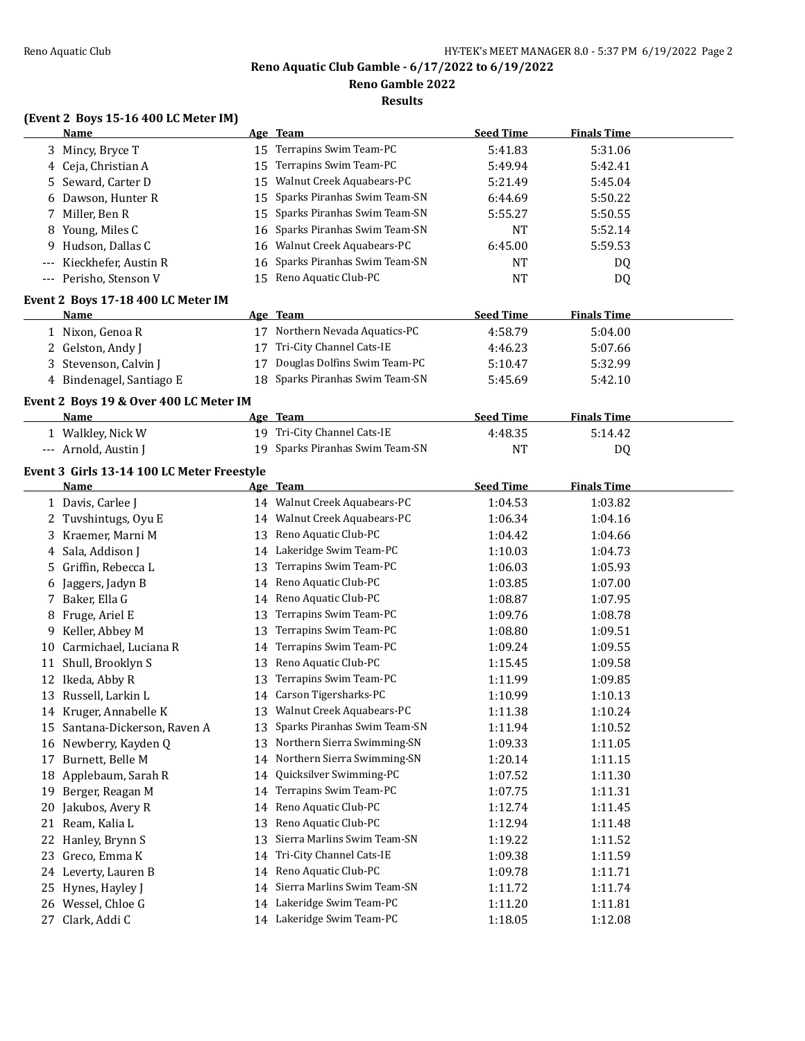## Reno Aquatic Club Gamble - 6/17/2022 to 6/19/2022

### Reno Gamble 2022

### Results

**(Event 2 Boys 15-16 400 LC Meter IM)**

| | Name | Age | Team | Seed Time | Finals Time |
|---|---|---|---|---|---|
| 3 | Mincy, Bryce T | 15 | Terrapins Swim Team-PC | 5:41.83 | 5:31.06 |
| 4 | Ceja, Christian A | 15 | Terrapins Swim Team-PC | 5:49.94 | 5:42.41 |
| 5 | Seward, Carter D | 15 | Walnut Creek Aquabears-PC | 5:21.49 | 5:45.04 |
| 6 | Dawson, Hunter R | 15 | Sparks Piranhas Swim Team-SN | 6:44.69 | 5:50.22 |
| 7 | Miller, Ben R | 15 | Sparks Piranhas Swim Team-SN | 5:55.27 | 5:50.55 |
| 8 | Young, Miles C | 16 | Sparks Piranhas Swim Team-SN | NT | 5:52.14 |
| 9 | Hudson, Dallas C | 16 | Walnut Creek Aquabears-PC | 6:45.00 | 5:59.53 |
| --- | Kieckhefer, Austin R | 16 | Sparks Piranhas Swim Team-SN | NT | DQ |
| --- | Perisho, Stenson V | 15 | Reno Aquatic Club-PC | NT | DQ |

**Event 2 Boys 17-18 400 LC Meter IM**

| | Name | Age | Team | Seed Time | Finals Time |
|---|---|---|---|---|---|
| 1 | Nixon, Genoa R | 17 | Northern Nevada Aquatics-PC | 4:58.79 | 5:04.00 |
| 2 | Gelston, Andy J | 17 | Tri-City Channel Cats-IE | 4:46.23 | 5:07.66 |
| 3 | Stevenson, Calvin J | 17 | Douglas Dolfins Swim Team-PC | 5:10.47 | 5:32.99 |
| 4 | Bindenagel, Santiago E | 18 | Sparks Piranhas Swim Team-SN | 5:45.69 | 5:42.10 |

**Event 2 Boys 19 & Over 400 LC Meter IM**

| | Name | Age | Team | Seed Time | Finals Time |
|---|---|---|---|---|---|
| 1 | Walkley, Nick W | 19 | Tri-City Channel Cats-IE | 4:48.35 | 5:14.42 |
| --- | Arnold, Austin J | 19 | Sparks Piranhas Swim Team-SN | NT | DQ |

**Event 3 Girls 13-14 100 LC Meter Freestyle**

| | Name | Age | Team | Seed Time | Finals Time |
|---|---|---|---|---|---|
| 1 | Davis, Carlee J | 14 | Walnut Creek Aquabears-PC | 1:04.53 | 1:03.82 |
| 2 | Tuvshintugs, Oyu E | 14 | Walnut Creek Aquabears-PC | 1:06.34 | 1:04.16 |
| 3 | Kraemer, Marni M | 13 | Reno Aquatic Club-PC | 1:04.42 | 1:04.66 |
| 4 | Sala, Addison J | 14 | Lakeridge Swim Team-PC | 1:10.03 | 1:04.73 |
| 5 | Griffin, Rebecca L | 13 | Terrapins Swim Team-PC | 1:06.03 | 1:05.93 |
| 6 | Jaggers, Jadyn B | 14 | Reno Aquatic Club-PC | 1:03.85 | 1:07.00 |
| 7 | Baker, Ella G | 14 | Reno Aquatic Club-PC | 1:08.87 | 1:07.95 |
| 8 | Fruge, Ariel E | 13 | Terrapins Swim Team-PC | 1:09.76 | 1:08.78 |
| 9 | Keller, Abbey M | 13 | Terrapins Swim Team-PC | 1:08.80 | 1:09.51 |
| 10 | Carmichael, Luciana R | 14 | Terrapins Swim Team-PC | 1:09.24 | 1:09.55 |
| 11 | Shull, Brooklyn S | 13 | Reno Aquatic Club-PC | 1:15.45 | 1:09.58 |
| 12 | Ikeda, Abby R | 13 | Terrapins Swim Team-PC | 1:11.99 | 1:09.85 |
| 13 | Russell, Larkin L | 14 | Carson Tigersharks-PC | 1:10.99 | 1:10.13 |
| 14 | Kruger, Annabelle K | 13 | Walnut Creek Aquabears-PC | 1:11.38 | 1:10.24 |
| 15 | Santana-Dickerson, Raven A | 13 | Sparks Piranhas Swim Team-SN | 1:11.94 | 1:10.52 |
| 16 | Newberry, Kayden Q | 13 | Northern Sierra Swimming-SN | 1:09.33 | 1:11.05 |
| 17 | Burnett, Belle M | 14 | Northern Sierra Swimming-SN | 1:20.14 | 1:11.15 |
| 18 | Applebaum, Sarah R | 14 | Quicksilver Swimming-PC | 1:07.52 | 1:11.30 |
| 19 | Berger, Reagan M | 14 | Terrapins Swim Team-PC | 1:07.75 | 1:11.31 |
| 20 | Jakubos, Avery R | 14 | Reno Aquatic Club-PC | 1:12.74 | 1:11.45 |
| 21 | Ream, Kalia L | 13 | Reno Aquatic Club-PC | 1:12.94 | 1:11.48 |
| 22 | Hanley, Brynn S | 13 | Sierra Marlins Swim Team-SN | 1:19.22 | 1:11.52 |
| 23 | Greco, Emma K | 14 | Tri-City Channel Cats-IE | 1:09.38 | 1:11.59 |
| 24 | Leverty, Lauren B | 14 | Reno Aquatic Club-PC | 1:09.78 | 1:11.71 |
| 25 | Hynes, Hayley J | 14 | Sierra Marlins Swim Team-SN | 1:11.72 | 1:11.74 |
| 26 | Wessel, Chloe G | 14 | Lakeridge Swim Team-PC | 1:11.20 | 1:11.81 |
| 27 | Clark, Addi C | 14 | Lakeridge Swim Team-PC | 1:18.05 | 1:12.08 |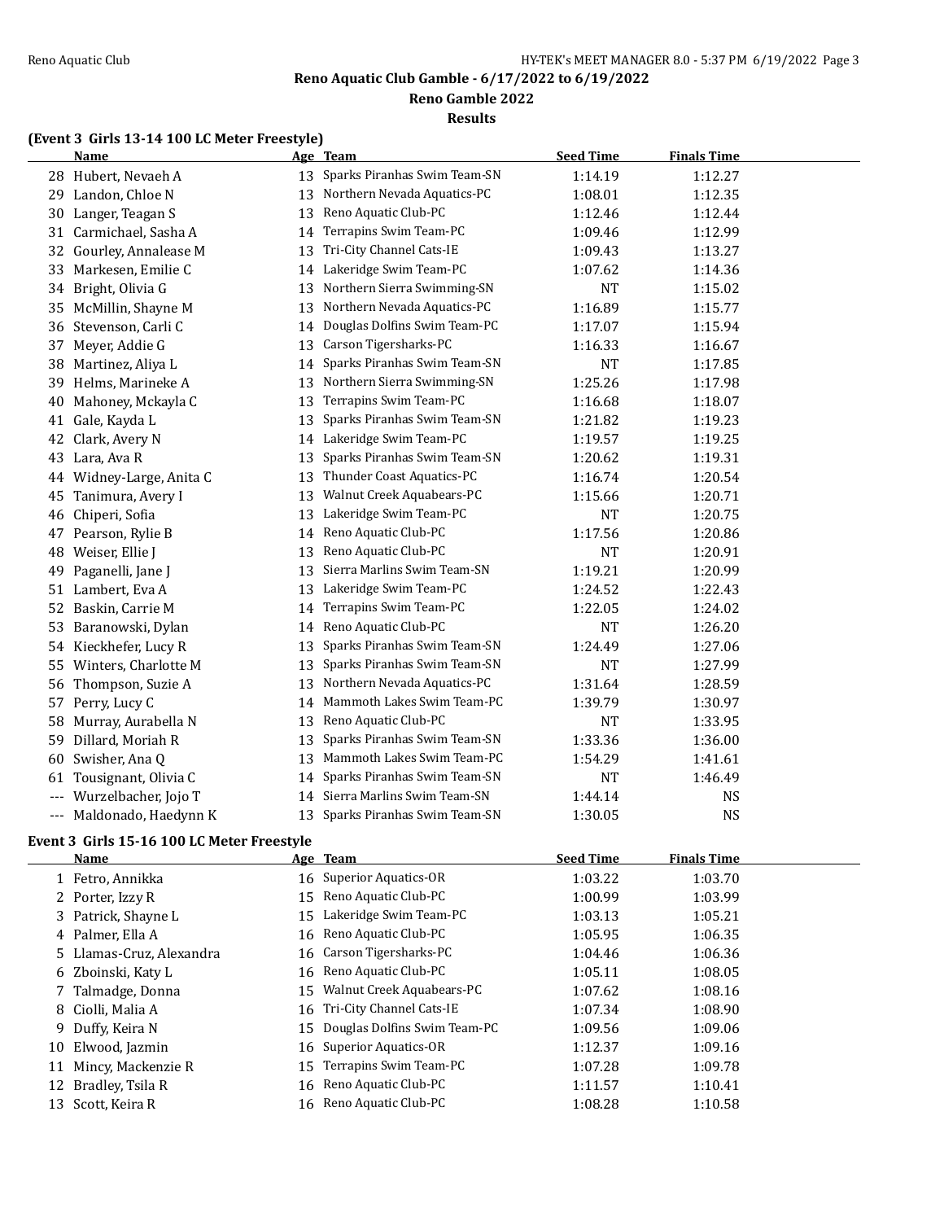## Reno Aquatic Club Gamble - 6/17/2022 to 6/19/2022

## Reno Gamble 2022

## Results

### (Event 3 Girls 13-14 100 LC Meter Freestyle)

| | Name | Age | Team | Seed Time | Finals Time |
|---|---|---|---|---|---|
| 28 | Hubert, Nevaeh A | 13 | Sparks Piranhas Swim Team-SN | 1:14.19 | 1:12.27 |
| 29 | Landon, Chloe N | 13 | Northern Nevada Aquatics-PC | 1:08.01 | 1:12.35 |
| 30 | Langer, Teagan S | 13 | Reno Aquatic Club-PC | 1:12.46 | 1:12.44 |
| 31 | Carmichael, Sasha A | 14 | Terrapins Swim Team-PC | 1:09.46 | 1:12.99 |
| 32 | Gourley, Annalease M | 13 | Tri-City Channel Cats-IE | 1:09.43 | 1:13.27 |
| 33 | Markesen, Emilie C | 14 | Lakeridge Swim Team-PC | 1:07.62 | 1:14.36 |
| 34 | Bright, Olivia G | 13 | Northern Sierra Swimming-SN | NT | 1:15.02 |
| 35 | McMillin, Shayne M | 13 | Northern Nevada Aquatics-PC | 1:16.89 | 1:15.77 |
| 36 | Stevenson, Carli C | 14 | Douglas Dolfins Swim Team-PC | 1:17.07 | 1:15.94 |
| 37 | Meyer, Addie G | 13 | Carson Tigersharks-PC | 1:16.33 | 1:16.67 |
| 38 | Martinez, Aliya L | 14 | Sparks Piranhas Swim Team-SN | NT | 1:17.85 |
| 39 | Helms, Marineke A | 13 | Northern Sierra Swimming-SN | 1:25.26 | 1:17.98 |
| 40 | Mahoney, Mckayla C | 13 | Terrapins Swim Team-PC | 1:16.68 | 1:18.07 |
| 41 | Gale, Kayda L | 13 | Sparks Piranhas Swim Team-SN | 1:21.82 | 1:19.23 |
| 42 | Clark, Avery N | 14 | Lakeridge Swim Team-PC | 1:19.57 | 1:19.25 |
| 43 | Lara, Ava R | 13 | Sparks Piranhas Swim Team-SN | 1:20.62 | 1:19.31 |
| 44 | Widney-Large, Anita C | 13 | Thunder Coast Aquatics-PC | 1:16.74 | 1:20.54 |
| 45 | Tanimura, Avery I | 13 | Walnut Creek Aquabears-PC | 1:15.66 | 1:20.71 |
| 46 | Chiperi, Sofia | 13 | Lakeridge Swim Team-PC | NT | 1:20.75 |
| 47 | Pearson, Rylie B | 14 | Reno Aquatic Club-PC | 1:17.56 | 1:20.86 |
| 48 | Weiser, Ellie J | 13 | Reno Aquatic Club-PC | NT | 1:20.91 |
| 49 | Paganelli, Jane J | 13 | Sierra Marlins Swim Team-SN | 1:19.21 | 1:20.99 |
| 51 | Lambert, Eva A | 13 | Lakeridge Swim Team-PC | 1:24.52 | 1:22.43 |
| 52 | Baskin, Carrie M | 14 | Terrapins Swim Team-PC | 1:22.05 | 1:24.02 |
| 53 | Baranowski, Dylan | 14 | Reno Aquatic Club-PC | NT | 1:26.20 |
| 54 | Kieckhefer, Lucy R | 13 | Sparks Piranhas Swim Team-SN | 1:24.49 | 1:27.06 |
| 55 | Winters, Charlotte M | 13 | Sparks Piranhas Swim Team-SN | NT | 1:27.99 |
| 56 | Thompson, Suzie A | 13 | Northern Nevada Aquatics-PC | 1:31.64 | 1:28.59 |
| 57 | Perry, Lucy C | 14 | Mammoth Lakes Swim Team-PC | 1:39.79 | 1:30.97 |
| 58 | Murray, Aurabella N | 13 | Reno Aquatic Club-PC | NT | 1:33.95 |
| 59 | Dillard, Moriah R | 13 | Sparks Piranhas Swim Team-SN | 1:33.36 | 1:36.00 |
| 60 | Swisher, Ana Q | 13 | Mammoth Lakes Swim Team-PC | 1:54.29 | 1:41.61 |
| 61 | Tousignant, Olivia C | 14 | Sparks Piranhas Swim Team-SN | NT | 1:46.49 |
| --- | Wurzelbacher, Jojo T | 14 | Sierra Marlins Swim Team-SN | 1:44.14 | NS |
| --- | Maldonado, Haedynn K | 13 | Sparks Piranhas Swim Team-SN | 1:30.05 | NS |

### Event 3 Girls 15-16 100 LC Meter Freestyle

| | Name | Age | Team | Seed Time | Finals Time |
|---|---|---|---|---|---|
| 1 | Fetro, Annikka | 16 | Superior Aquatics-OR | 1:03.22 | 1:03.70 |
| 2 | Porter, Izzy R | 15 | Reno Aquatic Club-PC | 1:00.99 | 1:03.99 |
| 3 | Patrick, Shayne L | 15 | Lakeridge Swim Team-PC | 1:03.13 | 1:05.21 |
| 4 | Palmer, Ella A | 16 | Reno Aquatic Club-PC | 1:05.95 | 1:06.35 |
| 5 | Llamas-Cruz, Alexandra | 16 | Carson Tigersharks-PC | 1:04.46 | 1:06.36 |
| 6 | Zboinski, Katy L | 16 | Reno Aquatic Club-PC | 1:05.11 | 1:08.05 |
| 7 | Talmadge, Donna | 15 | Walnut Creek Aquabears-PC | 1:07.62 | 1:08.16 |
| 8 | Ciolli, Malia A | 16 | Tri-City Channel Cats-IE | 1:07.34 | 1:08.90 |
| 9 | Duffy, Keira N | 15 | Douglas Dolfins Swim Team-PC | 1:09.56 | 1:09.06 |
| 10 | Elwood, Jazmin | 16 | Superior Aquatics-OR | 1:12.37 | 1:09.16 |
| 11 | Mincy, Mackenzie R | 15 | Terrapins Swim Team-PC | 1:07.28 | 1:09.78 |
| 12 | Bradley, Tsila R | 16 | Reno Aquatic Club-PC | 1:11.57 | 1:10.41 |
| 13 | Scott, Keira R | 16 | Reno Aquatic Club-PC | 1:08.28 | 1:10.58 |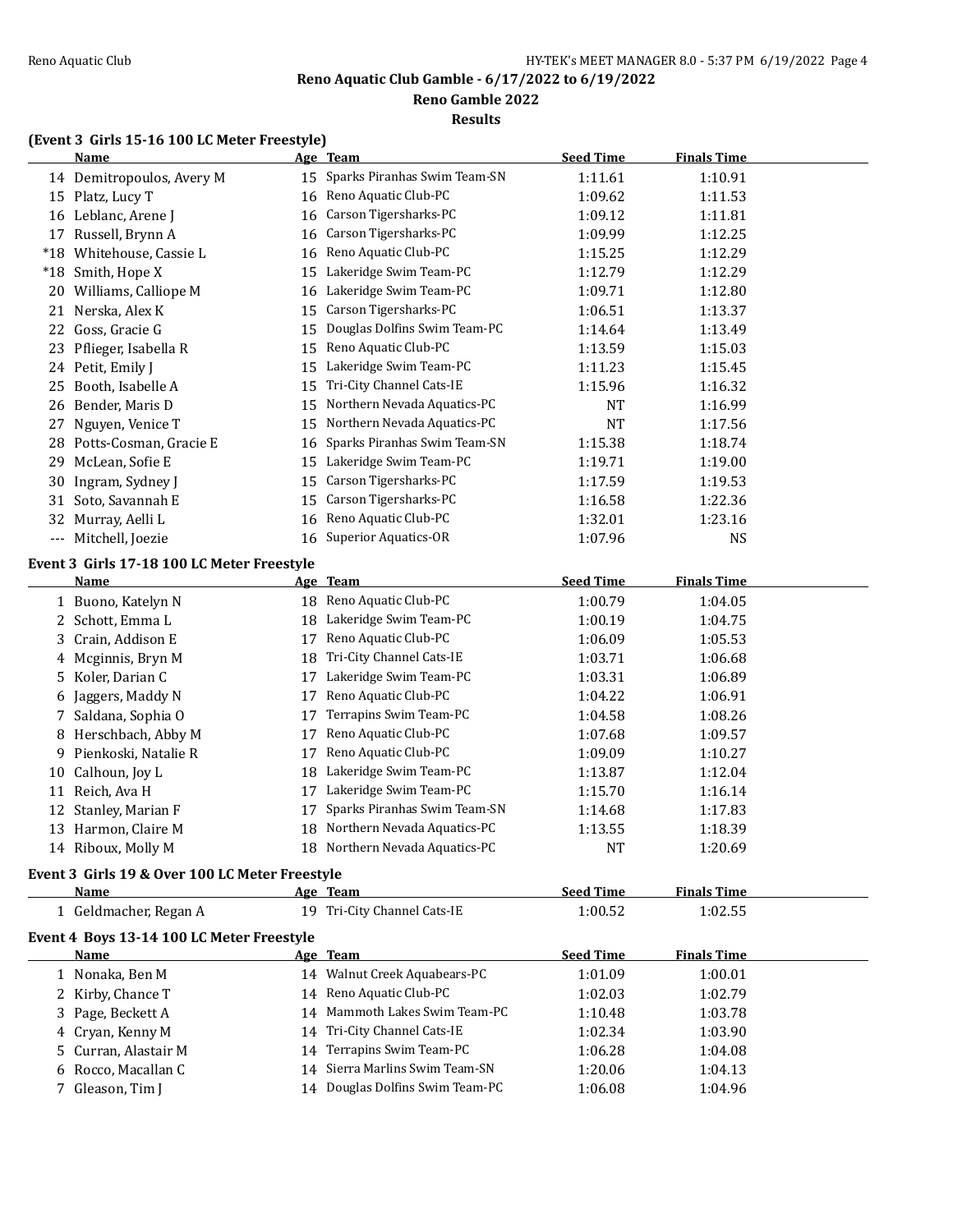## Reno Aquatic Club Gamble - 6/17/2022 to 6/19/2022

## Reno Gamble 2022

### Results

### (Event 3 Girls 15-16 100 LC Meter Freestyle)

| | Name | Age | Team | Seed Time | Finals Time |
|---|---|---|---|---|---|
| 14 | Demitropoulos, Avery M | 15 | Sparks Piranhas Swim Team-SN | 1:11.61 | 1:10.91 |
| 15 | Platz, Lucy T | 16 | Reno Aquatic Club-PC | 1:09.62 | 1:11.53 |
| 16 | Leblanc, Arene J | 16 | Carson Tigersharks-PC | 1:09.12 | 1:11.81 |
| 17 | Russell, Brynn A | 16 | Carson Tigersharks-PC | 1:09.99 | 1:12.25 |
| *18 | Whitehouse, Cassie L | 16 | Reno Aquatic Club-PC | 1:15.25 | 1:12.29 |
| *18 | Smith, Hope X | 15 | Lakeridge Swim Team-PC | 1:12.79 | 1:12.29 |
| 20 | Williams, Calliope M | 16 | Lakeridge Swim Team-PC | 1:09.71 | 1:12.80 |
| 21 | Nerska, Alex K | 15 | Carson Tigersharks-PC | 1:06.51 | 1:13.37 |
| 22 | Goss, Gracie G | 15 | Douglas Dolfins Swim Team-PC | 1:14.64 | 1:13.49 |
| 23 | Pflieger, Isabella R | 15 | Reno Aquatic Club-PC | 1:13.59 | 1:15.03 |
| 24 | Petit, Emily J | 15 | Lakeridge Swim Team-PC | 1:11.23 | 1:15.45 |
| 25 | Booth, Isabelle A | 15 | Tri-City Channel Cats-IE | 1:15.96 | 1:16.32 |
| 26 | Bender, Maris D | 15 | Northern Nevada Aquatics-PC | NT | 1:16.99 |
| 27 | Nguyen, Venice T | 15 | Northern Nevada Aquatics-PC | NT | 1:17.56 |
| 28 | Potts-Cosman, Gracie E | 16 | Sparks Piranhas Swim Team-SN | 1:15.38 | 1:18.74 |
| 29 | McLean, Sofie E | 15 | Lakeridge Swim Team-PC | 1:19.71 | 1:19.00 |
| 30 | Ingram, Sydney J | 15 | Carson Tigersharks-PC | 1:17.59 | 1:19.53 |
| 31 | Soto, Savannah E | 15 | Carson Tigersharks-PC | 1:16.58 | 1:22.36 |
| 32 | Murray, Aelli L | 16 | Reno Aquatic Club-PC | 1:32.01 | 1:23.16 |
| --- | Mitchell, Joezie | 16 | Superior Aquatics-OR | 1:07.96 | NS |

### Event 3 Girls 17-18 100 LC Meter Freestyle

| | Name | Age | Team | Seed Time | Finals Time |
|---|---|---|---|---|---|
| 1 | Buono, Katelyn N | 18 | Reno Aquatic Club-PC | 1:00.79 | 1:04.05 |
| 2 | Schott, Emma L | 18 | Lakeridge Swim Team-PC | 1:00.19 | 1:04.75 |
| 3 | Crain, Addison E | 17 | Reno Aquatic Club-PC | 1:06.09 | 1:05.53 |
| 4 | Mcginnis, Bryn M | 18 | Tri-City Channel Cats-IE | 1:03.71 | 1:06.68 |
| 5 | Koler, Darian C | 17 | Lakeridge Swim Team-PC | 1:03.31 | 1:06.89 |
| 6 | Jaggers, Maddy N | 17 | Reno Aquatic Club-PC | 1:04.22 | 1:06.91 |
| 7 | Saldana, Sophia O | 17 | Terrapins Swim Team-PC | 1:04.58 | 1:08.26 |
| 8 | Herschbach, Abby M | 17 | Reno Aquatic Club-PC | 1:07.68 | 1:09.57 |
| 9 | Pienkoski, Natalie R | 17 | Reno Aquatic Club-PC | 1:09.09 | 1:10.27 |
| 10 | Calhoun, Joy L | 18 | Lakeridge Swim Team-PC | 1:13.87 | 1:12.04 |
| 11 | Reich, Ava H | 17 | Lakeridge Swim Team-PC | 1:15.70 | 1:16.14 |
| 12 | Stanley, Marian F | 17 | Sparks Piranhas Swim Team-SN | 1:14.68 | 1:17.83 |
| 13 | Harmon, Claire M | 18 | Northern Nevada Aquatics-PC | 1:13.55 | 1:18.39 |
| 14 | Riboux, Molly M | 18 | Northern Nevada Aquatics-PC | NT | 1:20.69 |

### Event 3 Girls 19 & Over 100 LC Meter Freestyle

| | Name | Age | Team | Seed Time | Finals Time |
|---|---|---|---|---|---|
| 1 | Geldmacher, Regan A | 19 | Tri-City Channel Cats-IE | 1:00.52 | 1:02.55 |

### Event 4 Boys 13-14 100 LC Meter Freestyle

| | Name | Age | Team | Seed Time | Finals Time |
|---|---|---|---|---|---|
| 1 | Nonaka, Ben M | 14 | Walnut Creek Aquabears-PC | 1:01.09 | 1:00.01 |
| 2 | Kirby, Chance T | 14 | Reno Aquatic Club-PC | 1:02.03 | 1:02.79 |
| 3 | Page, Beckett A | 14 | Mammoth Lakes Swim Team-PC | 1:10.48 | 1:03.78 |
| 4 | Cryan, Kenny M | 14 | Tri-City Channel Cats-IE | 1:02.34 | 1:03.90 |
| 5 | Curran, Alastair M | 14 | Terrapins Swim Team-PC | 1:06.28 | 1:04.08 |
| 6 | Rocco, Macallan C | 14 | Sierra Marlins Swim Team-SN | 1:20.06 | 1:04.13 |
| 7 | Gleason, Tim J | 14 | Douglas Dolfins Swim Team-PC | 1:06.08 | 1:04.96 |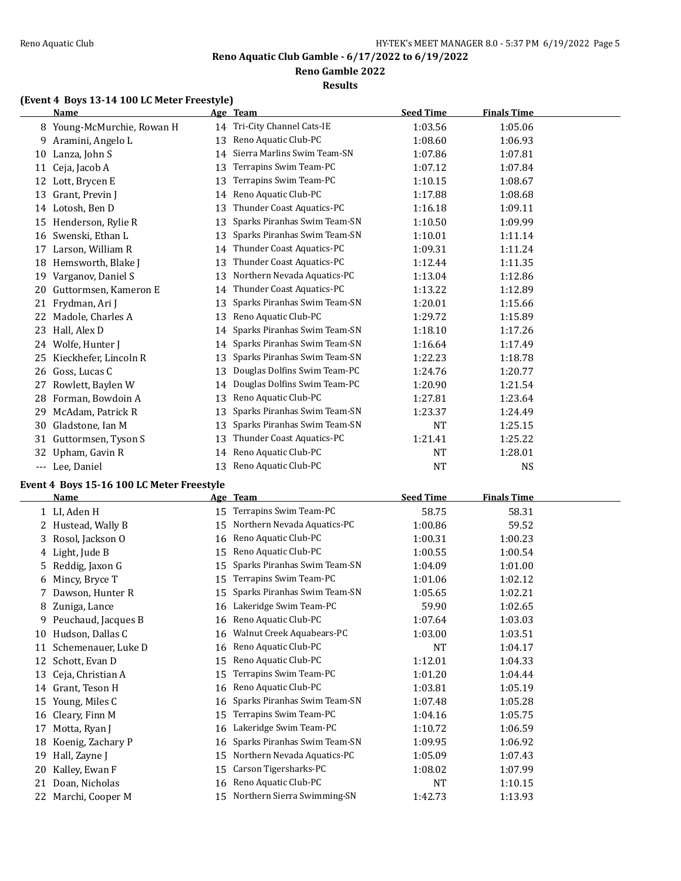## Reno Aquatic Club Gamble - 6/17/2022 to 6/19/2022

## Reno Gamble 2022

## Results

### (Event 4 Boys 13-14 100 LC Meter Freestyle)

| | Name | Age | Team | Seed Time | Finals Time |
|---|---|---|---|---|---|
| 8 | Young-McMurchie, Rowan H | 14 | Tri-City Channel Cats-IE | 1:03.56 | 1:05.06 |
| 9 | Aramini, Angelo L | 13 | Reno Aquatic Club-PC | 1:08.60 | 1:06.93 |
| 10 | Lanza, John S | 14 | Sierra Marlins Swim Team-SN | 1:07.86 | 1:07.81 |
| 11 | Ceja, Jacob A | 13 | Terrapins Swim Team-PC | 1:07.12 | 1:07.84 |
| 12 | Lott, Brycen E | 13 | Terrapins Swim Team-PC | 1:10.15 | 1:08.67 |
| 13 | Grant, Previn J | 14 | Reno Aquatic Club-PC | 1:17.88 | 1:08.68 |
| 14 | Lotosh, Ben D | 13 | Thunder Coast Aquatics-PC | 1:16.18 | 1:09.11 |
| 15 | Henderson, Rylie R | 13 | Sparks Piranhas Swim Team-SN | 1:10.50 | 1:09.99 |
| 16 | Swenski, Ethan L | 13 | Sparks Piranhas Swim Team-SN | 1:10.01 | 1:11.14 |
| 17 | Larson, William R | 14 | Thunder Coast Aquatics-PC | 1:09.31 | 1:11.24 |
| 18 | Hemsworth, Blake J | 13 | Thunder Coast Aquatics-PC | 1:12.44 | 1:11.35 |
| 19 | Varganov, Daniel S | 13 | Northern Nevada Aquatics-PC | 1:13.04 | 1:12.86 |
| 20 | Guttormsen, Kameron E | 14 | Thunder Coast Aquatics-PC | 1:13.22 | 1:12.89 |
| 21 | Frydman, Ari J | 13 | Sparks Piranhas Swim Team-SN | 1:20.01 | 1:15.66 |
| 22 | Madole, Charles A | 13 | Reno Aquatic Club-PC | 1:29.72 | 1:15.89 |
| 23 | Hall, Alex D | 14 | Sparks Piranhas Swim Team-SN | 1:18.10 | 1:17.26 |
| 24 | Wolfe, Hunter J | 14 | Sparks Piranhas Swim Team-SN | 1:16.64 | 1:17.49 |
| 25 | Kieckhefer, Lincoln R | 13 | Sparks Piranhas Swim Team-SN | 1:22.23 | 1:18.78 |
| 26 | Goss, Lucas C | 13 | Douglas Dolfins Swim Team-PC | 1:24.76 | 1:20.77 |
| 27 | Rowlett, Baylen W | 14 | Douglas Dolfins Swim Team-PC | 1:20.90 | 1:21.54 |
| 28 | Forman, Bowdoin A | 13 | Reno Aquatic Club-PC | 1:27.81 | 1:23.64 |
| 29 | McAdam, Patrick R | 13 | Sparks Piranhas Swim Team-SN | 1:23.37 | 1:24.49 |
| 30 | Gladstone, Ian M | 13 | Sparks Piranhas Swim Team-SN | NT | 1:25.15 |
| 31 | Guttormsen, Tyson S | 13 | Thunder Coast Aquatics-PC | 1:21.41 | 1:25.22 |
| 32 | Upham, Gavin R | 14 | Reno Aquatic Club-PC | NT | 1:28.01 |
| --- | Lee, Daniel | 13 | Reno Aquatic Club-PC | NT | NS |

### Event 4 Boys 15-16 100 LC Meter Freestyle

| | Name | Age | Team | Seed Time | Finals Time |
|---|---|---|---|---|---|
| 1 | LI, Aden H | 15 | Terrapins Swim Team-PC | 58.75 | 58.31 |
| 2 | Hustead, Wally B | 15 | Northern Nevada Aquatics-PC | 1:00.86 | 59.52 |
| 3 | Rosol, Jackson O | 16 | Reno Aquatic Club-PC | 1:00.31 | 1:00.23 |
| 4 | Light, Jude B | 15 | Reno Aquatic Club-PC | 1:00.55 | 1:00.54 |
| 5 | Reddig, Jaxon G | 15 | Sparks Piranhas Swim Team-SN | 1:04.09 | 1:01.00 |
| 6 | Mincy, Bryce T | 15 | Terrapins Swim Team-PC | 1:01.06 | 1:02.12 |
| 7 | Dawson, Hunter R | 15 | Sparks Piranhas Swim Team-SN | 1:05.65 | 1:02.21 |
| 8 | Zuniga, Lance | 16 | Lakeridge Swim Team-PC | 59.90 | 1:02.65 |
| 9 | Peuchaud, Jacques B | 16 | Reno Aquatic Club-PC | 1:07.64 | 1:03.03 |
| 10 | Hudson, Dallas C | 16 | Walnut Creek Aquabears-PC | 1:03.00 | 1:03.51 |
| 11 | Schemenauer, Luke D | 16 | Reno Aquatic Club-PC | NT | 1:04.17 |
| 12 | Schott, Evan D | 15 | Reno Aquatic Club-PC | 1:12.01 | 1:04.33 |
| 13 | Ceja, Christian A | 15 | Terrapins Swim Team-PC | 1:01.20 | 1:04.44 |
| 14 | Grant, Teson H | 16 | Reno Aquatic Club-PC | 1:03.81 | 1:05.19 |
| 15 | Young, Miles C | 16 | Sparks Piranhas Swim Team-SN | 1:07.48 | 1:05.28 |
| 16 | Cleary, Finn M | 15 | Terrapins Swim Team-PC | 1:04.16 | 1:05.75 |
| 17 | Motta, Ryan J | 16 | Lakeridge Swim Team-PC | 1:10.72 | 1:06.59 |
| 18 | Koenig, Zachary P | 16 | Sparks Piranhas Swim Team-SN | 1:09.95 | 1:06.92 |
| 19 | Hall, Zayne J | 15 | Northern Nevada Aquatics-PC | 1:05.09 | 1:07.43 |
| 20 | Kalley, Ewan F | 15 | Carson Tigersharks-PC | 1:08.02 | 1:07.99 |
| 21 | Doan, Nicholas | 16 | Reno Aquatic Club-PC | NT | 1:10.15 |
| 22 | Marchi, Cooper M | 15 | Northern Sierra Swimming-SN | 1:42.73 | 1:13.93 |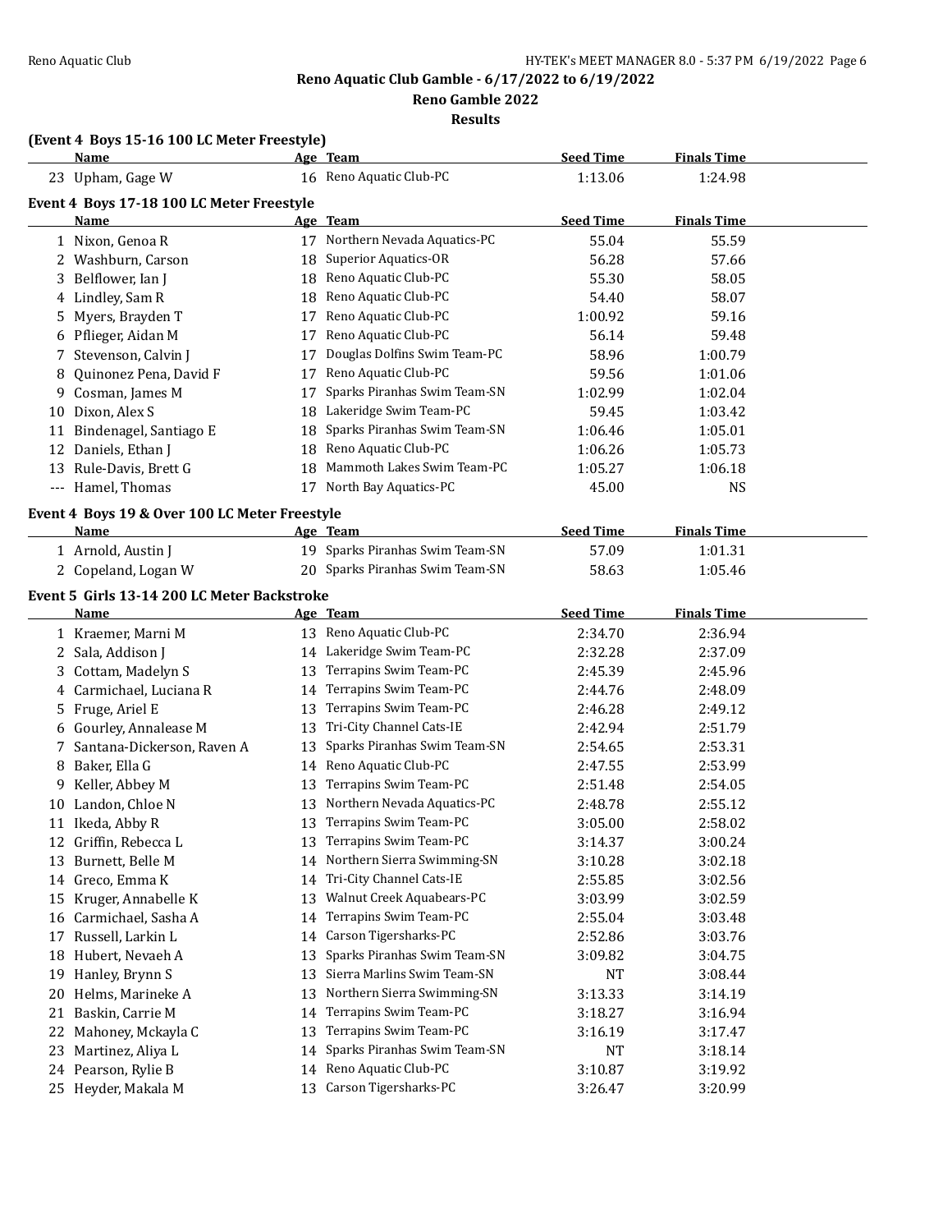# Reno Aquatic Club Gamble - 6/17/2022 to 6/19/2022

## Reno Gamble 2022

### Results

**(Event 4 Boys 15-16 100 LC Meter Freestyle)**

| | Name | Age | Team | Seed Time | Finals Time |
|---|---|---|---|---|---|
| 23 | Upham, Gage W | 16 | Reno Aquatic Club-PC | 1:13.06 | 1:24.98 |

**Event 4 Boys 17-18 100 LC Meter Freestyle**

| | Name | Age | Team | Seed Time | Finals Time |
|---|---|---|---|---|---|
| 1 | Nixon, Genoa R | 17 | Northern Nevada Aquatics-PC | 55.04 | 55.59 |
| 2 | Washburn, Carson | 18 | Superior Aquatics-OR | 56.28 | 57.66 |
| 3 | Belflower, Ian J | 18 | Reno Aquatic Club-PC | 55.30 | 58.05 |
| 4 | Lindley, Sam R | 18 | Reno Aquatic Club-PC | 54.40 | 58.07 |
| 5 | Myers, Brayden T | 17 | Reno Aquatic Club-PC | 1:00.92 | 59.16 |
| 6 | Pflieger, Aidan M | 17 | Reno Aquatic Club-PC | 56.14 | 59.48 |
| 7 | Stevenson, Calvin J | 17 | Douglas Dolfins Swim Team-PC | 58.96 | 1:00.79 |
| 8 | Quinonez Pena, David F | 17 | Reno Aquatic Club-PC | 59.56 | 1:01.06 |
| 9 | Cosman, James M | 17 | Sparks Piranhas Swim Team-SN | 1:02.99 | 1:02.04 |
| 10 | Dixon, Alex S | 18 | Lakeridge Swim Team-PC | 59.45 | 1:03.42 |
| 11 | Bindenagel, Santiago E | 18 | Sparks Piranhas Swim Team-SN | 1:06.46 | 1:05.01 |
| 12 | Daniels, Ethan J | 18 | Reno Aquatic Club-PC | 1:06.26 | 1:05.73 |
| 13 | Rule-Davis, Brett G | 18 | Mammoth Lakes Swim Team-PC | 1:05.27 | 1:06.18 |
| --- | Hamel, Thomas | 17 | North Bay Aquatics-PC | 45.00 | NS |

**Event 4 Boys 19 & Over 100 LC Meter Freestyle**

| | Name | Age | Team | Seed Time | Finals Time |
|---|---|---|---|---|---|
| 1 | Arnold, Austin J | 19 | Sparks Piranhas Swim Team-SN | 57.09 | 1:01.31 |
| 2 | Copeland, Logan W | 20 | Sparks Piranhas Swim Team-SN | 58.63 | 1:05.46 |

**Event 5 Girls 13-14 200 LC Meter Backstroke**

| | Name | Age | Team | Seed Time | Finals Time |
|---|---|---|---|---|---|
| 1 | Kraemer, Marni M | 13 | Reno Aquatic Club-PC | 2:34.70 | 2:36.94 |
| 2 | Sala, Addison J | 14 | Lakeridge Swim Team-PC | 2:32.28 | 2:37.09 |
| 3 | Cottam, Madelyn S | 13 | Terrapins Swim Team-PC | 2:45.39 | 2:45.96 |
| 4 | Carmichael, Luciana R | 14 | Terrapins Swim Team-PC | 2:44.76 | 2:48.09 |
| 5 | Fruge, Ariel E | 13 | Terrapins Swim Team-PC | 2:46.28 | 2:49.12 |
| 6 | Gourley, Annalease M | 13 | Tri-City Channel Cats-IE | 2:42.94 | 2:51.79 |
| 7 | Santana-Dickerson, Raven A | 13 | Sparks Piranhas Swim Team-SN | 2:54.65 | 2:53.31 |
| 8 | Baker, Ella G | 14 | Reno Aquatic Club-PC | 2:47.55 | 2:53.99 |
| 9 | Keller, Abbey M | 13 | Terrapins Swim Team-PC | 2:51.48 | 2:54.05 |
| 10 | Landon, Chloe N | 13 | Northern Nevada Aquatics-PC | 2:48.78 | 2:55.12 |
| 11 | Ikeda, Abby R | 13 | Terrapins Swim Team-PC | 3:05.00 | 2:58.02 |
| 12 | Griffin, Rebecca L | 13 | Terrapins Swim Team-PC | 3:14.37 | 3:00.24 |
| 13 | Burnett, Belle M | 14 | Northern Sierra Swimming-SN | 3:10.28 | 3:02.18 |
| 14 | Greco, Emma K | 14 | Tri-City Channel Cats-IE | 2:55.85 | 3:02.56 |
| 15 | Kruger, Annabelle K | 13 | Walnut Creek Aquabears-PC | 3:03.99 | 3:02.59 |
| 16 | Carmichael, Sasha A | 14 | Terrapins Swim Team-PC | 2:55.04 | 3:03.48 |
| 17 | Russell, Larkin L | 14 | Carson Tigersharks-PC | 2:52.86 | 3:03.76 |
| 18 | Hubert, Nevaeh A | 13 | Sparks Piranhas Swim Team-SN | 3:09.82 | 3:04.75 |
| 19 | Hanley, Brynn S | 13 | Sierra Marlins Swim Team-SN | NT | 3:08.44 |
| 20 | Helms, Marineke A | 13 | Northern Sierra Swimming-SN | 3:13.33 | 3:14.19 |
| 21 | Baskin, Carrie M | 14 | Terrapins Swim Team-PC | 3:18.27 | 3:16.94 |
| 22 | Mahoney, Mckayla C | 13 | Terrapins Swim Team-PC | 3:16.19 | 3:17.47 |
| 23 | Martinez, Aliya L | 14 | Sparks Piranhas Swim Team-SN | NT | 3:18.14 |
| 24 | Pearson, Rylie B | 14 | Reno Aquatic Club-PC | 3:10.87 | 3:19.92 |
| 25 | Heyder, Makala M | 13 | Carson Tigersharks-PC | 3:26.47 | 3:20.99 |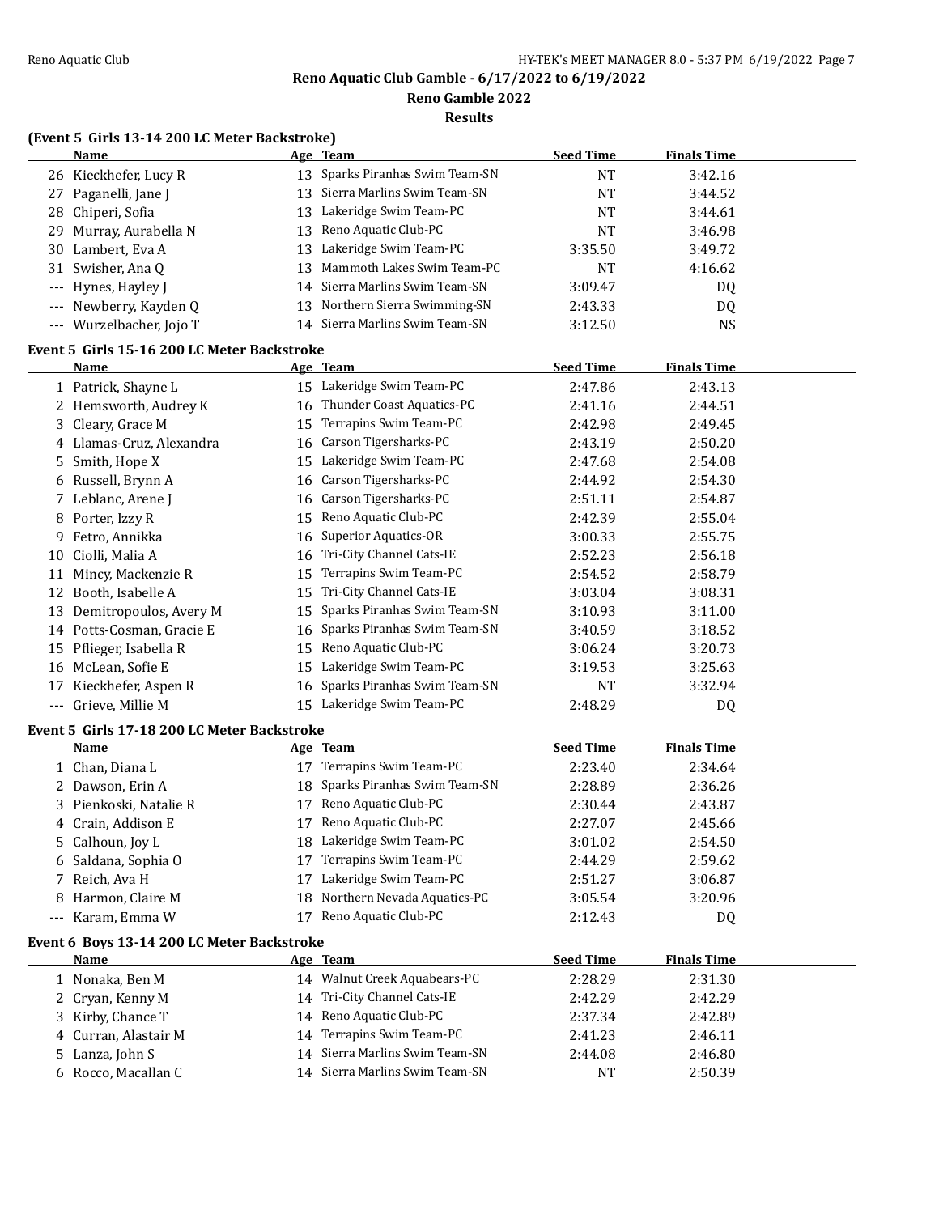# Reno Aquatic Club Gamble - 6/17/2022 to 6/19/2022

## Reno Gamble 2022

### Results

**(Event 5 Girls 13-14 200 LC Meter Backstroke)**

| | Name | Age | Team | Seed Time | Finals Time |
|---|---|---|---|---|---|
| 26 | Kieckhefer, Lucy R | 13 | Sparks Piranhas Swim Team-SN | NT | 3:42.16 |
| 27 | Paganelli, Jane J | 13 | Sierra Marlins Swim Team-SN | NT | 3:44.52 |
| 28 | Chiperi, Sofia | 13 | Lakeridge Swim Team-PC | NT | 3:44.61 |
| 29 | Murray, Aurabella N | 13 | Reno Aquatic Club-PC | NT | 3:46.98 |
| 30 | Lambert, Eva A | 13 | Lakeridge Swim Team-PC | 3:35.50 | 3:49.72 |
| 31 | Swisher, Ana Q | 13 | Mammoth Lakes Swim Team-PC | NT | 4:16.62 |
| --- | Hynes, Hayley J | 14 | Sierra Marlins Swim Team-SN | 3:09.47 | DQ |
| --- | Newberry, Kayden Q | 13 | Northern Sierra Swimming-SN | 2:43.33 | DQ |
| --- | Wurzelbacher, Jojo T | 14 | Sierra Marlins Swim Team-SN | 3:12.50 | NS |

**Event 5 Girls 15-16 200 LC Meter Backstroke**

| | Name | Age | Team | Seed Time | Finals Time |
|---|---|---|---|---|---|
| 1 | Patrick, Shayne L | 15 | Lakeridge Swim Team-PC | 2:47.86 | 2:43.13 |
| 2 | Hemsworth, Audrey K | 16 | Thunder Coast Aquatics-PC | 2:41.16 | 2:44.51 |
| 3 | Cleary, Grace M | 15 | Terrapins Swim Team-PC | 2:42.98 | 2:49.45 |
| 4 | Llamas-Cruz, Alexandra | 16 | Carson Tigersharks-PC | 2:43.19 | 2:50.20 |
| 5 | Smith, Hope X | 15 | Lakeridge Swim Team-PC | 2:47.68 | 2:54.08 |
| 6 | Russell, Brynn A | 16 | Carson Tigersharks-PC | 2:44.92 | 2:54.30 |
| 7 | Leblanc, Arene J | 16 | Carson Tigersharks-PC | 2:51.11 | 2:54.87 |
| 8 | Porter, Izzy R | 15 | Reno Aquatic Club-PC | 2:42.39 | 2:55.04 |
| 9 | Fetro, Annikka | 16 | Superior Aquatics-OR | 3:00.33 | 2:55.75 |
| 10 | Ciolli, Malia A | 16 | Tri-City Channel Cats-IE | 2:52.23 | 2:56.18 |
| 11 | Mincy, Mackenzie R | 15 | Terrapins Swim Team-PC | 2:54.52 | 2:58.79 |
| 12 | Booth, Isabelle A | 15 | Tri-City Channel Cats-IE | 3:03.04 | 3:08.31 |
| 13 | Demitropoulos, Avery M | 15 | Sparks Piranhas Swim Team-SN | 3:10.93 | 3:11.00 |
| 14 | Potts-Cosman, Gracie E | 16 | Sparks Piranhas Swim Team-SN | 3:40.59 | 3:18.52 |
| 15 | Pflieger, Isabella R | 15 | Reno Aquatic Club-PC | 3:06.24 | 3:20.73 |
| 16 | McLean, Sofie E | 15 | Lakeridge Swim Team-PC | 3:19.53 | 3:25.63 |
| 17 | Kieckhefer, Aspen R | 16 | Sparks Piranhas Swim Team-SN | NT | 3:32.94 |
| --- | Grieve, Millie M | 15 | Lakeridge Swim Team-PC | 2:48.29 | DQ |

**Event 5 Girls 17-18 200 LC Meter Backstroke**

| | Name | Age | Team | Seed Time | Finals Time |
|---|---|---|---|---|---|
| 1 | Chan, Diana L | 17 | Terrapins Swim Team-PC | 2:23.40 | 2:34.64 |
| 2 | Dawson, Erin A | 18 | Sparks Piranhas Swim Team-SN | 2:28.89 | 2:36.26 |
| 3 | Pienkoski, Natalie R | 17 | Reno Aquatic Club-PC | 2:30.44 | 2:43.87 |
| 4 | Crain, Addison E | 17 | Reno Aquatic Club-PC | 2:27.07 | 2:45.66 |
| 5 | Calhoun, Joy L | 18 | Lakeridge Swim Team-PC | 3:01.02 | 2:54.50 |
| 6 | Saldana, Sophia O | 17 | Terrapins Swim Team-PC | 2:44.29 | 2:59.62 |
| 7 | Reich, Ava H | 17 | Lakeridge Swim Team-PC | 2:51.27 | 3:06.87 |
| 8 | Harmon, Claire M | 18 | Northern Nevada Aquatics-PC | 3:05.54 | 3:20.96 |
| --- | Karam, Emma W | 17 | Reno Aquatic Club-PC | 2:12.43 | DQ |

**Event 6 Boys 13-14 200 LC Meter Backstroke**

| | Name | Age | Team | Seed Time | Finals Time |
|---|---|---|---|---|---|
| 1 | Nonaka, Ben M | 14 | Walnut Creek Aquabears-PC | 2:28.29 | 2:31.30 |
| 2 | Cryan, Kenny M | 14 | Tri-City Channel Cats-IE | 2:42.29 | 2:42.29 |
| 3 | Kirby, Chance T | 14 | Reno Aquatic Club-PC | 2:37.34 | 2:42.89 |
| 4 | Curran, Alastair M | 14 | Terrapins Swim Team-PC | 2:41.23 | 2:46.11 |
| 5 | Lanza, John S | 14 | Sierra Marlins Swim Team-SN | 2:44.08 | 2:46.80 |
| 6 | Rocco, Macallan C | 14 | Sierra Marlins Swim Team-SN | NT | 2:50.39 |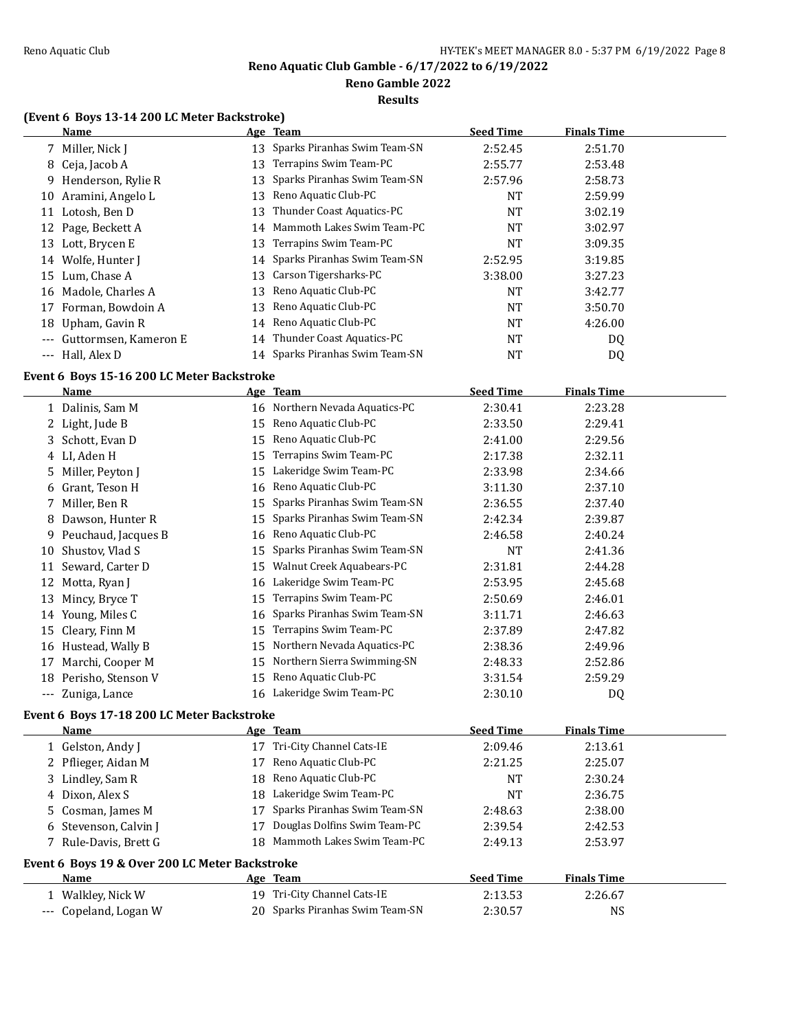# Reno Aquatic Club Gamble - 6/17/2022 to 6/19/2022

## Reno Gamble 2022

### Results

**(Event 6 Boys 13-14 200 LC Meter Backstroke)**

| | Name | Age | Team | Seed Time | Finals Time |
|---|---|---|---|---|---|
| 7 | Miller, Nick J | 13 | Sparks Piranhas Swim Team-SN | 2:52.45 | 2:51.70 |
| 8 | Ceja, Jacob A | 13 | Terrapins Swim Team-PC | 2:55.77 | 2:53.48 |
| 9 | Henderson, Rylie R | 13 | Sparks Piranhas Swim Team-SN | 2:57.96 | 2:58.73 |
| 10 | Aramini, Angelo L | 13 | Reno Aquatic Club-PC | NT | 2:59.99 |
| 11 | Lotosh, Ben D | 13 | Thunder Coast Aquatics-PC | NT | 3:02.19 |
| 12 | Page, Beckett A | 14 | Mammoth Lakes Swim Team-PC | NT | 3:02.97 |
| 13 | Lott, Brycen E | 13 | Terrapins Swim Team-PC | NT | 3:09.35 |
| 14 | Wolfe, Hunter J | 14 | Sparks Piranhas Swim Team-SN | 2:52.95 | 3:19.85 |
| 15 | Lum, Chase A | 13 | Carson Tigersharks-PC | 3:38.00 | 3:27.23 |
| 16 | Madole, Charles A | 13 | Reno Aquatic Club-PC | NT | 3:42.77 |
| 17 | Forman, Bowdoin A | 13 | Reno Aquatic Club-PC | NT | 3:50.70 |
| 18 | Upham, Gavin R | 14 | Reno Aquatic Club-PC | NT | 4:26.00 |
| --- | Guttormsen, Kameron E | 14 | Thunder Coast Aquatics-PC | NT | DQ |
| --- | Hall, Alex D | 14 | Sparks Piranhas Swim Team-SN | NT | DQ |

**Event 6 Boys 15-16 200 LC Meter Backstroke**

| | Name | Age | Team | Seed Time | Finals Time |
|---|---|---|---|---|---|
| 1 | Dalinis, Sam M | 16 | Northern Nevada Aquatics-PC | 2:30.41 | 2:23.28 |
| 2 | Light, Jude B | 15 | Reno Aquatic Club-PC | 2:33.50 | 2:29.41 |
| 3 | Schott, Evan D | 15 | Reno Aquatic Club-PC | 2:41.00 | 2:29.56 |
| 4 | LI, Aden H | 15 | Terrapins Swim Team-PC | 2:17.38 | 2:32.11 |
| 5 | Miller, Peyton J | 15 | Lakeridge Swim Team-PC | 2:33.98 | 2:34.66 |
| 6 | Grant, Teson H | 16 | Reno Aquatic Club-PC | 3:11.30 | 2:37.10 |
| 7 | Miller, Ben R | 15 | Sparks Piranhas Swim Team-SN | 2:36.55 | 2:37.40 |
| 8 | Dawson, Hunter R | 15 | Sparks Piranhas Swim Team-SN | 2:42.34 | 2:39.87 |
| 9 | Peuchaud, Jacques B | 16 | Reno Aquatic Club-PC | 2:46.58 | 2:40.24 |
| 10 | Shustov, Vlad S | 15 | Sparks Piranhas Swim Team-SN | NT | 2:41.36 |
| 11 | Seward, Carter D | 15 | Walnut Creek Aquabears-PC | 2:31.81 | 2:44.28 |
| 12 | Motta, Ryan J | 16 | Lakeridge Swim Team-PC | 2:53.95 | 2:45.68 |
| 13 | Mincy, Bryce T | 15 | Terrapins Swim Team-PC | 2:50.69 | 2:46.01 |
| 14 | Young, Miles C | 16 | Sparks Piranhas Swim Team-SN | 3:11.71 | 2:46.63 |
| 15 | Cleary, Finn M | 15 | Terrapins Swim Team-PC | 2:37.89 | 2:47.82 |
| 16 | Hustead, Wally B | 15 | Northern Nevada Aquatics-PC | 2:38.36 | 2:49.96 |
| 17 | Marchi, Cooper M | 15 | Northern Sierra Swimming-SN | 2:48.33 | 2:52.86 |
| 18 | Perisho, Stenson V | 15 | Reno Aquatic Club-PC | 3:31.54 | 2:59.29 |
| --- | Zuniga, Lance | 16 | Lakeridge Swim Team-PC | 2:30.10 | DQ |

**Event 6 Boys 17-18 200 LC Meter Backstroke**

| | Name | Age | Team | Seed Time | Finals Time |
|---|---|---|---|---|---|
| 1 | Gelston, Andy J | 17 | Tri-City Channel Cats-IE | 2:09.46 | 2:13.61 |
| 2 | Pflieger, Aidan M | 17 | Reno Aquatic Club-PC | 2:21.25 | 2:25.07 |
| 3 | Lindley, Sam R | 18 | Reno Aquatic Club-PC | NT | 2:30.24 |
| 4 | Dixon, Alex S | 18 | Lakeridge Swim Team-PC | NT | 2:36.75 |
| 5 | Cosman, James M | 17 | Sparks Piranhas Swim Team-SN | 2:48.63 | 2:38.00 |
| 6 | Stevenson, Calvin J | 17 | Douglas Dolfins Swim Team-PC | 2:39.54 | 2:42.53 |
| 7 | Rule-Davis, Brett G | 18 | Mammoth Lakes Swim Team-PC | 2:49.13 | 2:53.97 |

**Event 6 Boys 19 & Over 200 LC Meter Backstroke**

| | Name | Age | Team | Seed Time | Finals Time |
|---|---|---|---|---|---|
| 1 | Walkley, Nick W | 19 | Tri-City Channel Cats-IE | 2:13.53 | 2:26.67 |
| --- | Copeland, Logan W | 20 | Sparks Piranhas Swim Team-SN | 2:30.57 | NS |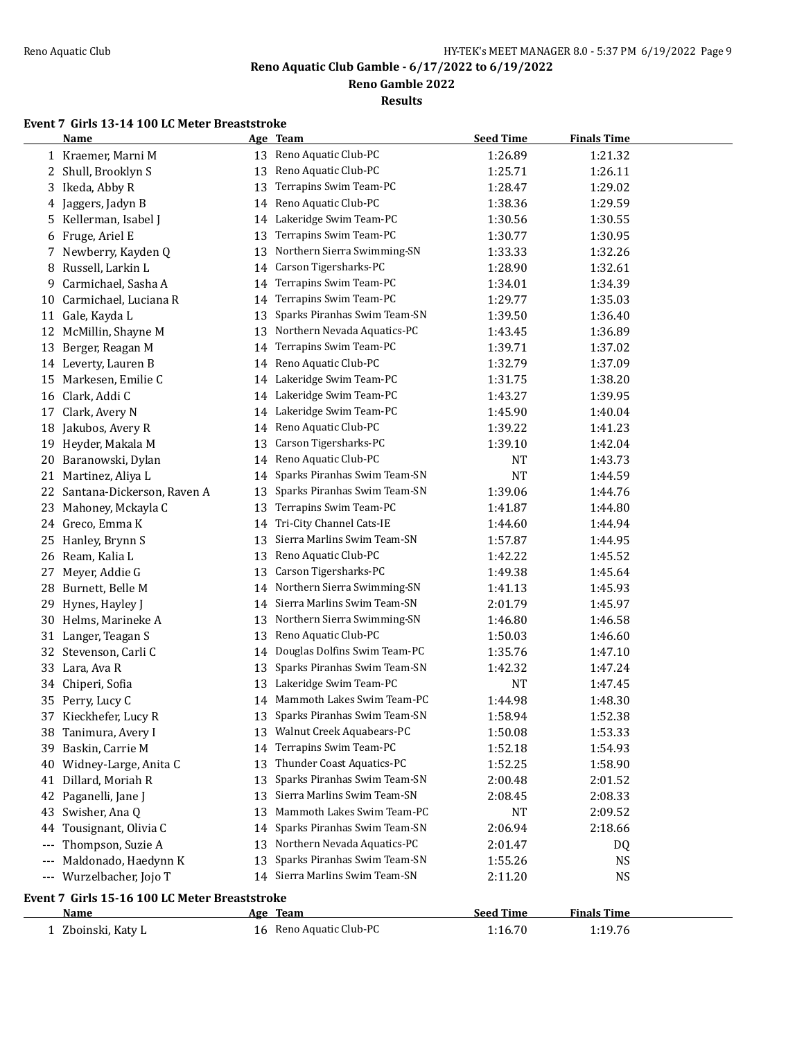# Reno Aquatic Club Gamble - 6/17/2022 to 6/19/2022

## Reno Gamble 2022

### Results

**Event 7 Girls 13-14 100 LC Meter Breaststroke**

| | Name | Age | Team | Seed Time | Finals Time |
|---|---|---|---|---|---|
| 1 | Kraemer, Marni M | 13 | Reno Aquatic Club-PC | 1:26.89 | 1:21.32 |
| 2 | Shull, Brooklyn S | 13 | Reno Aquatic Club-PC | 1:25.71 | 1:26.11 |
| 3 | Ikeda, Abby R | 13 | Terrapins Swim Team-PC | 1:28.47 | 1:29.02 |
| 4 | Jaggers, Jadyn B | 14 | Reno Aquatic Club-PC | 1:38.36 | 1:29.59 |
| 5 | Kellerman, Isabel J | 14 | Lakeridge Swim Team-PC | 1:30.56 | 1:30.55 |
| 6 | Fruge, Ariel E | 13 | Terrapins Swim Team-PC | 1:30.77 | 1:30.95 |
| 7 | Newberry, Kayden Q | 13 | Northern Sierra Swimming-SN | 1:33.33 | 1:32.26 |
| 8 | Russell, Larkin L | 14 | Carson Tigersharks-PC | 1:28.90 | 1:32.61 |
| 9 | Carmichael, Sasha A | 14 | Terrapins Swim Team-PC | 1:34.01 | 1:34.39 |
| 10 | Carmichael, Luciana R | 14 | Terrapins Swim Team-PC | 1:29.77 | 1:35.03 |
| 11 | Gale, Kayda L | 13 | Sparks Piranhas Swim Team-SN | 1:39.50 | 1:36.40 |
| 12 | McMillin, Shayne M | 13 | Northern Nevada Aquatics-PC | 1:43.45 | 1:36.89 |
| 13 | Berger, Reagan M | 14 | Terrapins Swim Team-PC | 1:39.71 | 1:37.02 |
| 14 | Leverty, Lauren B | 14 | Reno Aquatic Club-PC | 1:32.79 | 1:37.09 |
| 15 | Markesen, Emilie C | 14 | Lakeridge Swim Team-PC | 1:31.75 | 1:38.20 |
| 16 | Clark, Addi C | 14 | Lakeridge Swim Team-PC | 1:43.27 | 1:39.95 |
| 17 | Clark, Avery N | 14 | Lakeridge Swim Team-PC | 1:45.90 | 1:40.04 |
| 18 | Jakubos, Avery R | 14 | Reno Aquatic Club-PC | 1:39.22 | 1:41.23 |
| 19 | Heyder, Makala M | 13 | Carson Tigersharks-PC | 1:39.10 | 1:42.04 |
| 20 | Baranowski, Dylan | 14 | Reno Aquatic Club-PC | NT | 1:43.73 |
| 21 | Martinez, Aliya L | 14 | Sparks Piranhas Swim Team-SN | NT | 1:44.59 |
| 22 | Santana-Dickerson, Raven A | 13 | Sparks Piranhas Swim Team-SN | 1:39.06 | 1:44.76 |
| 23 | Mahoney, Mckayla C | 13 | Terrapins Swim Team-PC | 1:41.87 | 1:44.80 |
| 24 | Greco, Emma K | 14 | Tri-City Channel Cats-IE | 1:44.60 | 1:44.94 |
| 25 | Hanley, Brynn S | 13 | Sierra Marlins Swim Team-SN | 1:57.87 | 1:44.95 |
| 26 | Ream, Kalia L | 13 | Reno Aquatic Club-PC | 1:42.22 | 1:45.52 |
| 27 | Meyer, Addie G | 13 | Carson Tigersharks-PC | 1:49.38 | 1:45.64 |
| 28 | Burnett, Belle M | 14 | Northern Sierra Swimming-SN | 1:41.13 | 1:45.93 |
| 29 | Hynes, Hayley J | 14 | Sierra Marlins Swim Team-SN | 2:01.79 | 1:45.97 |
| 30 | Helms, Marineke A | 13 | Northern Sierra Swimming-SN | 1:46.80 | 1:46.58 |
| 31 | Langer, Teagan S | 13 | Reno Aquatic Club-PC | 1:50.03 | 1:46.60 |
| 32 | Stevenson, Carli C | 14 | Douglas Dolfins Swim Team-PC | 1:35.76 | 1:47.10 |
| 33 | Lara, Ava R | 13 | Sparks Piranhas Swim Team-SN | 1:42.32 | 1:47.24 |
| 34 | Chiperi, Sofia | 13 | Lakeridge Swim Team-PC | NT | 1:47.45 |
| 35 | Perry, Lucy C | 14 | Mammoth Lakes Swim Team-PC | 1:44.98 | 1:48.30 |
| 37 | Kieckhefer, Lucy R | 13 | Sparks Piranhas Swim Team-SN | 1:58.94 | 1:52.38 |
| 38 | Tanimura, Avery I | 13 | Walnut Creek Aquabears-PC | 1:50.08 | 1:53.33 |
| 39 | Baskin, Carrie M | 14 | Terrapins Swim Team-PC | 1:52.18 | 1:54.93 |
| 40 | Widney-Large, Anita C | 13 | Thunder Coast Aquatics-PC | 1:52.25 | 1:58.90 |
| 41 | Dillard, Moriah R | 13 | Sparks Piranhas Swim Team-SN | 2:00.48 | 2:01.52 |
| 42 | Paganelli, Jane J | 13 | Sierra Marlins Swim Team-SN | 2:08.45 | 2:08.33 |
| 43 | Swisher, Ana Q | 13 | Mammoth Lakes Swim Team-PC | NT | 2:09.52 |
| 44 | Tousignant, Olivia C | 14 | Sparks Piranhas Swim Team-SN | 2:06.94 | 2:18.66 |
| --- | Thompson, Suzie A | 13 | Northern Nevada Aquatics-PC | 2:01.47 | DQ |
| --- | Maldonado, Haedynn K | 13 | Sparks Piranhas Swim Team-SN | 1:55.26 | NS |
| --- | Wurzelbacher, Jojo T | 14 | Sierra Marlins Swim Team-SN | 2:11.20 | NS |

**Event 7 Girls 15-16 100 LC Meter Breaststroke**

| | Name | Age | Team | Seed Time | Finals Time |
|---|---|---|---|---|---|
| 1 | Zboinski, Katy L | 16 | Reno Aquatic Club-PC | 1:16.70 | 1:19.76 |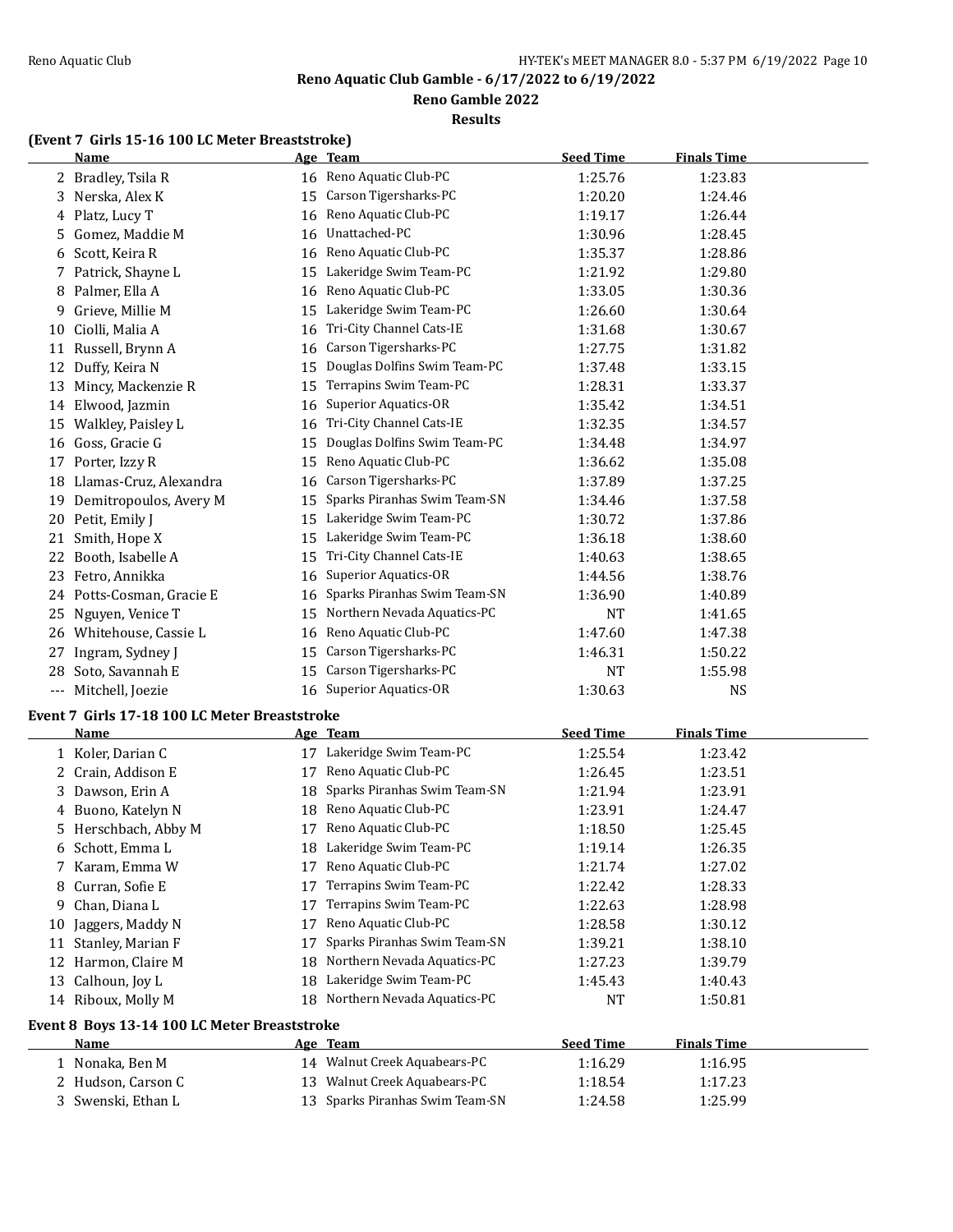# Reno Aquatic Club Gamble - 6/17/2022 to 6/19/2022

## Reno Gamble 2022

### Results

**(Event 7 Girls 15-16 100 LC Meter Breaststroke)**

| | Name | Age | Team | Seed Time | Finals Time |
|---|---|---|---|---|---|
| 2 | Bradley, Tsila R | 16 | Reno Aquatic Club-PC | 1:25.76 | 1:23.83 |
| 3 | Nerska, Alex K | 15 | Carson Tigersharks-PC | 1:20.20 | 1:24.46 |
| 4 | Platz, Lucy T | 16 | Reno Aquatic Club-PC | 1:19.17 | 1:26.44 |
| 5 | Gomez, Maddie M | 16 | Unattached-PC | 1:30.96 | 1:28.45 |
| 6 | Scott, Keira R | 16 | Reno Aquatic Club-PC | 1:35.37 | 1:28.86 |
| 7 | Patrick, Shayne L | 15 | Lakeridge Swim Team-PC | 1:21.92 | 1:29.80 |
| 8 | Palmer, Ella A | 16 | Reno Aquatic Club-PC | 1:33.05 | 1:30.36 |
| 9 | Grieve, Millie M | 15 | Lakeridge Swim Team-PC | 1:26.60 | 1:30.64 |
| 10 | Ciolli, Malia A | 16 | Tri-City Channel Cats-IE | 1:31.68 | 1:30.67 |
| 11 | Russell, Brynn A | 16 | Carson Tigersharks-PC | 1:27.75 | 1:31.82 |
| 12 | Duffy, Keira N | 15 | Douglas Dolfins Swim Team-PC | 1:37.48 | 1:33.15 |
| 13 | Mincy, Mackenzie R | 15 | Terrapins Swim Team-PC | 1:28.31 | 1:33.37 |
| 14 | Elwood, Jazmin | 16 | Superior Aquatics-OR | 1:35.42 | 1:34.51 |
| 15 | Walkley, Paisley L | 16 | Tri-City Channel Cats-IE | 1:32.35 | 1:34.57 |
| 16 | Goss, Gracie G | 15 | Douglas Dolfins Swim Team-PC | 1:34.48 | 1:34.97 |
| 17 | Porter, Izzy R | 15 | Reno Aquatic Club-PC | 1:36.62 | 1:35.08 |
| 18 | Llamas-Cruz, Alexandra | 16 | Carson Tigersharks-PC | 1:37.89 | 1:37.25 |
| 19 | Demitropoulos, Avery M | 15 | Sparks Piranhas Swim Team-SN | 1:34.46 | 1:37.58 |
| 20 | Petit, Emily J | 15 | Lakeridge Swim Team-PC | 1:30.72 | 1:37.86 |
| 21 | Smith, Hope X | 15 | Lakeridge Swim Team-PC | 1:36.18 | 1:38.60 |
| 22 | Booth, Isabelle A | 15 | Tri-City Channel Cats-IE | 1:40.63 | 1:38.65 |
| 23 | Fetro, Annikka | 16 | Superior Aquatics-OR | 1:44.56 | 1:38.76 |
| 24 | Potts-Cosman, Gracie E | 16 | Sparks Piranhas Swim Team-SN | 1:36.90 | 1:40.89 |
| 25 | Nguyen, Venice T | 15 | Northern Nevada Aquatics-PC | NT | 1:41.65 |
| 26 | Whitehouse, Cassie L | 16 | Reno Aquatic Club-PC | 1:47.60 | 1:47.38 |
| 27 | Ingram, Sydney J | 15 | Carson Tigersharks-PC | 1:46.31 | 1:50.22 |
| 28 | Soto, Savannah E | 15 | Carson Tigersharks-PC | NT | 1:55.98 |
| --- | Mitchell, Joezie | 16 | Superior Aquatics-OR | 1:30.63 | NS |

**Event 7 Girls 17-18 100 LC Meter Breaststroke**

| | Name | Age | Team | Seed Time | Finals Time |
|---|---|---|---|---|---|
| 1 | Koler, Darian C | 17 | Lakeridge Swim Team-PC | 1:25.54 | 1:23.42 |
| 2 | Crain, Addison E | 17 | Reno Aquatic Club-PC | 1:26.45 | 1:23.51 |
| 3 | Dawson, Erin A | 18 | Sparks Piranhas Swim Team-SN | 1:21.94 | 1:23.91 |
| 4 | Buono, Katelyn N | 18 | Reno Aquatic Club-PC | 1:23.91 | 1:24.47 |
| 5 | Herschbach, Abby M | 17 | Reno Aquatic Club-PC | 1:18.50 | 1:25.45 |
| 6 | Schott, Emma L | 18 | Lakeridge Swim Team-PC | 1:19.14 | 1:26.35 |
| 7 | Karam, Emma W | 17 | Reno Aquatic Club-PC | 1:21.74 | 1:27.02 |
| 8 | Curran, Sofie E | 17 | Terrapins Swim Team-PC | 1:22.42 | 1:28.33 |
| 9 | Chan, Diana L | 17 | Terrapins Swim Team-PC | 1:22.63 | 1:28.98 |
| 10 | Jaggers, Maddy N | 17 | Reno Aquatic Club-PC | 1:28.58 | 1:30.12 |
| 11 | Stanley, Marian F | 17 | Sparks Piranhas Swim Team-SN | 1:39.21 | 1:38.10 |
| 12 | Harmon, Claire M | 18 | Northern Nevada Aquatics-PC | 1:27.23 | 1:39.79 |
| 13 | Calhoun, Joy L | 18 | Lakeridge Swim Team-PC | 1:45.43 | 1:40.43 |
| 14 | Riboux, Molly M | 18 | Northern Nevada Aquatics-PC | NT | 1:50.81 |

**Event 8 Boys 13-14 100 LC Meter Breaststroke**

| | Name | Age | Team | Seed Time | Finals Time |
|---|---|---|---|---|---|
| 1 | Nonaka, Ben M | 14 | Walnut Creek Aquabears-PC | 1:16.29 | 1:16.95 |
| 2 | Hudson, Carson C | 13 | Walnut Creek Aquabears-PC | 1:18.54 | 1:17.23 |
| 3 | Swenski, Ethan L | 13 | Sparks Piranhas Swim Team-SN | 1:24.58 | 1:25.99 |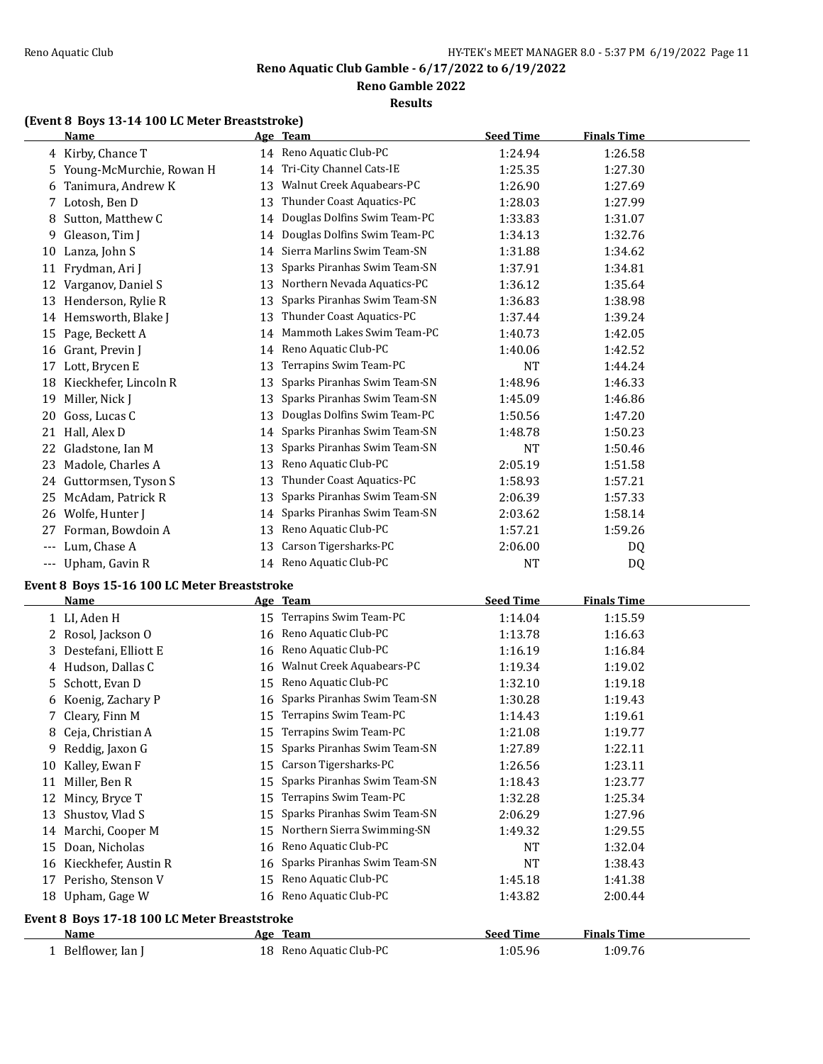## Reno Aquatic Club Gamble - 6/17/2022 to 6/19/2022

### Reno Gamble 2022

### Results

**(Event 8 Boys 13-14 100 LC Meter Breaststroke)**

| | Name | Age | Team | Seed Time | Finals Time |
|---|---|---|---|---|---|
| 4 | Kirby, Chance T | 14 | Reno Aquatic Club-PC | 1:24.94 | 1:26.58 |
| 5 | Young-McMurchie, Rowan H | 14 | Tri-City Channel Cats-IE | 1:25.35 | 1:27.30 |
| 6 | Tanimura, Andrew K | 13 | Walnut Creek Aquabears-PC | 1:26.90 | 1:27.69 |
| 7 | Lotosh, Ben D | 13 | Thunder Coast Aquatics-PC | 1:28.03 | 1:27.99 |
| 8 | Sutton, Matthew C | 14 | Douglas Dolfins Swim Team-PC | 1:33.83 | 1:31.07 |
| 9 | Gleason, Tim J | 14 | Douglas Dolfins Swim Team-PC | 1:34.13 | 1:32.76 |
| 10 | Lanza, John S | 14 | Sierra Marlins Swim Team-SN | 1:31.88 | 1:34.62 |
| 11 | Frydman, Ari J | 13 | Sparks Piranhas Swim Team-SN | 1:37.91 | 1:34.81 |
| 12 | Varganov, Daniel S | 13 | Northern Nevada Aquatics-PC | 1:36.12 | 1:35.64 |
| 13 | Henderson, Rylie R | 13 | Sparks Piranhas Swim Team-SN | 1:36.83 | 1:38.98 |
| 14 | Hemsworth, Blake J | 13 | Thunder Coast Aquatics-PC | 1:37.44 | 1:39.24 |
| 15 | Page, Beckett A | 14 | Mammoth Lakes Swim Team-PC | 1:40.73 | 1:42.05 |
| 16 | Grant, Previn J | 14 | Reno Aquatic Club-PC | 1:40.06 | 1:42.52 |
| 17 | Lott, Brycen E | 13 | Terrapins Swim Team-PC | NT | 1:44.24 |
| 18 | Kieckhefer, Lincoln R | 13 | Sparks Piranhas Swim Team-SN | 1:48.96 | 1:46.33 |
| 19 | Miller, Nick J | 13 | Sparks Piranhas Swim Team-SN | 1:45.09 | 1:46.86 |
| 20 | Goss, Lucas C | 13 | Douglas Dolfins Swim Team-PC | 1:50.56 | 1:47.20 |
| 21 | Hall, Alex D | 14 | Sparks Piranhas Swim Team-SN | 1:48.78 | 1:50.23 |
| 22 | Gladstone, Ian M | 13 | Sparks Piranhas Swim Team-SN | NT | 1:50.46 |
| 23 | Madole, Charles A | 13 | Reno Aquatic Club-PC | 2:05.19 | 1:51.58 |
| 24 | Guttormsen, Tyson S | 13 | Thunder Coast Aquatics-PC | 1:58.93 | 1:57.21 |
| 25 | McAdam, Patrick R | 13 | Sparks Piranhas Swim Team-SN | 2:06.39 | 1:57.33 |
| 26 | Wolfe, Hunter J | 14 | Sparks Piranhas Swim Team-SN | 2:03.62 | 1:58.14 |
| 27 | Forman, Bowdoin A | 13 | Reno Aquatic Club-PC | 1:57.21 | 1:59.26 |
| --- | Lum, Chase A | 13 | Carson Tigersharks-PC | 2:06.00 | DQ |
| --- | Upham, Gavin R | 14 | Reno Aquatic Club-PC | NT | DQ |

**Event 8 Boys 15-16 100 LC Meter Breaststroke**

| | Name | Age | Team | Seed Time | Finals Time |
|---|---|---|---|---|---|
| 1 | LI, Aden H | 15 | Terrapins Swim Team-PC | 1:14.04 | 1:15.59 |
| 2 | Rosol, Jackson O | 16 | Reno Aquatic Club-PC | 1:13.78 | 1:16.63 |
| 3 | Destefani, Elliott E | 16 | Reno Aquatic Club-PC | 1:16.19 | 1:16.84 |
| 4 | Hudson, Dallas C | 16 | Walnut Creek Aquabears-PC | 1:19.34 | 1:19.02 |
| 5 | Schott, Evan D | 15 | Reno Aquatic Club-PC | 1:32.10 | 1:19.18 |
| 6 | Koenig, Zachary P | 16 | Sparks Piranhas Swim Team-SN | 1:30.28 | 1:19.43 |
| 7 | Cleary, Finn M | 15 | Terrapins Swim Team-PC | 1:14.43 | 1:19.61 |
| 8 | Ceja, Christian A | 15 | Terrapins Swim Team-PC | 1:21.08 | 1:19.77 |
| 9 | Reddig, Jaxon G | 15 | Sparks Piranhas Swim Team-SN | 1:27.89 | 1:22.11 |
| 10 | Kalley, Ewan F | 15 | Carson Tigersharks-PC | 1:26.56 | 1:23.11 |
| 11 | Miller, Ben R | 15 | Sparks Piranhas Swim Team-SN | 1:18.43 | 1:23.77 |
| 12 | Mincy, Bryce T | 15 | Terrapins Swim Team-PC | 1:32.28 | 1:25.34 |
| 13 | Shustov, Vlad S | 15 | Sparks Piranhas Swim Team-SN | 2:06.29 | 1:27.96 |
| 14 | Marchi, Cooper M | 15 | Northern Sierra Swimming-SN | 1:49.32 | 1:29.55 |
| 15 | Doan, Nicholas | 16 | Reno Aquatic Club-PC | NT | 1:32.04 |
| 16 | Kieckhefer, Austin R | 16 | Sparks Piranhas Swim Team-SN | NT | 1:38.43 |
| 17 | Perisho, Stenson V | 15 | Reno Aquatic Club-PC | 1:45.18 | 1:41.38 |
| 18 | Upham, Gage W | 16 | Reno Aquatic Club-PC | 1:43.82 | 2:00.44 |

**Event 8 Boys 17-18 100 LC Meter Breaststroke**

| | Name | Age | Team | Seed Time | Finals Time |
|---|---|---|---|---|---|
| 1 | Belflower, Ian J | 18 | Reno Aquatic Club-PC | 1:05.96 | 1:09.76 |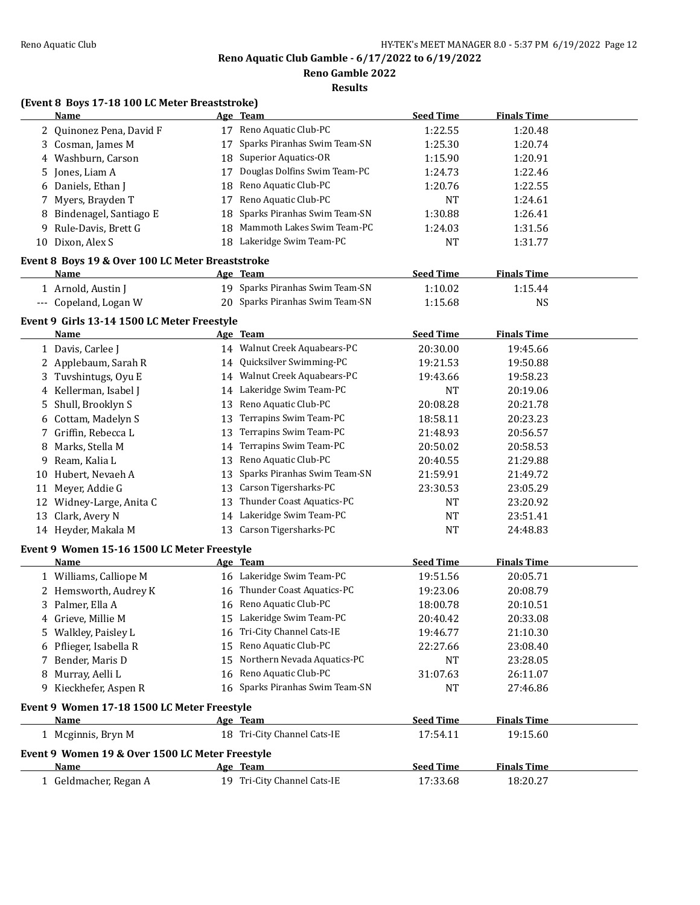**Reno Aquatic Club Gamble - 6/17/2022 to 6/19/2022**

**Reno Gamble 2022**

**Results**

### (Event 8 Boys 17-18 100 LC Meter Breaststroke)

| | Name | Age | Team | Seed Time | Finals Time |
|---|---|---|---|---|---|
| 2 | Quinonez Pena, David F | 17 | Reno Aquatic Club-PC | 1:22.55 | 1:20.48 |
| 3 | Cosman, James M | 17 | Sparks Piranhas Swim Team-SN | 1:25.30 | 1:20.74 |
| 4 | Washburn, Carson | 18 | Superior Aquatics-OR | 1:15.90 | 1:20.91 |
| 5 | Jones, Liam A | 17 | Douglas Dolfins Swim Team-PC | 1:24.73 | 1:22.46 |
| 6 | Daniels, Ethan J | 18 | Reno Aquatic Club-PC | 1:20.76 | 1:22.55 |
| 7 | Myers, Brayden T | 17 | Reno Aquatic Club-PC | NT | 1:24.61 |
| 8 | Bindenagel, Santiago E | 18 | Sparks Piranhas Swim Team-SN | 1:30.88 | 1:26.41 |
| 9 | Rule-Davis, Brett G | 18 | Mammoth Lakes Swim Team-PC | 1:24.03 | 1:31.56 |
| 10 | Dixon, Alex S | 18 | Lakeridge Swim Team-PC | NT | 1:31.77 |

### Event 8 Boys 19 & Over 100 LC Meter Breaststroke

| | Name | Age | Team | Seed Time | Finals Time |
|---|---|---|---|---|---|
| 1 | Arnold, Austin J | 19 | Sparks Piranhas Swim Team-SN | 1:10.02 | 1:15.44 |
| --- | Copeland, Logan W | 20 | Sparks Piranhas Swim Team-SN | 1:15.68 | NS |

### Event 9 Girls 13-14 1500 LC Meter Freestyle

| | Name | Age | Team | Seed Time | Finals Time |
|---|---|---|---|---|---|
| 1 | Davis, Carlee J | 14 | Walnut Creek Aquabears-PC | 20:30.00 | 19:45.66 |
| 2 | Applebaum, Sarah R | 14 | Quicksilver Swimming-PC | 19:21.53 | 19:50.88 |
| 3 | Tuvshintugs, Oyu E | 14 | Walnut Creek Aquabears-PC | 19:43.66 | 19:58.23 |
| 4 | Kellerman, Isabel J | 14 | Lakeridge Swim Team-PC | NT | 20:19.06 |
| 5 | Shull, Brooklyn S | 13 | Reno Aquatic Club-PC | 20:08.28 | 20:21.78 |
| 6 | Cottam, Madelyn S | 13 | Terrapins Swim Team-PC | 18:58.11 | 20:23.23 |
| 7 | Griffin, Rebecca L | 13 | Terrapins Swim Team-PC | 21:48.93 | 20:56.57 |
| 8 | Marks, Stella M | 14 | Terrapins Swim Team-PC | 20:50.02 | 20:58.53 |
| 9 | Ream, Kalia L | 13 | Reno Aquatic Club-PC | 20:40.55 | 21:29.88 |
| 10 | Hubert, Nevaeh A | 13 | Sparks Piranhas Swim Team-SN | 21:59.91 | 21:49.72 |
| 11 | Meyer, Addie G | 13 | Carson Tigersharks-PC | 23:30.53 | 23:05.29 |
| 12 | Widney-Large, Anita C | 13 | Thunder Coast Aquatics-PC | NT | 23:20.92 |
| 13 | Clark, Avery N | 14 | Lakeridge Swim Team-PC | NT | 23:51.41 |
| 14 | Heyder, Makala M | 13 | Carson Tigersharks-PC | NT | 24:48.83 |

### Event 9 Women 15-16 1500 LC Meter Freestyle

| | Name | Age | Team | Seed Time | Finals Time |
|---|---|---|---|---|---|
| 1 | Williams, Calliope M | 16 | Lakeridge Swim Team-PC | 19:51.56 | 20:05.71 |
| 2 | Hemsworth, Audrey K | 16 | Thunder Coast Aquatics-PC | 19:23.06 | 20:08.79 |
| 3 | Palmer, Ella A | 16 | Reno Aquatic Club-PC | 18:00.78 | 20:10.51 |
| 4 | Grieve, Millie M | 15 | Lakeridge Swim Team-PC | 20:40.42 | 20:33.08 |
| 5 | Walkley, Paisley L | 16 | Tri-City Channel Cats-IE | 19:46.77 | 21:10.30 |
| 6 | Pflieger, Isabella R | 15 | Reno Aquatic Club-PC | 22:27.66 | 23:08.40 |
| 7 | Bender, Maris D | 15 | Northern Nevada Aquatics-PC | NT | 23:28.05 |
| 8 | Murray, Aelli L | 16 | Reno Aquatic Club-PC | 31:07.63 | 26:11.07 |
| 9 | Kieckhefer, Aspen R | 16 | Sparks Piranhas Swim Team-SN | NT | 27:46.86 |

### Event 9 Women 17-18 1500 LC Meter Freestyle

| | Name | Age | Team | Seed Time | Finals Time |
|---|---|---|---|---|---|
| 1 | Mcginnis, Bryn M | 18 | Tri-City Channel Cats-IE | 17:54.11 | 19:15.60 |

### Event 9 Women 19 & Over 1500 LC Meter Freestyle

| | Name | Age | Team | Seed Time | Finals Time |
|---|---|---|---|---|---|
| 1 | Geldmacher, Regan A | 19 | Tri-City Channel Cats-IE | 17:33.68 | 18:20.27 |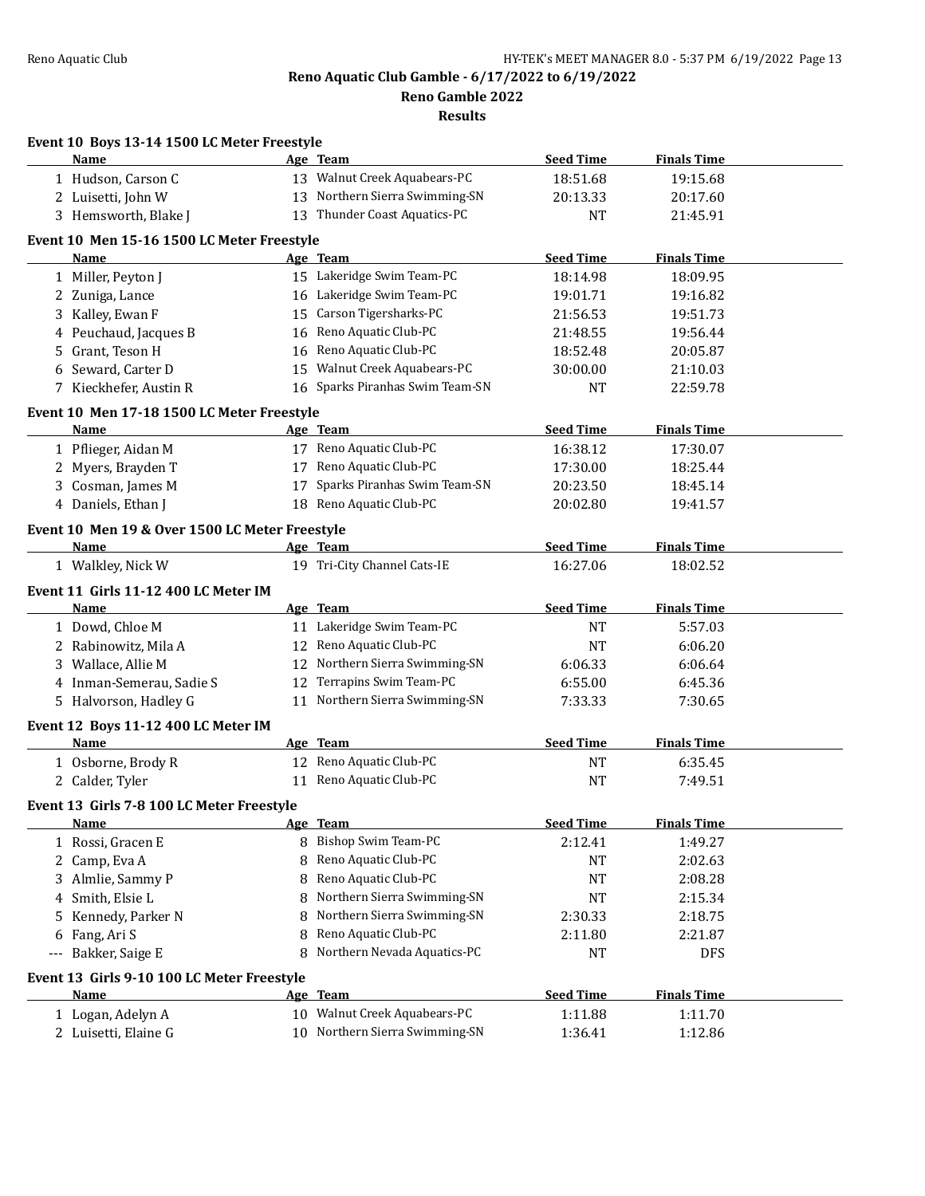# Reno Aquatic Club Gamble - 6/17/2022 to 6/19/2022

## Reno Gamble 2022

### Results

**Event 10 Boys 13-14 1500 LC Meter Freestyle**

| | Name | Age | Team | Seed Time | Finals Time |
|---|---|---|---|---|---|
| 1 | Hudson, Carson C | 13 | Walnut Creek Aquabears-PC | 18:51.68 | 19:15.68 |
| 2 | Luisetti, John W | 13 | Northern Sierra Swimming-SN | 20:13.33 | 20:17.60 |
| 3 | Hemsworth, Blake J | 13 | Thunder Coast Aquatics-PC | NT | 21:45.91 |

**Event 10 Men 15-16 1500 LC Meter Freestyle**

| | Name | Age | Team | Seed Time | Finals Time |
|---|---|---|---|---|---|
| 1 | Miller, Peyton J | 15 | Lakeridge Swim Team-PC | 18:14.98 | 18:09.95 |
| 2 | Zuniga, Lance | 16 | Lakeridge Swim Team-PC | 19:01.71 | 19:16.82 |
| 3 | Kalley, Ewan F | 15 | Carson Tigersharks-PC | 21:56.53 | 19:51.73 |
| 4 | Peuchaud, Jacques B | 16 | Reno Aquatic Club-PC | 21:48.55 | 19:56.44 |
| 5 | Grant, Teson H | 16 | Reno Aquatic Club-PC | 18:52.48 | 20:05.87 |
| 6 | Seward, Carter D | 15 | Walnut Creek Aquabears-PC | 30:00.00 | 21:10.03 |
| 7 | Kieckhefer, Austin R | 16 | Sparks Piranhas Swim Team-SN | NT | 22:59.78 |

**Event 10 Men 17-18 1500 LC Meter Freestyle**

| | Name | Age | Team | Seed Time | Finals Time |
|---|---|---|---|---|---|
| 1 | Pflieger, Aidan M | 17 | Reno Aquatic Club-PC | 16:38.12 | 17:30.07 |
| 2 | Myers, Brayden T | 17 | Reno Aquatic Club-PC | 17:30.00 | 18:25.44 |
| 3 | Cosman, James M | 17 | Sparks Piranhas Swim Team-SN | 20:23.50 | 18:45.14 |
| 4 | Daniels, Ethan J | 18 | Reno Aquatic Club-PC | 20:02.80 | 19:41.57 |

**Event 10 Men 19 & Over 1500 LC Meter Freestyle**

| | Name | Age | Team | Seed Time | Finals Time |
|---|---|---|---|---|---|
| 1 | Walkley, Nick W | 19 | Tri-City Channel Cats-IE | 16:27.06 | 18:02.52 |

**Event 11 Girls 11-12 400 LC Meter IM**

| | Name | Age | Team | Seed Time | Finals Time |
|---|---|---|---|---|---|
| 1 | Dowd, Chloe M | 11 | Lakeridge Swim Team-PC | NT | 5:57.03 |
| 2 | Rabinowitz, Mila A | 12 | Reno Aquatic Club-PC | NT | 6:06.20 |
| 3 | Wallace, Allie M | 12 | Northern Sierra Swimming-SN | 6:06.33 | 6:06.64 |
| 4 | Inman-Semerau, Sadie S | 12 | Terrapins Swim Team-PC | 6:55.00 | 6:45.36 |
| 5 | Halvorson, Hadley G | 11 | Northern Sierra Swimming-SN | 7:33.33 | 7:30.65 |

**Event 12 Boys 11-12 400 LC Meter IM**

| | Name | Age | Team | Seed Time | Finals Time |
|---|---|---|---|---|---|
| 1 | Osborne, Brody R | 12 | Reno Aquatic Club-PC | NT | 6:35.45 |
| 2 | Calder, Tyler | 11 | Reno Aquatic Club-PC | NT | 7:49.51 |

**Event 13 Girls 7-8 100 LC Meter Freestyle**

| | Name | Age | Team | Seed Time | Finals Time |
|---|---|---|---|---|---|
| 1 | Rossi, Gracen E | 8 | Bishop Swim Team-PC | 2:12.41 | 1:49.27 |
| 2 | Camp, Eva A | 8 | Reno Aquatic Club-PC | NT | 2:02.63 |
| 3 | Almlie, Sammy P | 8 | Reno Aquatic Club-PC | NT | 2:08.28 |
| 4 | Smith, Elsie L | 8 | Northern Sierra Swimming-SN | NT | 2:15.34 |
| 5 | Kennedy, Parker N | 8 | Northern Sierra Swimming-SN | 2:30.33 | 2:18.75 |
| 6 | Fang, Ari S | 8 | Reno Aquatic Club-PC | 2:11.80 | 2:21.87 |
| --- | Bakker, Saige E | 8 | Northern Nevada Aquatics-PC | NT | DFS |

**Event 13 Girls 9-10 100 LC Meter Freestyle**

| | Name | Age | Team | Seed Time | Finals Time |
|---|---|---|---|---|---|
| 1 | Logan, Adelyn A | 10 | Walnut Creek Aquabears-PC | 1:11.88 | 1:11.70 |
| 2 | Luisetti, Elaine G | 10 | Northern Sierra Swimming-SN | 1:36.41 | 1:12.86 |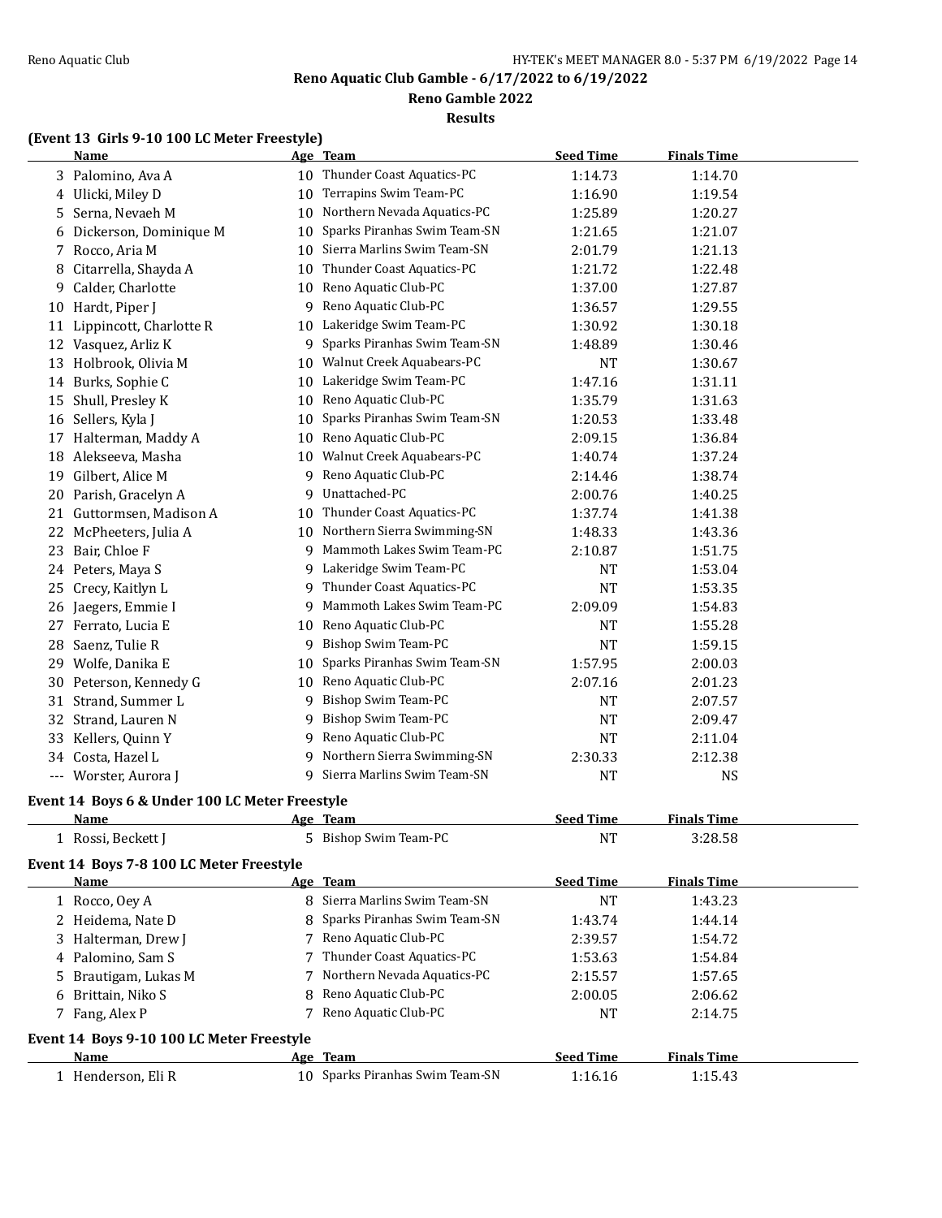## Reno Aquatic Club Gamble - 6/17/2022 to 6/19/2022

### Reno Gamble 2022

### Results

**(Event 13 Girls 9-10 100 LC Meter Freestyle)**

| | Name | Age | Team | Seed Time | Finals Time |
|---|---|---|---|---|---|
| 3 | Palomino, Ava A | 10 | Thunder Coast Aquatics-PC | 1:14.73 | 1:14.70 |
| 4 | Ulicki, Miley D | 10 | Terrapins Swim Team-PC | 1:16.90 | 1:19.54 |
| 5 | Serna, Nevaeh M | 10 | Northern Nevada Aquatics-PC | 1:25.89 | 1:20.27 |
| 6 | Dickerson, Dominique M | 10 | Sparks Piranhas Swim Team-SN | 1:21.65 | 1:21.07 |
| 7 | Rocco, Aria M | 10 | Sierra Marlins Swim Team-SN | 2:01.79 | 1:21.13 |
| 8 | Citarrella, Shayda A | 10 | Thunder Coast Aquatics-PC | 1:21.72 | 1:22.48 |
| 9 | Calder, Charlotte | 10 | Reno Aquatic Club-PC | 1:37.00 | 1:27.87 |
| 10 | Hardt, Piper J | 9 | Reno Aquatic Club-PC | 1:36.57 | 1:29.55 |
| 11 | Lippincott, Charlotte R | 10 | Lakeridge Swim Team-PC | 1:30.92 | 1:30.18 |
| 12 | Vasquez, Arliz K | 9 | Sparks Piranhas Swim Team-SN | 1:48.89 | 1:30.46 |
| 13 | Holbrook, Olivia M | 10 | Walnut Creek Aquabears-PC | NT | 1:30.67 |
| 14 | Burks, Sophie C | 10 | Lakeridge Swim Team-PC | 1:47.16 | 1:31.11 |
| 15 | Shull, Presley K | 10 | Reno Aquatic Club-PC | 1:35.79 | 1:31.63 |
| 16 | Sellers, Kyla J | 10 | Sparks Piranhas Swim Team-SN | 1:20.53 | 1:33.48 |
| 17 | Halterman, Maddy A | 10 | Reno Aquatic Club-PC | 2:09.15 | 1:36.84 |
| 18 | Alekseeva, Masha | 10 | Walnut Creek Aquabears-PC | 1:40.74 | 1:37.24 |
| 19 | Gilbert, Alice M | 9 | Reno Aquatic Club-PC | 2:14.46 | 1:38.74 |
| 20 | Parish, Gracelyn A | 9 | Unattached-PC | 2:00.76 | 1:40.25 |
| 21 | Guttormsen, Madison A | 10 | Thunder Coast Aquatics-PC | 1:37.74 | 1:41.38 |
| 22 | McPheeters, Julia A | 10 | Northern Sierra Swimming-SN | 1:48.33 | 1:43.36 |
| 23 | Bair, Chloe F | 9 | Mammoth Lakes Swim Team-PC | 2:10.87 | 1:51.75 |
| 24 | Peters, Maya S | 9 | Lakeridge Swim Team-PC | NT | 1:53.04 |
| 25 | Crecy, Kaitlyn L | 9 | Thunder Coast Aquatics-PC | NT | 1:53.35 |
| 26 | Jaegers, Emmie I | 9 | Mammoth Lakes Swim Team-PC | 2:09.09 | 1:54.83 |
| 27 | Ferrato, Lucia E | 10 | Reno Aquatic Club-PC | NT | 1:55.28 |
| 28 | Saenz, Tulie R | 9 | Bishop Swim Team-PC | NT | 1:59.15 |
| 29 | Wolfe, Danika E | 10 | Sparks Piranhas Swim Team-SN | 1:57.95 | 2:00.03 |
| 30 | Peterson, Kennedy G | 10 | Reno Aquatic Club-PC | 2:07.16 | 2:01.23 |
| 31 | Strand, Summer L | 9 | Bishop Swim Team-PC | NT | 2:07.57 |
| 32 | Strand, Lauren N | 9 | Bishop Swim Team-PC | NT | 2:09.47 |
| 33 | Kellers, Quinn Y | 9 | Reno Aquatic Club-PC | NT | 2:11.04 |
| 34 | Costa, Hazel L | 9 | Northern Sierra Swimming-SN | 2:30.33 | 2:12.38 |
| --- | Worster, Aurora J | 9 | Sierra Marlins Swim Team-SN | NT | NS |

**Event 14 Boys 6 & Under 100 LC Meter Freestyle**

| | Name | Age | Team | Seed Time | Finals Time |
|---|---|---|---|---|---|
| 1 | Rossi, Beckett J | 5 | Bishop Swim Team-PC | NT | 3:28.58 |

**Event 14 Boys 7-8 100 LC Meter Freestyle**

| | Name | Age | Team | Seed Time | Finals Time |
|---|---|---|---|---|---|
| 1 | Rocco, Oey A | 8 | Sierra Marlins Swim Team-SN | NT | 1:43.23 |
| 2 | Heidema, Nate D | 8 | Sparks Piranhas Swim Team-SN | 1:43.74 | 1:44.14 |
| 3 | Halterman, Drew J | 7 | Reno Aquatic Club-PC | 2:39.57 | 1:54.72 |
| 4 | Palomino, Sam S | 7 | Thunder Coast Aquatics-PC | 1:53.63 | 1:54.84 |
| 5 | Brautigam, Lukas M | 7 | Northern Nevada Aquatics-PC | 2:15.57 | 1:57.65 |
| 6 | Brittain, Niko S | 8 | Reno Aquatic Club-PC | 2:00.05 | 2:06.62 |
| 7 | Fang, Alex P | 7 | Reno Aquatic Club-PC | NT | 2:14.75 |

**Event 14 Boys 9-10 100 LC Meter Freestyle**

| | Name | Age | Team | Seed Time | Finals Time |
|---|---|---|---|---|---|
| 1 | Henderson, Eli R | 10 | Sparks Piranhas Swim Team-SN | 1:16.16 | 1:15.43 |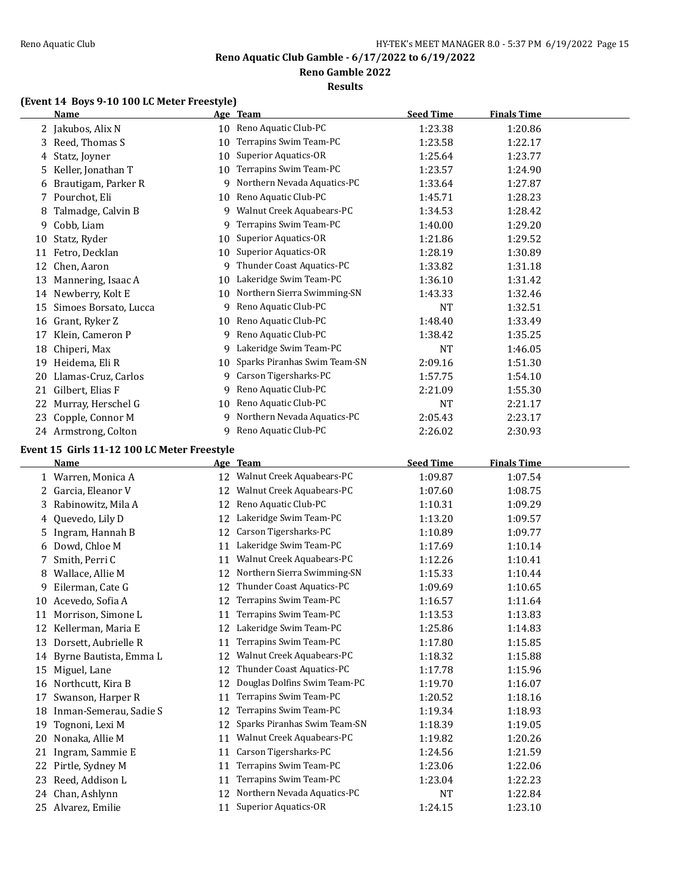## Reno Aquatic Club Gamble - 6/17/2022 to 6/19/2022

### Reno Gamble 2022

### Results

**(Event 14 Boys 9-10 100 LC Meter Freestyle)**

| | Name | Age | Team | Seed Time | Finals Time |
|---|---|---|---|---|---|
| 2 | Jakubos, Alix N | 10 | Reno Aquatic Club-PC | 1:23.38 | 1:20.86 |
| 3 | Reed, Thomas S | 10 | Terrapins Swim Team-PC | 1:23.58 | 1:22.17 |
| 4 | Statz, Joyner | 10 | Superior Aquatics-OR | 1:25.64 | 1:23.77 |
| 5 | Keller, Jonathan T | 10 | Terrapins Swim Team-PC | 1:23.57 | 1:24.90 |
| 6 | Brautigam, Parker R | 9 | Northern Nevada Aquatics-PC | 1:33.64 | 1:27.87 |
| 7 | Pourchot, Eli | 10 | Reno Aquatic Club-PC | 1:45.71 | 1:28.23 |
| 8 | Talmadge, Calvin B | 9 | Walnut Creek Aquabears-PC | 1:34.53 | 1:28.42 |
| 9 | Cobb, Liam | 9 | Terrapins Swim Team-PC | 1:40.00 | 1:29.20 |
| 10 | Statz, Ryder | 10 | Superior Aquatics-OR | 1:21.86 | 1:29.52 |
| 11 | Fetro, Decklan | 10 | Superior Aquatics-OR | 1:28.19 | 1:30.89 |
| 12 | Chen, Aaron | 9 | Thunder Coast Aquatics-PC | 1:33.82 | 1:31.18 |
| 13 | Mannering, Isaac A | 10 | Lakeridge Swim Team-PC | 1:36.10 | 1:31.42 |
| 14 | Newberry, Kolt E | 10 | Northern Sierra Swimming-SN | 1:43.33 | 1:32.46 |
| 15 | Simoes Borsato, Lucca | 9 | Reno Aquatic Club-PC | NT | 1:32.51 |
| 16 | Grant, Ryker Z | 10 | Reno Aquatic Club-PC | 1:48.40 | 1:33.49 |
| 17 | Klein, Cameron P | 9 | Reno Aquatic Club-PC | 1:38.42 | 1:35.25 |
| 18 | Chiperi, Max | 9 | Lakeridge Swim Team-PC | NT | 1:46.05 |
| 19 | Heidema, Eli R | 10 | Sparks Piranhas Swim Team-SN | 2:09.16 | 1:51.30 |
| 20 | Llamas-Cruz, Carlos | 9 | Carson Tigersharks-PC | 1:57.75 | 1:54.10 |
| 21 | Gilbert, Elias F | 9 | Reno Aquatic Club-PC | 2:21.09 | 1:55.30 |
| 22 | Murray, Herschel G | 10 | Reno Aquatic Club-PC | NT | 2:21.17 |
| 23 | Copple, Connor M | 9 | Northern Nevada Aquatics-PC | 2:05.43 | 2:23.17 |
| 24 | Armstrong, Colton | 9 | Reno Aquatic Club-PC | 2:26.02 | 2:30.93 |

**Event 15 Girls 11-12 100 LC Meter Freestyle**

| | Name | Age | Team | Seed Time | Finals Time |
|---|---|---|---|---|---|
| 1 | Warren, Monica A | 12 | Walnut Creek Aquabears-PC | 1:09.87 | 1:07.54 |
| 2 | Garcia, Eleanor V | 12 | Walnut Creek Aquabears-PC | 1:07.60 | 1:08.75 |
| 3 | Rabinowitz, Mila A | 12 | Reno Aquatic Club-PC | 1:10.31 | 1:09.29 |
| 4 | Quevedo, Lily D | 12 | Lakeridge Swim Team-PC | 1:13.20 | 1:09.57 |
| 5 | Ingram, Hannah B | 12 | Carson Tigersharks-PC | 1:10.89 | 1:09.77 |
| 6 | Dowd, Chloe M | 11 | Lakeridge Swim Team-PC | 1:17.69 | 1:10.14 |
| 7 | Smith, Perri C | 11 | Walnut Creek Aquabears-PC | 1:12.26 | 1:10.41 |
| 8 | Wallace, Allie M | 12 | Northern Sierra Swimming-SN | 1:15.33 | 1:10.44 |
| 9 | Eilerman, Cate G | 12 | Thunder Coast Aquatics-PC | 1:09.69 | 1:10.65 |
| 10 | Acevedo, Sofia A | 12 | Terrapins Swim Team-PC | 1:16.57 | 1:11.64 |
| 11 | Morrison, Simone L | 11 | Terrapins Swim Team-PC | 1:13.53 | 1:13.83 |
| 12 | Kellerman, Maria E | 12 | Lakeridge Swim Team-PC | 1:25.86 | 1:14.83 |
| 13 | Dorsett, Aubrielle R | 11 | Terrapins Swim Team-PC | 1:17.80 | 1:15.85 |
| 14 | Byrne Bautista, Emma L | 12 | Walnut Creek Aquabears-PC | 1:18.32 | 1:15.88 |
| 15 | Miguel, Lane | 12 | Thunder Coast Aquatics-PC | 1:17.78 | 1:15.96 |
| 16 | Northcutt, Kira B | 12 | Douglas Dolfins Swim Team-PC | 1:19.70 | 1:16.07 |
| 17 | Swanson, Harper R | 11 | Terrapins Swim Team-PC | 1:20.52 | 1:18.16 |
| 18 | Inman-Semerau, Sadie S | 12 | Terrapins Swim Team-PC | 1:19.34 | 1:18.93 |
| 19 | Tognoni, Lexi M | 12 | Sparks Piranhas Swim Team-SN | 1:18.39 | 1:19.05 |
| 20 | Nonaka, Allie M | 11 | Walnut Creek Aquabears-PC | 1:19.82 | 1:20.26 |
| 21 | Ingram, Sammie E | 11 | Carson Tigersharks-PC | 1:24.56 | 1:21.59 |
| 22 | Pirtle, Sydney M | 11 | Terrapins Swim Team-PC | 1:23.06 | 1:22.06 |
| 23 | Reed, Addison L | 11 | Terrapins Swim Team-PC | 1:23.04 | 1:22.23 |
| 24 | Chan, Ashlynn | 12 | Northern Nevada Aquatics-PC | NT | 1:22.84 |
| 25 | Alvarez, Emilie | 11 | Superior Aquatics-OR | 1:24.15 | 1:23.10 |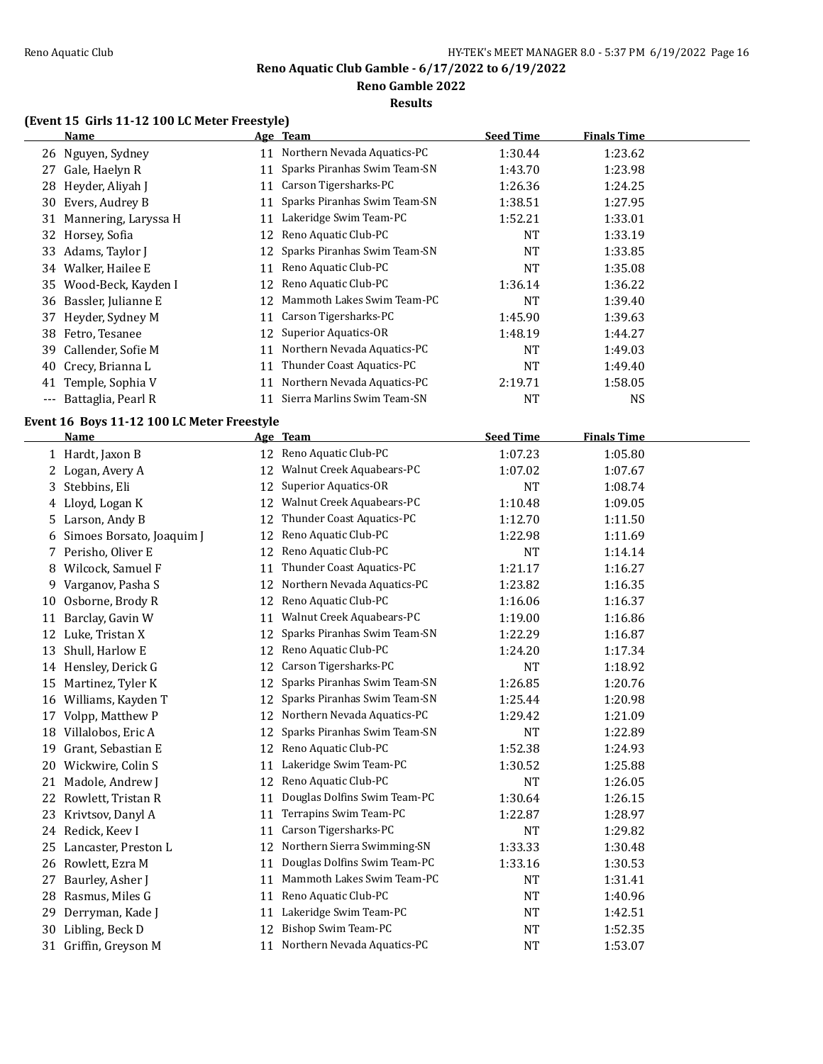**Reno Aquatic Club Gamble - 6/17/2022 to 6/19/2022**

**Reno Gamble 2022**

**Results**

### (Event 15 Girls 11-12 100 LC Meter Freestyle)

| | Name | Age | Team | Seed Time | Finals Time |
|---|---|---|---|---|---|
| 26 | Nguyen, Sydney | 11 | Northern Nevada Aquatics-PC | 1:30.44 | 1:23.62 |
| 27 | Gale, Haelyn R | 11 | Sparks Piranhas Swim Team-SN | 1:43.70 | 1:23.98 |
| 28 | Heyder, Aliyah J | 11 | Carson Tigersharks-PC | 1:26.36 | 1:24.25 |
| 30 | Evers, Audrey B | 11 | Sparks Piranhas Swim Team-SN | 1:38.51 | 1:27.95 |
| 31 | Mannering, Laryssa H | 11 | Lakeridge Swim Team-PC | 1:52.21 | 1:33.01 |
| 32 | Horsey, Sofia | 12 | Reno Aquatic Club-PC | NT | 1:33.19 |
| 33 | Adams, Taylor J | 12 | Sparks Piranhas Swim Team-SN | NT | 1:33.85 |
| 34 | Walker, Hailee E | 11 | Reno Aquatic Club-PC | NT | 1:35.08 |
| 35 | Wood-Beck, Kayden I | 12 | Reno Aquatic Club-PC | 1:36.14 | 1:36.22 |
| 36 | Bassler, Julianne E | 12 | Mammoth Lakes Swim Team-PC | NT | 1:39.40 |
| 37 | Heyder, Sydney M | 11 | Carson Tigersharks-PC | 1:45.90 | 1:39.63 |
| 38 | Fetro, Tesanee | 12 | Superior Aquatics-OR | 1:48.19 | 1:44.27 |
| 39 | Callender, Sofie M | 11 | Northern Nevada Aquatics-PC | NT | 1:49.03 |
| 40 | Crecy, Brianna L | 11 | Thunder Coast Aquatics-PC | NT | 1:49.40 |
| 41 | Temple, Sophia V | 11 | Northern Nevada Aquatics-PC | 2:19.71 | 1:58.05 |
| --- | Battaglia, Pearl R | 11 | Sierra Marlins Swim Team-SN | NT | NS |

### Event 16 Boys 11-12 100 LC Meter Freestyle

| | Name | Age | Team | Seed Time | Finals Time |
|---|---|---|---|---|---|
| 1 | Hardt, Jaxon B | 12 | Reno Aquatic Club-PC | 1:07.23 | 1:05.80 |
| 2 | Logan, Avery A | 12 | Walnut Creek Aquabears-PC | 1:07.02 | 1:07.67 |
| 3 | Stebbins, Eli | 12 | Superior Aquatics-OR | NT | 1:08.74 |
| 4 | Lloyd, Logan K | 12 | Walnut Creek Aquabears-PC | 1:10.48 | 1:09.05 |
| 5 | Larson, Andy B | 12 | Thunder Coast Aquatics-PC | 1:12.70 | 1:11.50 |
| 6 | Simoes Borsato, Joaquim J | 12 | Reno Aquatic Club-PC | 1:22.98 | 1:11.69 |
| 7 | Perisho, Oliver E | 12 | Reno Aquatic Club-PC | NT | 1:14.14 |
| 8 | Wilcock, Samuel F | 11 | Thunder Coast Aquatics-PC | 1:21.17 | 1:16.27 |
| 9 | Varganov, Pasha S | 12 | Northern Nevada Aquatics-PC | 1:23.82 | 1:16.35 |
| 10 | Osborne, Brody R | 12 | Reno Aquatic Club-PC | 1:16.06 | 1:16.37 |
| 11 | Barclay, Gavin W | 11 | Walnut Creek Aquabears-PC | 1:19.00 | 1:16.86 |
| 12 | Luke, Tristan X | 12 | Sparks Piranhas Swim Team-SN | 1:22.29 | 1:16.87 |
| 13 | Shull, Harlow E | 12 | Reno Aquatic Club-PC | 1:24.20 | 1:17.34 |
| 14 | Hensley, Derick G | 12 | Carson Tigersharks-PC | NT | 1:18.92 |
| 15 | Martinez, Tyler K | 12 | Sparks Piranhas Swim Team-SN | 1:26.85 | 1:20.76 |
| 16 | Williams, Kayden T | 12 | Sparks Piranhas Swim Team-SN | 1:25.44 | 1:20.98 |
| 17 | Volpp, Matthew P | 12 | Northern Nevada Aquatics-PC | 1:29.42 | 1:21.09 |
| 18 | Villalobos, Eric A | 12 | Sparks Piranhas Swim Team-SN | NT | 1:22.89 |
| 19 | Grant, Sebastian E | 12 | Reno Aquatic Club-PC | 1:52.38 | 1:24.93 |
| 20 | Wickwire, Colin S | 11 | Lakeridge Swim Team-PC | 1:30.52 | 1:25.88 |
| 21 | Madole, Andrew J | 12 | Reno Aquatic Club-PC | NT | 1:26.05 |
| 22 | Rowlett, Tristan R | 11 | Douglas Dolfins Swim Team-PC | 1:30.64 | 1:26.15 |
| 23 | Krivtsov, Danyl A | 11 | Terrapins Swim Team-PC | 1:22.87 | 1:28.97 |
| 24 | Redick, Keev I | 11 | Carson Tigersharks-PC | NT | 1:29.82 |
| 25 | Lancaster, Preston L | 12 | Northern Sierra Swimming-SN | 1:33.33 | 1:30.48 |
| 26 | Rowlett, Ezra M | 11 | Douglas Dolfins Swim Team-PC | 1:33.16 | 1:30.53 |
| 27 | Baurley, Asher J | 11 | Mammoth Lakes Swim Team-PC | NT | 1:31.41 |
| 28 | Rasmus, Miles G | 11 | Reno Aquatic Club-PC | NT | 1:40.96 |
| 29 | Derryman, Kade J | 11 | Lakeridge Swim Team-PC | NT | 1:42.51 |
| 30 | Libling, Beck D | 12 | Bishop Swim Team-PC | NT | 1:52.35 |
| 31 | Griffin, Greyson M | 11 | Northern Nevada Aquatics-PC | NT | 1:53.07 |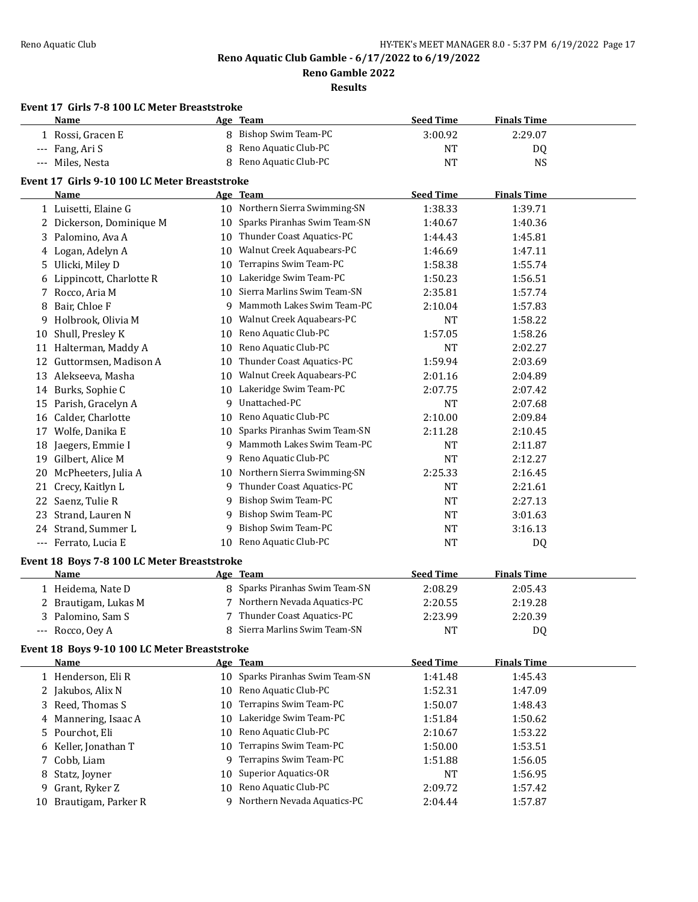# Reno Aquatic Club Gamble - 6/17/2022 to 6/19/2022

## Reno Gamble 2022

### Results

**Event 17 Girls 7-8 100 LC Meter Breaststroke**

| | Name | Age | Team | Seed Time | Finals Time |
|---|---|---|---|---|---|
| 1 | Rossi, Gracen E | 8 | Bishop Swim Team-PC | 3:00.92 | 2:29.07 |
| --- | Fang, Ari S | 8 | Reno Aquatic Club-PC | NT | DQ |
| --- | Miles, Nesta | 8 | Reno Aquatic Club-PC | NT | NS |

**Event 17 Girls 9-10 100 LC Meter Breaststroke**

| | Name | Age | Team | Seed Time | Finals Time |
|---|---|---|---|---|---|
| 1 | Luisetti, Elaine G | 10 | Northern Sierra Swimming-SN | 1:38.33 | 1:39.71 |
| 2 | Dickerson, Dominique M | 10 | Sparks Piranhas Swim Team-SN | 1:40.67 | 1:40.36 |
| 3 | Palomino, Ava A | 10 | Thunder Coast Aquatics-PC | 1:44.43 | 1:45.81 |
| 4 | Logan, Adelyn A | 10 | Walnut Creek Aquabears-PC | 1:46.69 | 1:47.11 |
| 5 | Ulicki, Miley D | 10 | Terrapins Swim Team-PC | 1:58.38 | 1:55.74 |
| 6 | Lippincott, Charlotte R | 10 | Lakeridge Swim Team-PC | 1:50.23 | 1:56.51 |
| 7 | Rocco, Aria M | 10 | Sierra Marlins Swim Team-SN | 2:35.81 | 1:57.74 |
| 8 | Bair, Chloe F | 9 | Mammoth Lakes Swim Team-PC | 2:10.04 | 1:57.83 |
| 9 | Holbrook, Olivia M | 10 | Walnut Creek Aquabears-PC | NT | 1:58.22 |
| 10 | Shull, Presley K | 10 | Reno Aquatic Club-PC | 1:57.05 | 1:58.26 |
| 11 | Halterman, Maddy A | 10 | Reno Aquatic Club-PC | NT | 2:02.27 |
| 12 | Guttormsen, Madison A | 10 | Thunder Coast Aquatics-PC | 1:59.94 | 2:03.69 |
| 13 | Alekseeva, Masha | 10 | Walnut Creek Aquabears-PC | 2:01.16 | 2:04.89 |
| 14 | Burks, Sophie C | 10 | Lakeridge Swim Team-PC | 2:07.75 | 2:07.42 |
| 15 | Parish, Gracelyn A | 9 | Unattached-PC | NT | 2:07.68 |
| 16 | Calder, Charlotte | 10 | Reno Aquatic Club-PC | 2:10.00 | 2:09.84 |
| 17 | Wolfe, Danika E | 10 | Sparks Piranhas Swim Team-SN | 2:11.28 | 2:10.45 |
| 18 | Jaegers, Emmie I | 9 | Mammoth Lakes Swim Team-PC | NT | 2:11.87 |
| 19 | Gilbert, Alice M | 9 | Reno Aquatic Club-PC | NT | 2:12.27 |
| 20 | McPheeters, Julia A | 10 | Northern Sierra Swimming-SN | 2:25.33 | 2:16.45 |
| 21 | Crecy, Kaitlyn L | 9 | Thunder Coast Aquatics-PC | NT | 2:21.61 |
| 22 | Saenz, Tulie R | 9 | Bishop Swim Team-PC | NT | 2:27.13 |
| 23 | Strand, Lauren N | 9 | Bishop Swim Team-PC | NT | 3:01.63 |
| 24 | Strand, Summer L | 9 | Bishop Swim Team-PC | NT | 3:16.13 |
| --- | Ferrato, Lucia E | 10 | Reno Aquatic Club-PC | NT | DQ |

**Event 18 Boys 7-8 100 LC Meter Breaststroke**

| | Name | Age | Team | Seed Time | Finals Time |
|---|---|---|---|---|---|
| 1 | Heidema, Nate D | 8 | Sparks Piranhas Swim Team-SN | 2:08.29 | 2:05.43 |
| 2 | Brautigam, Lukas M | 7 | Northern Nevada Aquatics-PC | 2:20.55 | 2:19.28 |
| 3 | Palomino, Sam S | 7 | Thunder Coast Aquatics-PC | 2:23.99 | 2:20.39 |
| --- | Rocco, Oey A | 8 | Sierra Marlins Swim Team-SN | NT | DQ |

**Event 18 Boys 9-10 100 LC Meter Breaststroke**

| | Name | Age | Team | Seed Time | Finals Time |
|---|---|---|---|---|---|
| 1 | Henderson, Eli R | 10 | Sparks Piranhas Swim Team-SN | 1:41.48 | 1:45.43 |
| 2 | Jakubos, Alix N | 10 | Reno Aquatic Club-PC | 1:52.31 | 1:47.09 |
| 3 | Reed, Thomas S | 10 | Terrapins Swim Team-PC | 1:50.07 | 1:48.43 |
| 4 | Mannering, Isaac A | 10 | Lakeridge Swim Team-PC | 1:51.84 | 1:50.62 |
| 5 | Pourchot, Eli | 10 | Reno Aquatic Club-PC | 2:10.67 | 1:53.22 |
| 6 | Keller, Jonathan T | 10 | Terrapins Swim Team-PC | 1:50.00 | 1:53.51 |
| 7 | Cobb, Liam | 9 | Terrapins Swim Team-PC | 1:51.88 | 1:56.05 |
| 8 | Statz, Joyner | 10 | Superior Aquatics-OR | NT | 1:56.95 |
| 9 | Grant, Ryker Z | 10 | Reno Aquatic Club-PC | 2:09.72 | 1:57.42 |
| 10 | Brautigam, Parker R | 9 | Northern Nevada Aquatics-PC | 2:04.44 | 1:57.87 |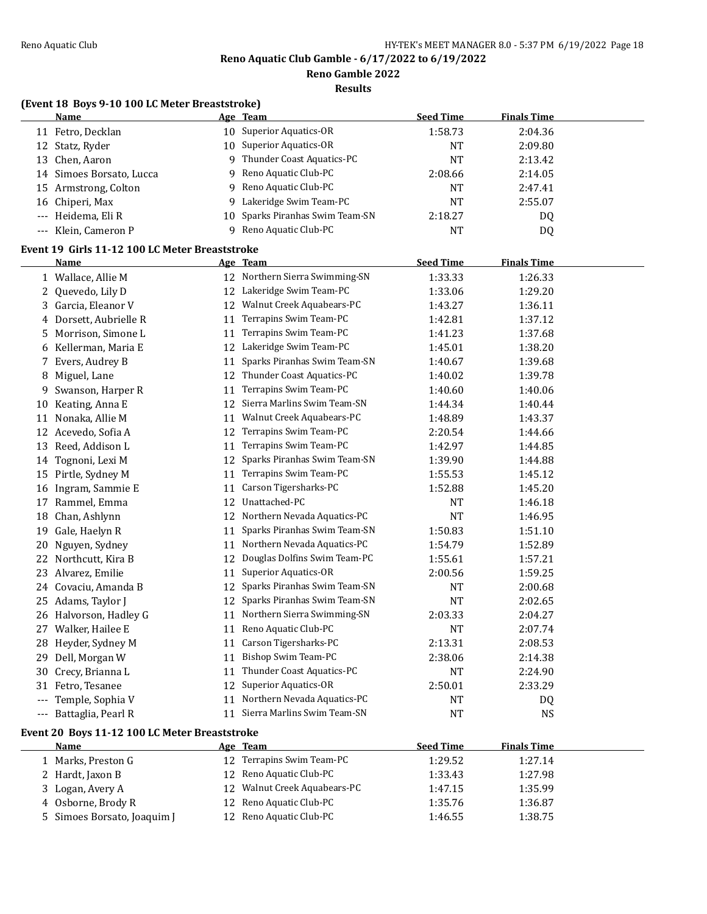## Reno Aquatic Club Gamble - 6/17/2022 to 6/19/2022

## Reno Gamble 2022

## Results

### (Event 18 Boys 9-10 100 LC Meter Breaststroke)

| | Name | Age | Team | Seed Time | Finals Time |
|---|---|---|---|---|---|
| 11 | Fetro, Decklan | 10 | Superior Aquatics-OR | 1:58.73 | 2:04.36 |
| 12 | Statz, Ryder | 10 | Superior Aquatics-OR | NT | 2:09.80 |
| 13 | Chen, Aaron | 9 | Thunder Coast Aquatics-PC | NT | 2:13.42 |
| 14 | Simoes Borsato, Lucca | 9 | Reno Aquatic Club-PC | 2:08.66 | 2:14.05 |
| 15 | Armstrong, Colton | 9 | Reno Aquatic Club-PC | NT | 2:47.41 |
| 16 | Chiperi, Max | 9 | Lakeridge Swim Team-PC | NT | 2:55.07 |
| --- | Heidema, Eli R | 10 | Sparks Piranhas Swim Team-SN | 2:18.27 | DQ |
| --- | Klein, Cameron P | 9 | Reno Aquatic Club-PC | NT | DQ |

### Event 19 Girls 11-12 100 LC Meter Breaststroke

| | Name | Age | Team | Seed Time | Finals Time |
|---|---|---|---|---|---|
| 1 | Wallace, Allie M | 12 | Northern Sierra Swimming-SN | 1:33.33 | 1:26.33 |
| 2 | Quevedo, Lily D | 12 | Lakeridge Swim Team-PC | 1:33.06 | 1:29.20 |
| 3 | Garcia, Eleanor V | 12 | Walnut Creek Aquabears-PC | 1:43.27 | 1:36.11 |
| 4 | Dorsett, Aubrielle R | 11 | Terrapins Swim Team-PC | 1:42.81 | 1:37.12 |
| 5 | Morrison, Simone L | 11 | Terrapins Swim Team-PC | 1:41.23 | 1:37.68 |
| 6 | Kellerman, Maria E | 12 | Lakeridge Swim Team-PC | 1:45.01 | 1:38.20 |
| 7 | Evers, Audrey B | 11 | Sparks Piranhas Swim Team-SN | 1:40.67 | 1:39.68 |
| 8 | Miguel, Lane | 12 | Thunder Coast Aquatics-PC | 1:40.02 | 1:39.78 |
| 9 | Swanson, Harper R | 11 | Terrapins Swim Team-PC | 1:40.60 | 1:40.06 |
| 10 | Keating, Anna E | 12 | Sierra Marlins Swim Team-SN | 1:44.34 | 1:40.44 |
| 11 | Nonaka, Allie M | 11 | Walnut Creek Aquabears-PC | 1:48.89 | 1:43.37 |
| 12 | Acevedo, Sofia A | 12 | Terrapins Swim Team-PC | 2:20.54 | 1:44.66 |
| 13 | Reed, Addison L | 11 | Terrapins Swim Team-PC | 1:42.97 | 1:44.85 |
| 14 | Tognoni, Lexi M | 12 | Sparks Piranhas Swim Team-SN | 1:39.90 | 1:44.88 |
| 15 | Pirtle, Sydney M | 11 | Terrapins Swim Team-PC | 1:55.53 | 1:45.12 |
| 16 | Ingram, Sammie E | 11 | Carson Tigersharks-PC | 1:52.88 | 1:45.20 |
| 17 | Rammel, Emma | 12 | Unattached-PC | NT | 1:46.18 |
| 18 | Chan, Ashlynn | 12 | Northern Nevada Aquatics-PC | NT | 1:46.95 |
| 19 | Gale, Haelyn R | 11 | Sparks Piranhas Swim Team-SN | 1:50.83 | 1:51.10 |
| 20 | Nguyen, Sydney | 11 | Northern Nevada Aquatics-PC | 1:54.79 | 1:52.89 |
| 22 | Northcutt, Kira B | 12 | Douglas Dolfins Swim Team-PC | 1:55.61 | 1:57.21 |
| 23 | Alvarez, Emilie | 11 | Superior Aquatics-OR | 2:00.56 | 1:59.25 |
| 24 | Covaciu, Amanda B | 12 | Sparks Piranhas Swim Team-SN | NT | 2:00.68 |
| 25 | Adams, Taylor J | 12 | Sparks Piranhas Swim Team-SN | NT | 2:02.65 |
| 26 | Halvorson, Hadley G | 11 | Northern Sierra Swimming-SN | 2:03.33 | 2:04.27 |
| 27 | Walker, Hailee E | 11 | Reno Aquatic Club-PC | NT | 2:07.74 |
| 28 | Heyder, Sydney M | 11 | Carson Tigersharks-PC | 2:13.31 | 2:08.53 |
| 29 | Dell, Morgan W | 11 | Bishop Swim Team-PC | 2:38.06 | 2:14.38 |
| 30 | Crecy, Brianna L | 11 | Thunder Coast Aquatics-PC | NT | 2:24.90 |
| 31 | Fetro, Tesanee | 12 | Superior Aquatics-OR | 2:50.01 | 2:33.29 |
| --- | Temple, Sophia V | 11 | Northern Nevada Aquatics-PC | NT | DQ |
| --- | Battaglia, Pearl R | 11 | Sierra Marlins Swim Team-SN | NT | NS |

### Event 20 Boys 11-12 100 LC Meter Breaststroke

| | Name | Age | Team | Seed Time | Finals Time |
|---|---|---|---|---|---|
| 1 | Marks, Preston G | 12 | Terrapins Swim Team-PC | 1:29.52 | 1:27.14 |
| 2 | Hardt, Jaxon B | 12 | Reno Aquatic Club-PC | 1:33.43 | 1:27.98 |
| 3 | Logan, Avery A | 12 | Walnut Creek Aquabears-PC | 1:47.15 | 1:35.99 |
| 4 | Osborne, Brody R | 12 | Reno Aquatic Club-PC | 1:35.76 | 1:36.87 |
| 5 | Simoes Borsato, Joaquim J | 12 | Reno Aquatic Club-PC | 1:46.55 | 1:38.75 |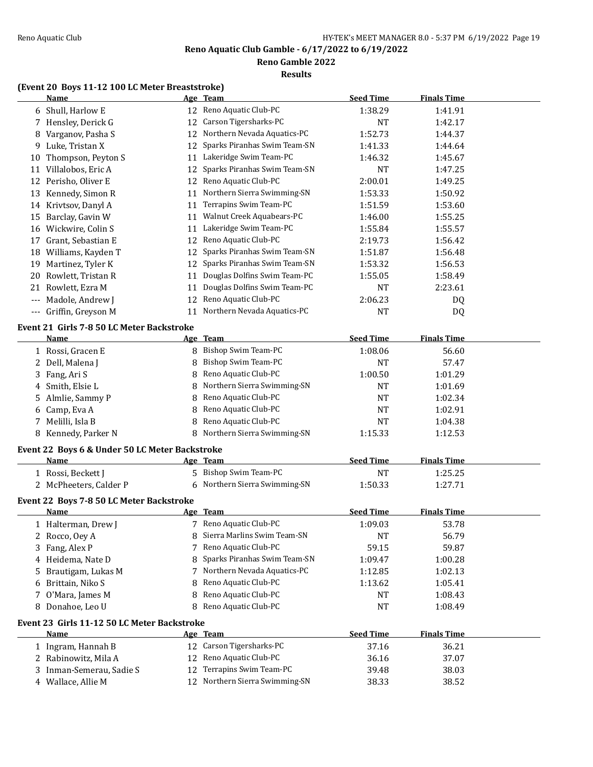## Reno Aquatic Club Gamble - 6/17/2022 to 6/19/2022

### Reno Gamble 2022

### Results

**(Event 20 Boys 11-12 100 LC Meter Breaststroke)**

| | Name | Age | Team | Seed Time | Finals Time |
|---|---|---|---|---|---|
| 6 | Shull, Harlow E | 12 | Reno Aquatic Club-PC | 1:38.29 | 1:41.91 |
| 7 | Hensley, Derick G | 12 | Carson Tigersharks-PC | NT | 1:42.17 |
| 8 | Varganov, Pasha S | 12 | Northern Nevada Aquatics-PC | 1:52.73 | 1:44.37 |
| 9 | Luke, Tristan X | 12 | Sparks Piranhas Swim Team-SN | 1:41.33 | 1:44.64 |
| 10 | Thompson, Peyton S | 11 | Lakeridge Swim Team-PC | 1:46.32 | 1:45.67 |
| 11 | Villalobos, Eric A | 12 | Sparks Piranhas Swim Team-SN | NT | 1:47.25 |
| 12 | Perisho, Oliver E | 12 | Reno Aquatic Club-PC | 2:00.01 | 1:49.25 |
| 13 | Kennedy, Simon R | 11 | Northern Sierra Swimming-SN | 1:53.33 | 1:50.92 |
| 14 | Krivtsov, Danyl A | 11 | Terrapins Swim Team-PC | 1:51.59 | 1:53.60 |
| 15 | Barclay, Gavin W | 11 | Walnut Creek Aquabears-PC | 1:46.00 | 1:55.25 |
| 16 | Wickwire, Colin S | 11 | Lakeridge Swim Team-PC | 1:55.84 | 1:55.57 |
| 17 | Grant, Sebastian E | 12 | Reno Aquatic Club-PC | 2:19.73 | 1:56.42 |
| 18 | Williams, Kayden T | 12 | Sparks Piranhas Swim Team-SN | 1:51.87 | 1:56.48 |
| 19 | Martinez, Tyler K | 12 | Sparks Piranhas Swim Team-SN | 1:53.32 | 1:56.53 |
| 20 | Rowlett, Tristan R | 11 | Douglas Dolfins Swim Team-PC | 1:55.05 | 1:58.49 |
| 21 | Rowlett, Ezra M | 11 | Douglas Dolfins Swim Team-PC | NT | 2:23.61 |
| --- | Madole, Andrew J | 12 | Reno Aquatic Club-PC | 2:06.23 | DQ |
| --- | Griffin, Greyson M | 11 | Northern Nevada Aquatics-PC | NT | DQ |

**Event 21 Girls 7-8 50 LC Meter Backstroke**

| | Name | Age | Team | Seed Time | Finals Time |
|---|---|---|---|---|---|
| 1 | Rossi, Gracen E | 8 | Bishop Swim Team-PC | 1:08.06 | 56.60 |
| 2 | Dell, Malena J | 8 | Bishop Swim Team-PC | NT | 57.47 |
| 3 | Fang, Ari S | 8 | Reno Aquatic Club-PC | 1:00.50 | 1:01.29 |
| 4 | Smith, Elsie L | 8 | Northern Sierra Swimming-SN | NT | 1:01.69 |
| 5 | Almlie, Sammy P | 8 | Reno Aquatic Club-PC | NT | 1:02.34 |
| 6 | Camp, Eva A | 8 | Reno Aquatic Club-PC | NT | 1:02.91 |
| 7 | Melilli, Isla B | 8 | Reno Aquatic Club-PC | NT | 1:04.38 |
| 8 | Kennedy, Parker N | 8 | Northern Sierra Swimming-SN | 1:15.33 | 1:12.53 |

**Event 22 Boys 6 & Under 50 LC Meter Backstroke**

| | Name | Age | Team | Seed Time | Finals Time |
|---|---|---|---|---|---|
| 1 | Rossi, Beckett J | 5 | Bishop Swim Team-PC | NT | 1:25.25 |
| 2 | McPheeters, Calder P | 6 | Northern Sierra Swimming-SN | 1:50.33 | 1:27.71 |

**Event 22 Boys 7-8 50 LC Meter Backstroke**

| | Name | Age | Team | Seed Time | Finals Time |
|---|---|---|---|---|---|
| 1 | Halterman, Drew J | 7 | Reno Aquatic Club-PC | 1:09.03 | 53.78 |
| 2 | Rocco, Oey A | 8 | Sierra Marlins Swim Team-SN | NT | 56.79 |
| 3 | Fang, Alex P | 7 | Reno Aquatic Club-PC | 59.15 | 59.87 |
| 4 | Heidema, Nate D | 8 | Sparks Piranhas Swim Team-SN | 1:09.47 | 1:00.28 |
| 5 | Brautigam, Lukas M | 7 | Northern Nevada Aquatics-PC | 1:12.85 | 1:02.13 |
| 6 | Brittain, Niko S | 8 | Reno Aquatic Club-PC | 1:13.62 | 1:05.41 |
| 7 | O'Mara, James M | 8 | Reno Aquatic Club-PC | NT | 1:08.43 |
| 8 | Donahoe, Leo U | 8 | Reno Aquatic Club-PC | NT | 1:08.49 |

**Event 23 Girls 11-12 50 LC Meter Backstroke**

| | Name | Age | Team | Seed Time | Finals Time |
|---|---|---|---|---|---|
| 1 | Ingram, Hannah B | 12 | Carson Tigersharks-PC | 37.16 | 36.21 |
| 2 | Rabinowitz, Mila A | 12 | Reno Aquatic Club-PC | 36.16 | 37.07 |
| 3 | Inman-Semerau, Sadie S | 12 | Terrapins Swim Team-PC | 39.48 | 38.03 |
| 4 | Wallace, Allie M | 12 | Northern Sierra Swimming-SN | 38.33 | 38.52 |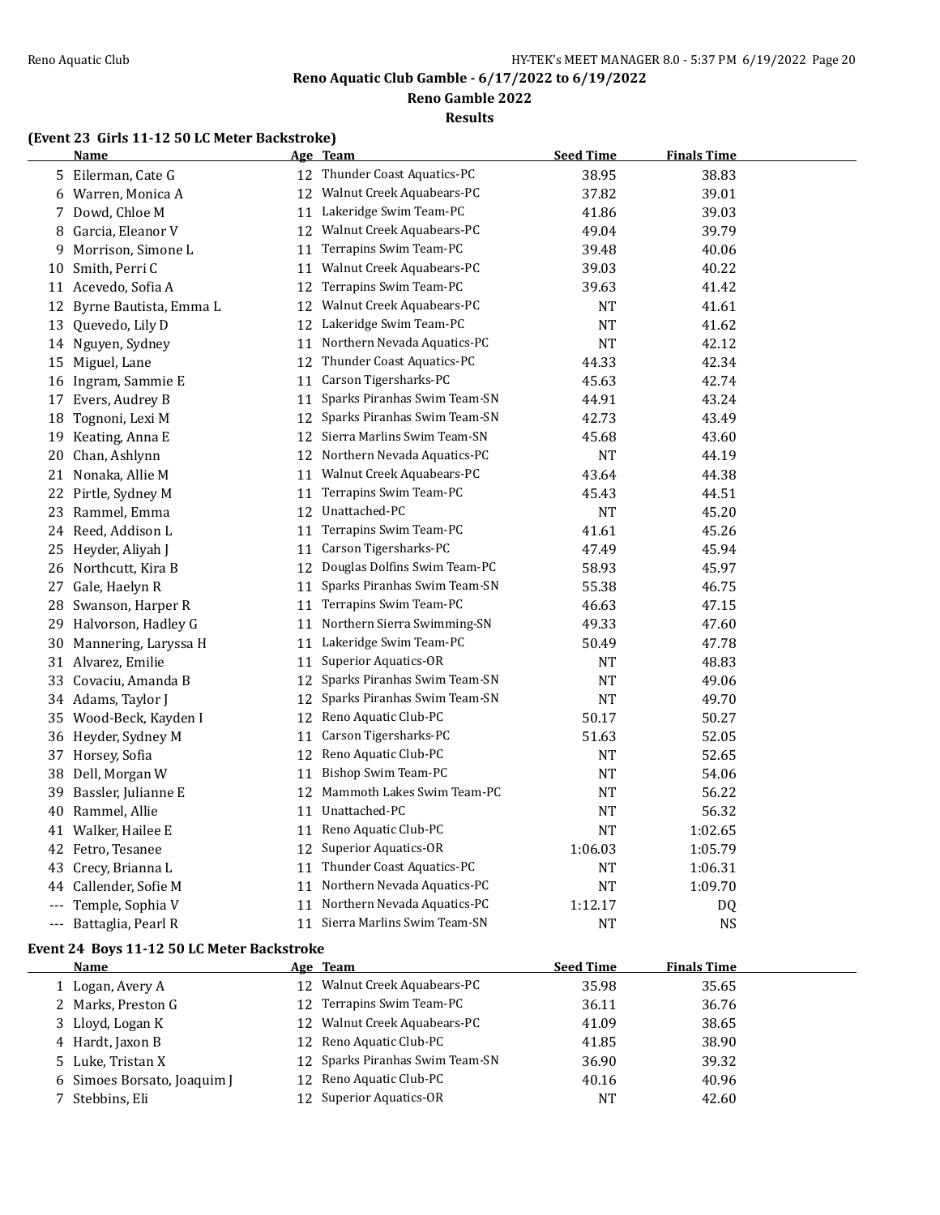Reno Aquatic Club Gamble - 6/17/2022 to 6/19/2022

Reno Gamble 2022

Results

### (Event 23 Girls 11-12 50 LC Meter Backstroke)

| | Name | Age | Team | Seed Time | Finals Time |
|---|---|---|---|---|---|
| 5 | Eilerman, Cate G | 12 | Thunder Coast Aquatics-PC | 38.95 | 38.83 |
| 6 | Warren, Monica A | 12 | Walnut Creek Aquabears-PC | 37.82 | 39.01 |
| 7 | Dowd, Chloe M | 11 | Lakeridge Swim Team-PC | 41.86 | 39.03 |
| 8 | Garcia, Eleanor V | 12 | Walnut Creek Aquabears-PC | 49.04 | 39.79 |
| 9 | Morrison, Simone L | 11 | Terrapins Swim Team-PC | 39.48 | 40.06 |
| 10 | Smith, Perri C | 11 | Walnut Creek Aquabears-PC | 39.03 | 40.22 |
| 11 | Acevedo, Sofia A | 12 | Terrapins Swim Team-PC | 39.63 | 41.42 |
| 12 | Byrne Bautista, Emma L | 12 | Walnut Creek Aquabears-PC | NT | 41.61 |
| 13 | Quevedo, Lily D | 12 | Lakeridge Swim Team-PC | NT | 41.62 |
| 14 | Nguyen, Sydney | 11 | Northern Nevada Aquatics-PC | NT | 42.12 |
| 15 | Miguel, Lane | 12 | Thunder Coast Aquatics-PC | 44.33 | 42.34 |
| 16 | Ingram, Sammie E | 11 | Carson Tigersharks-PC | 45.63 | 42.74 |
| 17 | Evers, Audrey B | 11 | Sparks Piranhas Swim Team-SN | 44.91 | 43.24 |
| 18 | Tognoni, Lexi M | 12 | Sparks Piranhas Swim Team-SN | 42.73 | 43.49 |
| 19 | Keating, Anna E | 12 | Sierra Marlins Swim Team-SN | 45.68 | 43.60 |
| 20 | Chan, Ashlynn | 12 | Northern Nevada Aquatics-PC | NT | 44.19 |
| 21 | Nonaka, Allie M | 11 | Walnut Creek Aquabears-PC | 43.64 | 44.38 |
| 22 | Pirtle, Sydney M | 11 | Terrapins Swim Team-PC | 45.43 | 44.51 |
| 23 | Rammel, Emma | 12 | Unattached-PC | NT | 45.20 |
| 24 | Reed, Addison L | 11 | Terrapins Swim Team-PC | 41.61 | 45.26 |
| 25 | Heyder, Aliyah J | 11 | Carson Tigersharks-PC | 47.49 | 45.94 |
| 26 | Northcutt, Kira B | 12 | Douglas Dolfins Swim Team-PC | 58.93 | 45.97 |
| 27 | Gale, Haelyn R | 11 | Sparks Piranhas Swim Team-SN | 55.38 | 46.75 |
| 28 | Swanson, Harper R | 11 | Terrapins Swim Team-PC | 46.63 | 47.15 |
| 29 | Halvorson, Hadley G | 11 | Northern Sierra Swimming-SN | 49.33 | 47.60 |
| 30 | Mannering, Laryssa H | 11 | Lakeridge Swim Team-PC | 50.49 | 47.78 |
| 31 | Alvarez, Emilie | 11 | Superior Aquatics-OR | NT | 48.83 |
| 33 | Covaciu, Amanda B | 12 | Sparks Piranhas Swim Team-SN | NT | 49.06 |
| 34 | Adams, Taylor J | 12 | Sparks Piranhas Swim Team-SN | NT | 49.70 |
| 35 | Wood-Beck, Kayden I | 12 | Reno Aquatic Club-PC | 50.17 | 50.27 |
| 36 | Heyder, Sydney M | 11 | Carson Tigersharks-PC | 51.63 | 52.05 |
| 37 | Horsey, Sofia | 12 | Reno Aquatic Club-PC | NT | 52.65 |
| 38 | Dell, Morgan W | 11 | Bishop Swim Team-PC | NT | 54.06 |
| 39 | Bassler, Julianne E | 12 | Mammoth Lakes Swim Team-PC | NT | 56.22 |
| 40 | Rammel, Allie | 11 | Unattached-PC | NT | 56.32 |
| 41 | Walker, Hailee E | 11 | Reno Aquatic Club-PC | NT | 1:02.65 |
| 42 | Fetro, Tesanee | 12 | Superior Aquatics-OR | 1:06.03 | 1:05.79 |
| 43 | Crecy, Brianna L | 11 | Thunder Coast Aquatics-PC | NT | 1:06.31 |
| 44 | Callender, Sofie M | 11 | Northern Nevada Aquatics-PC | NT | 1:09.70 |
| --- | Temple, Sophia V | 11 | Northern Nevada Aquatics-PC | 1:12.17 | DQ |
| --- | Battaglia, Pearl R | 11 | Sierra Marlins Swim Team-SN | NT | NS |

### Event 24 Boys 11-12 50 LC Meter Backstroke

| | Name | Age | Team | Seed Time | Finals Time |
|---|---|---|---|---|---|
| 1 | Logan, Avery A | 12 | Walnut Creek Aquabears-PC | 35.98 | 35.65 |
| 2 | Marks, Preston G | 12 | Terrapins Swim Team-PC | 36.11 | 36.76 |
| 3 | Lloyd, Logan K | 12 | Walnut Creek Aquabears-PC | 41.09 | 38.65 |
| 4 | Hardt, Jaxon B | 12 | Reno Aquatic Club-PC | 41.85 | 38.90 |
| 5 | Luke, Tristan X | 12 | Sparks Piranhas Swim Team-SN | 36.90 | 39.32 |
| 6 | Simoes Borsato, Joaquim J | 12 | Reno Aquatic Club-PC | 40.16 | 40.96 |
| 7 | Stebbins, Eli | 12 | Superior Aquatics-OR | NT | 42.60 |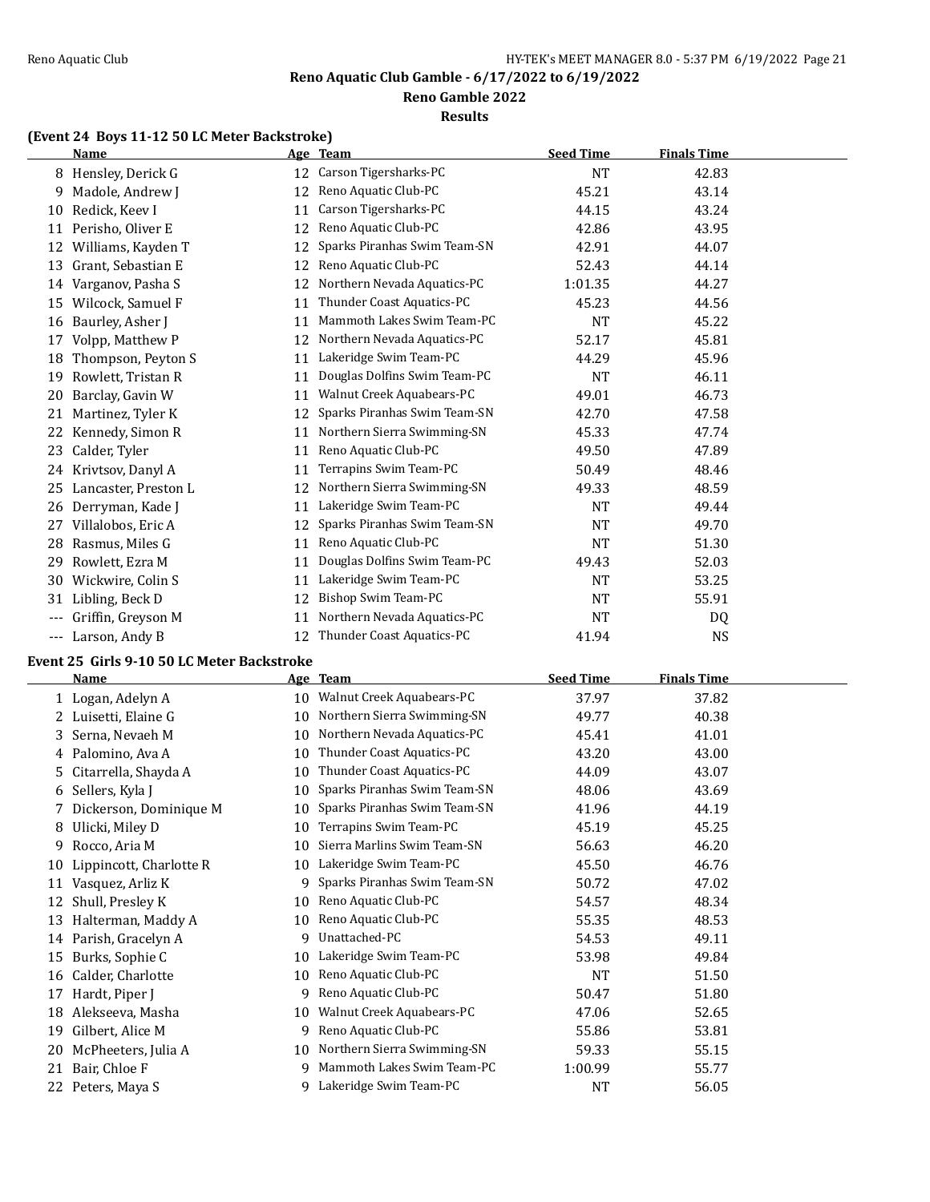## Reno Aquatic Club Gamble - 6/17/2022 to 6/19/2022

### Reno Gamble 2022

### Results

**(Event 24 Boys 11-12 50 LC Meter Backstroke)**

| | Name | Age | Team | Seed Time | Finals Time |
|---|---|---|---|---|---|
| 8 | Hensley, Derick G | 12 | Carson Tigersharks-PC | NT | 42.83 |
| 9 | Madole, Andrew J | 12 | Reno Aquatic Club-PC | 45.21 | 43.14 |
| 10 | Redick, Keev I | 11 | Carson Tigersharks-PC | 44.15 | 43.24 |
| 11 | Perisho, Oliver E | 12 | Reno Aquatic Club-PC | 42.86 | 43.95 |
| 12 | Williams, Kayden T | 12 | Sparks Piranhas Swim Team-SN | 42.91 | 44.07 |
| 13 | Grant, Sebastian E | 12 | Reno Aquatic Club-PC | 52.43 | 44.14 |
| 14 | Varganov, Pasha S | 12 | Northern Nevada Aquatics-PC | 1:01.35 | 44.27 |
| 15 | Wilcock, Samuel F | 11 | Thunder Coast Aquatics-PC | 45.23 | 44.56 |
| 16 | Baurley, Asher J | 11 | Mammoth Lakes Swim Team-PC | NT | 45.22 |
| 17 | Volpp, Matthew P | 12 | Northern Nevada Aquatics-PC | 52.17 | 45.81 |
| 18 | Thompson, Peyton S | 11 | Lakeridge Swim Team-PC | 44.29 | 45.96 |
| 19 | Rowlett, Tristan R | 11 | Douglas Dolfins Swim Team-PC | NT | 46.11 |
| 20 | Barclay, Gavin W | 11 | Walnut Creek Aquabears-PC | 49.01 | 46.73 |
| 21 | Martinez, Tyler K | 12 | Sparks Piranhas Swim Team-SN | 42.70 | 47.58 |
| 22 | Kennedy, Simon R | 11 | Northern Sierra Swimming-SN | 45.33 | 47.74 |
| 23 | Calder, Tyler | 11 | Reno Aquatic Club-PC | 49.50 | 47.89 |
| 24 | Krivtsov, Danyl A | 11 | Terrapins Swim Team-PC | 50.49 | 48.46 |
| 25 | Lancaster, Preston L | 12 | Northern Sierra Swimming-SN | 49.33 | 48.59 |
| 26 | Derryman, Kade J | 11 | Lakeridge Swim Team-PC | NT | 49.44 |
| 27 | Villalobos, Eric A | 12 | Sparks Piranhas Swim Team-SN | NT | 49.70 |
| 28 | Rasmus, Miles G | 11 | Reno Aquatic Club-PC | NT | 51.30 |
| 29 | Rowlett, Ezra M | 11 | Douglas Dolfins Swim Team-PC | 49.43 | 52.03 |
| 30 | Wickwire, Colin S | 11 | Lakeridge Swim Team-PC | NT | 53.25 |
| 31 | Libling, Beck D | 12 | Bishop Swim Team-PC | NT | 55.91 |
| --- | Griffin, Greyson M | 11 | Northern Nevada Aquatics-PC | NT | DQ |
| --- | Larson, Andy B | 12 | Thunder Coast Aquatics-PC | 41.94 | NS |

**Event 25 Girls 9-10 50 LC Meter Backstroke**

| | Name | Age | Team | Seed Time | Finals Time |
|---|---|---|---|---|---|
| 1 | Logan, Adelyn A | 10 | Walnut Creek Aquabears-PC | 37.97 | 37.82 |
| 2 | Luisetti, Elaine G | 10 | Northern Sierra Swimming-SN | 49.77 | 40.38 |
| 3 | Serna, Nevaeh M | 10 | Northern Nevada Aquatics-PC | 45.41 | 41.01 |
| 4 | Palomino, Ava A | 10 | Thunder Coast Aquatics-PC | 43.20 | 43.00 |
| 5 | Citarrella, Shayda A | 10 | Thunder Coast Aquatics-PC | 44.09 | 43.07 |
| 6 | Sellers, Kyla J | 10 | Sparks Piranhas Swim Team-SN | 48.06 | 43.69 |
| 7 | Dickerson, Dominique M | 10 | Sparks Piranhas Swim Team-SN | 41.96 | 44.19 |
| 8 | Ulicki, Miley D | 10 | Terrapins Swim Team-PC | 45.19 | 45.25 |
| 9 | Rocco, Aria M | 10 | Sierra Marlins Swim Team-SN | 56.63 | 46.20 |
| 10 | Lippincott, Charlotte R | 10 | Lakeridge Swim Team-PC | 45.50 | 46.76 |
| 11 | Vasquez, Arliz K | 9 | Sparks Piranhas Swim Team-SN | 50.72 | 47.02 |
| 12 | Shull, Presley K | 10 | Reno Aquatic Club-PC | 54.57 | 48.34 |
| 13 | Halterman, Maddy A | 10 | Reno Aquatic Club-PC | 55.35 | 48.53 |
| 14 | Parish, Gracelyn A | 9 | Unattached-PC | 54.53 | 49.11 |
| 15 | Burks, Sophie C | 10 | Lakeridge Swim Team-PC | 53.98 | 49.84 |
| 16 | Calder, Charlotte | 10 | Reno Aquatic Club-PC | NT | 51.50 |
| 17 | Hardt, Piper J | 9 | Reno Aquatic Club-PC | 50.47 | 51.80 |
| 18 | Alekseeva, Masha | 10 | Walnut Creek Aquabears-PC | 47.06 | 52.65 |
| 19 | Gilbert, Alice M | 9 | Reno Aquatic Club-PC | 55.86 | 53.81 |
| 20 | McPheeters, Julia A | 10 | Northern Sierra Swimming-SN | 59.33 | 55.15 |
| 21 | Bair, Chloe F | 9 | Mammoth Lakes Swim Team-PC | 1:00.99 | 55.77 |
| 22 | Peters, Maya S | 9 | Lakeridge Swim Team-PC | NT | 56.05 |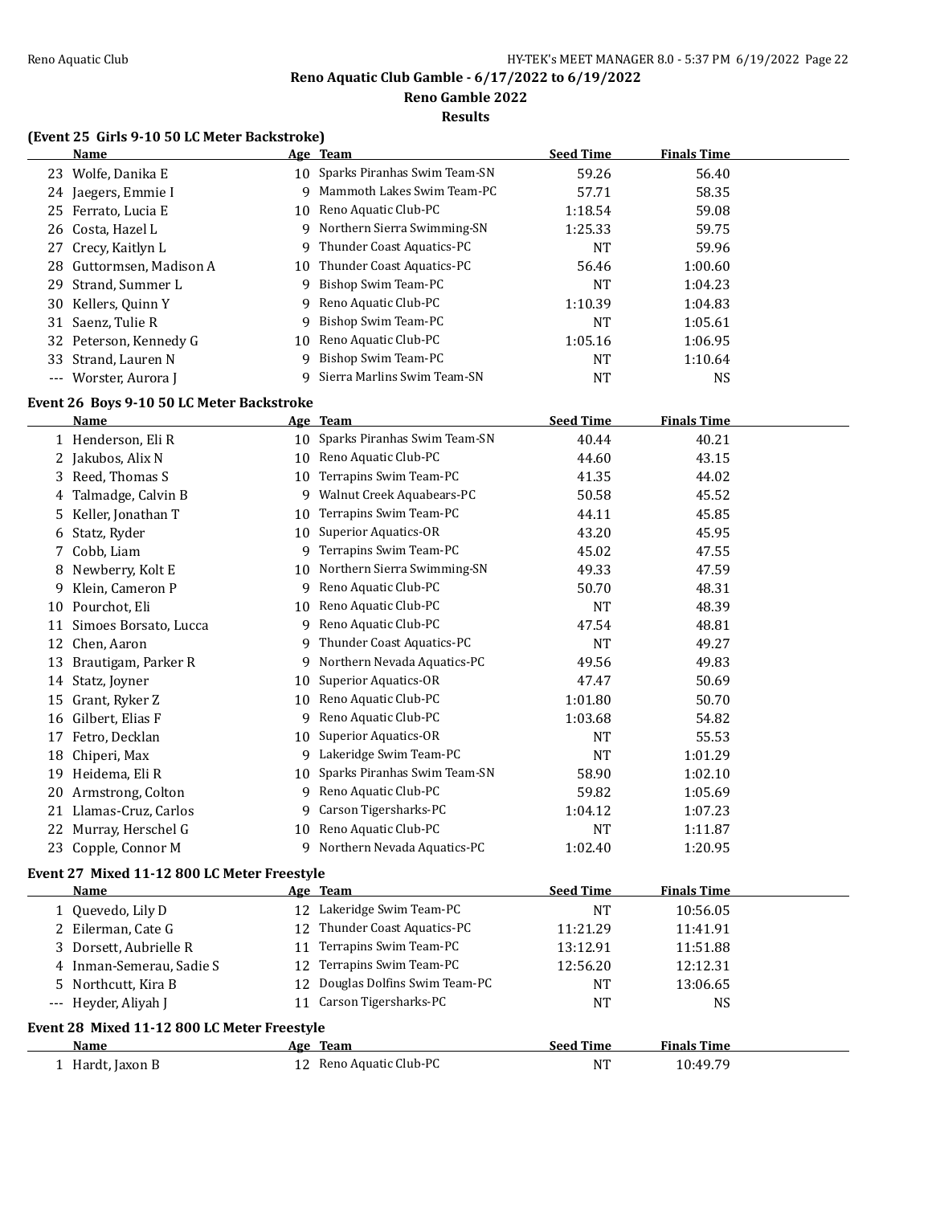**Reno Aquatic Club Gamble - 6/17/2022 to 6/19/2022**

**Reno Gamble 2022**

**Results**

### (Event 25 Girls 9-10 50 LC Meter Backstroke)

| | Name | Age | Team | Seed Time | Finals Time |
|---|---|---|---|---|---|
| 23 | Wolfe, Danika E | 10 | Sparks Piranhas Swim Team-SN | 59.26 | 56.40 |
| 24 | Jaegers, Emmie I | 9 | Mammoth Lakes Swim Team-PC | 57.71 | 58.35 |
| 25 | Ferrato, Lucia E | 10 | Reno Aquatic Club-PC | 1:18.54 | 59.08 |
| 26 | Costa, Hazel L | 9 | Northern Sierra Swimming-SN | 1:25.33 | 59.75 |
| 27 | Crecy, Kaitlyn L | 9 | Thunder Coast Aquatics-PC | NT | 59.96 |
| 28 | Guttormsen, Madison A | 10 | Thunder Coast Aquatics-PC | 56.46 | 1:00.60 |
| 29 | Strand, Summer L | 9 | Bishop Swim Team-PC | NT | 1:04.23 |
| 30 | Kellers, Quinn Y | 9 | Reno Aquatic Club-PC | 1:10.39 | 1:04.83 |
| 31 | Saenz, Tulie R | 9 | Bishop Swim Team-PC | NT | 1:05.61 |
| 32 | Peterson, Kennedy G | 10 | Reno Aquatic Club-PC | 1:05.16 | 1:06.95 |
| 33 | Strand, Lauren N | 9 | Bishop Swim Team-PC | NT | 1:10.64 |
| --- | Worster, Aurora J | 9 | Sierra Marlins Swim Team-SN | NT | NS |

### Event 26 Boys 9-10 50 LC Meter Backstroke

| | Name | Age | Team | Seed Time | Finals Time |
|---|---|---|---|---|---|
| 1 | Henderson, Eli R | 10 | Sparks Piranhas Swim Team-SN | 40.44 | 40.21 |
| 2 | Jakubos, Alix N | 10 | Reno Aquatic Club-PC | 44.60 | 43.15 |
| 3 | Reed, Thomas S | 10 | Terrapins Swim Team-PC | 41.35 | 44.02 |
| 4 | Talmadge, Calvin B | 9 | Walnut Creek Aquabears-PC | 50.58 | 45.52 |
| 5 | Keller, Jonathan T | 10 | Terrapins Swim Team-PC | 44.11 | 45.85 |
| 6 | Statz, Ryder | 10 | Superior Aquatics-OR | 43.20 | 45.95 |
| 7 | Cobb, Liam | 9 | Terrapins Swim Team-PC | 45.02 | 47.55 |
| 8 | Newberry, Kolt E | 10 | Northern Sierra Swimming-SN | 49.33 | 47.59 |
| 9 | Klein, Cameron P | 9 | Reno Aquatic Club-PC | 50.70 | 48.31 |
| 10 | Pourchot, Eli | 10 | Reno Aquatic Club-PC | NT | 48.39 |
| 11 | Simoes Borsato, Lucca | 9 | Reno Aquatic Club-PC | 47.54 | 48.81 |
| 12 | Chen, Aaron | 9 | Thunder Coast Aquatics-PC | NT | 49.27 |
| 13 | Brautigam, Parker R | 9 | Northern Nevada Aquatics-PC | 49.56 | 49.83 |
| 14 | Statz, Joyner | 10 | Superior Aquatics-OR | 47.47 | 50.69 |
| 15 | Grant, Ryker Z | 10 | Reno Aquatic Club-PC | 1:01.80 | 50.70 |
| 16 | Gilbert, Elias F | 9 | Reno Aquatic Club-PC | 1:03.68 | 54.82 |
| 17 | Fetro, Decklan | 10 | Superior Aquatics-OR | NT | 55.53 |
| 18 | Chiperi, Max | 9 | Lakeridge Swim Team-PC | NT | 1:01.29 |
| 19 | Heidema, Eli R | 10 | Sparks Piranhas Swim Team-SN | 58.90 | 1:02.10 |
| 20 | Armstrong, Colton | 9 | Reno Aquatic Club-PC | 59.82 | 1:05.69 |
| 21 | Llamas-Cruz, Carlos | 9 | Carson Tigersharks-PC | 1:04.12 | 1:07.23 |
| 22 | Murray, Herschel G | 10 | Reno Aquatic Club-PC | NT | 1:11.87 |
| 23 | Copple, Connor M | 9 | Northern Nevada Aquatics-PC | 1:02.40 | 1:20.95 |

### Event 27 Mixed 11-12 800 LC Meter Freestyle

| | Name | Age | Team | Seed Time | Finals Time |
|---|---|---|---|---|---|
| 1 | Quevedo, Lily D | 12 | Lakeridge Swim Team-PC | NT | 10:56.05 |
| 2 | Eilerman, Cate G | 12 | Thunder Coast Aquatics-PC | 11:21.29 | 11:41.91 |
| 3 | Dorsett, Aubrielle R | 11 | Terrapins Swim Team-PC | 13:12.91 | 11:51.88 |
| 4 | Inman-Semerau, Sadie S | 12 | Terrapins Swim Team-PC | 12:56.20 | 12:12.31 |
| 5 | Northcutt, Kira B | 12 | Douglas Dolfins Swim Team-PC | NT | 13:06.65 |
| --- | Heyder, Aliyah J | 11 | Carson Tigersharks-PC | NT | NS |

### Event 28 Mixed 11-12 800 LC Meter Freestyle

| | Name | Age | Team | Seed Time | Finals Time |
|---|---|---|---|---|---|
| 1 | Hardt, Jaxon B | 12 | Reno Aquatic Club-PC | NT | 10:49.79 |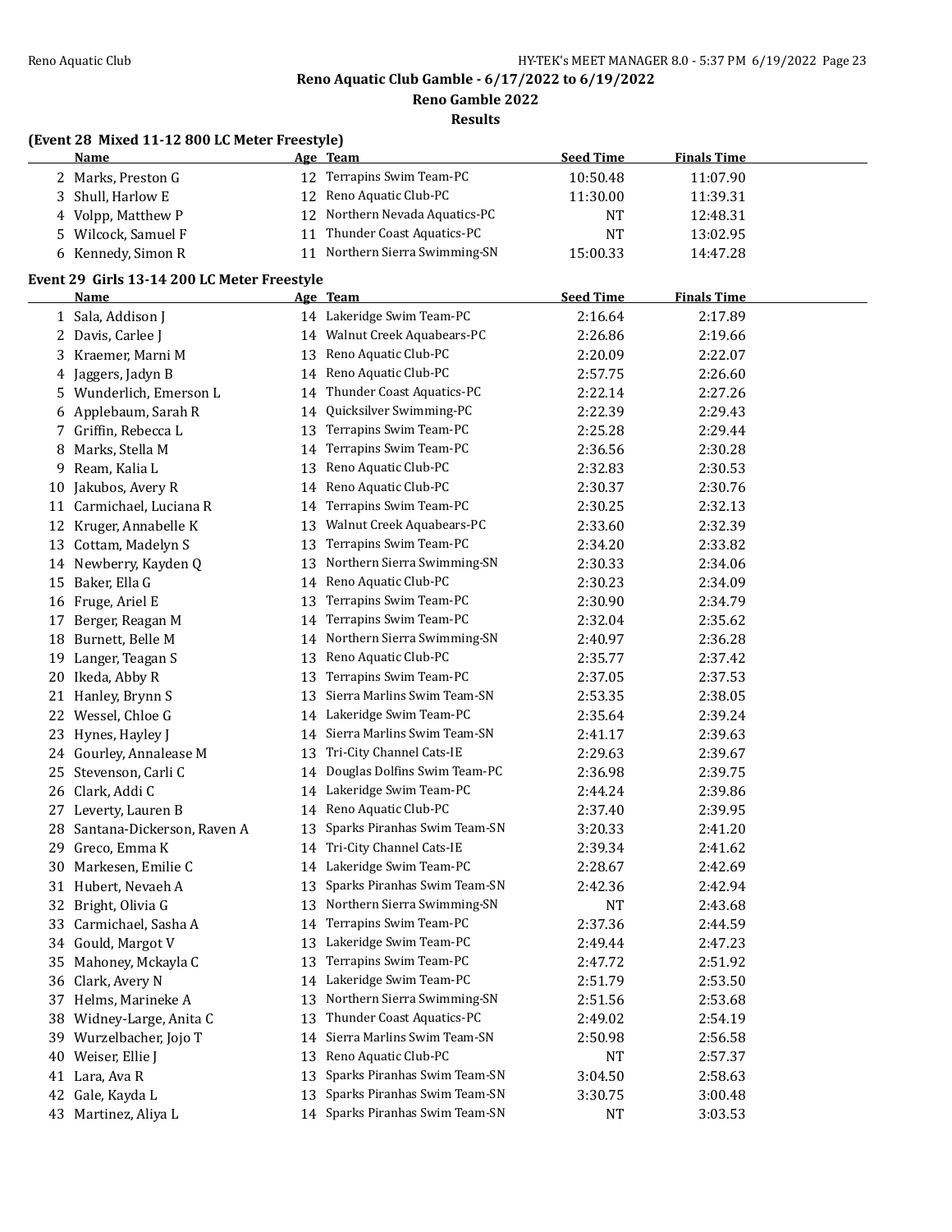# Reno Aquatic Club Gamble - 6/17/2022 to 6/19/2022

## Reno Gamble 2022

### Results

**(Event 28 Mixed 11-12 800 LC Meter Freestyle)**

| | Name | Age | Team | Seed Time | Finals Time |
|---|---|---|---|---|---|
| 2 | Marks, Preston G | 12 | Terrapins Swim Team-PC | 10:50.48 | 11:07.90 |
| 3 | Shull, Harlow E | 12 | Reno Aquatic Club-PC | 11:30.00 | 11:39.31 |
| 4 | Volpp, Matthew P | 12 | Northern Nevada Aquatics-PC | NT | 12:48.31 |
| 5 | Wilcock, Samuel F | 11 | Thunder Coast Aquatics-PC | NT | 13:02.95 |
| 6 | Kennedy, Simon R | 11 | Northern Sierra Swimming-SN | 15:00.33 | 14:47.28 |

**Event 29 Girls 13-14 200 LC Meter Freestyle**

| | Name | Age | Team | Seed Time | Finals Time |
|---|---|---|---|---|---|
| 1 | Sala, Addison J | 14 | Lakeridge Swim Team-PC | 2:16.64 | 2:17.89 |
| 2 | Davis, Carlee J | 14 | Walnut Creek Aquabears-PC | 2:26.86 | 2:19.66 |
| 3 | Kraemer, Marni M | 13 | Reno Aquatic Club-PC | 2:20.09 | 2:22.07 |
| 4 | Jaggers, Jadyn B | 14 | Reno Aquatic Club-PC | 2:57.75 | 2:26.60 |
| 5 | Wunderlich, Emerson L | 14 | Thunder Coast Aquatics-PC | 2:22.14 | 2:27.26 |
| 6 | Applebaum, Sarah R | 14 | Quicksilver Swimming-PC | 2:22.39 | 2:29.43 |
| 7 | Griffin, Rebecca L | 13 | Terrapins Swim Team-PC | 2:25.28 | 2:29.44 |
| 8 | Marks, Stella M | 14 | Terrapins Swim Team-PC | 2:36.56 | 2:30.28 |
| 9 | Ream, Kalia L | 13 | Reno Aquatic Club-PC | 2:32.83 | 2:30.53 |
| 10 | Jakubos, Avery R | 14 | Reno Aquatic Club-PC | 2:30.37 | 2:30.76 |
| 11 | Carmichael, Luciana R | 14 | Terrapins Swim Team-PC | 2:30.25 | 2:32.13 |
| 12 | Kruger, Annabelle K | 13 | Walnut Creek Aquabears-PC | 2:33.60 | 2:32.39 |
| 13 | Cottam, Madelyn S | 13 | Terrapins Swim Team-PC | 2:34.20 | 2:33.82 |
| 14 | Newberry, Kayden Q | 13 | Northern Sierra Swimming-SN | 2:30.33 | 2:34.06 |
| 15 | Baker, Ella G | 14 | Reno Aquatic Club-PC | 2:30.23 | 2:34.09 |
| 16 | Fruge, Ariel E | 13 | Terrapins Swim Team-PC | 2:30.90 | 2:34.79 |
| 17 | Berger, Reagan M | 14 | Terrapins Swim Team-PC | 2:32.04 | 2:35.62 |
| 18 | Burnett, Belle M | 14 | Northern Sierra Swimming-SN | 2:40.97 | 2:36.28 |
| 19 | Langer, Teagan S | 13 | Reno Aquatic Club-PC | 2:35.77 | 2:37.42 |
| 20 | Ikeda, Abby R | 13 | Terrapins Swim Team-PC | 2:37.05 | 2:37.53 |
| 21 | Hanley, Brynn S | 13 | Sierra Marlins Swim Team-SN | 2:53.35 | 2:38.05 |
| 22 | Wessel, Chloe G | 14 | Lakeridge Swim Team-PC | 2:35.64 | 2:39.24 |
| 23 | Hynes, Hayley J | 14 | Sierra Marlins Swim Team-SN | 2:41.17 | 2:39.63 |
| 24 | Gourley, Annalease M | 13 | Tri-City Channel Cats-IE | 2:29.63 | 2:39.67 |
| 25 | Stevenson, Carli C | 14 | Douglas Dolfins Swim Team-PC | 2:36.98 | 2:39.75 |
| 26 | Clark, Addi C | 14 | Lakeridge Swim Team-PC | 2:44.24 | 2:39.86 |
| 27 | Leverty, Lauren B | 14 | Reno Aquatic Club-PC | 2:37.40 | 2:39.95 |
| 28 | Santana-Dickerson, Raven A | 13 | Sparks Piranhas Swim Team-SN | 3:20.33 | 2:41.20 |
| 29 | Greco, Emma K | 14 | Tri-City Channel Cats-IE | 2:39.34 | 2:41.62 |
| 30 | Markesen, Emilie C | 14 | Lakeridge Swim Team-PC | 2:28.67 | 2:42.69 |
| 31 | Hubert, Nevaeh A | 13 | Sparks Piranhas Swim Team-SN | 2:42.36 | 2:42.94 |
| 32 | Bright, Olivia G | 13 | Northern Sierra Swimming-SN | NT | 2:43.68 |
| 33 | Carmichael, Sasha A | 14 | Terrapins Swim Team-PC | 2:37.36 | 2:44.59 |
| 34 | Gould, Margot V | 13 | Lakeridge Swim Team-PC | 2:49.44 | 2:47.23 |
| 35 | Mahoney, Mckayla C | 13 | Terrapins Swim Team-PC | 2:47.72 | 2:51.92 |
| 36 | Clark, Avery N | 14 | Lakeridge Swim Team-PC | 2:51.79 | 2:53.50 |
| 37 | Helms, Marineke A | 13 | Northern Sierra Swimming-SN | 2:51.56 | 2:53.68 |
| 38 | Widney-Large, Anita C | 13 | Thunder Coast Aquatics-PC | 2:49.02 | 2:54.19 |
| 39 | Wurzelbacher, Jojo T | 14 | Sierra Marlins Swim Team-SN | 2:50.98 | 2:56.58 |
| 40 | Weiser, Ellie J | 13 | Reno Aquatic Club-PC | NT | 2:57.37 |
| 41 | Lara, Ava R | 13 | Sparks Piranhas Swim Team-SN | 3:04.50 | 2:58.63 |
| 42 | Gale, Kayda L | 13 | Sparks Piranhas Swim Team-SN | 3:30.75 | 3:00.48 |
| 43 | Martinez, Aliya L | 14 | Sparks Piranhas Swim Team-SN | NT | 3:03.53 |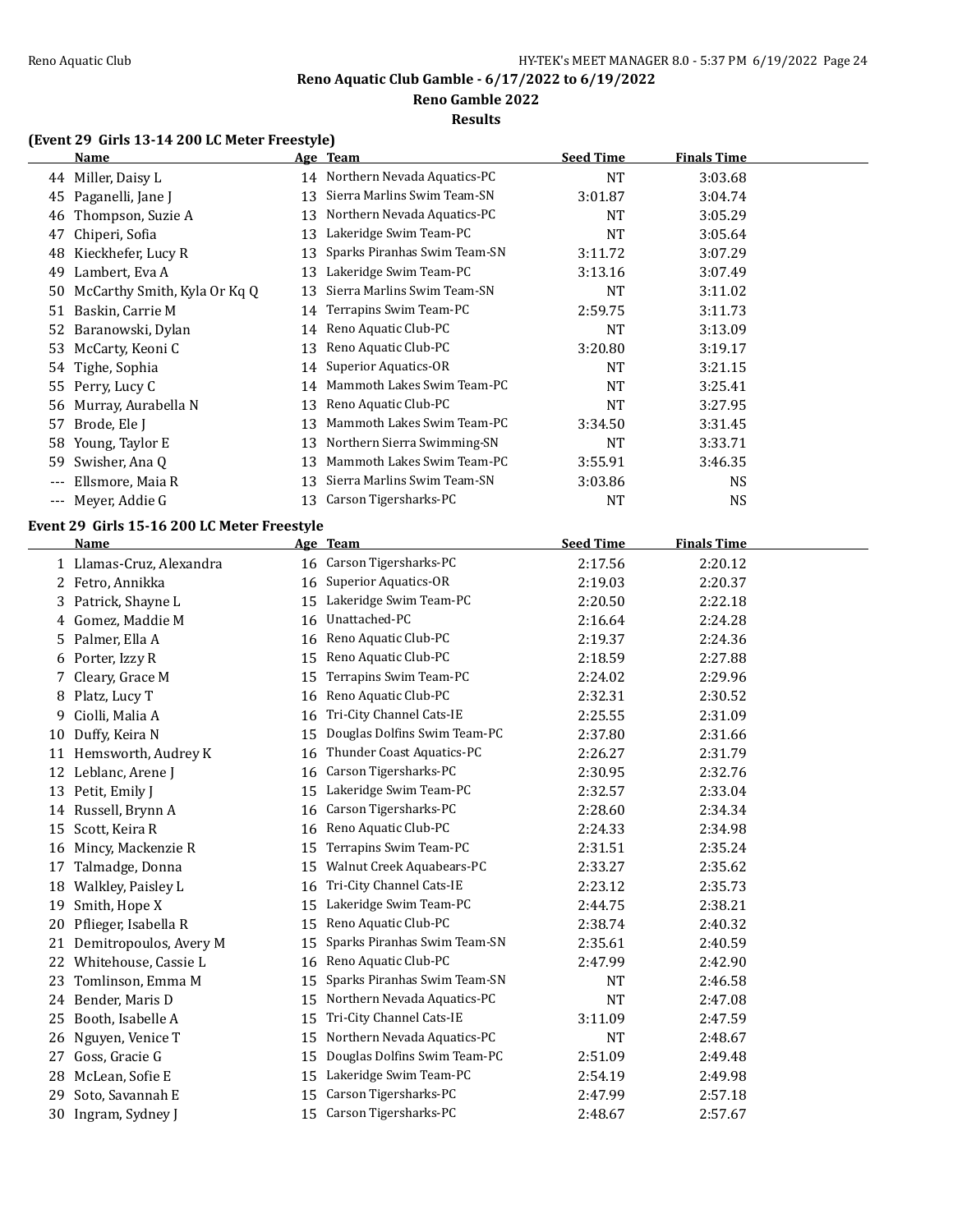# Reno Aquatic Club Gamble - 6/17/2022 to 6/19/2022

## Reno Gamble 2022

### Results

**(Event 29 Girls 13-14 200 LC Meter Freestyle)**

| | Name | Age | Team | Seed Time | Finals Time |
|---|---|---|---|---|---|
| 44 | Miller, Daisy L | 14 | Northern Nevada Aquatics-PC | NT | 3:03.68 |
| 45 | Paganelli, Jane J | 13 | Sierra Marlins Swim Team-SN | 3:01.87 | 3:04.74 |
| 46 | Thompson, Suzie A | 13 | Northern Nevada Aquatics-PC | NT | 3:05.29 |
| 47 | Chiperi, Sofia | 13 | Lakeridge Swim Team-PC | NT | 3:05.64 |
| 48 | Kieckhefer, Lucy R | 13 | Sparks Piranhas Swim Team-SN | 3:11.72 | 3:07.29 |
| 49 | Lambert, Eva A | 13 | Lakeridge Swim Team-PC | 3:13.16 | 3:07.49 |
| 50 | McCarthy Smith, Kyla Or Kq Q | 13 | Sierra Marlins Swim Team-SN | NT | 3:11.02 |
| 51 | Baskin, Carrie M | 14 | Terrapins Swim Team-PC | 2:59.75 | 3:11.73 |
| 52 | Baranowski, Dylan | 14 | Reno Aquatic Club-PC | NT | 3:13.09 |
| 53 | McCarty, Keoni C | 13 | Reno Aquatic Club-PC | 3:20.80 | 3:19.17 |
| 54 | Tighe, Sophia | 14 | Superior Aquatics-OR | NT | 3:21.15 |
| 55 | Perry, Lucy C | 14 | Mammoth Lakes Swim Team-PC | NT | 3:25.41 |
| 56 | Murray, Aurabella N | 13 | Reno Aquatic Club-PC | NT | 3:27.95 |
| 57 | Brode, Ele J | 13 | Mammoth Lakes Swim Team-PC | 3:34.50 | 3:31.45 |
| 58 | Young, Taylor E | 13 | Northern Sierra Swimming-SN | NT | 3:33.71 |
| 59 | Swisher, Ana Q | 13 | Mammoth Lakes Swim Team-PC | 3:55.91 | 3:46.35 |
| --- | Ellsmore, Maia R | 13 | Sierra Marlins Swim Team-SN | 3:03.86 | NS |
| --- | Meyer, Addie G | 13 | Carson Tigersharks-PC | NT | NS |

**Event 29 Girls 15-16 200 LC Meter Freestyle**

| | Name | Age | Team | Seed Time | Finals Time |
|---|---|---|---|---|---|
| 1 | Llamas-Cruz, Alexandra | 16 | Carson Tigersharks-PC | 2:17.56 | 2:20.12 |
| 2 | Fetro, Annikka | 16 | Superior Aquatics-OR | 2:19.03 | 2:20.37 |
| 3 | Patrick, Shayne L | 15 | Lakeridge Swim Team-PC | 2:20.50 | 2:22.18 |
| 4 | Gomez, Maddie M | 16 | Unattached-PC | 2:16.64 | 2:24.28 |
| 5 | Palmer, Ella A | 16 | Reno Aquatic Club-PC | 2:19.37 | 2:24.36 |
| 6 | Porter, Izzy R | 15 | Reno Aquatic Club-PC | 2:18.59 | 2:27.88 |
| 7 | Cleary, Grace M | 15 | Terrapins Swim Team-PC | 2:24.02 | 2:29.96 |
| 8 | Platz, Lucy T | 16 | Reno Aquatic Club-PC | 2:32.31 | 2:30.52 |
| 9 | Ciolli, Malia A | 16 | Tri-City Channel Cats-IE | 2:25.55 | 2:31.09 |
| 10 | Duffy, Keira N | 15 | Douglas Dolfins Swim Team-PC | 2:37.80 | 2:31.66 |
| 11 | Hemsworth, Audrey K | 16 | Thunder Coast Aquatics-PC | 2:26.27 | 2:31.79 |
| 12 | Leblanc, Arene J | 16 | Carson Tigersharks-PC | 2:30.95 | 2:32.76 |
| 13 | Petit, Emily J | 15 | Lakeridge Swim Team-PC | 2:32.57 | 2:33.04 |
| 14 | Russell, Brynn A | 16 | Carson Tigersharks-PC | 2:28.60 | 2:34.34 |
| 15 | Scott, Keira R | 16 | Reno Aquatic Club-PC | 2:24.33 | 2:34.98 |
| 16 | Mincy, Mackenzie R | 15 | Terrapins Swim Team-PC | 2:31.51 | 2:35.24 |
| 17 | Talmadge, Donna | 15 | Walnut Creek Aquabears-PC | 2:33.27 | 2:35.62 |
| 18 | Walkley, Paisley L | 16 | Tri-City Channel Cats-IE | 2:23.12 | 2:35.73 |
| 19 | Smith, Hope X | 15 | Lakeridge Swim Team-PC | 2:44.75 | 2:38.21 |
| 20 | Pflieger, Isabella R | 15 | Reno Aquatic Club-PC | 2:38.74 | 2:40.32 |
| 21 | Demitropoulos, Avery M | 15 | Sparks Piranhas Swim Team-SN | 2:35.61 | 2:40.59 |
| 22 | Whitehouse, Cassie L | 16 | Reno Aquatic Club-PC | 2:47.99 | 2:42.90 |
| 23 | Tomlinson, Emma M | 15 | Sparks Piranhas Swim Team-SN | NT | 2:46.58 |
| 24 | Bender, Maris D | 15 | Northern Nevada Aquatics-PC | NT | 2:47.08 |
| 25 | Booth, Isabelle A | 15 | Tri-City Channel Cats-IE | 3:11.09 | 2:47.59 |
| 26 | Nguyen, Venice T | 15 | Northern Nevada Aquatics-PC | NT | 2:48.67 |
| 27 | Goss, Gracie G | 15 | Douglas Dolfins Swim Team-PC | 2:51.09 | 2:49.48 |
| 28 | McLean, Sofie E | 15 | Lakeridge Swim Team-PC | 2:54.19 | 2:49.98 |
| 29 | Soto, Savannah E | 15 | Carson Tigersharks-PC | 2:47.99 | 2:57.18 |
| 30 | Ingram, Sydney J | 15 | Carson Tigersharks-PC | 2:48.67 | 2:57.67 |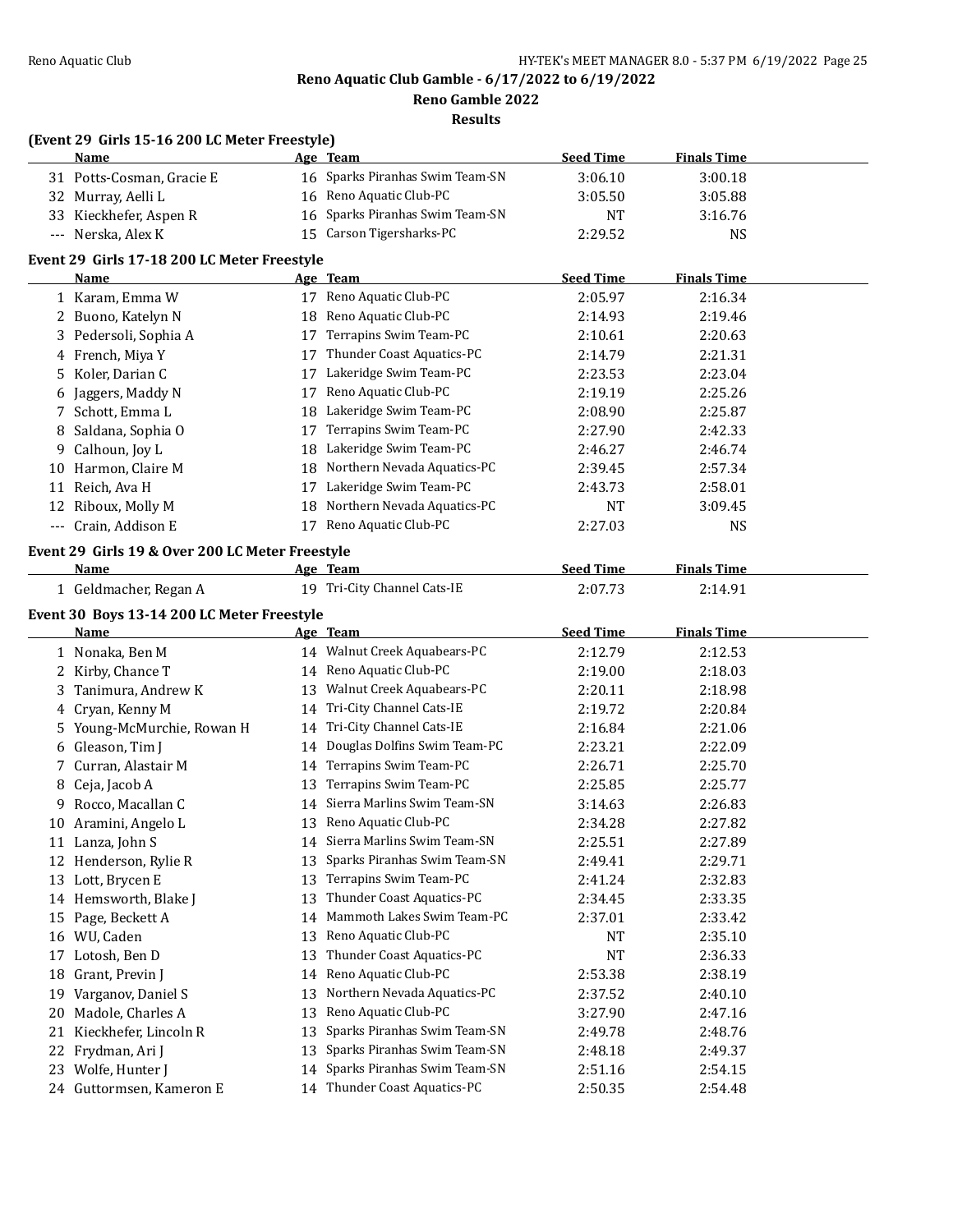**Reno Aquatic Club Gamble - 6/17/2022 to 6/19/2022**

**Reno Gamble 2022**

**Results**

### (Event 29 Girls 15-16 200 LC Meter Freestyle)

| | Name | Age | Team | Seed Time | Finals Time |
|---|---|---|---|---|---|
| 31 | Potts-Cosman, Gracie E | 16 | Sparks Piranhas Swim Team-SN | 3:06.10 | 3:00.18 |
| 32 | Murray, Aelli L | 16 | Reno Aquatic Club-PC | 3:05.50 | 3:05.88 |
| 33 | Kieckhefer, Aspen R | 16 | Sparks Piranhas Swim Team-SN | NT | 3:16.76 |
| --- | Nerska, Alex K | 15 | Carson Tigersharks-PC | 2:29.52 | NS |

### Event 29 Girls 17-18 200 LC Meter Freestyle

| | Name | Age | Team | Seed Time | Finals Time |
|---|---|---|---|---|---|
| 1 | Karam, Emma W | 17 | Reno Aquatic Club-PC | 2:05.97 | 2:16.34 |
| 2 | Buono, Katelyn N | 18 | Reno Aquatic Club-PC | 2:14.93 | 2:19.46 |
| 3 | Pedersoli, Sophia A | 17 | Terrapins Swim Team-PC | 2:10.61 | 2:20.63 |
| 4 | French, Miya Y | 17 | Thunder Coast Aquatics-PC | 2:14.79 | 2:21.31 |
| 5 | Koler, Darian C | 17 | Lakeridge Swim Team-PC | 2:23.53 | 2:23.04 |
| 6 | Jaggers, Maddy N | 17 | Reno Aquatic Club-PC | 2:19.19 | 2:25.26 |
| 7 | Schott, Emma L | 18 | Lakeridge Swim Team-PC | 2:08.90 | 2:25.87 |
| 8 | Saldana, Sophia O | 17 | Terrapins Swim Team-PC | 2:27.90 | 2:42.33 |
| 9 | Calhoun, Joy L | 18 | Lakeridge Swim Team-PC | 2:46.27 | 2:46.74 |
| 10 | Harmon, Claire M | 18 | Northern Nevada Aquatics-PC | 2:39.45 | 2:57.34 |
| 11 | Reich, Ava H | 17 | Lakeridge Swim Team-PC | 2:43.73 | 2:58.01 |
| 12 | Riboux, Molly M | 18 | Northern Nevada Aquatics-PC | NT | 3:09.45 |
| --- | Crain, Addison E | 17 | Reno Aquatic Club-PC | 2:27.03 | NS |

### Event 29 Girls 19 & Over 200 LC Meter Freestyle

| | Name | Age | Team | Seed Time | Finals Time |
|---|---|---|---|---|---|
| 1 | Geldmacher, Regan A | 19 | Tri-City Channel Cats-IE | 2:07.73 | 2:14.91 |

### Event 30 Boys 13-14 200 LC Meter Freestyle

| | Name | Age | Team | Seed Time | Finals Time |
|---|---|---|---|---|---|
| 1 | Nonaka, Ben M | 14 | Walnut Creek Aquabears-PC | 2:12.79 | 2:12.53 |
| 2 | Kirby, Chance T | 14 | Reno Aquatic Club-PC | 2:19.00 | 2:18.03 |
| 3 | Tanimura, Andrew K | 13 | Walnut Creek Aquabears-PC | 2:20.11 | 2:18.98 |
| 4 | Cryan, Kenny M | 14 | Tri-City Channel Cats-IE | 2:19.72 | 2:20.84 |
| 5 | Young-McMurchie, Rowan H | 14 | Tri-City Channel Cats-IE | 2:16.84 | 2:21.06 |
| 6 | Gleason, Tim J | 14 | Douglas Dolfins Swim Team-PC | 2:23.21 | 2:22.09 |
| 7 | Curran, Alastair M | 14 | Terrapins Swim Team-PC | 2:26.71 | 2:25.70 |
| 8 | Ceja, Jacob A | 13 | Terrapins Swim Team-PC | 2:25.85 | 2:25.77 |
| 9 | Rocco, Macallan C | 14 | Sierra Marlins Swim Team-SN | 3:14.63 | 2:26.83 |
| 10 | Aramini, Angelo L | 13 | Reno Aquatic Club-PC | 2:34.28 | 2:27.82 |
| 11 | Lanza, John S | 14 | Sierra Marlins Swim Team-SN | 2:25.51 | 2:27.89 |
| 12 | Henderson, Rylie R | 13 | Sparks Piranhas Swim Team-SN | 2:49.41 | 2:29.71 |
| 13 | Lott, Brycen E | 13 | Terrapins Swim Team-PC | 2:41.24 | 2:32.83 |
| 14 | Hemsworth, Blake J | 13 | Thunder Coast Aquatics-PC | 2:34.45 | 2:33.35 |
| 15 | Page, Beckett A | 14 | Mammoth Lakes Swim Team-PC | 2:37.01 | 2:33.42 |
| 16 | WU, Caden | 13 | Reno Aquatic Club-PC | NT | 2:35.10 |
| 17 | Lotosh, Ben D | 13 | Thunder Coast Aquatics-PC | NT | 2:36.33 |
| 18 | Grant, Previn J | 14 | Reno Aquatic Club-PC | 2:53.38 | 2:38.19 |
| 19 | Varganov, Daniel S | 13 | Northern Nevada Aquatics-PC | 2:37.52 | 2:40.10 |
| 20 | Madole, Charles A | 13 | Reno Aquatic Club-PC | 3:27.90 | 2:47.16 |
| 21 | Kieckhefer, Lincoln R | 13 | Sparks Piranhas Swim Team-SN | 2:49.78 | 2:48.76 |
| 22 | Frydman, Ari J | 13 | Sparks Piranhas Swim Team-SN | 2:48.18 | 2:49.37 |
| 23 | Wolfe, Hunter J | 14 | Sparks Piranhas Swim Team-SN | 2:51.16 | 2:54.15 |
| 24 | Guttormsen, Kameron E | 14 | Thunder Coast Aquatics-PC | 2:50.35 | 2:54.48 |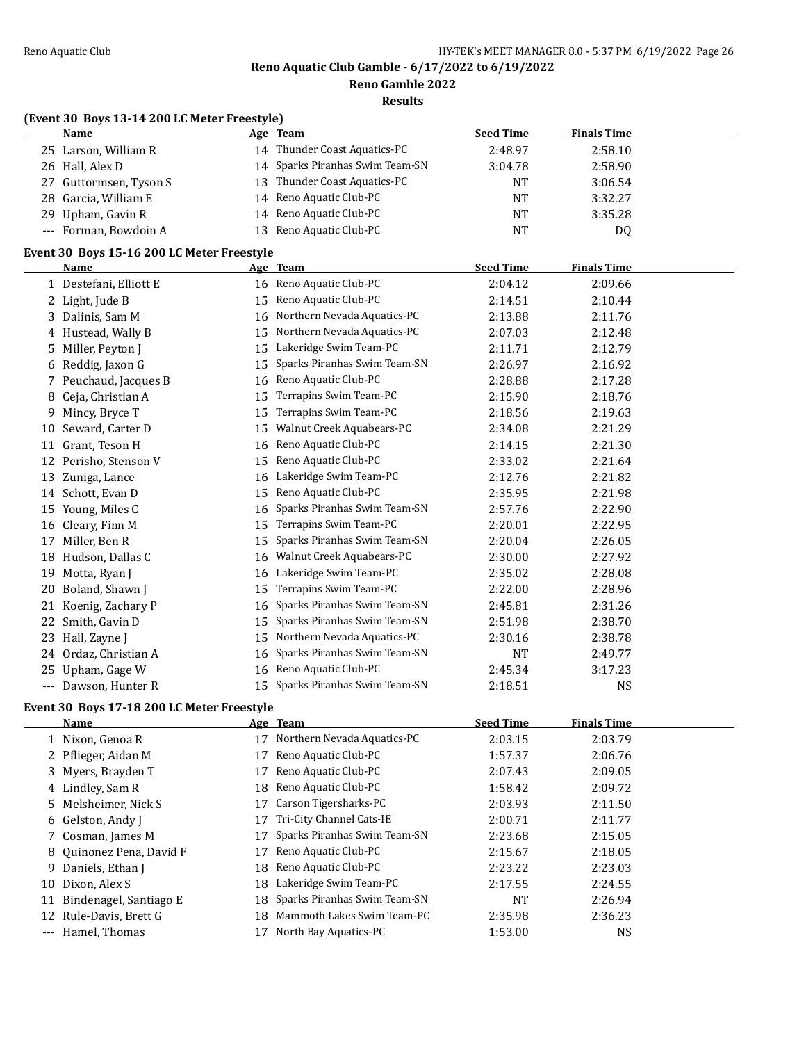## Reno Aquatic Club Gamble - 6/17/2022 to 6/19/2022

## Reno Gamble 2022

## Results

### (Event 30 Boys 13-14 200 LC Meter Freestyle)

| | Name | Age | Team | Seed Time | Finals Time |
|---|---|---|---|---|---|
| 25 | Larson, William R | 14 | Thunder Coast Aquatics-PC | 2:48.97 | 2:58.10 |
| 26 | Hall, Alex D | 14 | Sparks Piranhas Swim Team-SN | 3:04.78 | 2:58.90 |
| 27 | Guttormsen, Tyson S | 13 | Thunder Coast Aquatics-PC | NT | 3:06.54 |
| 28 | Garcia, William E | 14 | Reno Aquatic Club-PC | NT | 3:32.27 |
| 29 | Upham, Gavin R | 14 | Reno Aquatic Club-PC | NT | 3:35.28 |
| --- | Forman, Bowdoin A | 13 | Reno Aquatic Club-PC | NT | DQ |

### Event 30 Boys 15-16 200 LC Meter Freestyle

| | Name | Age | Team | Seed Time | Finals Time |
|---|---|---|---|---|---|
| 1 | Destefani, Elliott E | 16 | Reno Aquatic Club-PC | 2:04.12 | 2:09.66 |
| 2 | Light, Jude B | 15 | Reno Aquatic Club-PC | 2:14.51 | 2:10.44 |
| 3 | Dalinis, Sam M | 16 | Northern Nevada Aquatics-PC | 2:13.88 | 2:11.76 |
| 4 | Hustead, Wally B | 15 | Northern Nevada Aquatics-PC | 2:07.03 | 2:12.48 |
| 5 | Miller, Peyton J | 15 | Lakeridge Swim Team-PC | 2:11.71 | 2:12.79 |
| 6 | Reddig, Jaxon G | 15 | Sparks Piranhas Swim Team-SN | 2:26.97 | 2:16.92 |
| 7 | Peuchaud, Jacques B | 16 | Reno Aquatic Club-PC | 2:28.88 | 2:17.28 |
| 8 | Ceja, Christian A | 15 | Terrapins Swim Team-PC | 2:15.90 | 2:18.76 |
| 9 | Mincy, Bryce T | 15 | Terrapins Swim Team-PC | 2:18.56 | 2:19.63 |
| 10 | Seward, Carter D | 15 | Walnut Creek Aquabears-PC | 2:34.08 | 2:21.29 |
| 11 | Grant, Teson H | 16 | Reno Aquatic Club-PC | 2:14.15 | 2:21.30 |
| 12 | Perisho, Stenson V | 15 | Reno Aquatic Club-PC | 2:33.02 | 2:21.64 |
| 13 | Zuniga, Lance | 16 | Lakeridge Swim Team-PC | 2:12.76 | 2:21.82 |
| 14 | Schott, Evan D | 15 | Reno Aquatic Club-PC | 2:35.95 | 2:21.98 |
| 15 | Young, Miles C | 16 | Sparks Piranhas Swim Team-SN | 2:57.76 | 2:22.90 |
| 16 | Cleary, Finn M | 15 | Terrapins Swim Team-PC | 2:20.01 | 2:22.95 |
| 17 | Miller, Ben R | 15 | Sparks Piranhas Swim Team-SN | 2:20.04 | 2:26.05 |
| 18 | Hudson, Dallas C | 16 | Walnut Creek Aquabears-PC | 2:30.00 | 2:27.92 |
| 19 | Motta, Ryan J | 16 | Lakeridge Swim Team-PC | 2:35.02 | 2:28.08 |
| 20 | Boland, Shawn J | 15 | Terrapins Swim Team-PC | 2:22.00 | 2:28.96 |
| 21 | Koenig, Zachary P | 16 | Sparks Piranhas Swim Team-SN | 2:45.81 | 2:31.26 |
| 22 | Smith, Gavin D | 15 | Sparks Piranhas Swim Team-SN | 2:51.98 | 2:38.70 |
| 23 | Hall, Zayne J | 15 | Northern Nevada Aquatics-PC | 2:30.16 | 2:38.78 |
| 24 | Ordaz, Christian A | 16 | Sparks Piranhas Swim Team-SN | NT | 2:49.77 |
| 25 | Upham, Gage W | 16 | Reno Aquatic Club-PC | 2:45.34 | 3:17.23 |
| --- | Dawson, Hunter R | 15 | Sparks Piranhas Swim Team-SN | 2:18.51 | NS |

### Event 30 Boys 17-18 200 LC Meter Freestyle

| | Name | Age | Team | Seed Time | Finals Time |
|---|---|---|---|---|---|
| 1 | Nixon, Genoa R | 17 | Northern Nevada Aquatics-PC | 2:03.15 | 2:03.79 |
| 2 | Pflieger, Aidan M | 17 | Reno Aquatic Club-PC | 1:57.37 | 2:06.76 |
| 3 | Myers, Brayden T | 17 | Reno Aquatic Club-PC | 2:07.43 | 2:09.05 |
| 4 | Lindley, Sam R | 18 | Reno Aquatic Club-PC | 1:58.42 | 2:09.72 |
| 5 | Melsheimer, Nick S | 17 | Carson Tigersharks-PC | 2:03.93 | 2:11.50 |
| 6 | Gelston, Andy J | 17 | Tri-City Channel Cats-IE | 2:00.71 | 2:11.77 |
| 7 | Cosman, James M | 17 | Sparks Piranhas Swim Team-SN | 2:23.68 | 2:15.05 |
| 8 | Quinonez Pena, David F | 17 | Reno Aquatic Club-PC | 2:15.67 | 2:18.05 |
| 9 | Daniels, Ethan J | 18 | Reno Aquatic Club-PC | 2:23.22 | 2:23.03 |
| 10 | Dixon, Alex S | 18 | Lakeridge Swim Team-PC | 2:17.55 | 2:24.55 |
| 11 | Bindenagel, Santiago E | 18 | Sparks Piranhas Swim Team-SN | NT | 2:26.94 |
| 12 | Rule-Davis, Brett G | 18 | Mammoth Lakes Swim Team-PC | 2:35.98 | 2:36.23 |
| --- | Hamel, Thomas | 17 | North Bay Aquatics-PC | 1:53.00 | NS |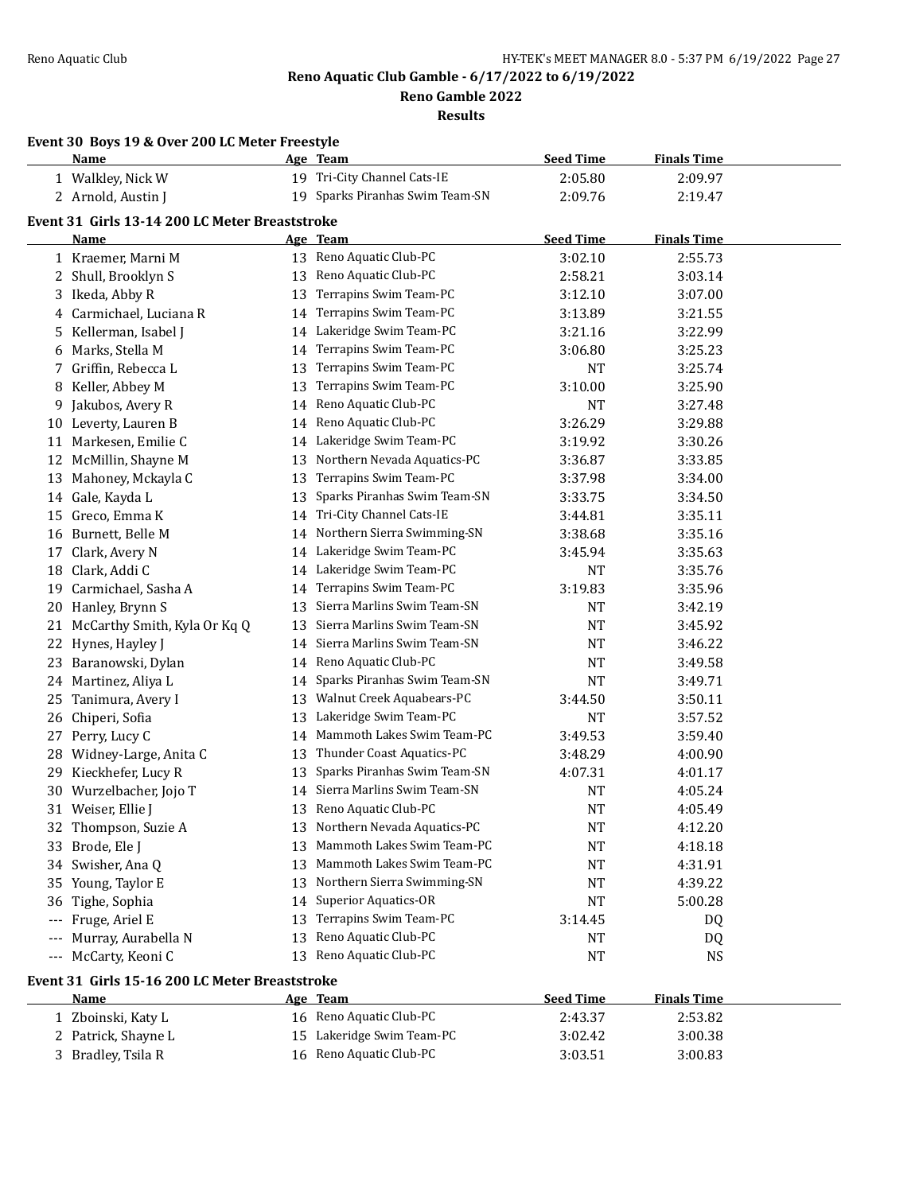# Reno Aquatic Club Gamble - 6/17/2022 to 6/19/2022

## Reno Gamble 2022

### Results

**Event 30 Boys 19 & Over 200 LC Meter Freestyle**

| | Name | Age | Team | Seed Time | Finals Time |
|---|---|---|---|---|---|
| 1 | Walkley, Nick W | 19 | Tri-City Channel Cats-IE | 2:05.80 | 2:09.97 |
| 2 | Arnold, Austin J | 19 | Sparks Piranhas Swim Team-SN | 2:09.76 | 2:19.47 |

**Event 31 Girls 13-14 200 LC Meter Breaststroke**

| | Name | Age | Team | Seed Time | Finals Time |
|---|---|---|---|---|---|
| 1 | Kraemer, Marni M | 13 | Reno Aquatic Club-PC | 3:02.10 | 2:55.73 |
| 2 | Shull, Brooklyn S | 13 | Reno Aquatic Club-PC | 2:58.21 | 3:03.14 |
| 3 | Ikeda, Abby R | 13 | Terrapins Swim Team-PC | 3:12.10 | 3:07.00 |
| 4 | Carmichael, Luciana R | 14 | Terrapins Swim Team-PC | 3:13.89 | 3:21.55 |
| 5 | Kellerman, Isabel J | 14 | Lakeridge Swim Team-PC | 3:21.16 | 3:22.99 |
| 6 | Marks, Stella M | 14 | Terrapins Swim Team-PC | 3:06.80 | 3:25.23 |
| 7 | Griffin, Rebecca L | 13 | Terrapins Swim Team-PC | NT | 3:25.74 |
| 8 | Keller, Abbey M | 13 | Terrapins Swim Team-PC | 3:10.00 | 3:25.90 |
| 9 | Jakubos, Avery R | 14 | Reno Aquatic Club-PC | NT | 3:27.48 |
| 10 | Leverty, Lauren B | 14 | Reno Aquatic Club-PC | 3:26.29 | 3:29.88 |
| 11 | Markesen, Emilie C | 14 | Lakeridge Swim Team-PC | 3:19.92 | 3:30.26 |
| 12 | McMillin, Shayne M | 13 | Northern Nevada Aquatics-PC | 3:36.87 | 3:33.85 |
| 13 | Mahoney, Mckayla C | 13 | Terrapins Swim Team-PC | 3:37.98 | 3:34.00 |
| 14 | Gale, Kayda L | 13 | Sparks Piranhas Swim Team-SN | 3:33.75 | 3:34.50 |
| 15 | Greco, Emma K | 14 | Tri-City Channel Cats-IE | 3:44.81 | 3:35.11 |
| 16 | Burnett, Belle M | 14 | Northern Sierra Swimming-SN | 3:38.68 | 3:35.16 |
| 17 | Clark, Avery N | 14 | Lakeridge Swim Team-PC | 3:45.94 | 3:35.63 |
| 18 | Clark, Addi C | 14 | Lakeridge Swim Team-PC | NT | 3:35.76 |
| 19 | Carmichael, Sasha A | 14 | Terrapins Swim Team-PC | 3:19.83 | 3:35.96 |
| 20 | Hanley, Brynn S | 13 | Sierra Marlins Swim Team-SN | NT | 3:42.19 |
| 21 | McCarthy Smith, Kyla Or Kq Q | 13 | Sierra Marlins Swim Team-SN | NT | 3:45.92 |
| 22 | Hynes, Hayley J | 14 | Sierra Marlins Swim Team-SN | NT | 3:46.22 |
| 23 | Baranowski, Dylan | 14 | Reno Aquatic Club-PC | NT | 3:49.58 |
| 24 | Martinez, Aliya L | 14 | Sparks Piranhas Swim Team-SN | NT | 3:49.71 |
| 25 | Tanimura, Avery I | 13 | Walnut Creek Aquabears-PC | 3:44.50 | 3:50.11 |
| 26 | Chiperi, Sofia | 13 | Lakeridge Swim Team-PC | NT | 3:57.52 |
| 27 | Perry, Lucy C | 14 | Mammoth Lakes Swim Team-PC | 3:49.53 | 3:59.40 |
| 28 | Widney-Large, Anita C | 13 | Thunder Coast Aquatics-PC | 3:48.29 | 4:00.90 |
| 29 | Kieckhefer, Lucy R | 13 | Sparks Piranhas Swim Team-SN | 4:07.31 | 4:01.17 |
| 30 | Wurzelbacher, Jojo T | 14 | Sierra Marlins Swim Team-SN | NT | 4:05.24 |
| 31 | Weiser, Ellie J | 13 | Reno Aquatic Club-PC | NT | 4:05.49 |
| 32 | Thompson, Suzie A | 13 | Northern Nevada Aquatics-PC | NT | 4:12.20 |
| 33 | Brode, Ele J | 13 | Mammoth Lakes Swim Team-PC | NT | 4:18.18 |
| 34 | Swisher, Ana Q | 13 | Mammoth Lakes Swim Team-PC | NT | 4:31.91 |
| 35 | Young, Taylor E | 13 | Northern Sierra Swimming-SN | NT | 4:39.22 |
| 36 | Tighe, Sophia | 14 | Superior Aquatics-OR | NT | 5:00.28 |
| --- | Fruge, Ariel E | 13 | Terrapins Swim Team-PC | 3:14.45 | DQ |
| --- | Murray, Aurabella N | 13 | Reno Aquatic Club-PC | NT | DQ |
| --- | McCarty, Keoni C | 13 | Reno Aquatic Club-PC | NT | NS |

**Event 31 Girls 15-16 200 LC Meter Breaststroke**

| | Name | Age | Team | Seed Time | Finals Time |
|---|---|---|---|---|---|
| 1 | Zboinski, Katy L | 16 | Reno Aquatic Club-PC | 2:43.37 | 2:53.82 |
| 2 | Patrick, Shayne L | 15 | Lakeridge Swim Team-PC | 3:02.42 | 3:00.38 |
| 3 | Bradley, Tsila R | 16 | Reno Aquatic Club-PC | 3:03.51 | 3:00.83 |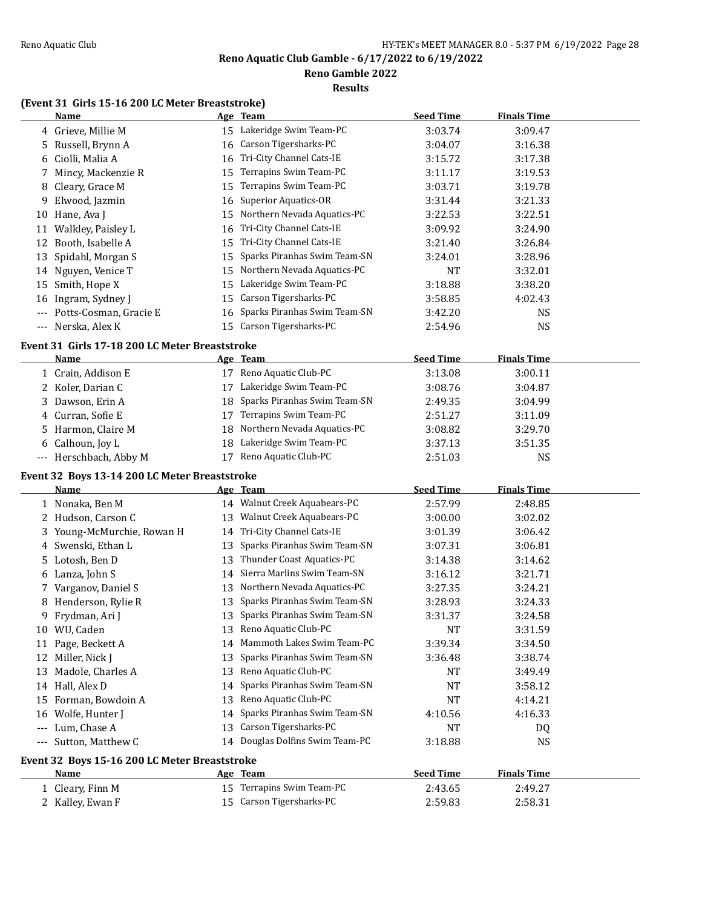# Reno Aquatic Club Gamble - 6/17/2022 to 6/19/2022

## Reno Gamble 2022

### Results

### (Event 31 Girls 15-16 200 LC Meter Breaststroke)

| | Name | Age | Team | Seed Time | Finals Time |
|---|---|---|---|---|---|
| 4 | Grieve, Millie M | 15 | Lakeridge Swim Team-PC | 3:03.74 | 3:09.47 |
| 5 | Russell, Brynn A | 16 | Carson Tigersharks-PC | 3:04.07 | 3:16.38 |
| 6 | Ciolli, Malia A | 16 | Tri-City Channel Cats-IE | 3:15.72 | 3:17.38 |
| 7 | Mincy, Mackenzie R | 15 | Terrapins Swim Team-PC | 3:11.17 | 3:19.53 |
| 8 | Cleary, Grace M | 15 | Terrapins Swim Team-PC | 3:03.71 | 3:19.78 |
| 9 | Elwood, Jazmin | 16 | Superior Aquatics-OR | 3:31.44 | 3:21.33 |
| 10 | Hane, Ava J | 15 | Northern Nevada Aquatics-PC | 3:22.53 | 3:22.51 |
| 11 | Walkley, Paisley L | 16 | Tri-City Channel Cats-IE | 3:09.92 | 3:24.90 |
| 12 | Booth, Isabelle A | 15 | Tri-City Channel Cats-IE | 3:21.40 | 3:26.84 |
| 13 | Spidahl, Morgan S | 15 | Sparks Piranhas Swim Team-SN | 3:24.01 | 3:28.96 |
| 14 | Nguyen, Venice T | 15 | Northern Nevada Aquatics-PC | NT | 3:32.01 |
| 15 | Smith, Hope X | 15 | Lakeridge Swim Team-PC | 3:18.88 | 3:38.20 |
| 16 | Ingram, Sydney J | 15 | Carson Tigersharks-PC | 3:58.85 | 4:02.43 |
| --- | Potts-Cosman, Gracie E | 16 | Sparks Piranhas Swim Team-SN | 3:42.20 | NS |
| --- | Nerska, Alex K | 15 | Carson Tigersharks-PC | 2:54.96 | NS |

### Event 31 Girls 17-18 200 LC Meter Breaststroke

| | Name | Age | Team | Seed Time | Finals Time |
|---|---|---|---|---|---|
| 1 | Crain, Addison E | 17 | Reno Aquatic Club-PC | 3:13.08 | 3:00.11 |
| 2 | Koler, Darian C | 17 | Lakeridge Swim Team-PC | 3:08.76 | 3:04.87 |
| 3 | Dawson, Erin A | 18 | Sparks Piranhas Swim Team-SN | 2:49.35 | 3:04.99 |
| 4 | Curran, Sofie E | 17 | Terrapins Swim Team-PC | 2:51.27 | 3:11.09 |
| 5 | Harmon, Claire M | 18 | Northern Nevada Aquatics-PC | 3:08.82 | 3:29.70 |
| 6 | Calhoun, Joy L | 18 | Lakeridge Swim Team-PC | 3:37.13 | 3:51.35 |
| --- | Herschbach, Abby M | 17 | Reno Aquatic Club-PC | 2:51.03 | NS |

### Event 32 Boys 13-14 200 LC Meter Breaststroke

| | Name | Age | Team | Seed Time | Finals Time |
|---|---|---|---|---|---|
| 1 | Nonaka, Ben M | 14 | Walnut Creek Aquabears-PC | 2:57.99 | 2:48.85 |
| 2 | Hudson, Carson C | 13 | Walnut Creek Aquabears-PC | 3:00.00 | 3:02.02 |
| 3 | Young-McMurchie, Rowan H | 14 | Tri-City Channel Cats-IE | 3:01.39 | 3:06.42 |
| 4 | Swenski, Ethan L | 13 | Sparks Piranhas Swim Team-SN | 3:07.31 | 3:06.81 |
| 5 | Lotosh, Ben D | 13 | Thunder Coast Aquatics-PC | 3:14.38 | 3:14.62 |
| 6 | Lanza, John S | 14 | Sierra Marlins Swim Team-SN | 3:16.12 | 3:21.71 |
| 7 | Varganov, Daniel S | 13 | Northern Nevada Aquatics-PC | 3:27.35 | 3:24.21 |
| 8 | Henderson, Rylie R | 13 | Sparks Piranhas Swim Team-SN | 3:28.93 | 3:24.33 |
| 9 | Frydman, Ari J | 13 | Sparks Piranhas Swim Team-SN | 3:31.37 | 3:24.58 |
| 10 | WU, Caden | 13 | Reno Aquatic Club-PC | NT | 3:31.59 |
| 11 | Page, Beckett A | 14 | Mammoth Lakes Swim Team-PC | 3:39.34 | 3:34.50 |
| 12 | Miller, Nick J | 13 | Sparks Piranhas Swim Team-SN | 3:36.48 | 3:38.74 |
| 13 | Madole, Charles A | 13 | Reno Aquatic Club-PC | NT | 3:49.49 |
| 14 | Hall, Alex D | 14 | Sparks Piranhas Swim Team-SN | NT | 3:58.12 |
| 15 | Forman, Bowdoin A | 13 | Reno Aquatic Club-PC | NT | 4:14.21 |
| 16 | Wolfe, Hunter J | 14 | Sparks Piranhas Swim Team-SN | 4:10.56 | 4:16.33 |
| --- | Lum, Chase A | 13 | Carson Tigersharks-PC | NT | DQ |
| --- | Sutton, Matthew C | 14 | Douglas Dolfins Swim Team-PC | 3:18.88 | NS |

### Event 32 Boys 15-16 200 LC Meter Breaststroke

| | Name | Age | Team | Seed Time | Finals Time |
|---|---|---|---|---|---|
| 1 | Cleary, Finn M | 15 | Terrapins Swim Team-PC | 2:43.65 | 2:49.27 |
| 2 | Kalley, Ewan F | 15 | Carson Tigersharks-PC | 2:59.83 | 2:58.31 |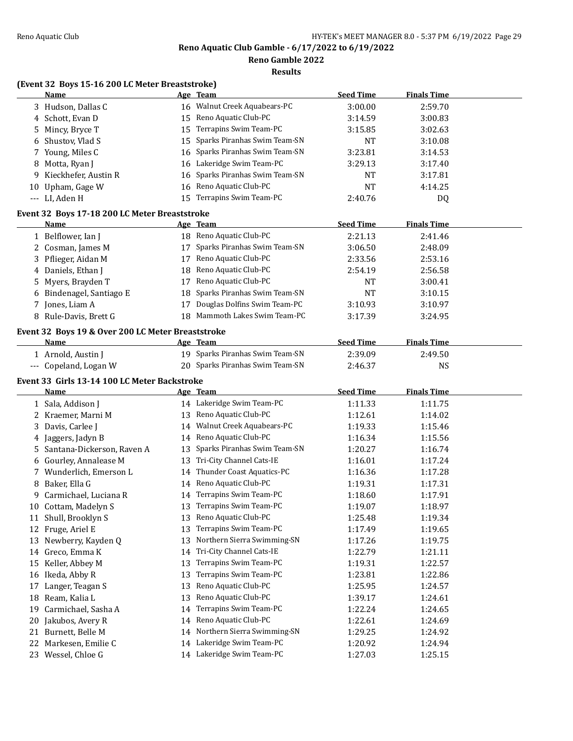## Reno Aquatic Club Gamble - 6/17/2022 to 6/19/2022

### Reno Gamble 2022

### Results

**(Event 32 Boys 15-16 200 LC Meter Breaststroke)**

| | Name | Age | Team | Seed Time | Finals Time |
|---|---|---|---|---|---|
| 3 | Hudson, Dallas C | 16 | Walnut Creek Aquabears-PC | 3:00.00 | 2:59.70 |
| 4 | Schott, Evan D | 15 | Reno Aquatic Club-PC | 3:14.59 | 3:00.83 |
| 5 | Mincy, Bryce T | 15 | Terrapins Swim Team-PC | 3:15.85 | 3:02.63 |
| 6 | Shustov, Vlad S | 15 | Sparks Piranhas Swim Team-SN | NT | 3:10.08 |
| 7 | Young, Miles C | 16 | Sparks Piranhas Swim Team-SN | 3:23.81 | 3:14.53 |
| 8 | Motta, Ryan J | 16 | Lakeridge Swim Team-PC | 3:29.13 | 3:17.40 |
| 9 | Kieckhefer, Austin R | 16 | Sparks Piranhas Swim Team-SN | NT | 3:17.81 |
| 10 | Upham, Gage W | 16 | Reno Aquatic Club-PC | NT | 4:14.25 |
| --- | LI, Aden H | 15 | Terrapins Swim Team-PC | 2:40.76 | DQ |

**Event 32 Boys 17-18 200 LC Meter Breaststroke**

| | Name | Age | Team | Seed Time | Finals Time |
|---|---|---|---|---|---|
| 1 | Belflower, Ian J | 18 | Reno Aquatic Club-PC | 2:21.13 | 2:41.46 |
| 2 | Cosman, James M | 17 | Sparks Piranhas Swim Team-SN | 3:06.50 | 2:48.09 |
| 3 | Pflieger, Aidan M | 17 | Reno Aquatic Club-PC | 2:33.56 | 2:53.16 |
| 4 | Daniels, Ethan J | 18 | Reno Aquatic Club-PC | 2:54.19 | 2:56.58 |
| 5 | Myers, Brayden T | 17 | Reno Aquatic Club-PC | NT | 3:00.41 |
| 6 | Bindenagel, Santiago E | 18 | Sparks Piranhas Swim Team-SN | NT | 3:10.15 |
| 7 | Jones, Liam A | 17 | Douglas Dolfins Swim Team-PC | 3:10.93 | 3:10.97 |
| 8 | Rule-Davis, Brett G | 18 | Mammoth Lakes Swim Team-PC | 3:17.39 | 3:24.95 |

**Event 32 Boys 19 & Over 200 LC Meter Breaststroke**

| | Name | Age | Team | Seed Time | Finals Time |
|---|---|---|---|---|---|
| 1 | Arnold, Austin J | 19 | Sparks Piranhas Swim Team-SN | 2:39.09 | 2:49.50 |
| --- | Copeland, Logan W | 20 | Sparks Piranhas Swim Team-SN | 2:46.37 | NS |

**Event 33 Girls 13-14 100 LC Meter Backstroke**

| | Name | Age | Team | Seed Time | Finals Time |
|---|---|---|---|---|---|
| 1 | Sala, Addison J | 14 | Lakeridge Swim Team-PC | 1:11.33 | 1:11.75 |
| 2 | Kraemer, Marni M | 13 | Reno Aquatic Club-PC | 1:12.61 | 1:14.02 |
| 3 | Davis, Carlee J | 14 | Walnut Creek Aquabears-PC | 1:19.33 | 1:15.46 |
| 4 | Jaggers, Jadyn B | 14 | Reno Aquatic Club-PC | 1:16.34 | 1:15.56 |
| 5 | Santana-Dickerson, Raven A | 13 | Sparks Piranhas Swim Team-SN | 1:20.27 | 1:16.74 |
| 6 | Gourley, Annalease M | 13 | Tri-City Channel Cats-IE | 1:16.01 | 1:17.24 |
| 7 | Wunderlich, Emerson L | 14 | Thunder Coast Aquatics-PC | 1:16.36 | 1:17.28 |
| 8 | Baker, Ella G | 14 | Reno Aquatic Club-PC | 1:19.31 | 1:17.31 |
| 9 | Carmichael, Luciana R | 14 | Terrapins Swim Team-PC | 1:18.60 | 1:17.91 |
| 10 | Cottam, Madelyn S | 13 | Terrapins Swim Team-PC | 1:19.07 | 1:18.97 |
| 11 | Shull, Brooklyn S | 13 | Reno Aquatic Club-PC | 1:25.48 | 1:19.34 |
| 12 | Fruge, Ariel E | 13 | Terrapins Swim Team-PC | 1:17.49 | 1:19.65 |
| 13 | Newberry, Kayden Q | 13 | Northern Sierra Swimming-SN | 1:17.26 | 1:19.75 |
| 14 | Greco, Emma K | 14 | Tri-City Channel Cats-IE | 1:22.79 | 1:21.11 |
| 15 | Keller, Abbey M | 13 | Terrapins Swim Team-PC | 1:19.31 | 1:22.57 |
| 16 | Ikeda, Abby R | 13 | Terrapins Swim Team-PC | 1:23.81 | 1:22.86 |
| 17 | Langer, Teagan S | 13 | Reno Aquatic Club-PC | 1:25.95 | 1:24.57 |
| 18 | Ream, Kalia L | 13 | Reno Aquatic Club-PC | 1:39.17 | 1:24.61 |
| 19 | Carmichael, Sasha A | 14 | Terrapins Swim Team-PC | 1:22.24 | 1:24.65 |
| 20 | Jakubos, Avery R | 14 | Reno Aquatic Club-PC | 1:22.61 | 1:24.69 |
| 21 | Burnett, Belle M | 14 | Northern Sierra Swimming-SN | 1:29.25 | 1:24.92 |
| 22 | Markesen, Emilie C | 14 | Lakeridge Swim Team-PC | 1:20.92 | 1:24.94 |
| 23 | Wessel, Chloe G | 14 | Lakeridge Swim Team-PC | 1:27.03 | 1:25.15 |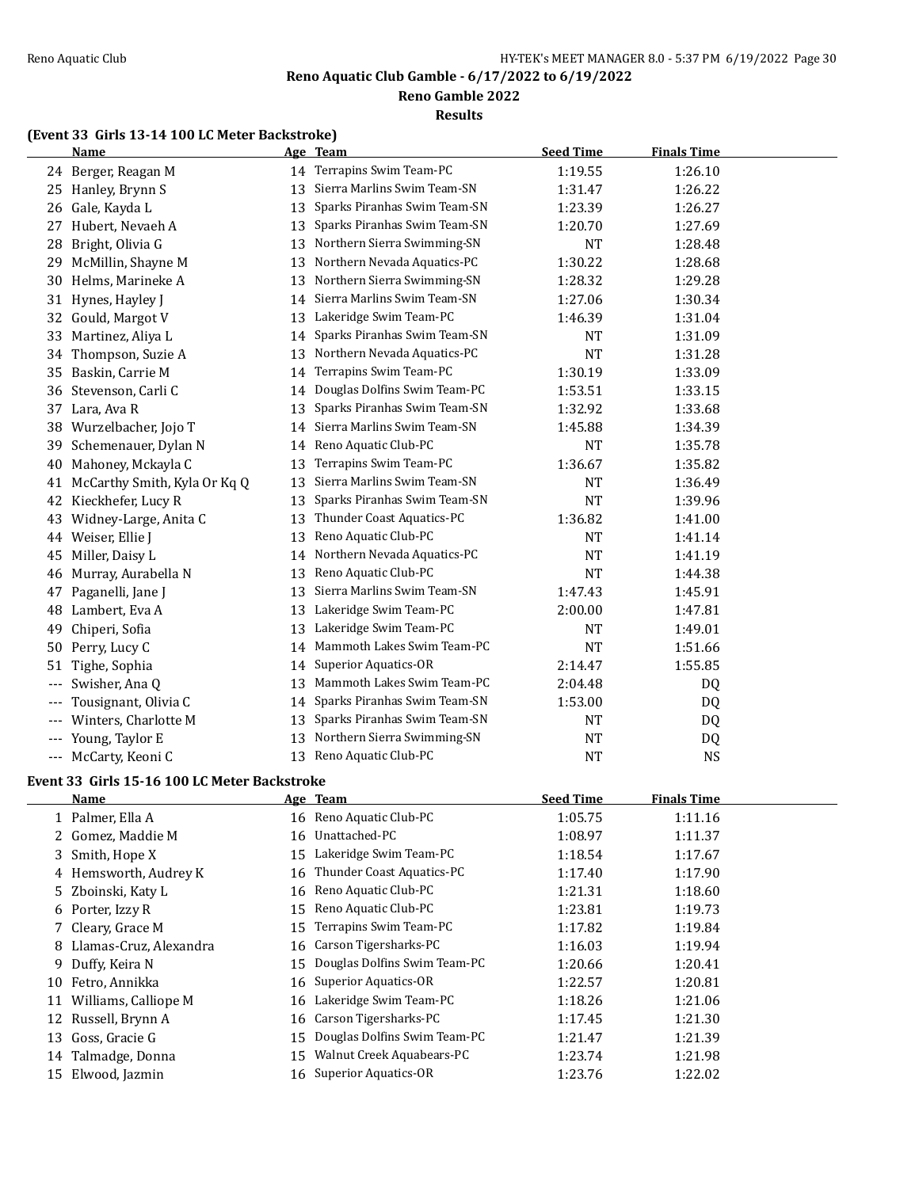## Reno Aquatic Club Gamble - 6/17/2022 to 6/19/2022

### Reno Gamble 2022

### Results

#### (Event 33 Girls 13-14 100 LC Meter Backstroke)

| | Name | Age | Team | Seed Time | Finals Time |
|---|---|---|---|---|---|
| 24 | Berger, Reagan M | 14 | Terrapins Swim Team-PC | 1:19.55 | 1:26.10 |
| 25 | Hanley, Brynn S | 13 | Sierra Marlins Swim Team-SN | 1:31.47 | 1:26.22 |
| 26 | Gale, Kayda L | 13 | Sparks Piranhas Swim Team-SN | 1:23.39 | 1:26.27 |
| 27 | Hubert, Nevaeh A | 13 | Sparks Piranhas Swim Team-SN | 1:20.70 | 1:27.69 |
| 28 | Bright, Olivia G | 13 | Northern Sierra Swimming-SN | NT | 1:28.48 |
| 29 | McMillin, Shayne M | 13 | Northern Nevada Aquatics-PC | 1:30.22 | 1:28.68 |
| 30 | Helms, Marineke A | 13 | Northern Sierra Swimming-SN | 1:28.32 | 1:29.28 |
| 31 | Hynes, Hayley J | 14 | Sierra Marlins Swim Team-SN | 1:27.06 | 1:30.34 |
| 32 | Gould, Margot V | 13 | Lakeridge Swim Team-PC | 1:46.39 | 1:31.04 |
| 33 | Martinez, Aliya L | 14 | Sparks Piranhas Swim Team-SN | NT | 1:31.09 |
| 34 | Thompson, Suzie A | 13 | Northern Nevada Aquatics-PC | NT | 1:31.28 |
| 35 | Baskin, Carrie M | 14 | Terrapins Swim Team-PC | 1:30.19 | 1:33.09 |
| 36 | Stevenson, Carli C | 14 | Douglas Dolfins Swim Team-PC | 1:53.51 | 1:33.15 |
| 37 | Lara, Ava R | 13 | Sparks Piranhas Swim Team-SN | 1:32.92 | 1:33.68 |
| 38 | Wurzelbacher, Jojo T | 14 | Sierra Marlins Swim Team-SN | 1:45.88 | 1:34.39 |
| 39 | Schemenauer, Dylan N | 14 | Reno Aquatic Club-PC | NT | 1:35.78 |
| 40 | Mahoney, Mckayla C | 13 | Terrapins Swim Team-PC | 1:36.67 | 1:35.82 |
| 41 | McCarthy Smith, Kyla Or Kq Q | 13 | Sierra Marlins Swim Team-SN | NT | 1:36.49 |
| 42 | Kieckhefer, Lucy R | 13 | Sparks Piranhas Swim Team-SN | NT | 1:39.96 |
| 43 | Widney-Large, Anita C | 13 | Thunder Coast Aquatics-PC | 1:36.82 | 1:41.00 |
| 44 | Weiser, Ellie J | 13 | Reno Aquatic Club-PC | NT | 1:41.14 |
| 45 | Miller, Daisy L | 14 | Northern Nevada Aquatics-PC | NT | 1:41.19 |
| 46 | Murray, Aurabella N | 13 | Reno Aquatic Club-PC | NT | 1:44.38 |
| 47 | Paganelli, Jane J | 13 | Sierra Marlins Swim Team-SN | 1:47.43 | 1:45.91 |
| 48 | Lambert, Eva A | 13 | Lakeridge Swim Team-PC | 2:00.00 | 1:47.81 |
| 49 | Chiperi, Sofia | 13 | Lakeridge Swim Team-PC | NT | 1:49.01 |
| 50 | Perry, Lucy C | 14 | Mammoth Lakes Swim Team-PC | NT | 1:51.66 |
| 51 | Tighe, Sophia | 14 | Superior Aquatics-OR | 2:14.47 | 1:55.85 |
| --- | Swisher, Ana Q | 13 | Mammoth Lakes Swim Team-PC | 2:04.48 | DQ |
| --- | Tousignant, Olivia C | 14 | Sparks Piranhas Swim Team-SN | 1:53.00 | DQ |
| --- | Winters, Charlotte M | 13 | Sparks Piranhas Swim Team-SN | NT | DQ |
| --- | Young, Taylor E | 13 | Northern Sierra Swimming-SN | NT | DQ |
| --- | McCarty, Keoni C | 13 | Reno Aquatic Club-PC | NT | NS |

#### Event 33 Girls 15-16 100 LC Meter Backstroke

| | Name | Age | Team | Seed Time | Finals Time |
|---|---|---|---|---|---|
| 1 | Palmer, Ella A | 16 | Reno Aquatic Club-PC | 1:05.75 | 1:11.16 |
| 2 | Gomez, Maddie M | 16 | Unattached-PC | 1:08.97 | 1:11.37 |
| 3 | Smith, Hope X | 15 | Lakeridge Swim Team-PC | 1:18.54 | 1:17.67 |
| 4 | Hemsworth, Audrey K | 16 | Thunder Coast Aquatics-PC | 1:17.40 | 1:17.90 |
| 5 | Zboinski, Katy L | 16 | Reno Aquatic Club-PC | 1:21.31 | 1:18.60 |
| 6 | Porter, Izzy R | 15 | Reno Aquatic Club-PC | 1:23.81 | 1:19.73 |
| 7 | Cleary, Grace M | 15 | Terrapins Swim Team-PC | 1:17.82 | 1:19.84 |
| 8 | Llamas-Cruz, Alexandra | 16 | Carson Tigersharks-PC | 1:16.03 | 1:19.94 |
| 9 | Duffy, Keira N | 15 | Douglas Dolfins Swim Team-PC | 1:20.66 | 1:20.41 |
| 10 | Fetro, Annikka | 16 | Superior Aquatics-OR | 1:22.57 | 1:20.81 |
| 11 | Williams, Calliope M | 16 | Lakeridge Swim Team-PC | 1:18.26 | 1:21.06 |
| 12 | Russell, Brynn A | 16 | Carson Tigersharks-PC | 1:17.45 | 1:21.30 |
| 13 | Goss, Gracie G | 15 | Douglas Dolfins Swim Team-PC | 1:21.47 | 1:21.39 |
| 14 | Talmadge, Donna | 15 | Walnut Creek Aquabears-PC | 1:23.74 | 1:21.98 |
| 15 | Elwood, Jazmin | 16 | Superior Aquatics-OR | 1:23.76 | 1:22.02 |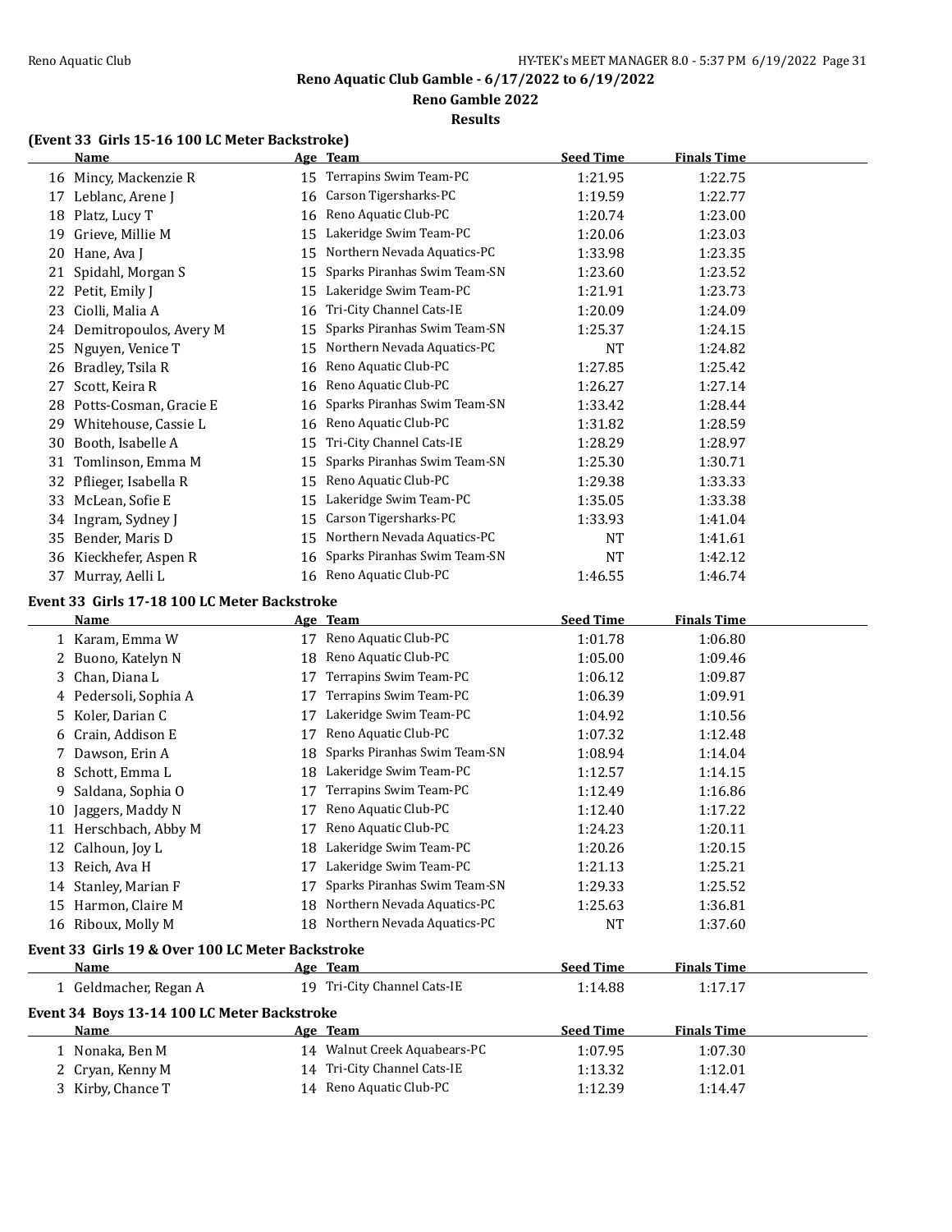# Reno Aquatic Club Gamble - 6/17/2022 to 6/19/2022

## Reno Gamble 2022

### Results

**(Event 33 Girls 15-16 100 LC Meter Backstroke)**

| | Name | Age | Team | Seed Time | Finals Time |
|---|---|---|---|---|---|
| 16 | Mincy, Mackenzie R | 15 | Terrapins Swim Team-PC | 1:21.95 | 1:22.75 |
| 17 | Leblanc, Arene J | 16 | Carson Tigersharks-PC | 1:19.59 | 1:22.77 |
| 18 | Platz, Lucy T | 16 | Reno Aquatic Club-PC | 1:20.74 | 1:23.00 |
| 19 | Grieve, Millie M | 15 | Lakeridge Swim Team-PC | 1:20.06 | 1:23.03 |
| 20 | Hane, Ava J | 15 | Northern Nevada Aquatics-PC | 1:33.98 | 1:23.35 |
| 21 | Spidahl, Morgan S | 15 | Sparks Piranhas Swim Team-SN | 1:23.60 | 1:23.52 |
| 22 | Petit, Emily J | 15 | Lakeridge Swim Team-PC | 1:21.91 | 1:23.73 |
| 23 | Ciolli, Malia A | 16 | Tri-City Channel Cats-IE | 1:20.09 | 1:24.09 |
| 24 | Demitropoulos, Avery M | 15 | Sparks Piranhas Swim Team-SN | 1:25.37 | 1:24.15 |
| 25 | Nguyen, Venice T | 15 | Northern Nevada Aquatics-PC | NT | 1:24.82 |
| 26 | Bradley, Tsila R | 16 | Reno Aquatic Club-PC | 1:27.85 | 1:25.42 |
| 27 | Scott, Keira R | 16 | Reno Aquatic Club-PC | 1:26.27 | 1:27.14 |
| 28 | Potts-Cosman, Gracie E | 16 | Sparks Piranhas Swim Team-SN | 1:33.42 | 1:28.44 |
| 29 | Whitehouse, Cassie L | 16 | Reno Aquatic Club-PC | 1:31.82 | 1:28.59 |
| 30 | Booth, Isabelle A | 15 | Tri-City Channel Cats-IE | 1:28.29 | 1:28.97 |
| 31 | Tomlinson, Emma M | 15 | Sparks Piranhas Swim Team-SN | 1:25.30 | 1:30.71 |
| 32 | Pflieger, Isabella R | 15 | Reno Aquatic Club-PC | 1:29.38 | 1:33.33 |
| 33 | McLean, Sofie E | 15 | Lakeridge Swim Team-PC | 1:35.05 | 1:33.38 |
| 34 | Ingram, Sydney J | 15 | Carson Tigersharks-PC | 1:33.93 | 1:41.04 |
| 35 | Bender, Maris D | 15 | Northern Nevada Aquatics-PC | NT | 1:41.61 |
| 36 | Kieckhefer, Aspen R | 16 | Sparks Piranhas Swim Team-SN | NT | 1:42.12 |
| 37 | Murray, Aelli L | 16 | Reno Aquatic Club-PC | 1:46.55 | 1:46.74 |

**Event 33 Girls 17-18 100 LC Meter Backstroke**

| | Name | Age | Team | Seed Time | Finals Time |
|---|---|---|---|---|---|
| 1 | Karam, Emma W | 17 | Reno Aquatic Club-PC | 1:01.78 | 1:06.80 |
| 2 | Buono, Katelyn N | 18 | Reno Aquatic Club-PC | 1:05.00 | 1:09.46 |
| 3 | Chan, Diana L | 17 | Terrapins Swim Team-PC | 1:06.12 | 1:09.87 |
| 4 | Pedersoli, Sophia A | 17 | Terrapins Swim Team-PC | 1:06.39 | 1:09.91 |
| 5 | Koler, Darian C | 17 | Lakeridge Swim Team-PC | 1:04.92 | 1:10.56 |
| 6 | Crain, Addison E | 17 | Reno Aquatic Club-PC | 1:07.32 | 1:12.48 |
| 7 | Dawson, Erin A | 18 | Sparks Piranhas Swim Team-SN | 1:08.94 | 1:14.04 |
| 8 | Schott, Emma L | 18 | Lakeridge Swim Team-PC | 1:12.57 | 1:14.15 |
| 9 | Saldana, Sophia O | 17 | Terrapins Swim Team-PC | 1:12.49 | 1:16.86 |
| 10 | Jaggers, Maddy N | 17 | Reno Aquatic Club-PC | 1:12.40 | 1:17.22 |
| 11 | Herschbach, Abby M | 17 | Reno Aquatic Club-PC | 1:24.23 | 1:20.11 |
| 12 | Calhoun, Joy L | 18 | Lakeridge Swim Team-PC | 1:20.26 | 1:20.15 |
| 13 | Reich, Ava H | 17 | Lakeridge Swim Team-PC | 1:21.13 | 1:25.21 |
| 14 | Stanley, Marian F | 17 | Sparks Piranhas Swim Team-SN | 1:29.33 | 1:25.52 |
| 15 | Harmon, Claire M | 18 | Northern Nevada Aquatics-PC | 1:25.63 | 1:36.81 |
| 16 | Riboux, Molly M | 18 | Northern Nevada Aquatics-PC | NT | 1:37.60 |

**Event 33 Girls 19 & Over 100 LC Meter Backstroke**

| | Name | Age | Team | Seed Time | Finals Time |
|---|---|---|---|---|---|
| 1 | Geldmacher, Regan A | 19 | Tri-City Channel Cats-IE | 1:14.88 | 1:17.17 |

**Event 34 Boys 13-14 100 LC Meter Backstroke**

| | Name | Age | Team | Seed Time | Finals Time |
|---|---|---|---|---|---|
| 1 | Nonaka, Ben M | 14 | Walnut Creek Aquabears-PC | 1:07.95 | 1:07.30 |
| 2 | Cryan, Kenny M | 14 | Tri-City Channel Cats-IE | 1:13.32 | 1:12.01 |
| 3 | Kirby, Chance T | 14 | Reno Aquatic Club-PC | 1:12.39 | 1:14.47 |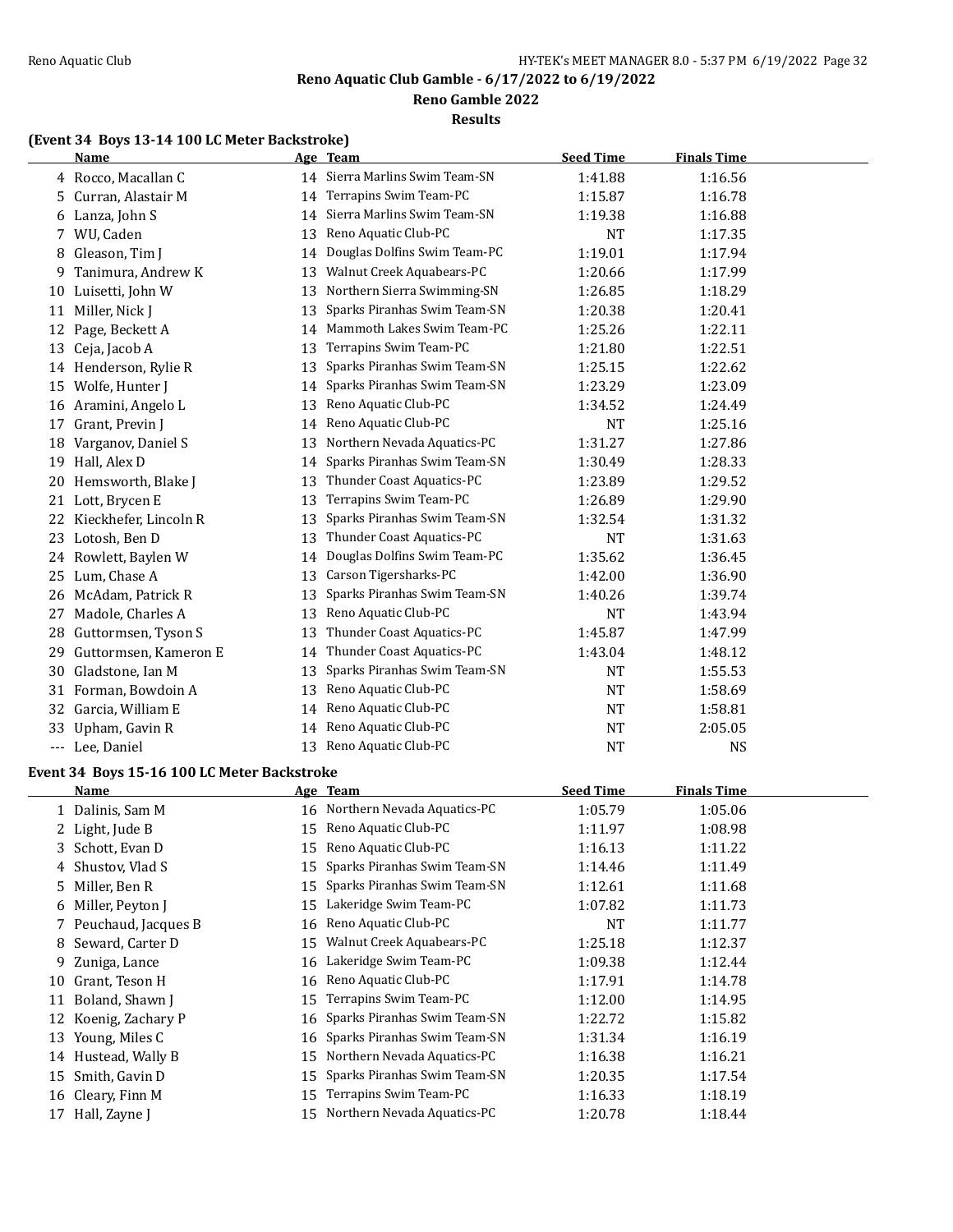## Reno Aquatic Club Gamble - 6/17/2022 to 6/19/2022

### Reno Gamble 2022

### Results

#### (Event 34 Boys 13-14 100 LC Meter Backstroke)

| | Name | Age | Team | Seed Time | Finals Time |
|---|---|---|---|---|---|
| 4 | Rocco, Macallan C | 14 | Sierra Marlins Swim Team-SN | 1:41.88 | 1:16.56 |
| 5 | Curran, Alastair M | 14 | Terrapins Swim Team-PC | 1:15.87 | 1:16.78 |
| 6 | Lanza, John S | 14 | Sierra Marlins Swim Team-SN | 1:19.38 | 1:16.88 |
| 7 | WU, Caden | 13 | Reno Aquatic Club-PC | NT | 1:17.35 |
| 8 | Gleason, Tim J | 14 | Douglas Dolfins Swim Team-PC | 1:19.01 | 1:17.94 |
| 9 | Tanimura, Andrew K | 13 | Walnut Creek Aquabears-PC | 1:20.66 | 1:17.99 |
| 10 | Luisetti, John W | 13 | Northern Sierra Swimming-SN | 1:26.85 | 1:18.29 |
| 11 | Miller, Nick J | 13 | Sparks Piranhas Swim Team-SN | 1:20.38 | 1:20.41 |
| 12 | Page, Beckett A | 14 | Mammoth Lakes Swim Team-PC | 1:25.26 | 1:22.11 |
| 13 | Ceja, Jacob A | 13 | Terrapins Swim Team-PC | 1:21.80 | 1:22.51 |
| 14 | Henderson, Rylie R | 13 | Sparks Piranhas Swim Team-SN | 1:25.15 | 1:22.62 |
| 15 | Wolfe, Hunter J | 14 | Sparks Piranhas Swim Team-SN | 1:23.29 | 1:23.09 |
| 16 | Aramini, Angelo L | 13 | Reno Aquatic Club-PC | 1:34.52 | 1:24.49 |
| 17 | Grant, Previn J | 14 | Reno Aquatic Club-PC | NT | 1:25.16 |
| 18 | Varganov, Daniel S | 13 | Northern Nevada Aquatics-PC | 1:31.27 | 1:27.86 |
| 19 | Hall, Alex D | 14 | Sparks Piranhas Swim Team-SN | 1:30.49 | 1:28.33 |
| 20 | Hemsworth, Blake J | 13 | Thunder Coast Aquatics-PC | 1:23.89 | 1:29.52 |
| 21 | Lott, Brycen E | 13 | Terrapins Swim Team-PC | 1:26.89 | 1:29.90 |
| 22 | Kieckhefer, Lincoln R | 13 | Sparks Piranhas Swim Team-SN | 1:32.54 | 1:31.32 |
| 23 | Lotosh, Ben D | 13 | Thunder Coast Aquatics-PC | NT | 1:31.63 |
| 24 | Rowlett, Baylen W | 14 | Douglas Dolfins Swim Team-PC | 1:35.62 | 1:36.45 |
| 25 | Lum, Chase A | 13 | Carson Tigersharks-PC | 1:42.00 | 1:36.90 |
| 26 | McAdam, Patrick R | 13 | Sparks Piranhas Swim Team-SN | 1:40.26 | 1:39.74 |
| 27 | Madole, Charles A | 13 | Reno Aquatic Club-PC | NT | 1:43.94 |
| 28 | Guttormsen, Tyson S | 13 | Thunder Coast Aquatics-PC | 1:45.87 | 1:47.99 |
| 29 | Guttormsen, Kameron E | 14 | Thunder Coast Aquatics-PC | 1:43.04 | 1:48.12 |
| 30 | Gladstone, Ian M | 13 | Sparks Piranhas Swim Team-SN | NT | 1:55.53 |
| 31 | Forman, Bowdoin A | 13 | Reno Aquatic Club-PC | NT | 1:58.69 |
| 32 | Garcia, William E | 14 | Reno Aquatic Club-PC | NT | 1:58.81 |
| 33 | Upham, Gavin R | 14 | Reno Aquatic Club-PC | NT | 2:05.05 |
| --- | Lee, Daniel | 13 | Reno Aquatic Club-PC | NT | NS |

#### Event 34 Boys 15-16 100 LC Meter Backstroke

| | Name | Age | Team | Seed Time | Finals Time |
|---|---|---|---|---|---|
| 1 | Dalinis, Sam M | 16 | Northern Nevada Aquatics-PC | 1:05.79 | 1:05.06 |
| 2 | Light, Jude B | 15 | Reno Aquatic Club-PC | 1:11.97 | 1:08.98 |
| 3 | Schott, Evan D | 15 | Reno Aquatic Club-PC | 1:16.13 | 1:11.22 |
| 4 | Shustov, Vlad S | 15 | Sparks Piranhas Swim Team-SN | 1:14.46 | 1:11.49 |
| 5 | Miller, Ben R | 15 | Sparks Piranhas Swim Team-SN | 1:12.61 | 1:11.68 |
| 6 | Miller, Peyton J | 15 | Lakeridge Swim Team-PC | 1:07.82 | 1:11.73 |
| 7 | Peuchaud, Jacques B | 16 | Reno Aquatic Club-PC | NT | 1:11.77 |
| 8 | Seward, Carter D | 15 | Walnut Creek Aquabears-PC | 1:25.18 | 1:12.37 |
| 9 | Zuniga, Lance | 16 | Lakeridge Swim Team-PC | 1:09.38 | 1:12.44 |
| 10 | Grant, Teson H | 16 | Reno Aquatic Club-PC | 1:17.91 | 1:14.78 |
| 11 | Boland, Shawn J | 15 | Terrapins Swim Team-PC | 1:12.00 | 1:14.95 |
| 12 | Koenig, Zachary P | 16 | Sparks Piranhas Swim Team-SN | 1:22.72 | 1:15.82 |
| 13 | Young, Miles C | 16 | Sparks Piranhas Swim Team-SN | 1:31.34 | 1:16.19 |
| 14 | Hustead, Wally B | 15 | Northern Nevada Aquatics-PC | 1:16.38 | 1:16.21 |
| 15 | Smith, Gavin D | 15 | Sparks Piranhas Swim Team-SN | 1:20.35 | 1:17.54 |
| 16 | Cleary, Finn M | 15 | Terrapins Swim Team-PC | 1:16.33 | 1:18.19 |
| 17 | Hall, Zayne J | 15 | Northern Nevada Aquatics-PC | 1:20.78 | 1:18.44 |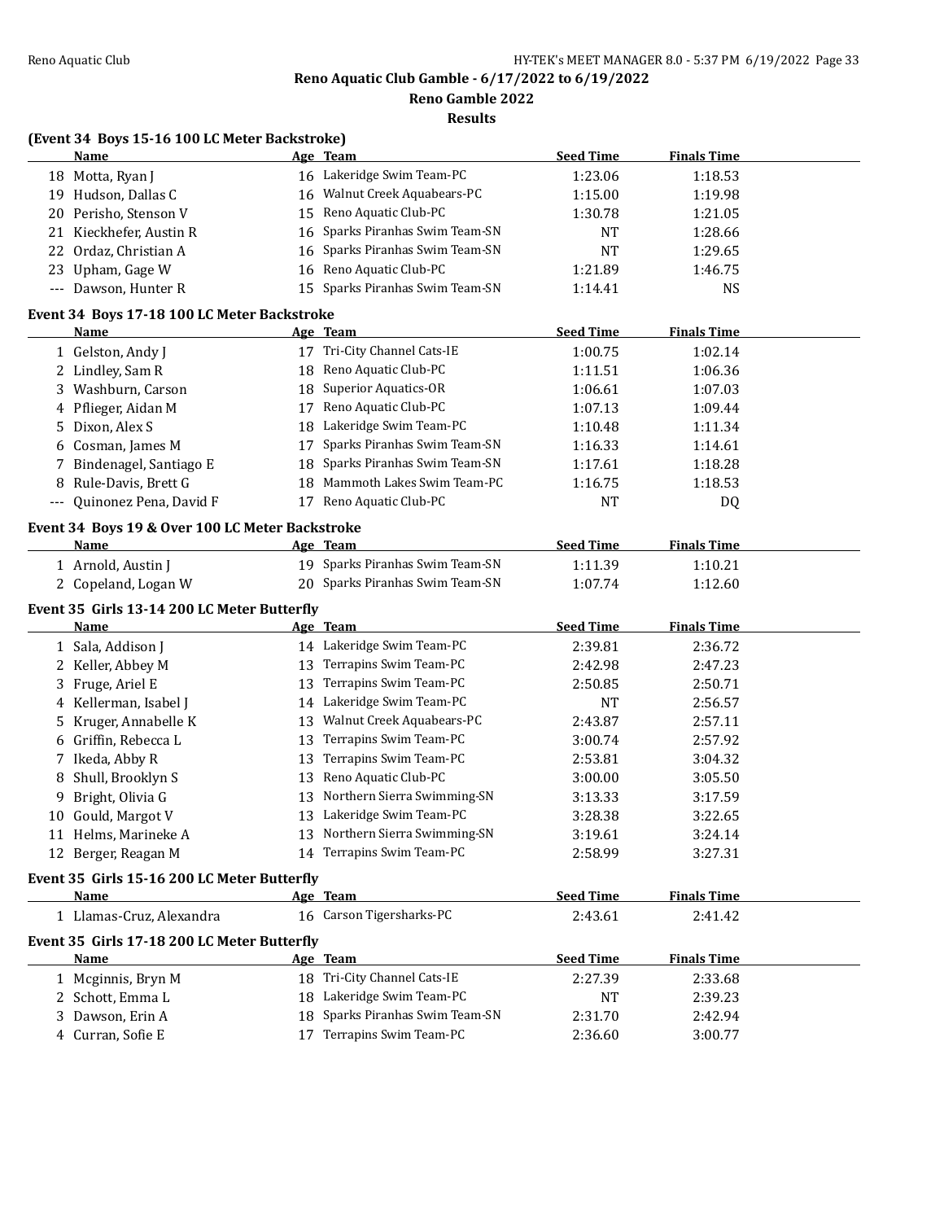# Reno Aquatic Club Gamble - 6/17/2022 to 6/19/2022

## Reno Gamble 2022

### Results

**(Event 34 Boys 15-16 100 LC Meter Backstroke)**

| | Name | Age | Team | Seed Time | Finals Time |
|---|---|---|---|---|---|
| 18 | Motta, Ryan J | 16 | Lakeridge Swim Team-PC | 1:23.06 | 1:18.53 |
| 19 | Hudson, Dallas C | 16 | Walnut Creek Aquabears-PC | 1:15.00 | 1:19.98 |
| 20 | Perisho, Stenson V | 15 | Reno Aquatic Club-PC | 1:30.78 | 1:21.05 |
| 21 | Kieckhefer, Austin R | 16 | Sparks Piranhas Swim Team-SN | NT | 1:28.66 |
| 22 | Ordaz, Christian A | 16 | Sparks Piranhas Swim Team-SN | NT | 1:29.65 |
| 23 | Upham, Gage W | 16 | Reno Aquatic Club-PC | 1:21.89 | 1:46.75 |
| --- | Dawson, Hunter R | 15 | Sparks Piranhas Swim Team-SN | 1:14.41 | NS |

**Event 34 Boys 17-18 100 LC Meter Backstroke**

| | Name | Age | Team | Seed Time | Finals Time |
|---|---|---|---|---|---|
| 1 | Gelston, Andy J | 17 | Tri-City Channel Cats-IE | 1:00.75 | 1:02.14 |
| 2 | Lindley, Sam R | 18 | Reno Aquatic Club-PC | 1:11.51 | 1:06.36 |
| 3 | Washburn, Carson | 18 | Superior Aquatics-OR | 1:06.61 | 1:07.03 |
| 4 | Pflieger, Aidan M | 17 | Reno Aquatic Club-PC | 1:07.13 | 1:09.44 |
| 5 | Dixon, Alex S | 18 | Lakeridge Swim Team-PC | 1:10.48 | 1:11.34 |
| 6 | Cosman, James M | 17 | Sparks Piranhas Swim Team-SN | 1:16.33 | 1:14.61 |
| 7 | Bindenagel, Santiago E | 18 | Sparks Piranhas Swim Team-SN | 1:17.61 | 1:18.28 |
| 8 | Rule-Davis, Brett G | 18 | Mammoth Lakes Swim Team-PC | 1:16.75 | 1:18.53 |
| --- | Quinonez Pena, David F | 17 | Reno Aquatic Club-PC | NT | DQ |

**Event 34 Boys 19 & Over 100 LC Meter Backstroke**

| | Name | Age | Team | Seed Time | Finals Time |
|---|---|---|---|---|---|
| 1 | Arnold, Austin J | 19 | Sparks Piranhas Swim Team-SN | 1:11.39 | 1:10.21 |
| 2 | Copeland, Logan W | 20 | Sparks Piranhas Swim Team-SN | 1:07.74 | 1:12.60 |

**Event 35 Girls 13-14 200 LC Meter Butterfly**

| | Name | Age | Team | Seed Time | Finals Time |
|---|---|---|---|---|---|
| 1 | Sala, Addison J | 14 | Lakeridge Swim Team-PC | 2:39.81 | 2:36.72 |
| 2 | Keller, Abbey M | 13 | Terrapins Swim Team-PC | 2:42.98 | 2:47.23 |
| 3 | Fruge, Ariel E | 13 | Terrapins Swim Team-PC | 2:50.85 | 2:50.71 |
| 4 | Kellerman, Isabel J | 14 | Lakeridge Swim Team-PC | NT | 2:56.57 |
| 5 | Kruger, Annabelle K | 13 | Walnut Creek Aquabears-PC | 2:43.87 | 2:57.11 |
| 6 | Griffin, Rebecca L | 13 | Terrapins Swim Team-PC | 3:00.74 | 2:57.92 |
| 7 | Ikeda, Abby R | 13 | Terrapins Swim Team-PC | 2:53.81 | 3:04.32 |
| 8 | Shull, Brooklyn S | 13 | Reno Aquatic Club-PC | 3:00.00 | 3:05.50 |
| 9 | Bright, Olivia G | 13 | Northern Sierra Swimming-SN | 3:13.33 | 3:17.59 |
| 10 | Gould, Margot V | 13 | Lakeridge Swim Team-PC | 3:28.38 | 3:22.65 |
| 11 | Helms, Marineke A | 13 | Northern Sierra Swimming-SN | 3:19.61 | 3:24.14 |
| 12 | Berger, Reagan M | 14 | Terrapins Swim Team-PC | 2:58.99 | 3:27.31 |

**Event 35 Girls 15-16 200 LC Meter Butterfly**

| | Name | Age | Team | Seed Time | Finals Time |
|---|---|---|---|---|---|
| 1 | Llamas-Cruz, Alexandra | 16 | Carson Tigersharks-PC | 2:43.61 | 2:41.42 |

**Event 35 Girls 17-18 200 LC Meter Butterfly**

| | Name | Age | Team | Seed Time | Finals Time |
|---|---|---|---|---|---|
| 1 | Mcginnis, Bryn M | 18 | Tri-City Channel Cats-IE | 2:27.39 | 2:33.68 |
| 2 | Schott, Emma L | 18 | Lakeridge Swim Team-PC | NT | 2:39.23 |
| 3 | Dawson, Erin A | 18 | Sparks Piranhas Swim Team-SN | 2:31.70 | 2:42.94 |
| 4 | Curran, Sofie E | 17 | Terrapins Swim Team-PC | 2:36.60 | 3:00.77 |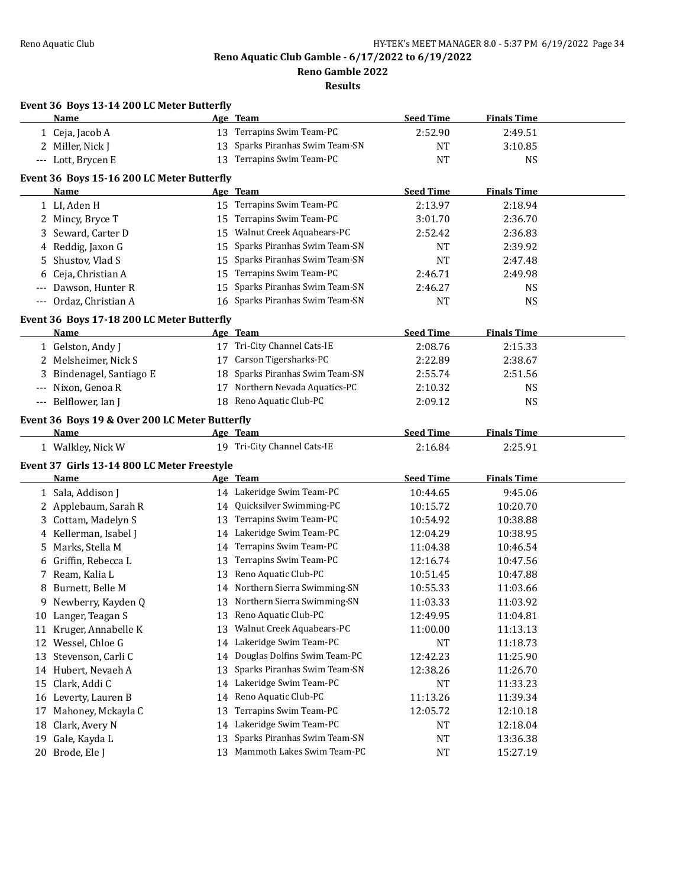**Reno Aquatic Club Gamble - 6/17/2022 to 6/19/2022**
**Reno Gamble 2022**
**Results**

### Event 36 Boys 13-14 200 LC Meter Butterfly

| | Name | Age | Team | Seed Time | Finals Time |
|---|---|---|---|---|---|
| 1 | Ceja, Jacob A | 13 | Terrapins Swim Team-PC | 2:52.90 | 2:49.51 |
| 2 | Miller, Nick J | 13 | Sparks Piranhas Swim Team-SN | NT | 3:10.85 |
| --- | Lott, Brycen E | 13 | Terrapins Swim Team-PC | NT | NS |

### Event 36 Boys 15-16 200 LC Meter Butterfly

| | Name | Age | Team | Seed Time | Finals Time |
|---|---|---|---|---|---|
| 1 | LI, Aden H | 15 | Terrapins Swim Team-PC | 2:13.97 | 2:18.94 |
| 2 | Mincy, Bryce T | 15 | Terrapins Swim Team-PC | 3:01.70 | 2:36.70 |
| 3 | Seward, Carter D | 15 | Walnut Creek Aquabears-PC | 2:52.42 | 2:36.83 |
| 4 | Reddig, Jaxon G | 15 | Sparks Piranhas Swim Team-SN | NT | 2:39.92 |
| 5 | Shustov, Vlad S | 15 | Sparks Piranhas Swim Team-SN | NT | 2:47.48 |
| 6 | Ceja, Christian A | 15 | Terrapins Swim Team-PC | 2:46.71 | 2:49.98 |
| --- | Dawson, Hunter R | 15 | Sparks Piranhas Swim Team-SN | 2:46.27 | NS |
| --- | Ordaz, Christian A | 16 | Sparks Piranhas Swim Team-SN | NT | NS |

### Event 36 Boys 17-18 200 LC Meter Butterfly

| | Name | Age | Team | Seed Time | Finals Time |
|---|---|---|---|---|---|
| 1 | Gelston, Andy J | 17 | Tri-City Channel Cats-IE | 2:08.76 | 2:15.33 |
| 2 | Melsheimer, Nick S | 17 | Carson Tigersharks-PC | 2:22.89 | 2:38.67 |
| 3 | Bindenagel, Santiago E | 18 | Sparks Piranhas Swim Team-SN | 2:55.74 | 2:51.56 |
| --- | Nixon, Genoa R | 17 | Northern Nevada Aquatics-PC | 2:10.32 | NS |
| --- | Belflower, Ian J | 18 | Reno Aquatic Club-PC | 2:09.12 | NS |

### Event 36 Boys 19 & Over 200 LC Meter Butterfly

| | Name | Age | Team | Seed Time | Finals Time |
|---|---|---|---|---|---|
| 1 | Walkley, Nick W | 19 | Tri-City Channel Cats-IE | 2:16.84 | 2:25.91 |

### Event 37 Girls 13-14 800 LC Meter Freestyle

| | Name | Age | Team | Seed Time | Finals Time |
|---|---|---|---|---|---|
| 1 | Sala, Addison J | 14 | Lakeridge Swim Team-PC | 10:44.65 | 9:45.06 |
| 2 | Applebaum, Sarah R | 14 | Quicksilver Swimming-PC | 10:15.72 | 10:20.70 |
| 3 | Cottam, Madelyn S | 13 | Terrapins Swim Team-PC | 10:54.92 | 10:38.88 |
| 4 | Kellerman, Isabel J | 14 | Lakeridge Swim Team-PC | 12:04.29 | 10:38.95 |
| 5 | Marks, Stella M | 14 | Terrapins Swim Team-PC | 11:04.38 | 10:46.54 |
| 6 | Griffin, Rebecca L | 13 | Terrapins Swim Team-PC | 12:16.74 | 10:47.56 |
| 7 | Ream, Kalia L | 13 | Reno Aquatic Club-PC | 10:51.45 | 10:47.88 |
| 8 | Burnett, Belle M | 14 | Northern Sierra Swimming-SN | 10:55.33 | 11:03.66 |
| 9 | Newberry, Kayden Q | 13 | Northern Sierra Swimming-SN | 11:03.33 | 11:03.92 |
| 10 | Langer, Teagan S | 13 | Reno Aquatic Club-PC | 12:49.95 | 11:04.81 |
| 11 | Kruger, Annabelle K | 13 | Walnut Creek Aquabears-PC | 11:00.00 | 11:13.13 |
| 12 | Wessel, Chloe G | 14 | Lakeridge Swim Team-PC | NT | 11:18.73 |
| 13 | Stevenson, Carli C | 14 | Douglas Dolfins Swim Team-PC | 12:42.23 | 11:25.90 |
| 14 | Hubert, Nevaeh A | 13 | Sparks Piranhas Swim Team-SN | 12:38.26 | 11:26.70 |
| 15 | Clark, Addi C | 14 | Lakeridge Swim Team-PC | NT | 11:33.23 |
| 16 | Leverty, Lauren B | 14 | Reno Aquatic Club-PC | 11:13.26 | 11:39.34 |
| 17 | Mahoney, Mckayla C | 13 | Terrapins Swim Team-PC | 12:05.72 | 12:10.18 |
| 18 | Clark, Avery N | 14 | Lakeridge Swim Team-PC | NT | 12:18.04 |
| 19 | Gale, Kayda L | 13 | Sparks Piranhas Swim Team-SN | NT | 13:36.38 |
| 20 | Brode, Ele J | 13 | Mammoth Lakes Swim Team-PC | NT | 15:27.19 |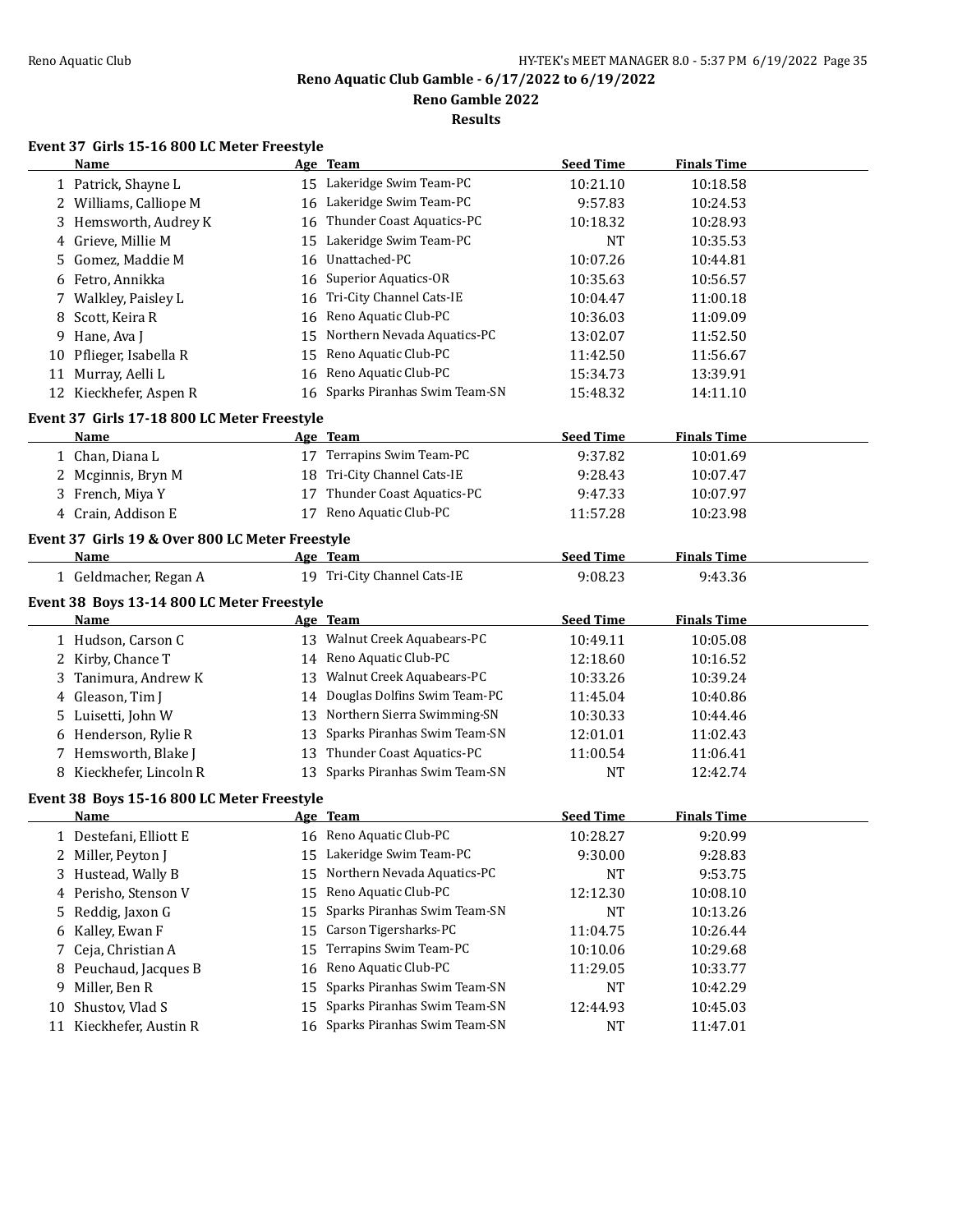## Reno Aquatic Club Gamble - 6/17/2022 to 6/19/2022

## Reno Gamble 2022

## Results

### Event 37 Girls 15-16 800 LC Meter Freestyle

| | Name | Age | Team | Seed Time | Finals Time |
|---|---|---|---|---|---|
| 1 | Patrick, Shayne L | 15 | Lakeridge Swim Team-PC | 10:21.10 | 10:18.58 |
| 2 | Williams, Calliope M | 16 | Lakeridge Swim Team-PC | 9:57.83 | 10:24.53 |
| 3 | Hemsworth, Audrey K | 16 | Thunder Coast Aquatics-PC | 10:18.32 | 10:28.93 |
| 4 | Grieve, Millie M | 15 | Lakeridge Swim Team-PC | NT | 10:35.53 |
| 5 | Gomez, Maddie M | 16 | Unattached-PC | 10:07.26 | 10:44.81 |
| 6 | Fetro, Annikka | 16 | Superior Aquatics-OR | 10:35.63 | 10:56.57 |
| 7 | Walkley, Paisley L | 16 | Tri-City Channel Cats-IE | 10:04.47 | 11:00.18 |
| 8 | Scott, Keira R | 16 | Reno Aquatic Club-PC | 10:36.03 | 11:09.09 |
| 9 | Hane, Ava J | 15 | Northern Nevada Aquatics-PC | 13:02.07 | 11:52.50 |
| 10 | Pflieger, Isabella R | 15 | Reno Aquatic Club-PC | 11:42.50 | 11:56.67 |
| 11 | Murray, Aelli L | 16 | Reno Aquatic Club-PC | 15:34.73 | 13:39.91 |
| 12 | Kieckhefer, Aspen R | 16 | Sparks Piranhas Swim Team-SN | 15:48.32 | 14:11.10 |

### Event 37 Girls 17-18 800 LC Meter Freestyle

| | Name | Age | Team | Seed Time | Finals Time |
|---|---|---|---|---|---|
| 1 | Chan, Diana L | 17 | Terrapins Swim Team-PC | 9:37.82 | 10:01.69 |
| 2 | Mcginnis, Bryn M | 18 | Tri-City Channel Cats-IE | 9:28.43 | 10:07.47 |
| 3 | French, Miya Y | 17 | Thunder Coast Aquatics-PC | 9:47.33 | 10:07.97 |
| 4 | Crain, Addison E | 17 | Reno Aquatic Club-PC | 11:57.28 | 10:23.98 |

### Event 37 Girls 19 & Over 800 LC Meter Freestyle

| | Name | Age | Team | Seed Time | Finals Time |
|---|---|---|---|---|---|
| 1 | Geldmacher, Regan A | 19 | Tri-City Channel Cats-IE | 9:08.23 | 9:43.36 |

### Event 38 Boys 13-14 800 LC Meter Freestyle

| | Name | Age | Team | Seed Time | Finals Time |
|---|---|---|---|---|---|
| 1 | Hudson, Carson C | 13 | Walnut Creek Aquabears-PC | 10:49.11 | 10:05.08 |
| 2 | Kirby, Chance T | 14 | Reno Aquatic Club-PC | 12:18.60 | 10:16.52 |
| 3 | Tanimura, Andrew K | 13 | Walnut Creek Aquabears-PC | 10:33.26 | 10:39.24 |
| 4 | Gleason, Tim J | 14 | Douglas Dolfins Swim Team-PC | 11:45.04 | 10:40.86 |
| 5 | Luisetti, John W | 13 | Northern Sierra Swimming-SN | 10:30.33 | 10:44.46 |
| 6 | Henderson, Rylie R | 13 | Sparks Piranhas Swim Team-SN | 12:01.01 | 11:02.43 |
| 7 | Hemsworth, Blake J | 13 | Thunder Coast Aquatics-PC | 11:00.54 | 11:06.41 |
| 8 | Kieckhefer, Lincoln R | 13 | Sparks Piranhas Swim Team-SN | NT | 12:42.74 |

### Event 38 Boys 15-16 800 LC Meter Freestyle

| | Name | Age | Team | Seed Time | Finals Time |
|---|---|---|---|---|---|
| 1 | Destefani, Elliott E | 16 | Reno Aquatic Club-PC | 10:28.27 | 9:20.99 |
| 2 | Miller, Peyton J | 15 | Lakeridge Swim Team-PC | 9:30.00 | 9:28.83 |
| 3 | Hustead, Wally B | 15 | Northern Nevada Aquatics-PC | NT | 9:53.75 |
| 4 | Perisho, Stenson V | 15 | Reno Aquatic Club-PC | 12:12.30 | 10:08.10 |
| 5 | Reddig, Jaxon G | 15 | Sparks Piranhas Swim Team-SN | NT | 10:13.26 |
| 6 | Kalley, Ewan F | 15 | Carson Tigersharks-PC | 11:04.75 | 10:26.44 |
| 7 | Ceja, Christian A | 15 | Terrapins Swim Team-PC | 10:10.06 | 10:29.68 |
| 8 | Peuchaud, Jacques B | 16 | Reno Aquatic Club-PC | 11:29.05 | 10:33.77 |
| 9 | Miller, Ben R | 15 | Sparks Piranhas Swim Team-SN | NT | 10:42.29 |
| 10 | Shustov, Vlad S | 15 | Sparks Piranhas Swim Team-SN | 12:44.93 | 10:45.03 |
| 11 | Kieckhefer, Austin R | 16 | Sparks Piranhas Swim Team-SN | NT | 11:47.01 |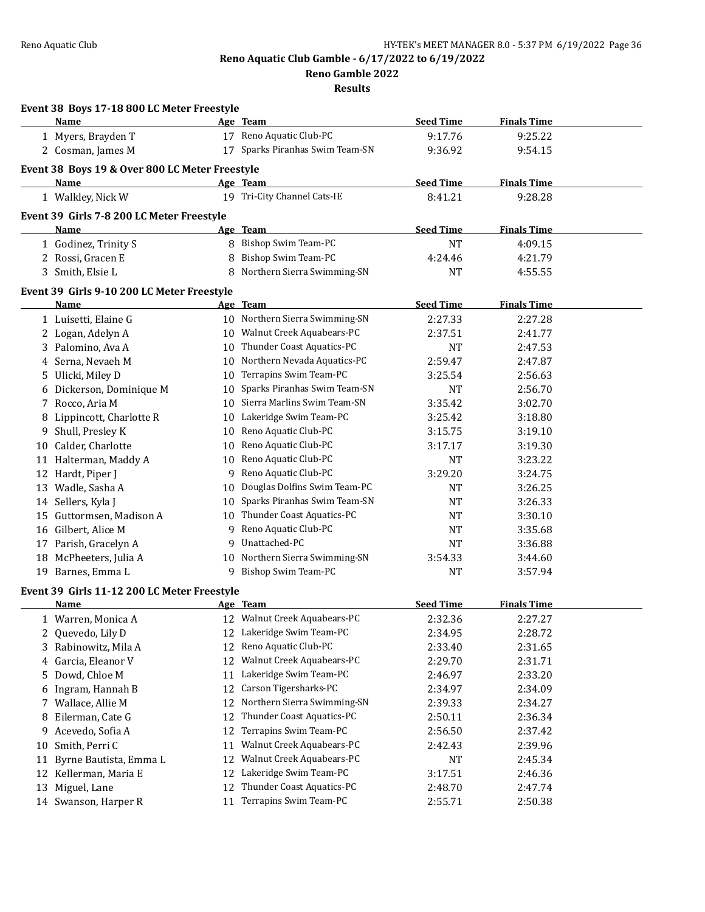Reno Aquatic Club Gamble - 6/17/2022 to 6/19/2022

Reno Gamble 2022

Results

### Event 38 Boys 17-18 800 LC Meter Freestyle

| | Name | Age | Team | Seed Time | Finals Time |
|---|---|---|---|---|---|
| 1 | Myers, Brayden T | 17 | Reno Aquatic Club-PC | 9:17.76 | 9:25.22 |
| 2 | Cosman, James M | 17 | Sparks Piranhas Swim Team-SN | 9:36.92 | 9:54.15 |

### Event 38 Boys 19 & Over 800 LC Meter Freestyle

| | Name | Age | Team | Seed Time | Finals Time |
|---|---|---|---|---|---|
| 1 | Walkley, Nick W | 19 | Tri-City Channel Cats-IE | 8:41.21 | 9:28.28 |

### Event 39 Girls 7-8 200 LC Meter Freestyle

| | Name | Age | Team | Seed Time | Finals Time |
|---|---|---|---|---|---|
| 1 | Godinez, Trinity S | 8 | Bishop Swim Team-PC | NT | 4:09.15 |
| 2 | Rossi, Gracen E | 8 | Bishop Swim Team-PC | 4:24.46 | 4:21.79 |
| 3 | Smith, Elsie L | 8 | Northern Sierra Swimming-SN | NT | 4:55.55 |

### Event 39 Girls 9-10 200 LC Meter Freestyle

| | Name | Age | Team | Seed Time | Finals Time |
|---|---|---|---|---|---|
| 1 | Luisetti, Elaine G | 10 | Northern Sierra Swimming-SN | 2:27.33 | 2:27.28 |
| 2 | Logan, Adelyn A | 10 | Walnut Creek Aquabears-PC | 2:37.51 | 2:41.77 |
| 3 | Palomino, Ava A | 10 | Thunder Coast Aquatics-PC | NT | 2:47.53 |
| 4 | Serna, Nevaeh M | 10 | Northern Nevada Aquatics-PC | 2:59.47 | 2:47.87 |
| 5 | Ulicki, Miley D | 10 | Terrapins Swim Team-PC | 3:25.54 | 2:56.63 |
| 6 | Dickerson, Dominique M | 10 | Sparks Piranhas Swim Team-SN | NT | 2:56.70 |
| 7 | Rocco, Aria M | 10 | Sierra Marlins Swim Team-SN | 3:35.42 | 3:02.70 |
| 8 | Lippincott, Charlotte R | 10 | Lakeridge Swim Team-PC | 3:25.42 | 3:18.80 |
| 9 | Shull, Presley K | 10 | Reno Aquatic Club-PC | 3:15.75 | 3:19.10 |
| 10 | Calder, Charlotte | 10 | Reno Aquatic Club-PC | 3:17.17 | 3:19.30 |
| 11 | Halterman, Maddy A | 10 | Reno Aquatic Club-PC | NT | 3:23.22 |
| 12 | Hardt, Piper J | 9 | Reno Aquatic Club-PC | 3:29.20 | 3:24.75 |
| 13 | Wadle, Sasha A | 10 | Douglas Dolfins Swim Team-PC | NT | 3:26.25 |
| 14 | Sellers, Kyla J | 10 | Sparks Piranhas Swim Team-SN | NT | 3:26.33 |
| 15 | Guttormsen, Madison A | 10 | Thunder Coast Aquatics-PC | NT | 3:30.10 |
| 16 | Gilbert, Alice M | 9 | Reno Aquatic Club-PC | NT | 3:35.68 |
| 17 | Parish, Gracelyn A | 9 | Unattached-PC | NT | 3:36.88 |
| 18 | McPheeters, Julia A | 10 | Northern Sierra Swimming-SN | 3:54.33 | 3:44.60 |
| 19 | Barnes, Emma L | 9 | Bishop Swim Team-PC | NT | 3:57.94 |

### Event 39 Girls 11-12 200 LC Meter Freestyle

| | Name | Age | Team | Seed Time | Finals Time |
|---|---|---|---|---|---|
| 1 | Warren, Monica A | 12 | Walnut Creek Aquabears-PC | 2:32.36 | 2:27.27 |
| 2 | Quevedo, Lily D | 12 | Lakeridge Swim Team-PC | 2:34.95 | 2:28.72 |
| 3 | Rabinowitz, Mila A | 12 | Reno Aquatic Club-PC | 2:33.40 | 2:31.65 |
| 4 | Garcia, Eleanor V | 12 | Walnut Creek Aquabears-PC | 2:29.70 | 2:31.71 |
| 5 | Dowd, Chloe M | 11 | Lakeridge Swim Team-PC | 2:46.97 | 2:33.20 |
| 6 | Ingram, Hannah B | 12 | Carson Tigersharks-PC | 2:34.97 | 2:34.09 |
| 7 | Wallace, Allie M | 12 | Northern Sierra Swimming-SN | 2:39.33 | 2:34.27 |
| 8 | Eilerman, Cate G | 12 | Thunder Coast Aquatics-PC | 2:50.11 | 2:36.34 |
| 9 | Acevedo, Sofia A | 12 | Terrapins Swim Team-PC | 2:56.50 | 2:37.42 |
| 10 | Smith, Perri C | 11 | Walnut Creek Aquabears-PC | 2:42.43 | 2:39.96 |
| 11 | Byrne Bautista, Emma L | 12 | Walnut Creek Aquabears-PC | NT | 2:45.34 |
| 12 | Kellerman, Maria E | 12 | Lakeridge Swim Team-PC | 3:17.51 | 2:46.36 |
| 13 | Miguel, Lane | 12 | Thunder Coast Aquatics-PC | 2:48.70 | 2:47.74 |
| 14 | Swanson, Harper R | 11 | Terrapins Swim Team-PC | 2:55.71 | 2:50.38 |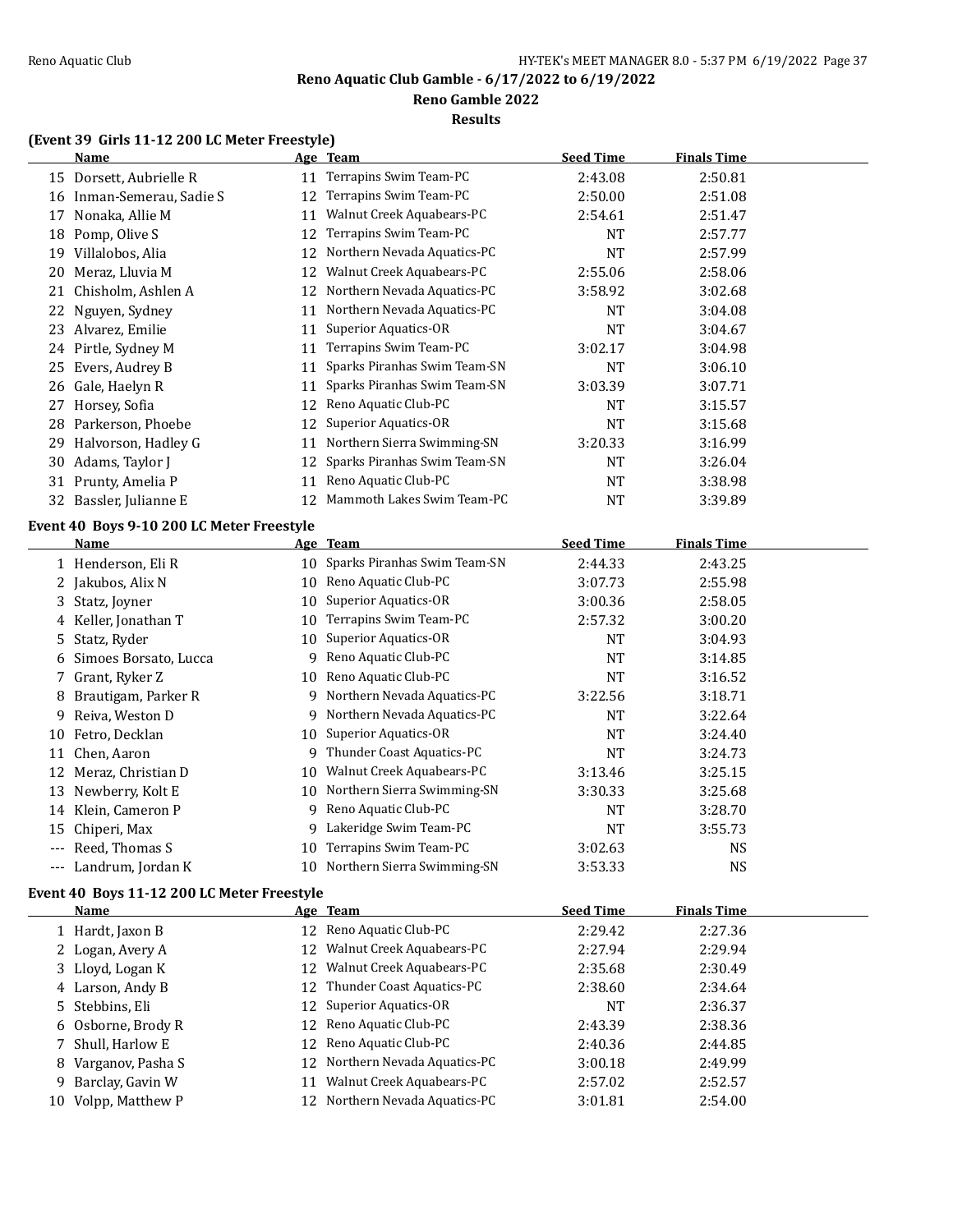# Reno Aquatic Club Gamble - 6/17/2022 to 6/19/2022

## Reno Gamble 2022

### Results

**(Event 39 Girls 11-12 200 LC Meter Freestyle)**

| | Name | Age | Team | Seed Time | Finals Time |
|---|---|---|---|---|---|
| 15 | Dorsett, Aubrielle R | 11 | Terrapins Swim Team-PC | 2:43.08 | 2:50.81 |
| 16 | Inman-Semerau, Sadie S | 12 | Terrapins Swim Team-PC | 2:50.00 | 2:51.08 |
| 17 | Nonaka, Allie M | 11 | Walnut Creek Aquabears-PC | 2:54.61 | 2:51.47 |
| 18 | Pomp, Olive S | 12 | Terrapins Swim Team-PC | NT | 2:57.77 |
| 19 | Villalobos, Alia | 12 | Northern Nevada Aquatics-PC | NT | 2:57.99 |
| 20 | Meraz, Lluvia M | 12 | Walnut Creek Aquabears-PC | 2:55.06 | 2:58.06 |
| 21 | Chisholm, Ashlen A | 12 | Northern Nevada Aquatics-PC | 3:58.92 | 3:02.68 |
| 22 | Nguyen, Sydney | 11 | Northern Nevada Aquatics-PC | NT | 3:04.08 |
| 23 | Alvarez, Emilie | 11 | Superior Aquatics-OR | NT | 3:04.67 |
| 24 | Pirtle, Sydney M | 11 | Terrapins Swim Team-PC | 3:02.17 | 3:04.98 |
| 25 | Evers, Audrey B | 11 | Sparks Piranhas Swim Team-SN | NT | 3:06.10 |
| 26 | Gale, Haelyn R | 11 | Sparks Piranhas Swim Team-SN | 3:03.39 | 3:07.71 |
| 27 | Horsey, Sofia | 12 | Reno Aquatic Club-PC | NT | 3:15.57 |
| 28 | Parkerson, Phoebe | 12 | Superior Aquatics-OR | NT | 3:15.68 |
| 29 | Halvorson, Hadley G | 11 | Northern Sierra Swimming-SN | 3:20.33 | 3:16.99 |
| 30 | Adams, Taylor J | 12 | Sparks Piranhas Swim Team-SN | NT | 3:26.04 |
| 31 | Prunty, Amelia P | 11 | Reno Aquatic Club-PC | NT | 3:38.98 |
| 32 | Bassler, Julianne E | 12 | Mammoth Lakes Swim Team-PC | NT | 3:39.89 |

**Event 40 Boys 9-10 200 LC Meter Freestyle**

| | Name | Age | Team | Seed Time | Finals Time |
|---|---|---|---|---|---|
| 1 | Henderson, Eli R | 10 | Sparks Piranhas Swim Team-SN | 2:44.33 | 2:43.25 |
| 2 | Jakubos, Alix N | 10 | Reno Aquatic Club-PC | 3:07.73 | 2:55.98 |
| 3 | Statz, Joyner | 10 | Superior Aquatics-OR | 3:00.36 | 2:58.05 |
| 4 | Keller, Jonathan T | 10 | Terrapins Swim Team-PC | 2:57.32 | 3:00.20 |
| 5 | Statz, Ryder | 10 | Superior Aquatics-OR | NT | 3:04.93 |
| 6 | Simoes Borsato, Lucca | 9 | Reno Aquatic Club-PC | NT | 3:14.85 |
| 7 | Grant, Ryker Z | 10 | Reno Aquatic Club-PC | NT | 3:16.52 |
| 8 | Brautigam, Parker R | 9 | Northern Nevada Aquatics-PC | 3:22.56 | 3:18.71 |
| 9 | Reiva, Weston D | 9 | Northern Nevada Aquatics-PC | NT | 3:22.64 |
| 10 | Fetro, Decklan | 10 | Superior Aquatics-OR | NT | 3:24.40 |
| 11 | Chen, Aaron | 9 | Thunder Coast Aquatics-PC | NT | 3:24.73 |
| 12 | Meraz, Christian D | 10 | Walnut Creek Aquabears-PC | 3:13.46 | 3:25.15 |
| 13 | Newberry, Kolt E | 10 | Northern Sierra Swimming-SN | 3:30.33 | 3:25.68 |
| 14 | Klein, Cameron P | 9 | Reno Aquatic Club-PC | NT | 3:28.70 |
| 15 | Chiperi, Max | 9 | Lakeridge Swim Team-PC | NT | 3:55.73 |
| --- | Reed, Thomas S | 10 | Terrapins Swim Team-PC | 3:02.63 | NS |
| --- | Landrum, Jordan K | 10 | Northern Sierra Swimming-SN | 3:53.33 | NS |

**Event 40 Boys 11-12 200 LC Meter Freestyle**

| | Name | Age | Team | Seed Time | Finals Time |
|---|---|---|---|---|---|
| 1 | Hardt, Jaxon B | 12 | Reno Aquatic Club-PC | 2:29.42 | 2:27.36 |
| 2 | Logan, Avery A | 12 | Walnut Creek Aquabears-PC | 2:27.94 | 2:29.94 |
| 3 | Lloyd, Logan K | 12 | Walnut Creek Aquabears-PC | 2:35.68 | 2:30.49 |
| 4 | Larson, Andy B | 12 | Thunder Coast Aquatics-PC | 2:38.60 | 2:34.64 |
| 5 | Stebbins, Eli | 12 | Superior Aquatics-OR | NT | 2:36.37 |
| 6 | Osborne, Brody R | 12 | Reno Aquatic Club-PC | 2:43.39 | 2:38.36 |
| 7 | Shull, Harlow E | 12 | Reno Aquatic Club-PC | 2:40.36 | 2:44.85 |
| 8 | Varganov, Pasha S | 12 | Northern Nevada Aquatics-PC | 3:00.18 | 2:49.99 |
| 9 | Barclay, Gavin W | 11 | Walnut Creek Aquabears-PC | 2:57.02 | 2:52.57 |
| 10 | Volpp, Matthew P | 12 | Northern Nevada Aquatics-PC | 3:01.81 | 2:54.00 |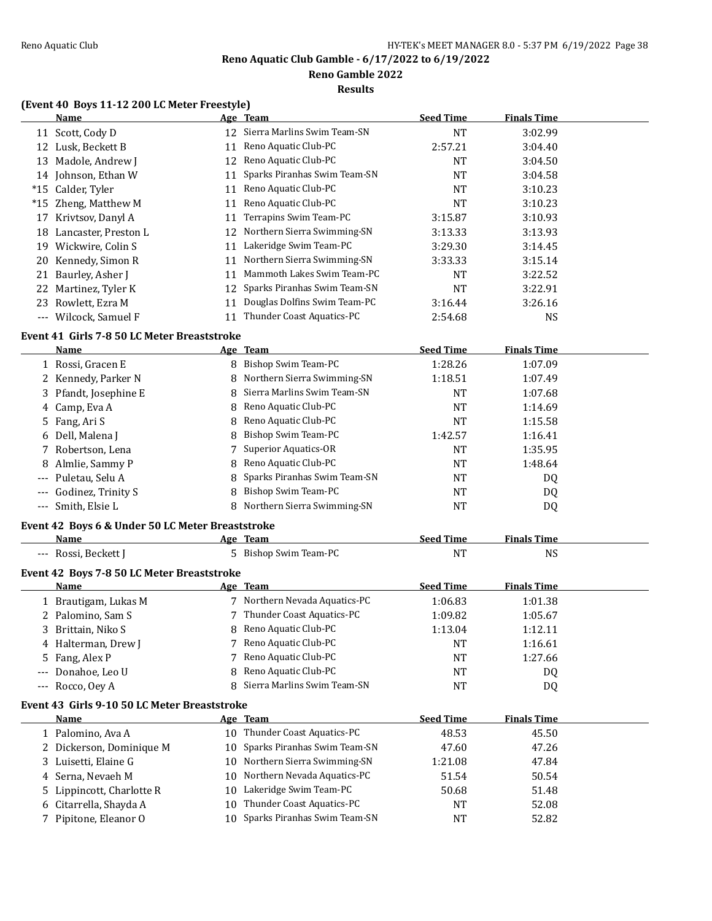# Reno Aquatic Club Gamble - 6/17/2022 to 6/19/2022

## Reno Gamble 2022

### Results

**(Event 40 Boys 11-12 200 LC Meter Freestyle)**

| | Name | Age | Team | Seed Time | Finals Time |
|---|---|---|---|---|---|
| 11 | Scott, Cody D | 12 | Sierra Marlins Swim Team-SN | NT | 3:02.99 |
| 12 | Lusk, Beckett B | 11 | Reno Aquatic Club-PC | 2:57.21 | 3:04.40 |
| 13 | Madole, Andrew J | 12 | Reno Aquatic Club-PC | NT | 3:04.50 |
| 14 | Johnson, Ethan W | 11 | Sparks Piranhas Swim Team-SN | NT | 3:04.58 |
| *15 | Calder, Tyler | 11 | Reno Aquatic Club-PC | NT | 3:10.23 |
| *15 | Zheng, Matthew M | 11 | Reno Aquatic Club-PC | NT | 3:10.23 |
| 17 | Krivtsov, Danyl A | 11 | Terrapins Swim Team-PC | 3:15.87 | 3:10.93 |
| 18 | Lancaster, Preston L | 12 | Northern Sierra Swimming-SN | 3:13.33 | 3:13.93 |
| 19 | Wickwire, Colin S | 11 | Lakeridge Swim Team-PC | 3:29.30 | 3:14.45 |
| 20 | Kennedy, Simon R | 11 | Northern Sierra Swimming-SN | 3:33.33 | 3:15.14 |
| 21 | Baurley, Asher J | 11 | Mammoth Lakes Swim Team-PC | NT | 3:22.52 |
| 22 | Martinez, Tyler K | 12 | Sparks Piranhas Swim Team-SN | NT | 3:22.91 |
| 23 | Rowlett, Ezra M | 11 | Douglas Dolfins Swim Team-PC | 3:16.44 | 3:26.16 |
| --- | Wilcock, Samuel F | 11 | Thunder Coast Aquatics-PC | 2:54.68 | NS |

**Event 41 Girls 7-8 50 LC Meter Breaststroke**

| | Name | Age | Team | Seed Time | Finals Time |
|---|---|---|---|---|---|
| 1 | Rossi, Gracen E | 8 | Bishop Swim Team-PC | 1:28.26 | 1:07.09 |
| 2 | Kennedy, Parker N | 8 | Northern Sierra Swimming-SN | 1:18.51 | 1:07.49 |
| 3 | Pfandt, Josephine E | 8 | Sierra Marlins Swim Team-SN | NT | 1:07.68 |
| 4 | Camp, Eva A | 8 | Reno Aquatic Club-PC | NT | 1:14.69 |
| 5 | Fang, Ari S | 8 | Reno Aquatic Club-PC | NT | 1:15.58 |
| 6 | Dell, Malena J | 8 | Bishop Swim Team-PC | 1:42.57 | 1:16.41 |
| 7 | Robertson, Lena | 7 | Superior Aquatics-OR | NT | 1:35.95 |
| 8 | Almlie, Sammy P | 8 | Reno Aquatic Club-PC | NT | 1:48.64 |
| --- | Puletau, Selu A | 8 | Sparks Piranhas Swim Team-SN | NT | DQ |
| --- | Godinez, Trinity S | 8 | Bishop Swim Team-PC | NT | DQ |
| --- | Smith, Elsie L | 8 | Northern Sierra Swimming-SN | NT | DQ |

**Event 42 Boys 6 & Under 50 LC Meter Breaststroke**

| | Name | Age | Team | Seed Time | Finals Time |
|---|---|---|---|---|---|
| --- | Rossi, Beckett J | 5 | Bishop Swim Team-PC | NT | NS |

**Event 42 Boys 7-8 50 LC Meter Breaststroke**

| | Name | Age | Team | Seed Time | Finals Time |
|---|---|---|---|---|---|
| 1 | Brautigam, Lukas M | 7 | Northern Nevada Aquatics-PC | 1:06.83 | 1:01.38 |
| 2 | Palomino, Sam S | 7 | Thunder Coast Aquatics-PC | 1:09.82 | 1:05.67 |
| 3 | Brittain, Niko S | 8 | Reno Aquatic Club-PC | 1:13.04 | 1:12.11 |
| 4 | Halterman, Drew J | 7 | Reno Aquatic Club-PC | NT | 1:16.61 |
| 5 | Fang, Alex P | 7 | Reno Aquatic Club-PC | NT | 1:27.66 |
| --- | Donahoe, Leo U | 8 | Reno Aquatic Club-PC | NT | DQ |
| --- | Rocco, Oey A | 8 | Sierra Marlins Swim Team-SN | NT | DQ |

**Event 43 Girls 9-10 50 LC Meter Breaststroke**

| | Name | Age | Team | Seed Time | Finals Time |
|---|---|---|---|---|---|
| 1 | Palomino, Ava A | 10 | Thunder Coast Aquatics-PC | 48.53 | 45.50 |
| 2 | Dickerson, Dominique M | 10 | Sparks Piranhas Swim Team-SN | 47.60 | 47.26 |
| 3 | Luisetti, Elaine G | 10 | Northern Sierra Swimming-SN | 1:21.08 | 47.84 |
| 4 | Serna, Nevaeh M | 10 | Northern Nevada Aquatics-PC | 51.54 | 50.54 |
| 5 | Lippincott, Charlotte R | 10 | Lakeridge Swim Team-PC | 50.68 | 51.48 |
| 6 | Citarrella, Shayda A | 10 | Thunder Coast Aquatics-PC | NT | 52.08 |
| 7 | Pipitone, Eleanor O | 10 | Sparks Piranhas Swim Team-SN | NT | 52.82 |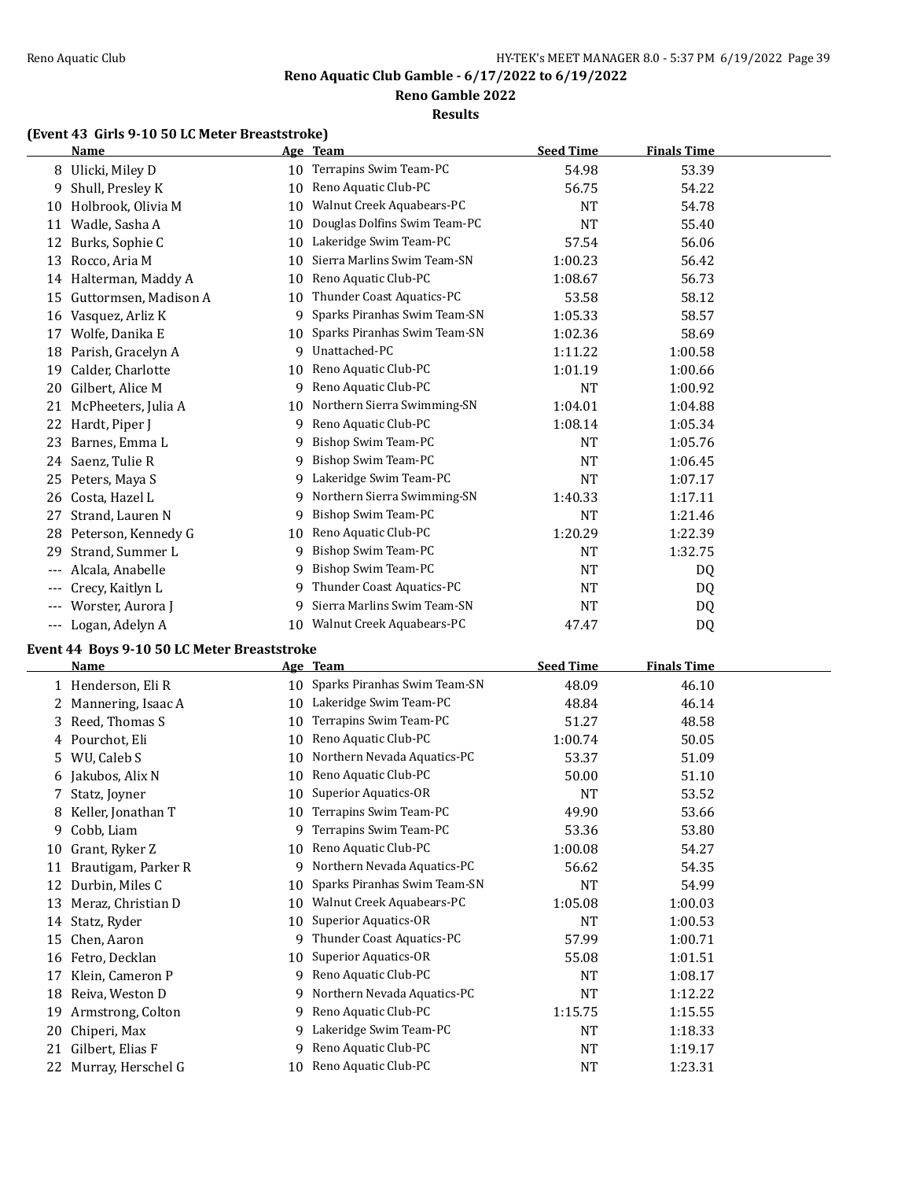**Reno Aquatic Club Gamble - 6/17/2022 to 6/19/2022**

**Reno Gamble 2022**

**Results**

### (Event 43 Girls 9-10 50 LC Meter Breaststroke)

| | Name | Age | Team | Seed Time | Finals Time |
|---|---|---|---|---|---|
| 8 | Ulicki, Miley D | 10 | Terrapins Swim Team-PC | 54.98 | 53.39 |
| 9 | Shull, Presley K | 10 | Reno Aquatic Club-PC | 56.75 | 54.22 |
| 10 | Holbrook, Olivia M | 10 | Walnut Creek Aquabears-PC | NT | 54.78 |
| 11 | Wadle, Sasha A | 10 | Douglas Dolfins Swim Team-PC | NT | 55.40 |
| 12 | Burks, Sophie C | 10 | Lakeridge Swim Team-PC | 57.54 | 56.06 |
| 13 | Rocco, Aria M | 10 | Sierra Marlins Swim Team-SN | 1:00.23 | 56.42 |
| 14 | Halterman, Maddy A | 10 | Reno Aquatic Club-PC | 1:08.67 | 56.73 |
| 15 | Guttormsen, Madison A | 10 | Thunder Coast Aquatics-PC | 53.58 | 58.12 |
| 16 | Vasquez, Arliz K | 9 | Sparks Piranhas Swim Team-SN | 1:05.33 | 58.57 |
| 17 | Wolfe, Danika E | 10 | Sparks Piranhas Swim Team-SN | 1:02.36 | 58.69 |
| 18 | Parish, Gracelyn A | 9 | Unattached-PC | 1:11.22 | 1:00.58 |
| 19 | Calder, Charlotte | 10 | Reno Aquatic Club-PC | 1:01.19 | 1:00.66 |
| 20 | Gilbert, Alice M | 9 | Reno Aquatic Club-PC | NT | 1:00.92 |
| 21 | McPheeters, Julia A | 10 | Northern Sierra Swimming-SN | 1:04.01 | 1:04.88 |
| 22 | Hardt, Piper J | 9 | Reno Aquatic Club-PC | 1:08.14 | 1:05.34 |
| 23 | Barnes, Emma L | 9 | Bishop Swim Team-PC | NT | 1:05.76 |
| 24 | Saenz, Tulie R | 9 | Bishop Swim Team-PC | NT | 1:06.45 |
| 25 | Peters, Maya S | 9 | Lakeridge Swim Team-PC | NT | 1:07.17 |
| 26 | Costa, Hazel L | 9 | Northern Sierra Swimming-SN | 1:40.33 | 1:17.11 |
| 27 | Strand, Lauren N | 9 | Bishop Swim Team-PC | NT | 1:21.46 |
| 28 | Peterson, Kennedy G | 10 | Reno Aquatic Club-PC | 1:20.29 | 1:22.39 |
| 29 | Strand, Summer L | 9 | Bishop Swim Team-PC | NT | 1:32.75 |
| --- | Alcala, Anabelle | 9 | Bishop Swim Team-PC | NT | DQ |
| --- | Crecy, Kaitlyn L | 9 | Thunder Coast Aquatics-PC | NT | DQ |
| --- | Worster, Aurora J | 9 | Sierra Marlins Swim Team-SN | NT | DQ |
| --- | Logan, Adelyn A | 10 | Walnut Creek Aquabears-PC | 47.47 | DQ |

### Event 44 Boys 9-10 50 LC Meter Breaststroke

| | Name | Age | Team | Seed Time | Finals Time |
|---|---|---|---|---|---|
| 1 | Henderson, Eli R | 10 | Sparks Piranhas Swim Team-SN | 48.09 | 46.10 |
| 2 | Mannering, Isaac A | 10 | Lakeridge Swim Team-PC | 48.84 | 46.14 |
| 3 | Reed, Thomas S | 10 | Terrapins Swim Team-PC | 51.27 | 48.58 |
| 4 | Pourchot, Eli | 10 | Reno Aquatic Club-PC | 1:00.74 | 50.05 |
| 5 | WU, Caleb S | 10 | Northern Nevada Aquatics-PC | 53.37 | 51.09 |
| 6 | Jakubos, Alix N | 10 | Reno Aquatic Club-PC | 50.00 | 51.10 |
| 7 | Statz, Joyner | 10 | Superior Aquatics-OR | NT | 53.52 |
| 8 | Keller, Jonathan T | 10 | Terrapins Swim Team-PC | 49.90 | 53.66 |
| 9 | Cobb, Liam | 9 | Terrapins Swim Team-PC | 53.36 | 53.80 |
| 10 | Grant, Ryker Z | 10 | Reno Aquatic Club-PC | 1:00.08 | 54.27 |
| 11 | Brautigam, Parker R | 9 | Northern Nevada Aquatics-PC | 56.62 | 54.35 |
| 12 | Durbin, Miles C | 10 | Sparks Piranhas Swim Team-SN | NT | 54.99 |
| 13 | Meraz, Christian D | 10 | Walnut Creek Aquabears-PC | 1:05.08 | 1:00.03 |
| 14 | Statz, Ryder | 10 | Superior Aquatics-OR | NT | 1:00.53 |
| 15 | Chen, Aaron | 9 | Thunder Coast Aquatics-PC | 57.99 | 1:00.71 |
| 16 | Fetro, Decklan | 10 | Superior Aquatics-OR | 55.08 | 1:01.51 |
| 17 | Klein, Cameron P | 9 | Reno Aquatic Club-PC | NT | 1:08.17 |
| 18 | Reiva, Weston D | 9 | Northern Nevada Aquatics-PC | NT | 1:12.22 |
| 19 | Armstrong, Colton | 9 | Reno Aquatic Club-PC | 1:15.75 | 1:15.55 |
| 20 | Chiperi, Max | 9 | Lakeridge Swim Team-PC | NT | 1:18.33 |
| 21 | Gilbert, Elias F | 9 | Reno Aquatic Club-PC | NT | 1:19.17 |
| 22 | Murray, Herschel G | 10 | Reno Aquatic Club-PC | NT | 1:23.31 |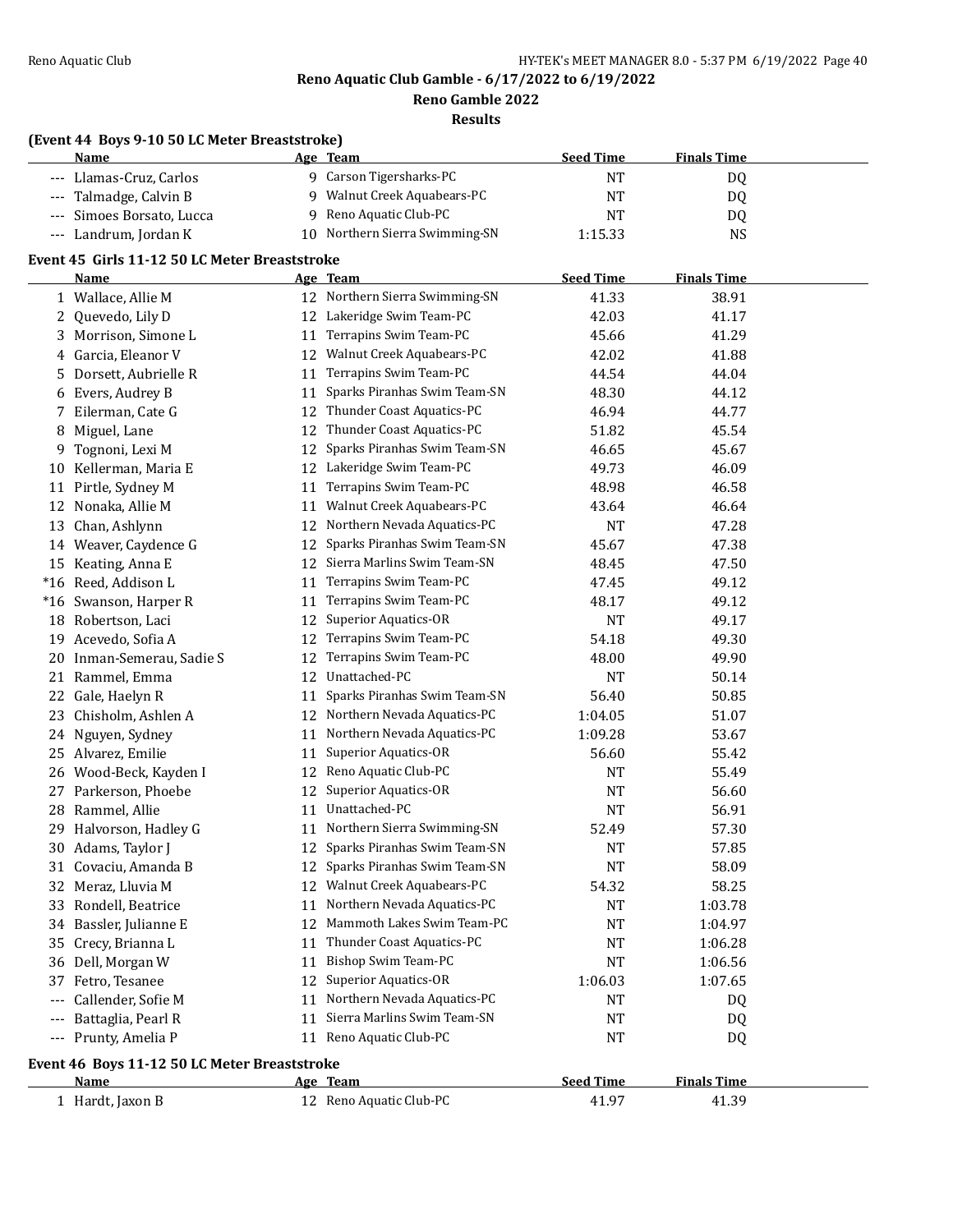Reno Aquatic Club Gamble - 6/17/2022 to 6/19/2022

Reno Gamble 2022

Results

### (Event 44 Boys 9-10 50 LC Meter Breaststroke)

| | Name | Age | Team | Seed Time | Finals Time |
|---|---|---|---|---|---|
| --- | Llamas-Cruz, Carlos | 9 | Carson Tigersharks-PC | NT | DQ |
| --- | Talmadge, Calvin B | 9 | Walnut Creek Aquabears-PC | NT | DQ |
| --- | Simoes Borsato, Lucca | 9 | Reno Aquatic Club-PC | NT | DQ |
| --- | Landrum, Jordan K | 10 | Northern Sierra Swimming-SN | 1:15.33 | NS |

### Event 45 Girls 11-12 50 LC Meter Breaststroke

| | Name | Age | Team | Seed Time | Finals Time |
|---|---|---|---|---|---|
| 1 | Wallace, Allie M | 12 | Northern Sierra Swimming-SN | 41.33 | 38.91 |
| 2 | Quevedo, Lily D | 12 | Lakeridge Swim Team-PC | 42.03 | 41.17 |
| 3 | Morrison, Simone L | 11 | Terrapins Swim Team-PC | 45.66 | 41.29 |
| 4 | Garcia, Eleanor V | 12 | Walnut Creek Aquabears-PC | 42.02 | 41.88 |
| 5 | Dorsett, Aubrielle R | 11 | Terrapins Swim Team-PC | 44.54 | 44.04 |
| 6 | Evers, Audrey B | 11 | Sparks Piranhas Swim Team-SN | 48.30 | 44.12 |
| 7 | Eilerman, Cate G | 12 | Thunder Coast Aquatics-PC | 46.94 | 44.77 |
| 8 | Miguel, Lane | 12 | Thunder Coast Aquatics-PC | 51.82 | 45.54 |
| 9 | Tognoni, Lexi M | 12 | Sparks Piranhas Swim Team-SN | 46.65 | 45.67 |
| 10 | Kellerman, Maria E | 12 | Lakeridge Swim Team-PC | 49.73 | 46.09 |
| 11 | Pirtle, Sydney M | 11 | Terrapins Swim Team-PC | 48.98 | 46.58 |
| 12 | Nonaka, Allie M | 11 | Walnut Creek Aquabears-PC | 43.64 | 46.64 |
| 13 | Chan, Ashlynn | 12 | Northern Nevada Aquatics-PC | NT | 47.28 |
| 14 | Weaver, Caydence G | 12 | Sparks Piranhas Swim Team-SN | 45.67 | 47.38 |
| 15 | Keating, Anna E | 12 | Sierra Marlins Swim Team-SN | 48.45 | 47.50 |
| *16 | Reed, Addison L | 11 | Terrapins Swim Team-PC | 47.45 | 49.12 |
| *16 | Swanson, Harper R | 11 | Terrapins Swim Team-PC | 48.17 | 49.12 |
| 18 | Robertson, Laci | 12 | Superior Aquatics-OR | NT | 49.17 |
| 19 | Acevedo, Sofia A | 12 | Terrapins Swim Team-PC | 54.18 | 49.30 |
| 20 | Inman-Semerau, Sadie S | 12 | Terrapins Swim Team-PC | 48.00 | 49.90 |
| 21 | Rammel, Emma | 12 | Unattached-PC | NT | 50.14 |
| 22 | Gale, Haelyn R | 11 | Sparks Piranhas Swim Team-SN | 56.40 | 50.85 |
| 23 | Chisholm, Ashlen A | 12 | Northern Nevada Aquatics-PC | 1:04.05 | 51.07 |
| 24 | Nguyen, Sydney | 11 | Northern Nevada Aquatics-PC | 1:09.28 | 53.67 |
| 25 | Alvarez, Emilie | 11 | Superior Aquatics-OR | 56.60 | 55.42 |
| 26 | Wood-Beck, Kayden I | 12 | Reno Aquatic Club-PC | NT | 55.49 |
| 27 | Parkerson, Phoebe | 12 | Superior Aquatics-OR | NT | 56.60 |
| 28 | Rammel, Allie | 11 | Unattached-PC | NT | 56.91 |
| 29 | Halvorson, Hadley G | 11 | Northern Sierra Swimming-SN | 52.49 | 57.30 |
| 30 | Adams, Taylor J | 12 | Sparks Piranhas Swim Team-SN | NT | 57.85 |
| 31 | Covaciu, Amanda B | 12 | Sparks Piranhas Swim Team-SN | NT | 58.09 |
| 32 | Meraz, Lluvia M | 12 | Walnut Creek Aquabears-PC | 54.32 | 58.25 |
| 33 | Rondell, Beatrice | 11 | Northern Nevada Aquatics-PC | NT | 1:03.78 |
| 34 | Bassler, Julianne E | 12 | Mammoth Lakes Swim Team-PC | NT | 1:04.97 |
| 35 | Crecy, Brianna L | 11 | Thunder Coast Aquatics-PC | NT | 1:06.28 |
| 36 | Dell, Morgan W | 11 | Bishop Swim Team-PC | NT | 1:06.56 |
| 37 | Fetro, Tesanee | 12 | Superior Aquatics-OR | 1:06.03 | 1:07.65 |
| --- | Callender, Sofie M | 11 | Northern Nevada Aquatics-PC | NT | DQ |
| --- | Battaglia, Pearl R | 11 | Sierra Marlins Swim Team-SN | NT | DQ |
| --- | Prunty, Amelia P | 11 | Reno Aquatic Club-PC | NT | DQ |

### Event 46 Boys 11-12 50 LC Meter Breaststroke

| | Name | Age | Team | Seed Time | Finals Time |
|---|---|---|---|---|---|
| 1 | Hardt, Jaxon B | 12 | Reno Aquatic Club-PC | 41.97 | 41.39 |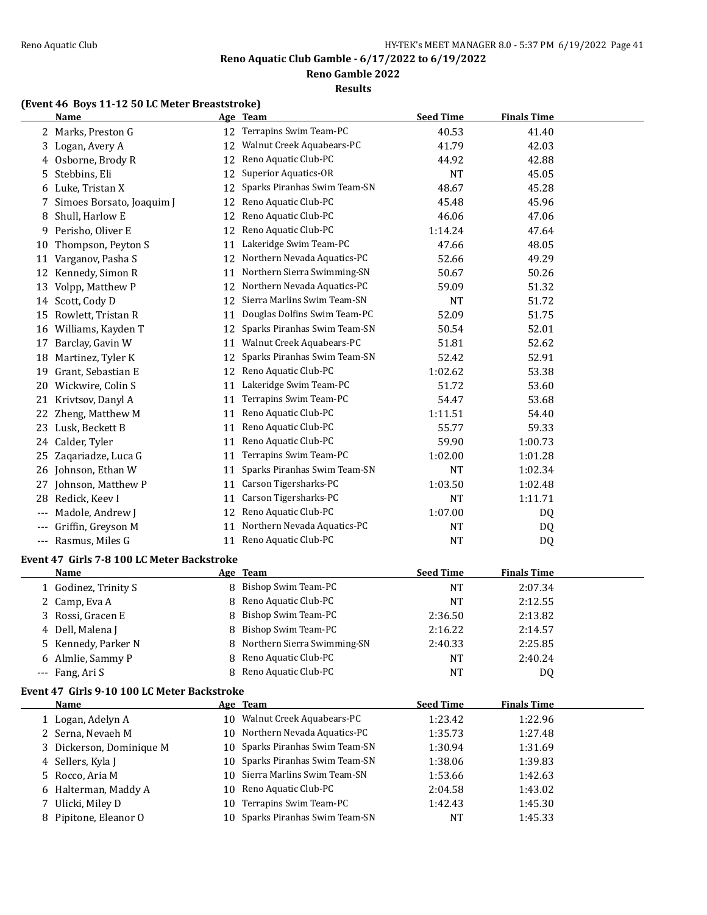Reno Aquatic Club Gamble - 6/17/2022 to 6/19/2022

Reno Gamble 2022

Results

### (Event 46 Boys 11-12 50 LC Meter Breaststroke)

| | Name | Age | Team | Seed Time | Finals Time |
|---|---|---|---|---|---|
| 2 | Marks, Preston G | 12 | Terrapins Swim Team-PC | 40.53 | 41.40 |
| 3 | Logan, Avery A | 12 | Walnut Creek Aquabears-PC | 41.79 | 42.03 |
| 4 | Osborne, Brody R | 12 | Reno Aquatic Club-PC | 44.92 | 42.88 |
| 5 | Stebbins, Eli | 12 | Superior Aquatics-OR | NT | 45.05 |
| 6 | Luke, Tristan X | 12 | Sparks Piranhas Swim Team-SN | 48.67 | 45.28 |
| 7 | Simoes Borsato, Joaquim J | 12 | Reno Aquatic Club-PC | 45.48 | 45.96 |
| 8 | Shull, Harlow E | 12 | Reno Aquatic Club-PC | 46.06 | 47.06 |
| 9 | Perisho, Oliver E | 12 | Reno Aquatic Club-PC | 1:14.24 | 47.64 |
| 10 | Thompson, Peyton S | 11 | Lakeridge Swim Team-PC | 47.66 | 48.05 |
| 11 | Varganov, Pasha S | 12 | Northern Nevada Aquatics-PC | 52.66 | 49.29 |
| 12 | Kennedy, Simon R | 11 | Northern Sierra Swimming-SN | 50.67 | 50.26 |
| 13 | Volpp, Matthew P | 12 | Northern Nevada Aquatics-PC | 59.09 | 51.32 |
| 14 | Scott, Cody D | 12 | Sierra Marlins Swim Team-SN | NT | 51.72 |
| 15 | Rowlett, Tristan R | 11 | Douglas Dolfins Swim Team-PC | 52.09 | 51.75 |
| 16 | Williams, Kayden T | 12 | Sparks Piranhas Swim Team-SN | 50.54 | 52.01 |
| 17 | Barclay, Gavin W | 11 | Walnut Creek Aquabears-PC | 51.81 | 52.62 |
| 18 | Martinez, Tyler K | 12 | Sparks Piranhas Swim Team-SN | 52.42 | 52.91 |
| 19 | Grant, Sebastian E | 12 | Reno Aquatic Club-PC | 1:02.62 | 53.38 |
| 20 | Wickwire, Colin S | 11 | Lakeridge Swim Team-PC | 51.72 | 53.60 |
| 21 | Krivtsov, Danyl A | 11 | Terrapins Swim Team-PC | 54.47 | 53.68 |
| 22 | Zheng, Matthew M | 11 | Reno Aquatic Club-PC | 1:11.51 | 54.40 |
| 23 | Lusk, Beckett B | 11 | Reno Aquatic Club-PC | 55.77 | 59.33 |
| 24 | Calder, Tyler | 11 | Reno Aquatic Club-PC | 59.90 | 1:00.73 |
| 25 | Zaqariadze, Luca G | 11 | Terrapins Swim Team-PC | 1:02.00 | 1:01.28 |
| 26 | Johnson, Ethan W | 11 | Sparks Piranhas Swim Team-SN | NT | 1:02.34 |
| 27 | Johnson, Matthew P | 11 | Carson Tigersharks-PC | 1:03.50 | 1:02.48 |
| 28 | Redick, Keev I | 11 | Carson Tigersharks-PC | NT | 1:11.71 |
| --- | Madole, Andrew J | 12 | Reno Aquatic Club-PC | 1:07.00 | DQ |
| --- | Griffin, Greyson M | 11 | Northern Nevada Aquatics-PC | NT | DQ |
| --- | Rasmus, Miles G | 11 | Reno Aquatic Club-PC | NT | DQ |

### Event 47 Girls 7-8 100 LC Meter Backstroke

| | Name | Age | Team | Seed Time | Finals Time |
|---|---|---|---|---|---|
| 1 | Godinez, Trinity S | 8 | Bishop Swim Team-PC | NT | 2:07.34 |
| 2 | Camp, Eva A | 8 | Reno Aquatic Club-PC | NT | 2:12.55 |
| 3 | Rossi, Gracen E | 8 | Bishop Swim Team-PC | 2:36.50 | 2:13.82 |
| 4 | Dell, Malena J | 8 | Bishop Swim Team-PC | 2:16.22 | 2:14.57 |
| 5 | Kennedy, Parker N | 8 | Northern Sierra Swimming-SN | 2:40.33 | 2:25.85 |
| 6 | Almlie, Sammy P | 8 | Reno Aquatic Club-PC | NT | 2:40.24 |
| --- | Fang, Ari S | 8 | Reno Aquatic Club-PC | NT | DQ |

### Event 47 Girls 9-10 100 LC Meter Backstroke

| | Name | Age | Team | Seed Time | Finals Time |
|---|---|---|---|---|---|
| 1 | Logan, Adelyn A | 10 | Walnut Creek Aquabears-PC | 1:23.42 | 1:22.96 |
| 2 | Serna, Nevaeh M | 10 | Northern Nevada Aquatics-PC | 1:35.73 | 1:27.48 |
| 3 | Dickerson, Dominique M | 10 | Sparks Piranhas Swim Team-SN | 1:30.94 | 1:31.69 |
| 4 | Sellers, Kyla J | 10 | Sparks Piranhas Swim Team-SN | 1:38.06 | 1:39.83 |
| 5 | Rocco, Aria M | 10 | Sierra Marlins Swim Team-SN | 1:53.66 | 1:42.63 |
| 6 | Halterman, Maddy A | 10 | Reno Aquatic Club-PC | 2:04.58 | 1:43.02 |
| 7 | Ulicki, Miley D | 10 | Terrapins Swim Team-PC | 1:42.43 | 1:45.30 |
| 8 | Pipitone, Eleanor O | 10 | Sparks Piranhas Swim Team-SN | NT | 1:45.33 |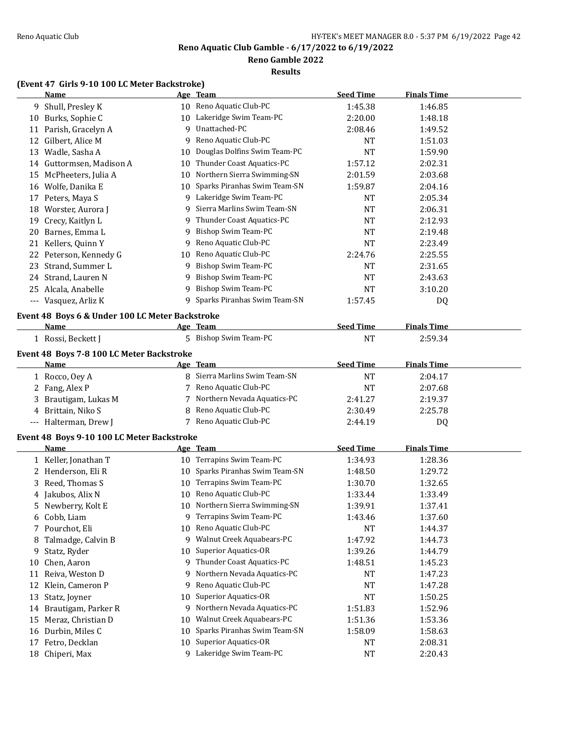# Reno Aquatic Club Gamble - 6/17/2022 to 6/19/2022

## Reno Gamble 2022

### Results

**(Event 47 Girls 9-10 100 LC Meter Backstroke)**

| | Name | Age | Team | Seed Time | Finals Time |
|---|---|---|---|---|---|
| 9 | Shull, Presley K | 10 | Reno Aquatic Club-PC | 1:45.38 | 1:46.85 |
| 10 | Burks, Sophie C | 10 | Lakeridge Swim Team-PC | 2:20.00 | 1:48.18 |
| 11 | Parish, Gracelyn A | 9 | Unattached-PC | 2:08.46 | 1:49.52 |
| 12 | Gilbert, Alice M | 9 | Reno Aquatic Club-PC | NT | 1:51.03 |
| 13 | Wadle, Sasha A | 10 | Douglas Dolfins Swim Team-PC | NT | 1:59.90 |
| 14 | Guttormsen, Madison A | 10 | Thunder Coast Aquatics-PC | 1:57.12 | 2:02.31 |
| 15 | McPheeters, Julia A | 10 | Northern Sierra Swimming-SN | 2:01.59 | 2:03.68 |
| 16 | Wolfe, Danika E | 10 | Sparks Piranhas Swim Team-SN | 1:59.87 | 2:04.16 |
| 17 | Peters, Maya S | 9 | Lakeridge Swim Team-PC | NT | 2:05.34 |
| 18 | Worster, Aurora J | 9 | Sierra Marlins Swim Team-SN | NT | 2:06.31 |
| 19 | Crecy, Kaitlyn L | 9 | Thunder Coast Aquatics-PC | NT | 2:12.93 |
| 20 | Barnes, Emma L | 9 | Bishop Swim Team-PC | NT | 2:19.48 |
| 21 | Kellers, Quinn Y | 9 | Reno Aquatic Club-PC | NT | 2:23.49 |
| 22 | Peterson, Kennedy G | 10 | Reno Aquatic Club-PC | 2:24.76 | 2:25.55 |
| 23 | Strand, Summer L | 9 | Bishop Swim Team-PC | NT | 2:31.65 |
| 24 | Strand, Lauren N | 9 | Bishop Swim Team-PC | NT | 2:43.63 |
| 25 | Alcala, Anabelle | 9 | Bishop Swim Team-PC | NT | 3:10.20 |
| --- | Vasquez, Arliz K | 9 | Sparks Piranhas Swim Team-SN | 1:57.45 | DQ |

**Event 48 Boys 6 & Under 100 LC Meter Backstroke**

| | Name | Age | Team | Seed Time | Finals Time |
|---|---|---|---|---|---|
| 1 | Rossi, Beckett J | 5 | Bishop Swim Team-PC | NT | 2:59.34 |

**Event 48 Boys 7-8 100 LC Meter Backstroke**

| | Name | Age | Team | Seed Time | Finals Time |
|---|---|---|---|---|---|
| 1 | Rocco, Oey A | 8 | Sierra Marlins Swim Team-SN | NT | 2:04.17 |
| 2 | Fang, Alex P | 7 | Reno Aquatic Club-PC | NT | 2:07.68 |
| 3 | Brautigam, Lukas M | 7 | Northern Nevada Aquatics-PC | 2:41.27 | 2:19.37 |
| 4 | Brittain, Niko S | 8 | Reno Aquatic Club-PC | 2:30.49 | 2:25.78 |
| --- | Halterman, Drew J | 7 | Reno Aquatic Club-PC | 2:44.19 | DQ |

**Event 48 Boys 9-10 100 LC Meter Backstroke**

| | Name | Age | Team | Seed Time | Finals Time |
|---|---|---|---|---|---|
| 1 | Keller, Jonathan T | 10 | Terrapins Swim Team-PC | 1:34.93 | 1:28.36 |
| 2 | Henderson, Eli R | 10 | Sparks Piranhas Swim Team-SN | 1:48.50 | 1:29.72 |
| 3 | Reed, Thomas S | 10 | Terrapins Swim Team-PC | 1:30.70 | 1:32.65 |
| 4 | Jakubos, Alix N | 10 | Reno Aquatic Club-PC | 1:33.44 | 1:33.49 |
| 5 | Newberry, Kolt E | 10 | Northern Sierra Swimming-SN | 1:39.91 | 1:37.41 |
| 6 | Cobb, Liam | 9 | Terrapins Swim Team-PC | 1:43.46 | 1:37.60 |
| 7 | Pourchot, Eli | 10 | Reno Aquatic Club-PC | NT | 1:44.37 |
| 8 | Talmadge, Calvin B | 9 | Walnut Creek Aquabears-PC | 1:47.92 | 1:44.73 |
| 9 | Statz, Ryder | 10 | Superior Aquatics-OR | 1:39.26 | 1:44.79 |
| 10 | Chen, Aaron | 9 | Thunder Coast Aquatics-PC | 1:48.51 | 1:45.23 |
| 11 | Reiva, Weston D | 9 | Northern Nevada Aquatics-PC | NT | 1:47.23 |
| 12 | Klein, Cameron P | 9 | Reno Aquatic Club-PC | NT | 1:47.28 |
| 13 | Statz, Joyner | 10 | Superior Aquatics-OR | NT | 1:50.25 |
| 14 | Brautigam, Parker R | 9 | Northern Nevada Aquatics-PC | 1:51.83 | 1:52.96 |
| 15 | Meraz, Christian D | 10 | Walnut Creek Aquabears-PC | 1:51.36 | 1:53.36 |
| 16 | Durbin, Miles C | 10 | Sparks Piranhas Swim Team-SN | 1:58.09 | 1:58.63 |
| 17 | Fetro, Decklan | 10 | Superior Aquatics-OR | NT | 2:08.31 |
| 18 | Chiperi, Max | 9 | Lakeridge Swim Team-PC | NT | 2:20.43 |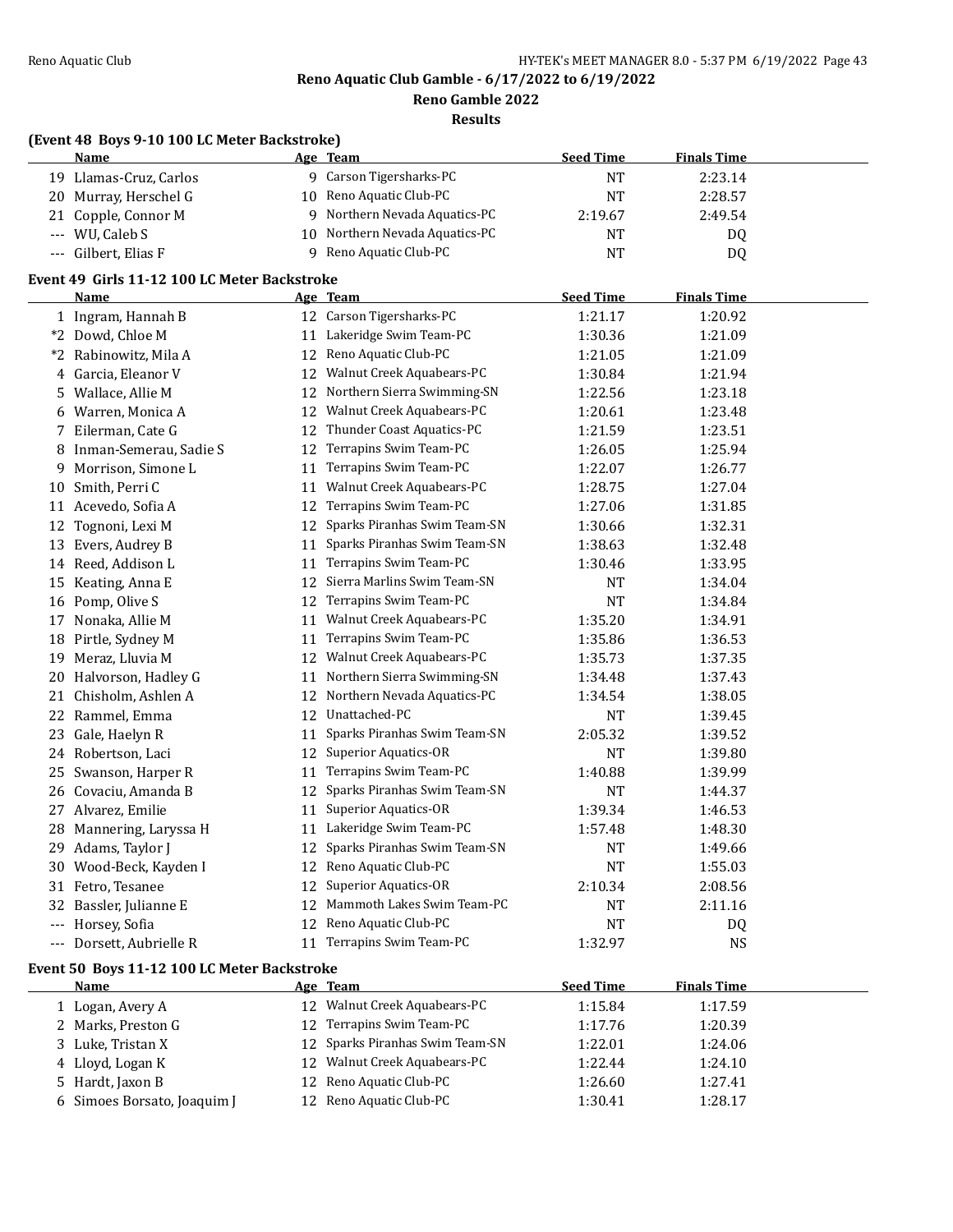Reno Aquatic Club Gamble - 6/17/2022 to 6/19/2022

Reno Gamble 2022

Results

## (Event 48 Boys 9-10 100 LC Meter Backstroke)

| | Name | Age | Team | Seed Time | Finals Time |
|---|---|---|---|---|---|
| 19 | Llamas-Cruz, Carlos | 9 | Carson Tigersharks-PC | NT | 2:23.14 |
| 20 | Murray, Herschel G | 10 | Reno Aquatic Club-PC | NT | 2:28.57 |
| 21 | Copple, Connor M | 9 | Northern Nevada Aquatics-PC | 2:19.67 | 2:49.54 |
| --- | WU, Caleb S | 10 | Northern Nevada Aquatics-PC | NT | DQ |
| --- | Gilbert, Elias F | 9 | Reno Aquatic Club-PC | NT | DQ |

## Event 49 Girls 11-12 100 LC Meter Backstroke

| | Name | Age | Team | Seed Time | Finals Time |
|---|---|---|---|---|---|
| 1 | Ingram, Hannah B | 12 | Carson Tigersharks-PC | 1:21.17 | 1:20.92 |
| *2 | Dowd, Chloe M | 11 | Lakeridge Swim Team-PC | 1:30.36 | 1:21.09 |
| *2 | Rabinowitz, Mila A | 12 | Reno Aquatic Club-PC | 1:21.05 | 1:21.09 |
| 4 | Garcia, Eleanor V | 12 | Walnut Creek Aquabears-PC | 1:30.84 | 1:21.94 |
| 5 | Wallace, Allie M | 12 | Northern Sierra Swimming-SN | 1:22.56 | 1:23.18 |
| 6 | Warren, Monica A | 12 | Walnut Creek Aquabears-PC | 1:20.61 | 1:23.48 |
| 7 | Eilerman, Cate G | 12 | Thunder Coast Aquatics-PC | 1:21.59 | 1:23.51 |
| 8 | Inman-Semerau, Sadie S | 12 | Terrapins Swim Team-PC | 1:26.05 | 1:25.94 |
| 9 | Morrison, Simone L | 11 | Terrapins Swim Team-PC | 1:22.07 | 1:26.77 |
| 10 | Smith, Perri C | 11 | Walnut Creek Aquabears-PC | 1:28.75 | 1:27.04 |
| 11 | Acevedo, Sofia A | 12 | Terrapins Swim Team-PC | 1:27.06 | 1:31.85 |
| 12 | Tognoni, Lexi M | 12 | Sparks Piranhas Swim Team-SN | 1:30.66 | 1:32.31 |
| 13 | Evers, Audrey B | 11 | Sparks Piranhas Swim Team-SN | 1:38.63 | 1:32.48 |
| 14 | Reed, Addison L | 11 | Terrapins Swim Team-PC | 1:30.46 | 1:33.95 |
| 15 | Keating, Anna E | 12 | Sierra Marlins Swim Team-SN | NT | 1:34.04 |
| 16 | Pomp, Olive S | 12 | Terrapins Swim Team-PC | NT | 1:34.84 |
| 17 | Nonaka, Allie M | 11 | Walnut Creek Aquabears-PC | 1:35.20 | 1:34.91 |
| 18 | Pirtle, Sydney M | 11 | Terrapins Swim Team-PC | 1:35.86 | 1:36.53 |
| 19 | Meraz, Lluvia M | 12 | Walnut Creek Aquabears-PC | 1:35.73 | 1:37.35 |
| 20 | Halvorson, Hadley G | 11 | Northern Sierra Swimming-SN | 1:34.48 | 1:37.43 |
| 21 | Chisholm, Ashlen A | 12 | Northern Nevada Aquatics-PC | 1:34.54 | 1:38.05 |
| 22 | Rammel, Emma | 12 | Unattached-PC | NT | 1:39.45 |
| 23 | Gale, Haelyn R | 11 | Sparks Piranhas Swim Team-SN | 2:05.32 | 1:39.52 |
| 24 | Robertson, Laci | 12 | Superior Aquatics-OR | NT | 1:39.80 |
| 25 | Swanson, Harper R | 11 | Terrapins Swim Team-PC | 1:40.88 | 1:39.99 |
| 26 | Covaciu, Amanda B | 12 | Sparks Piranhas Swim Team-SN | NT | 1:44.37 |
| 27 | Alvarez, Emilie | 11 | Superior Aquatics-OR | 1:39.34 | 1:46.53 |
| 28 | Mannering, Laryssa H | 11 | Lakeridge Swim Team-PC | 1:57.48 | 1:48.30 |
| 29 | Adams, Taylor J | 12 | Sparks Piranhas Swim Team-SN | NT | 1:49.66 |
| 30 | Wood-Beck, Kayden I | 12 | Reno Aquatic Club-PC | NT | 1:55.03 |
| 31 | Fetro, Tesanee | 12 | Superior Aquatics-OR | 2:10.34 | 2:08.56 |
| 32 | Bassler, Julianne E | 12 | Mammoth Lakes Swim Team-PC | NT | 2:11.16 |
| --- | Horsey, Sofia | 12 | Reno Aquatic Club-PC | NT | DQ |
| --- | Dorsett, Aubrielle R | 11 | Terrapins Swim Team-PC | 1:32.97 | NS |

## Event 50 Boys 11-12 100 LC Meter Backstroke

| | Name | Age | Team | Seed Time | Finals Time |
|---|---|---|---|---|---|
| 1 | Logan, Avery A | 12 | Walnut Creek Aquabears-PC | 1:15.84 | 1:17.59 |
| 2 | Marks, Preston G | 12 | Terrapins Swim Team-PC | 1:17.76 | 1:20.39 |
| 3 | Luke, Tristan X | 12 | Sparks Piranhas Swim Team-SN | 1:22.01 | 1:24.06 |
| 4 | Lloyd, Logan K | 12 | Walnut Creek Aquabears-PC | 1:22.44 | 1:24.10 |
| 5 | Hardt, Jaxon B | 12 | Reno Aquatic Club-PC | 1:26.60 | 1:27.41 |
| 6 | Simoes Borsato, Joaquim J | 12 | Reno Aquatic Club-PC | 1:30.41 | 1:28.17 |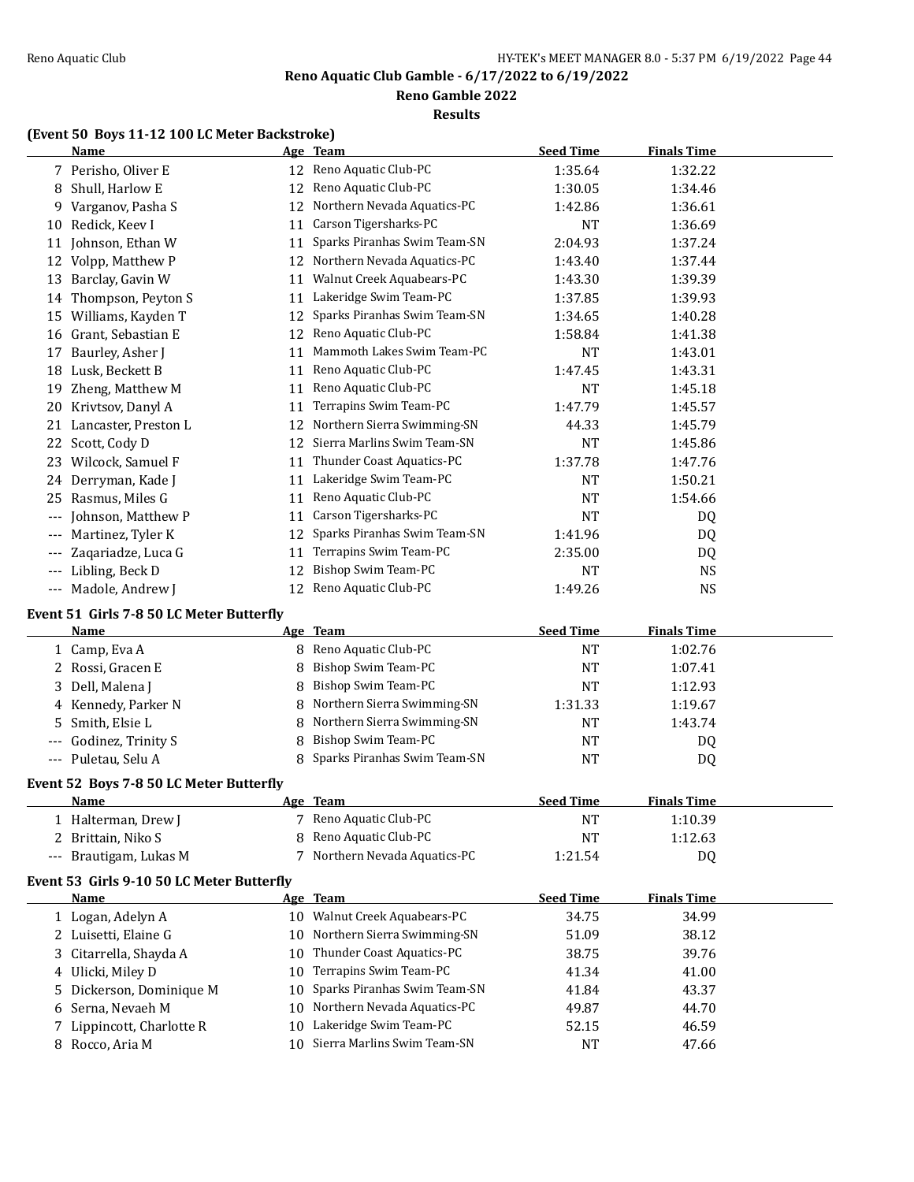Reno Aquatic Club Gamble - 6/17/2022 to 6/19/2022

Reno Gamble 2022

Results

### (Event 50 Boys 11-12 100 LC Meter Backstroke)

| | Name | Age | Team | Seed Time | Finals Time |
|---|---|---|---|---|---|
| 7 | Perisho, Oliver E | 12 | Reno Aquatic Club-PC | 1:35.64 | 1:32.22 |
| 8 | Shull, Harlow E | 12 | Reno Aquatic Club-PC | 1:30.05 | 1:34.46 |
| 9 | Varganov, Pasha S | 12 | Northern Nevada Aquatics-PC | 1:42.86 | 1:36.61 |
| 10 | Redick, Keev I | 11 | Carson Tigersharks-PC | NT | 1:36.69 |
| 11 | Johnson, Ethan W | 11 | Sparks Piranhas Swim Team-SN | 2:04.93 | 1:37.24 |
| 12 | Volpp, Matthew P | 12 | Northern Nevada Aquatics-PC | 1:43.40 | 1:37.44 |
| 13 | Barclay, Gavin W | 11 | Walnut Creek Aquabears-PC | 1:43.30 | 1:39.39 |
| 14 | Thompson, Peyton S | 11 | Lakeridge Swim Team-PC | 1:37.85 | 1:39.93 |
| 15 | Williams, Kayden T | 12 | Sparks Piranhas Swim Team-SN | 1:34.65 | 1:40.28 |
| 16 | Grant, Sebastian E | 12 | Reno Aquatic Club-PC | 1:58.84 | 1:41.38 |
| 17 | Baurley, Asher J | 11 | Mammoth Lakes Swim Team-PC | NT | 1:43.01 |
| 18 | Lusk, Beckett B | 11 | Reno Aquatic Club-PC | 1:47.45 | 1:43.31 |
| 19 | Zheng, Matthew M | 11 | Reno Aquatic Club-PC | NT | 1:45.18 |
| 20 | Krivtsov, Danyl A | 11 | Terrapins Swim Team-PC | 1:47.79 | 1:45.57 |
| 21 | Lancaster, Preston L | 12 | Northern Sierra Swimming-SN | 44.33 | 1:45.79 |
| 22 | Scott, Cody D | 12 | Sierra Marlins Swim Team-SN | NT | 1:45.86 |
| 23 | Wilcock, Samuel F | 11 | Thunder Coast Aquatics-PC | 1:37.78 | 1:47.76 |
| 24 | Derryman, Kade J | 11 | Lakeridge Swim Team-PC | NT | 1:50.21 |
| 25 | Rasmus, Miles G | 11 | Reno Aquatic Club-PC | NT | 1:54.66 |
| --- | Johnson, Matthew P | 11 | Carson Tigersharks-PC | NT | DQ |
| --- | Martinez, Tyler K | 12 | Sparks Piranhas Swim Team-SN | 1:41.96 | DQ |
| --- | Zaqariadze, Luca G | 11 | Terrapins Swim Team-PC | 2:35.00 | DQ |
| --- | Libling, Beck D | 12 | Bishop Swim Team-PC | NT | NS |
| --- | Madole, Andrew J | 12 | Reno Aquatic Club-PC | 1:49.26 | NS |

### Event 51 Girls 7-8 50 LC Meter Butterfly

| | Name | Age | Team | Seed Time | Finals Time |
|---|---|---|---|---|---|
| 1 | Camp, Eva A | 8 | Reno Aquatic Club-PC | NT | 1:02.76 |
| 2 | Rossi, Gracen E | 8 | Bishop Swim Team-PC | NT | 1:07.41 |
| 3 | Dell, Malena J | 8 | Bishop Swim Team-PC | NT | 1:12.93 |
| 4 | Kennedy, Parker N | 8 | Northern Sierra Swimming-SN | 1:31.33 | 1:19.67 |
| 5 | Smith, Elsie L | 8 | Northern Sierra Swimming-SN | NT | 1:43.74 |
| --- | Godinez, Trinity S | 8 | Bishop Swim Team-PC | NT | DQ |
| --- | Puletau, Selu A | 8 | Sparks Piranhas Swim Team-SN | NT | DQ |

### Event 52 Boys 7-8 50 LC Meter Butterfly

| | Name | Age | Team | Seed Time | Finals Time |
|---|---|---|---|---|---|
| 1 | Halterman, Drew J | 7 | Reno Aquatic Club-PC | NT | 1:10.39 |
| 2 | Brittain, Niko S | 8 | Reno Aquatic Club-PC | NT | 1:12.63 |
| --- | Brautigam, Lukas M | 7 | Northern Nevada Aquatics-PC | 1:21.54 | DQ |

### Event 53 Girls 9-10 50 LC Meter Butterfly

| | Name | Age | Team | Seed Time | Finals Time |
|---|---|---|---|---|---|
| 1 | Logan, Adelyn A | 10 | Walnut Creek Aquabears-PC | 34.75 | 34.99 |
| 2 | Luisetti, Elaine G | 10 | Northern Sierra Swimming-SN | 51.09 | 38.12 |
| 3 | Citarrella, Shayda A | 10 | Thunder Coast Aquatics-PC | 38.75 | 39.76 |
| 4 | Ulicki, Miley D | 10 | Terrapins Swim Team-PC | 41.34 | 41.00 |
| 5 | Dickerson, Dominique M | 10 | Sparks Piranhas Swim Team-SN | 41.84 | 43.37 |
| 6 | Serna, Nevaeh M | 10 | Northern Nevada Aquatics-PC | 49.87 | 44.70 |
| 7 | Lippincott, Charlotte R | 10 | Lakeridge Swim Team-PC | 52.15 | 46.59 |
| 8 | Rocco, Aria M | 10 | Sierra Marlins Swim Team-SN | NT | 47.66 |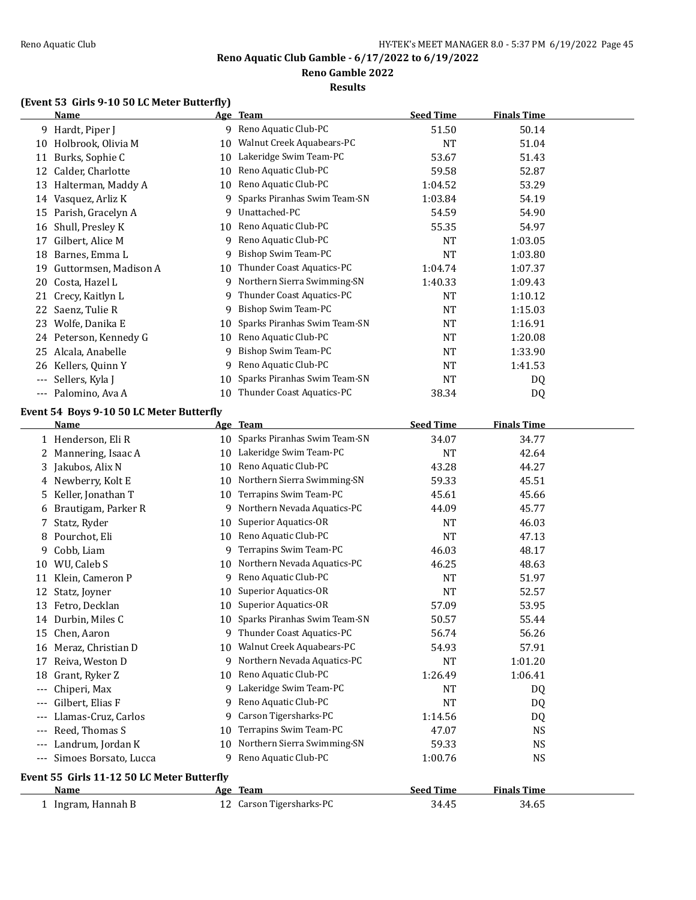## Reno Aquatic Club Gamble - 6/17/2022 to 6/19/2022

### Reno Gamble 2022

### Results

**(Event 53 Girls 9-10 50 LC Meter Butterfly)**

| | Name | Age | Team | Seed Time | Finals Time |
|---|---|---|---|---|---|
| 9 | Hardt, Piper J | 9 | Reno Aquatic Club-PC | 51.50 | 50.14 |
| 10 | Holbrook, Olivia M | 10 | Walnut Creek Aquabears-PC | NT | 51.04 |
| 11 | Burks, Sophie C | 10 | Lakeridge Swim Team-PC | 53.67 | 51.43 |
| 12 | Calder, Charlotte | 10 | Reno Aquatic Club-PC | 59.58 | 52.87 |
| 13 | Halterman, Maddy A | 10 | Reno Aquatic Club-PC | 1:04.52 | 53.29 |
| 14 | Vasquez, Arliz K | 9 | Sparks Piranhas Swim Team-SN | 1:03.84 | 54.19 |
| 15 | Parish, Gracelyn A | 9 | Unattached-PC | 54.59 | 54.90 |
| 16 | Shull, Presley K | 10 | Reno Aquatic Club-PC | 55.35 | 54.97 |
| 17 | Gilbert, Alice M | 9 | Reno Aquatic Club-PC | NT | 1:03.05 |
| 18 | Barnes, Emma L | 9 | Bishop Swim Team-PC | NT | 1:03.80 |
| 19 | Guttormsen, Madison A | 10 | Thunder Coast Aquatics-PC | 1:04.74 | 1:07.37 |
| 20 | Costa, Hazel L | 9 | Northern Sierra Swimming-SN | 1:40.33 | 1:09.43 |
| 21 | Crecy, Kaitlyn L | 9 | Thunder Coast Aquatics-PC | NT | 1:10.12 |
| 22 | Saenz, Tulie R | 9 | Bishop Swim Team-PC | NT | 1:15.03 |
| 23 | Wolfe, Danika E | 10 | Sparks Piranhas Swim Team-SN | NT | 1:16.91 |
| 24 | Peterson, Kennedy G | 10 | Reno Aquatic Club-PC | NT | 1:20.08 |
| 25 | Alcala, Anabelle | 9 | Bishop Swim Team-PC | NT | 1:33.90 |
| 26 | Kellers, Quinn Y | 9 | Reno Aquatic Club-PC | NT | 1:41.53 |
| --- | Sellers, Kyla J | 10 | Sparks Piranhas Swim Team-SN | NT | DQ |
| --- | Palomino, Ava A | 10 | Thunder Coast Aquatics-PC | 38.34 | DQ |

**Event 54 Boys 9-10 50 LC Meter Butterfly**

| | Name | Age | Team | Seed Time | Finals Time |
|---|---|---|---|---|---|
| 1 | Henderson, Eli R | 10 | Sparks Piranhas Swim Team-SN | 34.07 | 34.77 |
| 2 | Mannering, Isaac A | 10 | Lakeridge Swim Team-PC | NT | 42.64 |
| 3 | Jakubos, Alix N | 10 | Reno Aquatic Club-PC | 43.28 | 44.27 |
| 4 | Newberry, Kolt E | 10 | Northern Sierra Swimming-SN | 59.33 | 45.51 |
| 5 | Keller, Jonathan T | 10 | Terrapins Swim Team-PC | 45.61 | 45.66 |
| 6 | Brautigam, Parker R | 9 | Northern Nevada Aquatics-PC | 44.09 | 45.77 |
| 7 | Statz, Ryder | 10 | Superior Aquatics-OR | NT | 46.03 |
| 8 | Pourchot, Eli | 10 | Reno Aquatic Club-PC | NT | 47.13 |
| 9 | Cobb, Liam | 9 | Terrapins Swim Team-PC | 46.03 | 48.17 |
| 10 | WU, Caleb S | 10 | Northern Nevada Aquatics-PC | 46.25 | 48.63 |
| 11 | Klein, Cameron P | 9 | Reno Aquatic Club-PC | NT | 51.97 |
| 12 | Statz, Joyner | 10 | Superior Aquatics-OR | NT | 52.57 |
| 13 | Fetro, Decklan | 10 | Superior Aquatics-OR | 57.09 | 53.95 |
| 14 | Durbin, Miles C | 10 | Sparks Piranhas Swim Team-SN | 50.57 | 55.44 |
| 15 | Chen, Aaron | 9 | Thunder Coast Aquatics-PC | 56.74 | 56.26 |
| 16 | Meraz, Christian D | 10 | Walnut Creek Aquabears-PC | 54.93 | 57.91 |
| 17 | Reiva, Weston D | 9 | Northern Nevada Aquatics-PC | NT | 1:01.20 |
| 18 | Grant, Ryker Z | 10 | Reno Aquatic Club-PC | 1:26.49 | 1:06.41 |
| --- | Chiperi, Max | 9 | Lakeridge Swim Team-PC | NT | DQ |
| --- | Gilbert, Elias F | 9 | Reno Aquatic Club-PC | NT | DQ |
| --- | Llamas-Cruz, Carlos | 9 | Carson Tigersharks-PC | 1:14.56 | DQ |
| --- | Reed, Thomas S | 10 | Terrapins Swim Team-PC | 47.07 | NS |
| --- | Landrum, Jordan K | 10 | Northern Sierra Swimming-SN | 59.33 | NS |
| --- | Simoes Borsato, Lucca | 9 | Reno Aquatic Club-PC | 1:00.76 | NS |

**Event 55 Girls 11-12 50 LC Meter Butterfly**

| | Name | Age | Team | Seed Time | Finals Time |
|---|---|---|---|---|---|
| 1 | Ingram, Hannah B | 12 | Carson Tigersharks-PC | 34.45 | 34.65 |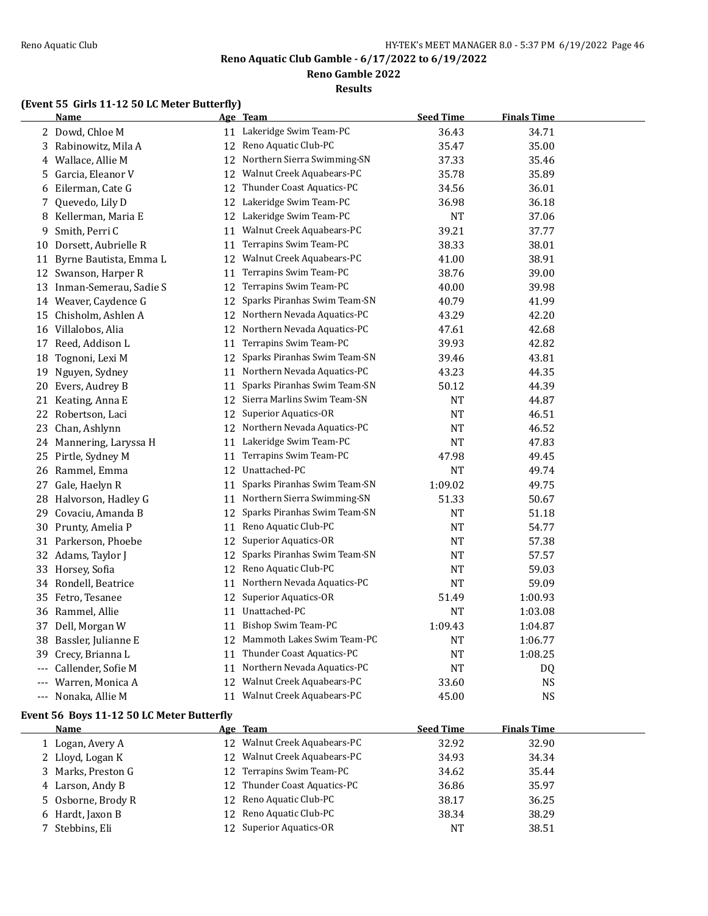Reno Aquatic Club Gamble - 6/17/2022 to 6/19/2022

Reno Gamble 2022

Results

### (Event 55 Girls 11-12 50 LC Meter Butterfly)

| | Name | Age | Team | Seed Time | Finals Time |
|---|---|---|---|---|---|
| 2 | Dowd, Chloe M | 11 | Lakeridge Swim Team-PC | 36.43 | 34.71 |
| 3 | Rabinowitz, Mila A | 12 | Reno Aquatic Club-PC | 35.47 | 35.00 |
| 4 | Wallace, Allie M | 12 | Northern Sierra Swimming-SN | 37.33 | 35.46 |
| 5 | Garcia, Eleanor V | 12 | Walnut Creek Aquabears-PC | 35.78 | 35.89 |
| 6 | Eilerman, Cate G | 12 | Thunder Coast Aquatics-PC | 34.56 | 36.01 |
| 7 | Quevedo, Lily D | 12 | Lakeridge Swim Team-PC | 36.98 | 36.18 |
| 8 | Kellerman, Maria E | 12 | Lakeridge Swim Team-PC | NT | 37.06 |
| 9 | Smith, Perri C | 11 | Walnut Creek Aquabears-PC | 39.21 | 37.77 |
| 10 | Dorsett, Aubrielle R | 11 | Terrapins Swim Team-PC | 38.33 | 38.01 |
| 11 | Byrne Bautista, Emma L | 12 | Walnut Creek Aquabears-PC | 41.00 | 38.91 |
| 12 | Swanson, Harper R | 11 | Terrapins Swim Team-PC | 38.76 | 39.00 |
| 13 | Inman-Semerau, Sadie S | 12 | Terrapins Swim Team-PC | 40.00 | 39.98 |
| 14 | Weaver, Caydence G | 12 | Sparks Piranhas Swim Team-SN | 40.79 | 41.99 |
| 15 | Chisholm, Ashlen A | 12 | Northern Nevada Aquatics-PC | 43.29 | 42.20 |
| 16 | Villalobos, Alia | 12 | Northern Nevada Aquatics-PC | 47.61 | 42.68 |
| 17 | Reed, Addison L | 11 | Terrapins Swim Team-PC | 39.93 | 42.82 |
| 18 | Tognoni, Lexi M | 12 | Sparks Piranhas Swim Team-SN | 39.46 | 43.81 |
| 19 | Nguyen, Sydney | 11 | Northern Nevada Aquatics-PC | 43.23 | 44.35 |
| 20 | Evers, Audrey B | 11 | Sparks Piranhas Swim Team-SN | 50.12 | 44.39 |
| 21 | Keating, Anna E | 12 | Sierra Marlins Swim Team-SN | NT | 44.87 |
| 22 | Robertson, Laci | 12 | Superior Aquatics-OR | NT | 46.51 |
| 23 | Chan, Ashlynn | 12 | Northern Nevada Aquatics-PC | NT | 46.52 |
| 24 | Mannering, Laryssa H | 11 | Lakeridge Swim Team-PC | NT | 47.83 |
| 25 | Pirtle, Sydney M | 11 | Terrapins Swim Team-PC | 47.98 | 49.45 |
| 26 | Rammel, Emma | 12 | Unattached-PC | NT | 49.74 |
| 27 | Gale, Haelyn R | 11 | Sparks Piranhas Swim Team-SN | 1:09.02 | 49.75 |
| 28 | Halvorson, Hadley G | 11 | Northern Sierra Swimming-SN | 51.33 | 50.67 |
| 29 | Covaciu, Amanda B | 12 | Sparks Piranhas Swim Team-SN | NT | 51.18 |
| 30 | Prunty, Amelia P | 11 | Reno Aquatic Club-PC | NT | 54.77 |
| 31 | Parkerson, Phoebe | 12 | Superior Aquatics-OR | NT | 57.38 |
| 32 | Adams, Taylor J | 12 | Sparks Piranhas Swim Team-SN | NT | 57.57 |
| 33 | Horsey, Sofia | 12 | Reno Aquatic Club-PC | NT | 59.03 |
| 34 | Rondell, Beatrice | 11 | Northern Nevada Aquatics-PC | NT | 59.09 |
| 35 | Fetro, Tesanee | 12 | Superior Aquatics-OR | 51.49 | 1:00.93 |
| 36 | Rammel, Allie | 11 | Unattached-PC | NT | 1:03.08 |
| 37 | Dell, Morgan W | 11 | Bishop Swim Team-PC | 1:09.43 | 1:04.87 |
| 38 | Bassler, Julianne E | 12 | Mammoth Lakes Swim Team-PC | NT | 1:06.77 |
| 39 | Crecy, Brianna L | 11 | Thunder Coast Aquatics-PC | NT | 1:08.25 |
| --- | Callender, Sofie M | 11 | Northern Nevada Aquatics-PC | NT | DQ |
| --- | Warren, Monica A | 12 | Walnut Creek Aquabears-PC | 33.60 | NS |
| --- | Nonaka, Allie M | 11 | Walnut Creek Aquabears-PC | 45.00 | NS |

### Event 56 Boys 11-12 50 LC Meter Butterfly

| | Name | Age | Team | Seed Time | Finals Time |
|---|---|---|---|---|---|
| 1 | Logan, Avery A | 12 | Walnut Creek Aquabears-PC | 32.92 | 32.90 |
| 2 | Lloyd, Logan K | 12 | Walnut Creek Aquabears-PC | 34.93 | 34.34 |
| 3 | Marks, Preston G | 12 | Terrapins Swim Team-PC | 34.62 | 35.44 |
| 4 | Larson, Andy B | 12 | Thunder Coast Aquatics-PC | 36.86 | 35.97 |
| 5 | Osborne, Brody R | 12 | Reno Aquatic Club-PC | 38.17 | 36.25 |
| 6 | Hardt, Jaxon B | 12 | Reno Aquatic Club-PC | 38.34 | 38.29 |
| 7 | Stebbins, Eli | 12 | Superior Aquatics-OR | NT | 38.51 |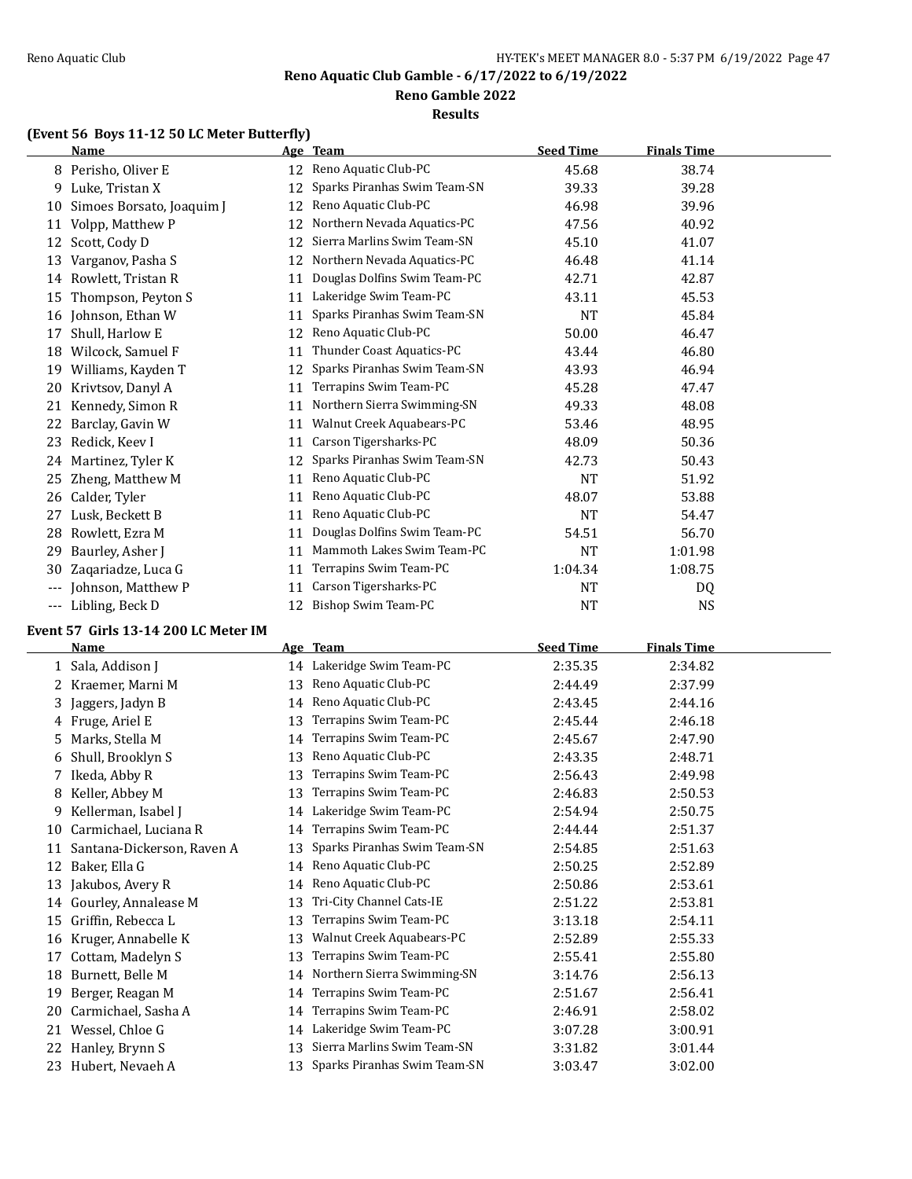## Reno Aquatic Club Gamble - 6/17/2022 to 6/19/2022

### Reno Gamble 2022

### Results

**(Event 56 Boys 11-12 50 LC Meter Butterfly)**

| | Name | Age | Team | Seed Time | Finals Time |
|---|---|---|---|---|---|
| 8 | Perisho, Oliver E | 12 | Reno Aquatic Club-PC | 45.68 | 38.74 |
| 9 | Luke, Tristan X | 12 | Sparks Piranhas Swim Team-SN | 39.33 | 39.28 |
| 10 | Simoes Borsato, Joaquim J | 12 | Reno Aquatic Club-PC | 46.98 | 39.96 |
| 11 | Volpp, Matthew P | 12 | Northern Nevada Aquatics-PC | 47.56 | 40.92 |
| 12 | Scott, Cody D | 12 | Sierra Marlins Swim Team-SN | 45.10 | 41.07 |
| 13 | Varganov, Pasha S | 12 | Northern Nevada Aquatics-PC | 46.48 | 41.14 |
| 14 | Rowlett, Tristan R | 11 | Douglas Dolfins Swim Team-PC | 42.71 | 42.87 |
| 15 | Thompson, Peyton S | 11 | Lakeridge Swim Team-PC | 43.11 | 45.53 |
| 16 | Johnson, Ethan W | 11 | Sparks Piranhas Swim Team-SN | NT | 45.84 |
| 17 | Shull, Harlow E | 12 | Reno Aquatic Club-PC | 50.00 | 46.47 |
| 18 | Wilcock, Samuel F | 11 | Thunder Coast Aquatics-PC | 43.44 | 46.80 |
| 19 | Williams, Kayden T | 12 | Sparks Piranhas Swim Team-SN | 43.93 | 46.94 |
| 20 | Krivtsov, Danyl A | 11 | Terrapins Swim Team-PC | 45.28 | 47.47 |
| 21 | Kennedy, Simon R | 11 | Northern Sierra Swimming-SN | 49.33 | 48.08 |
| 22 | Barclay, Gavin W | 11 | Walnut Creek Aquabears-PC | 53.46 | 48.95 |
| 23 | Redick, Keev I | 11 | Carson Tigersharks-PC | 48.09 | 50.36 |
| 24 | Martinez, Tyler K | 12 | Sparks Piranhas Swim Team-SN | 42.73 | 50.43 |
| 25 | Zheng, Matthew M | 11 | Reno Aquatic Club-PC | NT | 51.92 |
| 26 | Calder, Tyler | 11 | Reno Aquatic Club-PC | 48.07 | 53.88 |
| 27 | Lusk, Beckett B | 11 | Reno Aquatic Club-PC | NT | 54.47 |
| 28 | Rowlett, Ezra M | 11 | Douglas Dolfins Swim Team-PC | 54.51 | 56.70 |
| 29 | Baurley, Asher J | 11 | Mammoth Lakes Swim Team-PC | NT | 1:01.98 |
| 30 | Zaqariadze, Luca G | 11 | Terrapins Swim Team-PC | 1:04.34 | 1:08.75 |
| --- | Johnson, Matthew P | 11 | Carson Tigersharks-PC | NT | DQ |
| --- | Libling, Beck D | 12 | Bishop Swim Team-PC | NT | NS |

**Event 57 Girls 13-14 200 LC Meter IM**

| | Name | Age | Team | Seed Time | Finals Time |
|---|---|---|---|---|---|
| 1 | Sala, Addison J | 14 | Lakeridge Swim Team-PC | 2:35.35 | 2:34.82 |
| 2 | Kraemer, Marni M | 13 | Reno Aquatic Club-PC | 2:44.49 | 2:37.99 |
| 3 | Jaggers, Jadyn B | 14 | Reno Aquatic Club-PC | 2:43.45 | 2:44.16 |
| 4 | Fruge, Ariel E | 13 | Terrapins Swim Team-PC | 2:45.44 | 2:46.18 |
| 5 | Marks, Stella M | 14 | Terrapins Swim Team-PC | 2:45.67 | 2:47.90 |
| 6 | Shull, Brooklyn S | 13 | Reno Aquatic Club-PC | 2:43.35 | 2:48.71 |
| 7 | Ikeda, Abby R | 13 | Terrapins Swim Team-PC | 2:56.43 | 2:49.98 |
| 8 | Keller, Abbey M | 13 | Terrapins Swim Team-PC | 2:46.83 | 2:50.53 |
| 9 | Kellerman, Isabel J | 14 | Lakeridge Swim Team-PC | 2:54.94 | 2:50.75 |
| 10 | Carmichael, Luciana R | 14 | Terrapins Swim Team-PC | 2:44.44 | 2:51.37 |
| 11 | Santana-Dickerson, Raven A | 13 | Sparks Piranhas Swim Team-SN | 2:54.85 | 2:51.63 |
| 12 | Baker, Ella G | 14 | Reno Aquatic Club-PC | 2:50.25 | 2:52.89 |
| 13 | Jakubos, Avery R | 14 | Reno Aquatic Club-PC | 2:50.86 | 2:53.61 |
| 14 | Gourley, Annalease M | 13 | Tri-City Channel Cats-IE | 2:51.22 | 2:53.81 |
| 15 | Griffin, Rebecca L | 13 | Terrapins Swim Team-PC | 3:13.18 | 2:54.11 |
| 16 | Kruger, Annabelle K | 13 | Walnut Creek Aquabears-PC | 2:52.89 | 2:55.33 |
| 17 | Cottam, Madelyn S | 13 | Terrapins Swim Team-PC | 2:55.41 | 2:55.80 |
| 18 | Burnett, Belle M | 14 | Northern Sierra Swimming-SN | 3:14.76 | 2:56.13 |
| 19 | Berger, Reagan M | 14 | Terrapins Swim Team-PC | 2:51.67 | 2:56.41 |
| 20 | Carmichael, Sasha A | 14 | Terrapins Swim Team-PC | 2:46.91 | 2:58.02 |
| 21 | Wessel, Chloe G | 14 | Lakeridge Swim Team-PC | 3:07.28 | 3:00.91 |
| 22 | Hanley, Brynn S | 13 | Sierra Marlins Swim Team-SN | 3:31.82 | 3:01.44 |
| 23 | Hubert, Nevaeh A | 13 | Sparks Piranhas Swim Team-SN | 3:03.47 | 3:02.00 |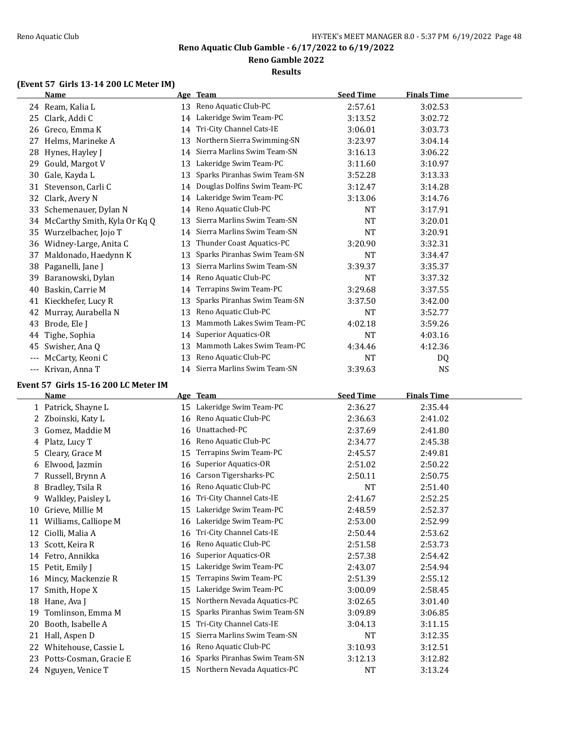## Reno Aquatic Club Gamble - 6/17/2022 to 6/19/2022

## Reno Gamble 2022

## Results

### (Event 57 Girls 13-14 200 LC Meter IM)

| | Name | Age | Team | Seed Time | Finals Time |
|---|---|---|---|---|---|
| 24 | Ream, Kalia L | 13 | Reno Aquatic Club-PC | 2:57.61 | 3:02.53 |
| 25 | Clark, Addi C | 14 | Lakeridge Swim Team-PC | 3:13.52 | 3:02.72 |
| 26 | Greco, Emma K | 14 | Tri-City Channel Cats-IE | 3:06.01 | 3:03.73 |
| 27 | Helms, Marineke A | 13 | Northern Sierra Swimming-SN | 3:23.97 | 3:04.14 |
| 28 | Hynes, Hayley J | 14 | Sierra Marlins Swim Team-SN | 3:16.13 | 3:06.22 |
| 29 | Gould, Margot V | 13 | Lakeridge Swim Team-PC | 3:11.60 | 3:10.97 |
| 30 | Gale, Kayda L | 13 | Sparks Piranhas Swim Team-SN | 3:52.28 | 3:13.33 |
| 31 | Stevenson, Carli C | 14 | Douglas Dolfins Swim Team-PC | 3:12.47 | 3:14.28 |
| 32 | Clark, Avery N | 14 | Lakeridge Swim Team-PC | 3:13.06 | 3:14.76 |
| 33 | Schemenauer, Dylan N | 14 | Reno Aquatic Club-PC | NT | 3:17.91 |
| 34 | McCarthy Smith, Kyla Or Kq Q | 13 | Sierra Marlins Swim Team-SN | NT | 3:20.01 |
| 35 | Wurzelbacher, Jojo T | 14 | Sierra Marlins Swim Team-SN | NT | 3:20.91 |
| 36 | Widney-Large, Anita C | 13 | Thunder Coast Aquatics-PC | 3:20.90 | 3:32.31 |
| 37 | Maldonado, Haedynn K | 13 | Sparks Piranhas Swim Team-SN | NT | 3:34.47 |
| 38 | Paganelli, Jane J | 13 | Sierra Marlins Swim Team-SN | 3:39.37 | 3:35.37 |
| 39 | Baranowski, Dylan | 14 | Reno Aquatic Club-PC | NT | 3:37.32 |
| 40 | Baskin, Carrie M | 14 | Terrapins Swim Team-PC | 3:29.68 | 3:37.55 |
| 41 | Kieckhefer, Lucy R | 13 | Sparks Piranhas Swim Team-SN | 3:37.50 | 3:42.00 |
| 42 | Murray, Aurabella N | 13 | Reno Aquatic Club-PC | NT | 3:52.77 |
| 43 | Brode, Ele J | 13 | Mammoth Lakes Swim Team-PC | 4:02.18 | 3:59.26 |
| 44 | Tighe, Sophia | 14 | Superior Aquatics-OR | NT | 4:03.16 |
| 45 | Swisher, Ana Q | 13 | Mammoth Lakes Swim Team-PC | 4:34.46 | 4:12.36 |
| --- | McCarty, Keoni C | 13 | Reno Aquatic Club-PC | NT | DQ |
| --- | Krivan, Anna T | 14 | Sierra Marlins Swim Team-SN | 3:39.63 | NS |

### Event 57 Girls 15-16 200 LC Meter IM

| | Name | Age | Team | Seed Time | Finals Time |
|---|---|---|---|---|---|
| 1 | Patrick, Shayne L | 15 | Lakeridge Swim Team-PC | 2:36.27 | 2:35.44 |
| 2 | Zboinski, Katy L | 16 | Reno Aquatic Club-PC | 2:36.63 | 2:41.02 |
| 3 | Gomez, Maddie M | 16 | Unattached-PC | 2:37.69 | 2:41.80 |
| 4 | Platz, Lucy T | 16 | Reno Aquatic Club-PC | 2:34.77 | 2:45.38 |
| 5 | Cleary, Grace M | 15 | Terrapins Swim Team-PC | 2:45.57 | 2:49.81 |
| 6 | Elwood, Jazmin | 16 | Superior Aquatics-OR | 2:51.02 | 2:50.22 |
| 7 | Russell, Brynn A | 16 | Carson Tigersharks-PC | 2:50.11 | 2:50.75 |
| 8 | Bradley, Tsila R | 16 | Reno Aquatic Club-PC | NT | 2:51.40 |
| 9 | Walkley, Paisley L | 16 | Tri-City Channel Cats-IE | 2:41.67 | 2:52.25 |
| 10 | Grieve, Millie M | 15 | Lakeridge Swim Team-PC | 2:48.59 | 2:52.37 |
| 11 | Williams, Calliope M | 16 | Lakeridge Swim Team-PC | 2:53.00 | 2:52.99 |
| 12 | Ciolli, Malia A | 16 | Tri-City Channel Cats-IE | 2:50.44 | 2:53.62 |
| 13 | Scott, Keira R | 16 | Reno Aquatic Club-PC | 2:51.58 | 2:53.73 |
| 14 | Fetro, Annikka | 16 | Superior Aquatics-OR | 2:57.38 | 2:54.42 |
| 15 | Petit, Emily J | 15 | Lakeridge Swim Team-PC | 2:43.07 | 2:54.94 |
| 16 | Mincy, Mackenzie R | 15 | Terrapins Swim Team-PC | 2:51.39 | 2:55.12 |
| 17 | Smith, Hope X | 15 | Lakeridge Swim Team-PC | 3:00.09 | 2:58.45 |
| 18 | Hane, Ava J | 15 | Northern Nevada Aquatics-PC | 3:02.65 | 3:01.40 |
| 19 | Tomlinson, Emma M | 15 | Sparks Piranhas Swim Team-SN | 3:09.89 | 3:06.85 |
| 20 | Booth, Isabelle A | 15 | Tri-City Channel Cats-IE | 3:04.13 | 3:11.15 |
| 21 | Hall, Aspen D | 15 | Sierra Marlins Swim Team-SN | NT | 3:12.35 |
| 22 | Whitehouse, Cassie L | 16 | Reno Aquatic Club-PC | 3:10.93 | 3:12.51 |
| 23 | Potts-Cosman, Gracie E | 16 | Sparks Piranhas Swim Team-SN | 3:12.13 | 3:12.82 |
| 24 | Nguyen, Venice T | 15 | Northern Nevada Aquatics-PC | NT | 3:13.24 |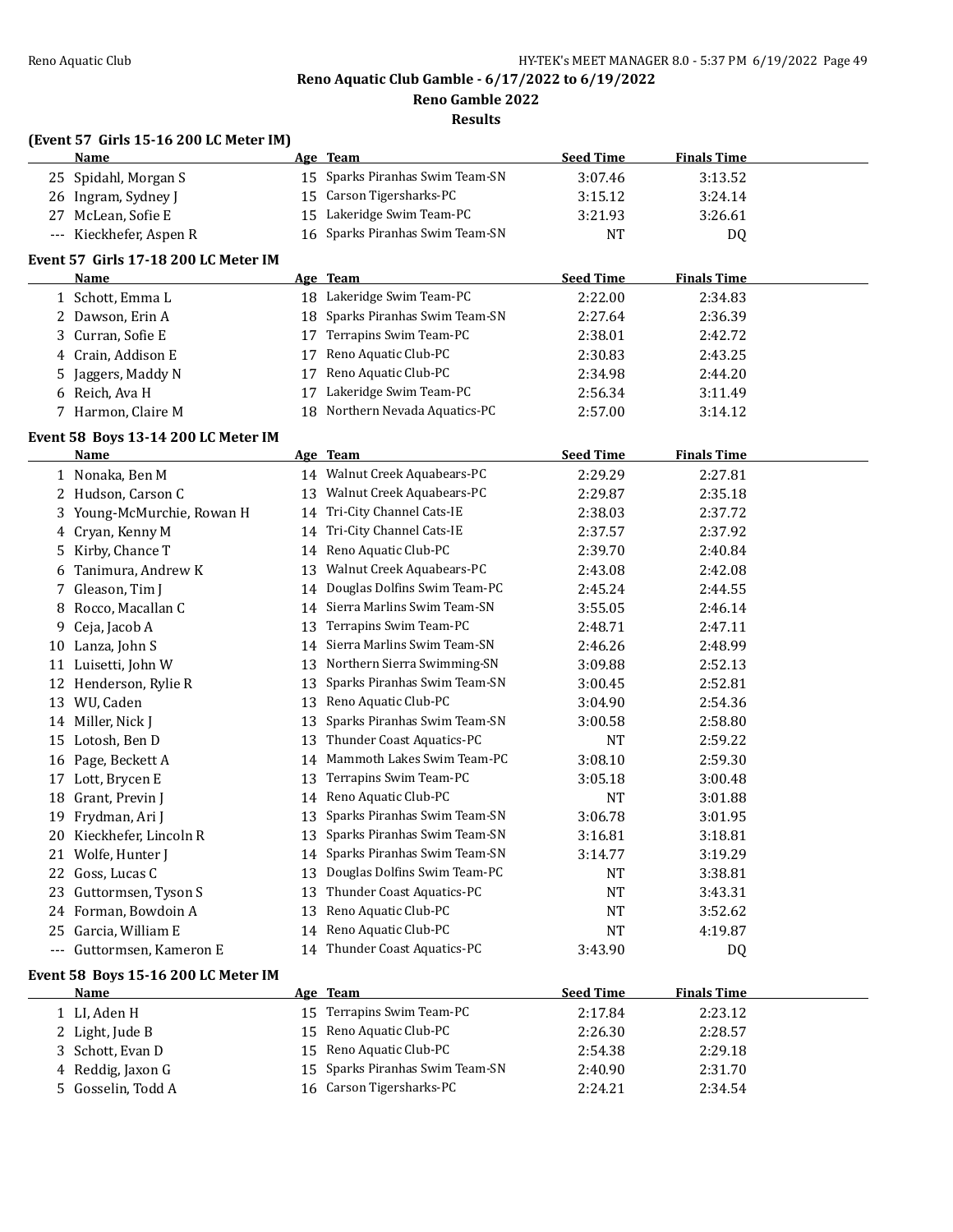**Reno Aquatic Club Gamble - 6/17/2022 to 6/19/2022**

**Reno Gamble 2022**

**Results**

### (Event 57 Girls 15-16 200 LC Meter IM)

| | Name | Age | Team | Seed Time | Finals Time |
|---|---|---|---|---|---|
| 25 | Spidahl, Morgan S | 15 | Sparks Piranhas Swim Team-SN | 3:07.46 | 3:13.52 |
| 26 | Ingram, Sydney J | 15 | Carson Tigersharks-PC | 3:15.12 | 3:24.14 |
| 27 | McLean, Sofie E | 15 | Lakeridge Swim Team-PC | 3:21.93 | 3:26.61 |
| --- | Kieckhefer, Aspen R | 16 | Sparks Piranhas Swim Team-SN | NT | DQ |

### Event 57 Girls 17-18 200 LC Meter IM

| | Name | Age | Team | Seed Time | Finals Time |
|---|---|---|---|---|---|
| 1 | Schott, Emma L | 18 | Lakeridge Swim Team-PC | 2:22.00 | 2:34.83 |
| 2 | Dawson, Erin A | 18 | Sparks Piranhas Swim Team-SN | 2:27.64 | 2:36.39 |
| 3 | Curran, Sofie E | 17 | Terrapins Swim Team-PC | 2:38.01 | 2:42.72 |
| 4 | Crain, Addison E | 17 | Reno Aquatic Club-PC | 2:30.83 | 2:43.25 |
| 5 | Jaggers, Maddy N | 17 | Reno Aquatic Club-PC | 2:34.98 | 2:44.20 |
| 6 | Reich, Ava H | 17 | Lakeridge Swim Team-PC | 2:56.34 | 3:11.49 |
| 7 | Harmon, Claire M | 18 | Northern Nevada Aquatics-PC | 2:57.00 | 3:14.12 |

### Event 58 Boys 13-14 200 LC Meter IM

| | Name | Age | Team | Seed Time | Finals Time |
|---|---|---|---|---|---|
| 1 | Nonaka, Ben M | 14 | Walnut Creek Aquabears-PC | 2:29.29 | 2:27.81 |
| 2 | Hudson, Carson C | 13 | Walnut Creek Aquabears-PC | 2:29.87 | 2:35.18 |
| 3 | Young-McMurchie, Rowan H | 14 | Tri-City Channel Cats-IE | 2:38.03 | 2:37.72 |
| 4 | Cryan, Kenny M | 14 | Tri-City Channel Cats-IE | 2:37.57 | 2:37.92 |
| 5 | Kirby, Chance T | 14 | Reno Aquatic Club-PC | 2:39.70 | 2:40.84 |
| 6 | Tanimura, Andrew K | 13 | Walnut Creek Aquabears-PC | 2:43.08 | 2:42.08 |
| 7 | Gleason, Tim J | 14 | Douglas Dolfins Swim Team-PC | 2:45.24 | 2:44.55 |
| 8 | Rocco, Macallan C | 14 | Sierra Marlins Swim Team-SN | 3:55.05 | 2:46.14 |
| 9 | Ceja, Jacob A | 13 | Terrapins Swim Team-PC | 2:48.71 | 2:47.11 |
| 10 | Lanza, John S | 14 | Sierra Marlins Swim Team-SN | 2:46.26 | 2:48.99 |
| 11 | Luisetti, John W | 13 | Northern Sierra Swimming-SN | 3:09.88 | 2:52.13 |
| 12 | Henderson, Rylie R | 13 | Sparks Piranhas Swim Team-SN | 3:00.45 | 2:52.81 |
| 13 | WU, Caden | 13 | Reno Aquatic Club-PC | 3:04.90 | 2:54.36 |
| 14 | Miller, Nick J | 13 | Sparks Piranhas Swim Team-SN | 3:00.58 | 2:58.80 |
| 15 | Lotosh, Ben D | 13 | Thunder Coast Aquatics-PC | NT | 2:59.22 |
| 16 | Page, Beckett A | 14 | Mammoth Lakes Swim Team-PC | 3:08.10 | 2:59.30 |
| 17 | Lott, Brycen E | 13 | Terrapins Swim Team-PC | 3:05.18 | 3:00.48 |
| 18 | Grant, Previn J | 14 | Reno Aquatic Club-PC | NT | 3:01.88 |
| 19 | Frydman, Ari J | 13 | Sparks Piranhas Swim Team-SN | 3:06.78 | 3:01.95 |
| 20 | Kieckhefer, Lincoln R | 13 | Sparks Piranhas Swim Team-SN | 3:16.81 | 3:18.81 |
| 21 | Wolfe, Hunter J | 14 | Sparks Piranhas Swim Team-SN | 3:14.77 | 3:19.29 |
| 22 | Goss, Lucas C | 13 | Douglas Dolfins Swim Team-PC | NT | 3:38.81 |
| 23 | Guttormsen, Tyson S | 13 | Thunder Coast Aquatics-PC | NT | 3:43.31 |
| 24 | Forman, Bowdoin A | 13 | Reno Aquatic Club-PC | NT | 3:52.62 |
| 25 | Garcia, William E | 14 | Reno Aquatic Club-PC | NT | 4:19.87 |
| --- | Guttormsen, Kameron E | 14 | Thunder Coast Aquatics-PC | 3:43.90 | DQ |

### Event 58 Boys 15-16 200 LC Meter IM

| | Name | Age | Team | Seed Time | Finals Time |
|---|---|---|---|---|---|
| 1 | LI, Aden H | 15 | Terrapins Swim Team-PC | 2:17.84 | 2:23.12 |
| 2 | Light, Jude B | 15 | Reno Aquatic Club-PC | 2:26.30 | 2:28.57 |
| 3 | Schott, Evan D | 15 | Reno Aquatic Club-PC | 2:54.38 | 2:29.18 |
| 4 | Reddig, Jaxon G | 15 | Sparks Piranhas Swim Team-SN | 2:40.90 | 2:31.70 |
| 5 | Gosselin, Todd A | 16 | Carson Tigersharks-PC | 2:24.21 | 2:34.54 |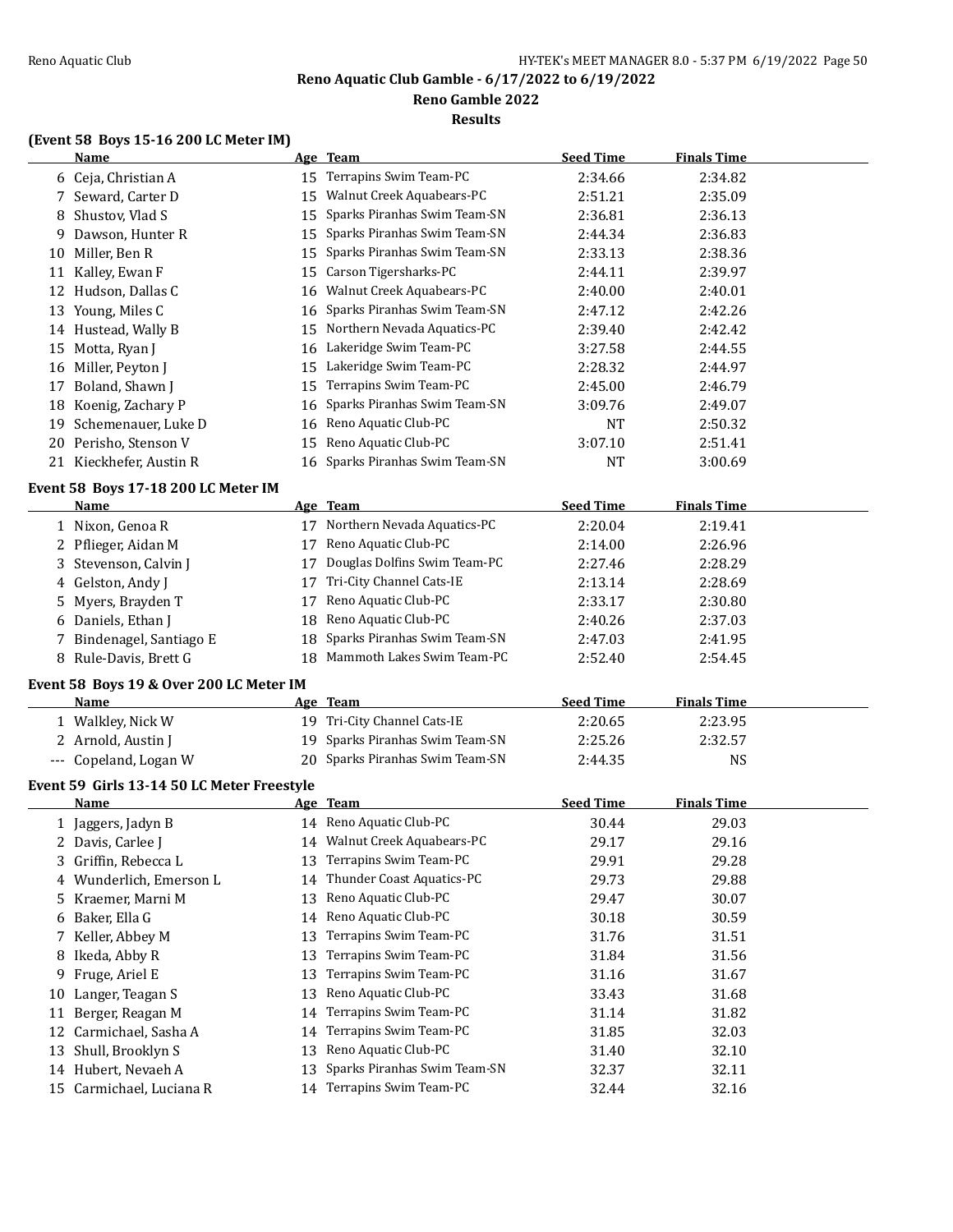# Reno Aquatic Club Gamble - 6/17/2022 to 6/19/2022

## Reno Gamble 2022

### Results

**(Event 58 Boys 15-16 200 LC Meter IM)**

| | Name | Age | Team | Seed Time | Finals Time |
|---|---|---|---|---|---|
| 6 | Ceja, Christian A | 15 | Terrapins Swim Team-PC | 2:34.66 | 2:34.82 |
| 7 | Seward, Carter D | 15 | Walnut Creek Aquabears-PC | 2:51.21 | 2:35.09 |
| 8 | Shustov, Vlad S | 15 | Sparks Piranhas Swim Team-SN | 2:36.81 | 2:36.13 |
| 9 | Dawson, Hunter R | 15 | Sparks Piranhas Swim Team-SN | 2:44.34 | 2:36.83 |
| 10 | Miller, Ben R | 15 | Sparks Piranhas Swim Team-SN | 2:33.13 | 2:38.36 |
| 11 | Kalley, Ewan F | 15 | Carson Tigersharks-PC | 2:44.11 | 2:39.97 |
| 12 | Hudson, Dallas C | 16 | Walnut Creek Aquabears-PC | 2:40.00 | 2:40.01 |
| 13 | Young, Miles C | 16 | Sparks Piranhas Swim Team-SN | 2:47.12 | 2:42.26 |
| 14 | Hustead, Wally B | 15 | Northern Nevada Aquatics-PC | 2:39.40 | 2:42.42 |
| 15 | Motta, Ryan J | 16 | Lakeridge Swim Team-PC | 3:27.58 | 2:44.55 |
| 16 | Miller, Peyton J | 15 | Lakeridge Swim Team-PC | 2:28.32 | 2:44.97 |
| 17 | Boland, Shawn J | 15 | Terrapins Swim Team-PC | 2:45.00 | 2:46.79 |
| 18 | Koenig, Zachary P | 16 | Sparks Piranhas Swim Team-SN | 3:09.76 | 2:49.07 |
| 19 | Schemenauer, Luke D | 16 | Reno Aquatic Club-PC | NT | 2:50.32 |
| 20 | Perisho, Stenson V | 15 | Reno Aquatic Club-PC | 3:07.10 | 2:51.41 |
| 21 | Kieckhefer, Austin R | 16 | Sparks Piranhas Swim Team-SN | NT | 3:00.69 |

**Event 58 Boys 17-18 200 LC Meter IM**

| | Name | Age | Team | Seed Time | Finals Time |
|---|---|---|---|---|---|
| 1 | Nixon, Genoa R | 17 | Northern Nevada Aquatics-PC | 2:20.04 | 2:19.41 |
| 2 | Pflieger, Aidan M | 17 | Reno Aquatic Club-PC | 2:14.00 | 2:26.96 |
| 3 | Stevenson, Calvin J | 17 | Douglas Dolfins Swim Team-PC | 2:27.46 | 2:28.29 |
| 4 | Gelston, Andy J | 17 | Tri-City Channel Cats-IE | 2:13.14 | 2:28.69 |
| 5 | Myers, Brayden T | 17 | Reno Aquatic Club-PC | 2:33.17 | 2:30.80 |
| 6 | Daniels, Ethan J | 18 | Reno Aquatic Club-PC | 2:40.26 | 2:37.03 |
| 7 | Bindenagel, Santiago E | 18 | Sparks Piranhas Swim Team-SN | 2:47.03 | 2:41.95 |
| 8 | Rule-Davis, Brett G | 18 | Mammoth Lakes Swim Team-PC | 2:52.40 | 2:54.45 |

**Event 58 Boys 19 & Over 200 LC Meter IM**

| | Name | Age | Team | Seed Time | Finals Time |
|---|---|---|---|---|---|
| 1 | Walkley, Nick W | 19 | Tri-City Channel Cats-IE | 2:20.65 | 2:23.95 |
| 2 | Arnold, Austin J | 19 | Sparks Piranhas Swim Team-SN | 2:25.26 | 2:32.57 |
| --- | Copeland, Logan W | 20 | Sparks Piranhas Swim Team-SN | 2:44.35 | NS |

**Event 59 Girls 13-14 50 LC Meter Freestyle**

| | Name | Age | Team | Seed Time | Finals Time |
|---|---|---|---|---|---|
| 1 | Jaggers, Jadyn B | 14 | Reno Aquatic Club-PC | 30.44 | 29.03 |
| 2 | Davis, Carlee J | 14 | Walnut Creek Aquabears-PC | 29.17 | 29.16 |
| 3 | Griffin, Rebecca L | 13 | Terrapins Swim Team-PC | 29.91 | 29.28 |
| 4 | Wunderlich, Emerson L | 14 | Thunder Coast Aquatics-PC | 29.73 | 29.88 |
| 5 | Kraemer, Marni M | 13 | Reno Aquatic Club-PC | 29.47 | 30.07 |
| 6 | Baker, Ella G | 14 | Reno Aquatic Club-PC | 30.18 | 30.59 |
| 7 | Keller, Abbey M | 13 | Terrapins Swim Team-PC | 31.76 | 31.51 |
| 8 | Ikeda, Abby R | 13 | Terrapins Swim Team-PC | 31.84 | 31.56 |
| 9 | Fruge, Ariel E | 13 | Terrapins Swim Team-PC | 31.16 | 31.67 |
| 10 | Langer, Teagan S | 13 | Reno Aquatic Club-PC | 33.43 | 31.68 |
| 11 | Berger, Reagan M | 14 | Terrapins Swim Team-PC | 31.14 | 31.82 |
| 12 | Carmichael, Sasha A | 14 | Terrapins Swim Team-PC | 31.85 | 32.03 |
| 13 | Shull, Brooklyn S | 13 | Reno Aquatic Club-PC | 31.40 | 32.10 |
| 14 | Hubert, Nevaeh A | 13 | Sparks Piranhas Swim Team-SN | 32.37 | 32.11 |
| 15 | Carmichael, Luciana R | 14 | Terrapins Swim Team-PC | 32.44 | 32.16 |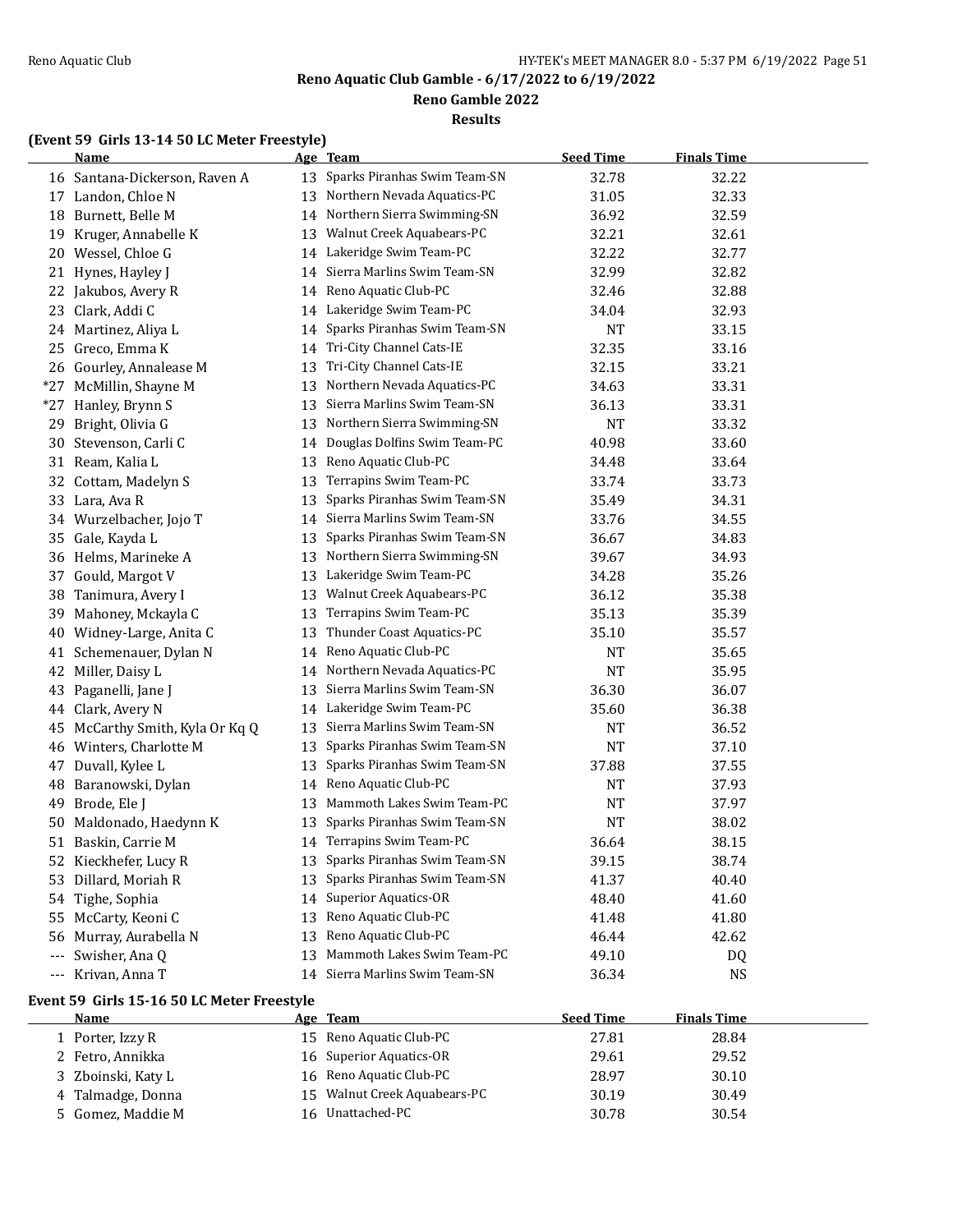**Reno Aquatic Club Gamble - 6/17/2022 to 6/19/2022**

**Reno Gamble 2022**

**Results**

### (Event 59 Girls 13-14 50 LC Meter Freestyle)

| | Name | Age | Team | Seed Time | Finals Time |
|---|---|---|---|---|---|
| 16 | Santana-Dickerson, Raven A | 13 | Sparks Piranhas Swim Team-SN | 32.78 | 32.22 |
| 17 | Landon, Chloe N | 13 | Northern Nevada Aquatics-PC | 31.05 | 32.33 |
| 18 | Burnett, Belle M | 14 | Northern Sierra Swimming-SN | 36.92 | 32.59 |
| 19 | Kruger, Annabelle K | 13 | Walnut Creek Aquabears-PC | 32.21 | 32.61 |
| 20 | Wessel, Chloe G | 14 | Lakeridge Swim Team-PC | 32.22 | 32.77 |
| 21 | Hynes, Hayley J | 14 | Sierra Marlins Swim Team-SN | 32.99 | 32.82 |
| 22 | Jakubos, Avery R | 14 | Reno Aquatic Club-PC | 32.46 | 32.88 |
| 23 | Clark, Addi C | 14 | Lakeridge Swim Team-PC | 34.04 | 32.93 |
| 24 | Martinez, Aliya L | 14 | Sparks Piranhas Swim Team-SN | NT | 33.15 |
| 25 | Greco, Emma K | 14 | Tri-City Channel Cats-IE | 32.35 | 33.16 |
| 26 | Gourley, Annalease M | 13 | Tri-City Channel Cats-IE | 32.15 | 33.21 |
| *27 | McMillin, Shayne M | 13 | Northern Nevada Aquatics-PC | 34.63 | 33.31 |
| *27 | Hanley, Brynn S | 13 | Sierra Marlins Swim Team-SN | 36.13 | 33.31 |
| 29 | Bright, Olivia G | 13 | Northern Sierra Swimming-SN | NT | 33.32 |
| 30 | Stevenson, Carli C | 14 | Douglas Dolfins Swim Team-PC | 40.98 | 33.60 |
| 31 | Ream, Kalia L | 13 | Reno Aquatic Club-PC | 34.48 | 33.64 |
| 32 | Cottam, Madelyn S | 13 | Terrapins Swim Team-PC | 33.74 | 33.73 |
| 33 | Lara, Ava R | 13 | Sparks Piranhas Swim Team-SN | 35.49 | 34.31 |
| 34 | Wurzelbacher, Jojo T | 14 | Sierra Marlins Swim Team-SN | 33.76 | 34.55 |
| 35 | Gale, Kayda L | 13 | Sparks Piranhas Swim Team-SN | 36.67 | 34.83 |
| 36 | Helms, Marineke A | 13 | Northern Sierra Swimming-SN | 39.67 | 34.93 |
| 37 | Gould, Margot V | 13 | Lakeridge Swim Team-PC | 34.28 | 35.26 |
| 38 | Tanimura, Avery I | 13 | Walnut Creek Aquabears-PC | 36.12 | 35.38 |
| 39 | Mahoney, Mckayla C | 13 | Terrapins Swim Team-PC | 35.13 | 35.39 |
| 40 | Widney-Large, Anita C | 13 | Thunder Coast Aquatics-PC | 35.10 | 35.57 |
| 41 | Schemenauer, Dylan N | 14 | Reno Aquatic Club-PC | NT | 35.65 |
| 42 | Miller, Daisy L | 14 | Northern Nevada Aquatics-PC | NT | 35.95 |
| 43 | Paganelli, Jane J | 13 | Sierra Marlins Swim Team-SN | 36.30 | 36.07 |
| 44 | Clark, Avery N | 14 | Lakeridge Swim Team-PC | 35.60 | 36.38 |
| 45 | McCarthy Smith, Kyla Or Kq Q | 13 | Sierra Marlins Swim Team-SN | NT | 36.52 |
| 46 | Winters, Charlotte M | 13 | Sparks Piranhas Swim Team-SN | NT | 37.10 |
| 47 | Duvall, Kylee L | 13 | Sparks Piranhas Swim Team-SN | 37.88 | 37.55 |
| 48 | Baranowski, Dylan | 14 | Reno Aquatic Club-PC | NT | 37.93 |
| 49 | Brode, Ele J | 13 | Mammoth Lakes Swim Team-PC | NT | 37.97 |
| 50 | Maldonado, Haedynn K | 13 | Sparks Piranhas Swim Team-SN | NT | 38.02 |
| 51 | Baskin, Carrie M | 14 | Terrapins Swim Team-PC | 36.64 | 38.15 |
| 52 | Kieckhefer, Lucy R | 13 | Sparks Piranhas Swim Team-SN | 39.15 | 38.74 |
| 53 | Dillard, Moriah R | 13 | Sparks Piranhas Swim Team-SN | 41.37 | 40.40 |
| 54 | Tighe, Sophia | 14 | Superior Aquatics-OR | 48.40 | 41.60 |
| 55 | McCarty, Keoni C | 13 | Reno Aquatic Club-PC | 41.48 | 41.80 |
| 56 | Murray, Aurabella N | 13 | Reno Aquatic Club-PC | 46.44 | 42.62 |
| --- | Swisher, Ana Q | 13 | Mammoth Lakes Swim Team-PC | 49.10 | DQ |
| --- | Krivan, Anna T | 14 | Sierra Marlins Swim Team-SN | 36.34 | NS |

### Event 59 Girls 15-16 50 LC Meter Freestyle

| | Name | Age | Team | Seed Time | Finals Time |
|---|---|---|---|---|---|
| 1 | Porter, Izzy R | 15 | Reno Aquatic Club-PC | 27.81 | 28.84 |
| 2 | Fetro, Annikka | 16 | Superior Aquatics-OR | 29.61 | 29.52 |
| 3 | Zboinski, Katy L | 16 | Reno Aquatic Club-PC | 28.97 | 30.10 |
| 4 | Talmadge, Donna | 15 | Walnut Creek Aquabears-PC | 30.19 | 30.49 |
| 5 | Gomez, Maddie M | 16 | Unattached-PC | 30.78 | 30.54 |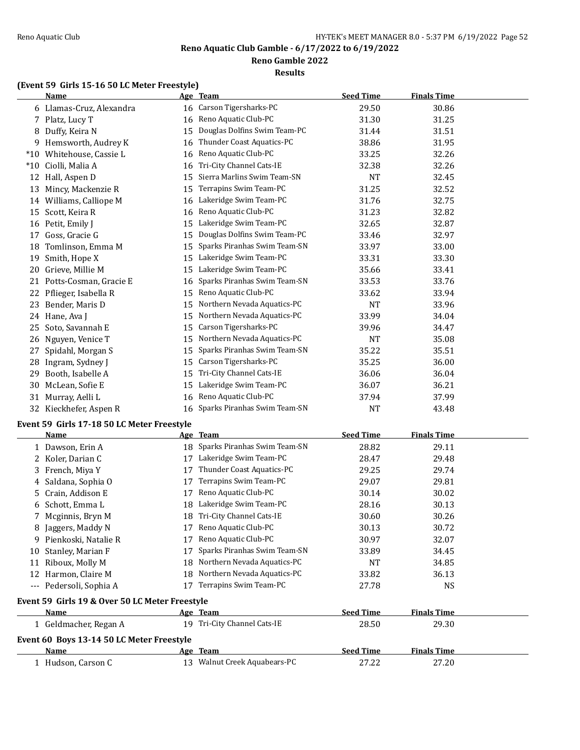**Reno Aquatic Club Gamble - 6/17/2022 to 6/19/2022**

**Reno Gamble 2022**

**Results**

### (Event 59 Girls 15-16 50 LC Meter Freestyle)

| | Name | Age | Team | Seed Time | Finals Time |
|---|---|---|---|---|---|
| 6 | Llamas-Cruz, Alexandra | 16 | Carson Tigersharks-PC | 29.50 | 30.86 |
| 7 | Platz, Lucy T | 16 | Reno Aquatic Club-PC | 31.30 | 31.25 |
| 8 | Duffy, Keira N | 15 | Douglas Dolfins Swim Team-PC | 31.44 | 31.51 |
| 9 | Hemsworth, Audrey K | 16 | Thunder Coast Aquatics-PC | 38.86 | 31.95 |
| *10 | Whitehouse, Cassie L | 16 | Reno Aquatic Club-PC | 33.25 | 32.26 |
| *10 | Ciolli, Malia A | 16 | Tri-City Channel Cats-IE | 32.38 | 32.26 |
| 12 | Hall, Aspen D | 15 | Sierra Marlins Swim Team-SN | NT | 32.45 |
| 13 | Mincy, Mackenzie R | 15 | Terrapins Swim Team-PC | 31.25 | 32.52 |
| 14 | Williams, Calliope M | 16 | Lakeridge Swim Team-PC | 31.76 | 32.75 |
| 15 | Scott, Keira R | 16 | Reno Aquatic Club-PC | 31.23 | 32.82 |
| 16 | Petit, Emily J | 15 | Lakeridge Swim Team-PC | 32.65 | 32.87 |
| 17 | Goss, Gracie G | 15 | Douglas Dolfins Swim Team-PC | 33.46 | 32.97 |
| 18 | Tomlinson, Emma M | 15 | Sparks Piranhas Swim Team-SN | 33.97 | 33.00 |
| 19 | Smith, Hope X | 15 | Lakeridge Swim Team-PC | 33.31 | 33.30 |
| 20 | Grieve, Millie M | 15 | Lakeridge Swim Team-PC | 35.66 | 33.41 |
| 21 | Potts-Cosman, Gracie E | 16 | Sparks Piranhas Swim Team-SN | 33.53 | 33.76 |
| 22 | Pflieger, Isabella R | 15 | Reno Aquatic Club-PC | 33.62 | 33.94 |
| 23 | Bender, Maris D | 15 | Northern Nevada Aquatics-PC | NT | 33.96 |
| 24 | Hane, Ava J | 15 | Northern Nevada Aquatics-PC | 33.99 | 34.04 |
| 25 | Soto, Savannah E | 15 | Carson Tigersharks-PC | 39.96 | 34.47 |
| 26 | Nguyen, Venice T | 15 | Northern Nevada Aquatics-PC | NT | 35.08 |
| 27 | Spidahl, Morgan S | 15 | Sparks Piranhas Swim Team-SN | 35.22 | 35.51 |
| 28 | Ingram, Sydney J | 15 | Carson Tigersharks-PC | 35.25 | 36.00 |
| 29 | Booth, Isabelle A | 15 | Tri-City Channel Cats-IE | 36.06 | 36.04 |
| 30 | McLean, Sofie E | 15 | Lakeridge Swim Team-PC | 36.07 | 36.21 |
| 31 | Murray, Aelli L | 16 | Reno Aquatic Club-PC | 37.94 | 37.99 |
| 32 | Kieckhefer, Aspen R | 16 | Sparks Piranhas Swim Team-SN | NT | 43.48 |

### Event 59 Girls 17-18 50 LC Meter Freestyle

| | Name | Age | Team | Seed Time | Finals Time |
|---|---|---|---|---|---|
| 1 | Dawson, Erin A | 18 | Sparks Piranhas Swim Team-SN | 28.82 | 29.11 |
| 2 | Koler, Darian C | 17 | Lakeridge Swim Team-PC | 28.47 | 29.48 |
| 3 | French, Miya Y | 17 | Thunder Coast Aquatics-PC | 29.25 | 29.74 |
| 4 | Saldana, Sophia O | 17 | Terrapins Swim Team-PC | 29.07 | 29.81 |
| 5 | Crain, Addison E | 17 | Reno Aquatic Club-PC | 30.14 | 30.02 |
| 6 | Schott, Emma L | 18 | Lakeridge Swim Team-PC | 28.16 | 30.13 |
| 7 | Mcginnis, Bryn M | 18 | Tri-City Channel Cats-IE | 30.60 | 30.26 |
| 8 | Jaggers, Maddy N | 17 | Reno Aquatic Club-PC | 30.13 | 30.72 |
| 9 | Pienkoski, Natalie R | 17 | Reno Aquatic Club-PC | 30.97 | 32.07 |
| 10 | Stanley, Marian F | 17 | Sparks Piranhas Swim Team-SN | 33.89 | 34.45 |
| 11 | Riboux, Molly M | 18 | Northern Nevada Aquatics-PC | NT | 34.85 |
| 12 | Harmon, Claire M | 18 | Northern Nevada Aquatics-PC | 33.82 | 36.13 |
| --- | Pedersoli, Sophia A | 17 | Terrapins Swim Team-PC | 27.78 | NS |

### Event 59 Girls 19 & Over 50 LC Meter Freestyle

| | Name | Age | Team | Seed Time | Finals Time |
|---|---|---|---|---|---|
| 1 | Geldmacher, Regan A | 19 | Tri-City Channel Cats-IE | 28.50 | 29.30 |

### Event 60 Boys 13-14 50 LC Meter Freestyle

| | Name | Age | Team | Seed Time | Finals Time |
|---|---|---|---|---|---|
| 1 | Hudson, Carson C | 13 | Walnut Creek Aquabears-PC | 27.22 | 27.20 |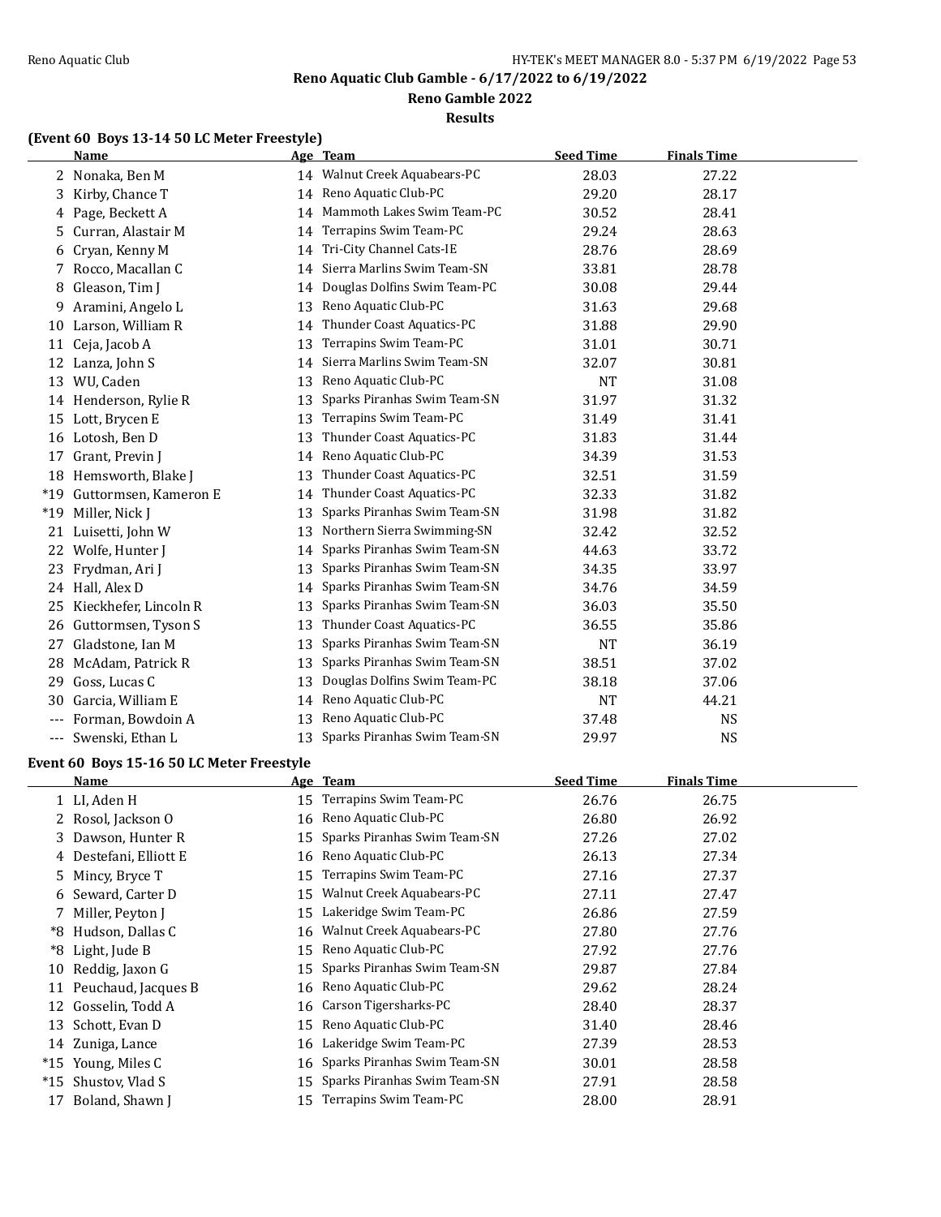**Reno Aquatic Club Gamble - 6/17/2022 to 6/19/2022**

**Reno Gamble 2022**

**Results**

### (Event 60 Boys 13-14 50 LC Meter Freestyle)

| | Name | Age | Team | Seed Time | Finals Time |
|---|---|---|---|---|---|
| 2 | Nonaka, Ben M | 14 | Walnut Creek Aquabears-PC | 28.03 | 27.22 |
| 3 | Kirby, Chance T | 14 | Reno Aquatic Club-PC | 29.20 | 28.17 |
| 4 | Page, Beckett A | 14 | Mammoth Lakes Swim Team-PC | 30.52 | 28.41 |
| 5 | Curran, Alastair M | 14 | Terrapins Swim Team-PC | 29.24 | 28.63 |
| 6 | Cryan, Kenny M | 14 | Tri-City Channel Cats-IE | 28.76 | 28.69 |
| 7 | Rocco, Macallan C | 14 | Sierra Marlins Swim Team-SN | 33.81 | 28.78 |
| 8 | Gleason, Tim J | 14 | Douglas Dolfins Swim Team-PC | 30.08 | 29.44 |
| 9 | Aramini, Angelo L | 13 | Reno Aquatic Club-PC | 31.63 | 29.68 |
| 10 | Larson, William R | 14 | Thunder Coast Aquatics-PC | 31.88 | 29.90 |
| 11 | Ceja, Jacob A | 13 | Terrapins Swim Team-PC | 31.01 | 30.71 |
| 12 | Lanza, John S | 14 | Sierra Marlins Swim Team-SN | 32.07 | 30.81 |
| 13 | WU, Caden | 13 | Reno Aquatic Club-PC | NT | 31.08 |
| 14 | Henderson, Rylie R | 13 | Sparks Piranhas Swim Team-SN | 31.97 | 31.32 |
| 15 | Lott, Brycen E | 13 | Terrapins Swim Team-PC | 31.49 | 31.41 |
| 16 | Lotosh, Ben D | 13 | Thunder Coast Aquatics-PC | 31.83 | 31.44 |
| 17 | Grant, Previn J | 14 | Reno Aquatic Club-PC | 34.39 | 31.53 |
| 18 | Hemsworth, Blake J | 13 | Thunder Coast Aquatics-PC | 32.51 | 31.59 |
| *19 | Guttormsen, Kameron E | 14 | Thunder Coast Aquatics-PC | 32.33 | 31.82 |
| *19 | Miller, Nick J | 13 | Sparks Piranhas Swim Team-SN | 31.98 | 31.82 |
| 21 | Luisetti, John W | 13 | Northern Sierra Swimming-SN | 32.42 | 32.52 |
| 22 | Wolfe, Hunter J | 14 | Sparks Piranhas Swim Team-SN | 44.63 | 33.72 |
| 23 | Frydman, Ari J | 13 | Sparks Piranhas Swim Team-SN | 34.35 | 33.97 |
| 24 | Hall, Alex D | 14 | Sparks Piranhas Swim Team-SN | 34.76 | 34.59 |
| 25 | Kieckhefer, Lincoln R | 13 | Sparks Piranhas Swim Team-SN | 36.03 | 35.50 |
| 26 | Guttormsen, Tyson S | 13 | Thunder Coast Aquatics-PC | 36.55 | 35.86 |
| 27 | Gladstone, Ian M | 13 | Sparks Piranhas Swim Team-SN | NT | 36.19 |
| 28 | McAdam, Patrick R | 13 | Sparks Piranhas Swim Team-SN | 38.51 | 37.02 |
| 29 | Goss, Lucas C | 13 | Douglas Dolfins Swim Team-PC | 38.18 | 37.06 |
| 30 | Garcia, William E | 14 | Reno Aquatic Club-PC | NT | 44.21 |
| --- | Forman, Bowdoin A | 13 | Reno Aquatic Club-PC | 37.48 | NS |
| --- | Swenski, Ethan L | 13 | Sparks Piranhas Swim Team-SN | 29.97 | NS |

### Event 60 Boys 15-16 50 LC Meter Freestyle

| | Name | Age | Team | Seed Time | Finals Time |
|---|---|---|---|---|---|
| 1 | LI, Aden H | 15 | Terrapins Swim Team-PC | 26.76 | 26.75 |
| 2 | Rosol, Jackson O | 16 | Reno Aquatic Club-PC | 26.80 | 26.92 |
| 3 | Dawson, Hunter R | 15 | Sparks Piranhas Swim Team-SN | 27.26 | 27.02 |
| 4 | Destefani, Elliott E | 16 | Reno Aquatic Club-PC | 26.13 | 27.34 |
| 5 | Mincy, Bryce T | 15 | Terrapins Swim Team-PC | 27.16 | 27.37 |
| 6 | Seward, Carter D | 15 | Walnut Creek Aquabears-PC | 27.11 | 27.47 |
| 7 | Miller, Peyton J | 15 | Lakeridge Swim Team-PC | 26.86 | 27.59 |
| *8 | Hudson, Dallas C | 16 | Walnut Creek Aquabears-PC | 27.80 | 27.76 |
| *8 | Light, Jude B | 15 | Reno Aquatic Club-PC | 27.92 | 27.76 |
| 10 | Reddig, Jaxon G | 15 | Sparks Piranhas Swim Team-SN | 29.87 | 27.84 |
| 11 | Peuchaud, Jacques B | 16 | Reno Aquatic Club-PC | 29.62 | 28.24 |
| 12 | Gosselin, Todd A | 16 | Carson Tigersharks-PC | 28.40 | 28.37 |
| 13 | Schott, Evan D | 15 | Reno Aquatic Club-PC | 31.40 | 28.46 |
| 14 | Zuniga, Lance | 16 | Lakeridge Swim Team-PC | 27.39 | 28.53 |
| *15 | Young, Miles C | 16 | Sparks Piranhas Swim Team-SN | 30.01 | 28.58 |
| *15 | Shustov, Vlad S | 15 | Sparks Piranhas Swim Team-SN | 27.91 | 28.58 |
| 17 | Boland, Shawn J | 15 | Terrapins Swim Team-PC | 28.00 | 28.91 |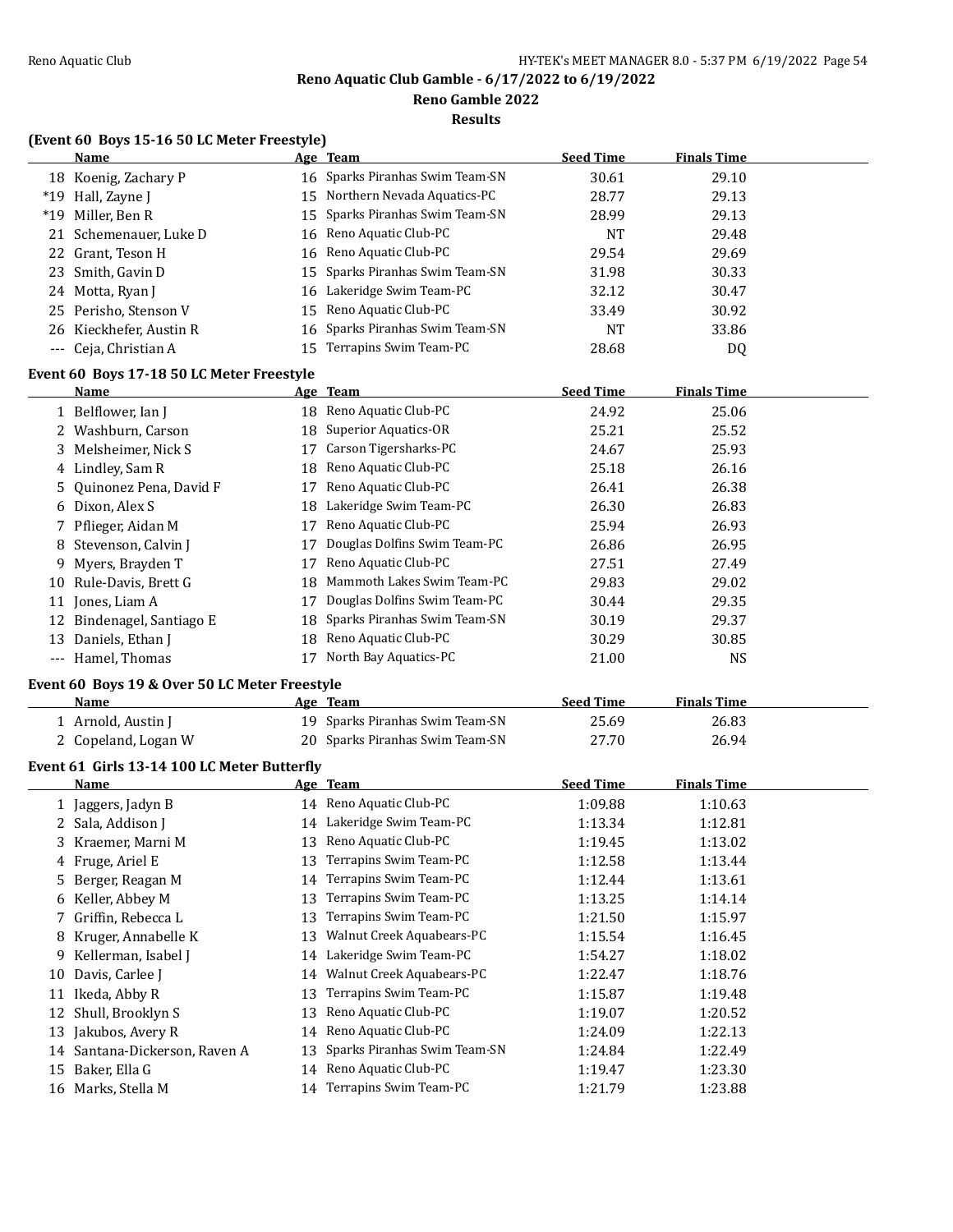Reno Aquatic Club Gamble - 6/17/2022 to 6/19/2022

Reno Gamble 2022

Results

### (Event 60 Boys 15-16 50 LC Meter Freestyle)

| | Name | Age | Team | Seed Time | Finals Time |
|---|---|---|---|---|---|
| 18 | Koenig, Zachary P | 16 | Sparks Piranhas Swim Team-SN | 30.61 | 29.10 |
| *19 | Hall, Zayne J | 15 | Northern Nevada Aquatics-PC | 28.77 | 29.13 |
| *19 | Miller, Ben R | 15 | Sparks Piranhas Swim Team-SN | 28.99 | 29.13 |
| 21 | Schemenauer, Luke D | 16 | Reno Aquatic Club-PC | NT | 29.48 |
| 22 | Grant, Teson H | 16 | Reno Aquatic Club-PC | 29.54 | 29.69 |
| 23 | Smith, Gavin D | 15 | Sparks Piranhas Swim Team-SN | 31.98 | 30.33 |
| 24 | Motta, Ryan J | 16 | Lakeridge Swim Team-PC | 32.12 | 30.47 |
| 25 | Perisho, Stenson V | 15 | Reno Aquatic Club-PC | 33.49 | 30.92 |
| 26 | Kieckhefer, Austin R | 16 | Sparks Piranhas Swim Team-SN | NT | 33.86 |
| --- | Ceja, Christian A | 15 | Terrapins Swim Team-PC | 28.68 | DQ |

### Event 60 Boys 17-18 50 LC Meter Freestyle

| | Name | Age | Team | Seed Time | Finals Time |
|---|---|---|---|---|---|
| 1 | Belflower, Ian J | 18 | Reno Aquatic Club-PC | 24.92 | 25.06 |
| 2 | Washburn, Carson | 18 | Superior Aquatics-OR | 25.21 | 25.52 |
| 3 | Melsheimer, Nick S | 17 | Carson Tigersharks-PC | 24.67 | 25.93 |
| 4 | Lindley, Sam R | 18 | Reno Aquatic Club-PC | 25.18 | 26.16 |
| 5 | Quinonez Pena, David F | 17 | Reno Aquatic Club-PC | 26.41 | 26.38 |
| 6 | Dixon, Alex S | 18 | Lakeridge Swim Team-PC | 26.30 | 26.83 |
| 7 | Pflieger, Aidan M | 17 | Reno Aquatic Club-PC | 25.94 | 26.93 |
| 8 | Stevenson, Calvin J | 17 | Douglas Dolfins Swim Team-PC | 26.86 | 26.95 |
| 9 | Myers, Brayden T | 17 | Reno Aquatic Club-PC | 27.51 | 27.49 |
| 10 | Rule-Davis, Brett G | 18 | Mammoth Lakes Swim Team-PC | 29.83 | 29.02 |
| 11 | Jones, Liam A | 17 | Douglas Dolfins Swim Team-PC | 30.44 | 29.35 |
| 12 | Bindenagel, Santiago E | 18 | Sparks Piranhas Swim Team-SN | 30.19 | 29.37 |
| 13 | Daniels, Ethan J | 18 | Reno Aquatic Club-PC | 30.29 | 30.85 |
| --- | Hamel, Thomas | 17 | North Bay Aquatics-PC | 21.00 | NS |

### Event 60 Boys 19 & Over 50 LC Meter Freestyle

| | Name | Age | Team | Seed Time | Finals Time |
|---|---|---|---|---|---|
| 1 | Arnold, Austin J | 19 | Sparks Piranhas Swim Team-SN | 25.69 | 26.83 |
| 2 | Copeland, Logan W | 20 | Sparks Piranhas Swim Team-SN | 27.70 | 26.94 |

### Event 61 Girls 13-14 100 LC Meter Butterfly

| | Name | Age | Team | Seed Time | Finals Time |
|---|---|---|---|---|---|
| 1 | Jaggers, Jadyn B | 14 | Reno Aquatic Club-PC | 1:09.88 | 1:10.63 |
| 2 | Sala, Addison J | 14 | Lakeridge Swim Team-PC | 1:13.34 | 1:12.81 |
| 3 | Kraemer, Marni M | 13 | Reno Aquatic Club-PC | 1:19.45 | 1:13.02 |
| 4 | Fruge, Ariel E | 13 | Terrapins Swim Team-PC | 1:12.58 | 1:13.44 |
| 5 | Berger, Reagan M | 14 | Terrapins Swim Team-PC | 1:12.44 | 1:13.61 |
| 6 | Keller, Abbey M | 13 | Terrapins Swim Team-PC | 1:13.25 | 1:14.14 |
| 7 | Griffin, Rebecca L | 13 | Terrapins Swim Team-PC | 1:21.50 | 1:15.97 |
| 8 | Kruger, Annabelle K | 13 | Walnut Creek Aquabears-PC | 1:15.54 | 1:16.45 |
| 9 | Kellerman, Isabel J | 14 | Lakeridge Swim Team-PC | 1:54.27 | 1:18.02 |
| 10 | Davis, Carlee J | 14 | Walnut Creek Aquabears-PC | 1:22.47 | 1:18.76 |
| 11 | Ikeda, Abby R | 13 | Terrapins Swim Team-PC | 1:15.87 | 1:19.48 |
| 12 | Shull, Brooklyn S | 13 | Reno Aquatic Club-PC | 1:19.07 | 1:20.52 |
| 13 | Jakubos, Avery R | 14 | Reno Aquatic Club-PC | 1:24.09 | 1:22.13 |
| 14 | Santana-Dickerson, Raven A | 13 | Sparks Piranhas Swim Team-SN | 1:24.84 | 1:22.49 |
| 15 | Baker, Ella G | 14 | Reno Aquatic Club-PC | 1:19.47 | 1:23.30 |
| 16 | Marks, Stella M | 14 | Terrapins Swim Team-PC | 1:21.79 | 1:23.88 |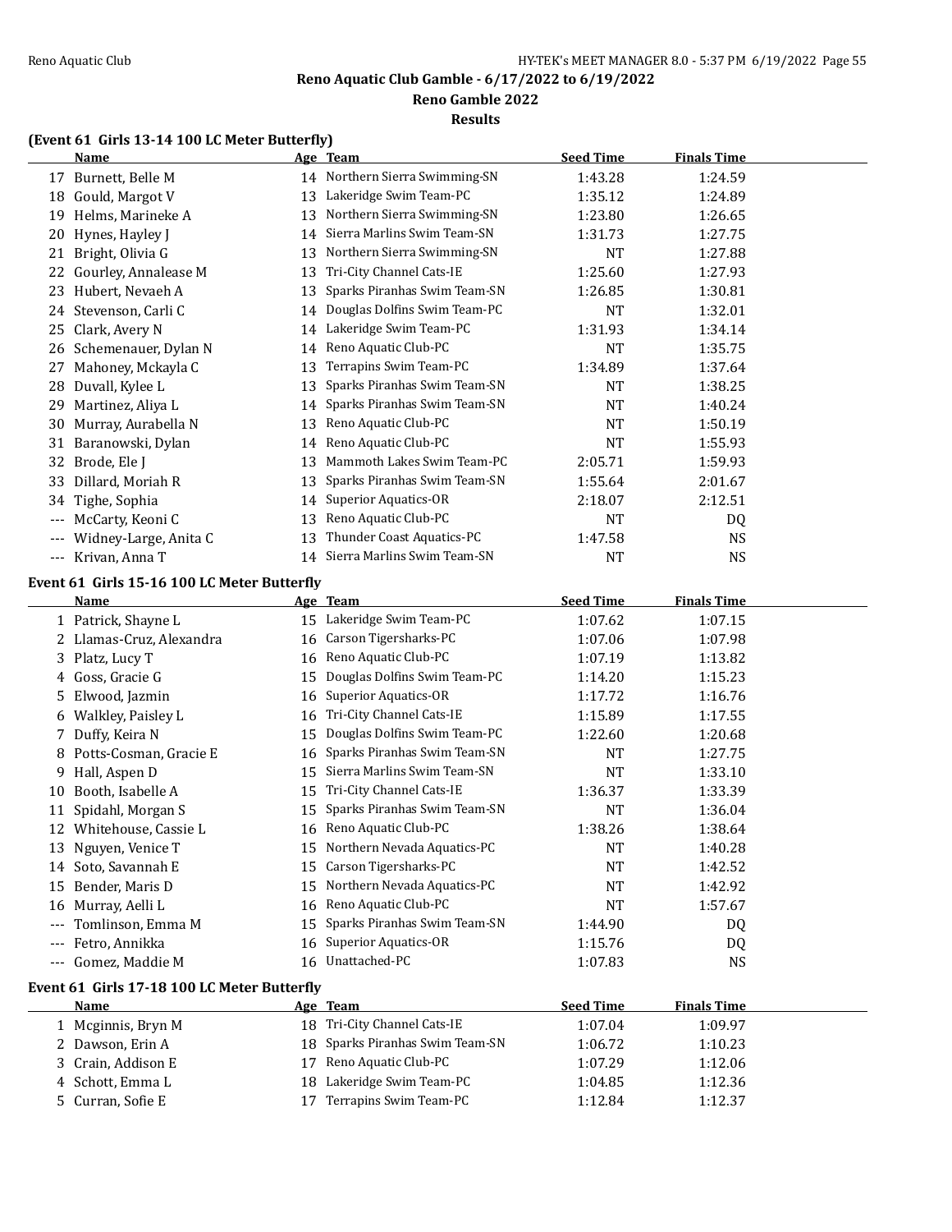## Reno Aquatic Club Gamble - 6/17/2022 to 6/19/2022

### Reno Gamble 2022

### Results

**(Event 61 Girls 13-14 100 LC Meter Butterfly)**

| | Name | Age | Team | Seed Time | Finals Time |
|---|---|---|---|---|---|
| 17 | Burnett, Belle M | 14 | Northern Sierra Swimming-SN | 1:43.28 | 1:24.59 |
| 18 | Gould, Margot V | 13 | Lakeridge Swim Team-PC | 1:35.12 | 1:24.89 |
| 19 | Helms, Marineke A | 13 | Northern Sierra Swimming-SN | 1:23.80 | 1:26.65 |
| 20 | Hynes, Hayley J | 14 | Sierra Marlins Swim Team-SN | 1:31.73 | 1:27.75 |
| 21 | Bright, Olivia G | 13 | Northern Sierra Swimming-SN | NT | 1:27.88 |
| 22 | Gourley, Annalease M | 13 | Tri-City Channel Cats-IE | 1:25.60 | 1:27.93 |
| 23 | Hubert, Nevaeh A | 13 | Sparks Piranhas Swim Team-SN | 1:26.85 | 1:30.81 |
| 24 | Stevenson, Carli C | 14 | Douglas Dolfins Swim Team-PC | NT | 1:32.01 |
| 25 | Clark, Avery N | 14 | Lakeridge Swim Team-PC | 1:31.93 | 1:34.14 |
| 26 | Schemenauer, Dylan N | 14 | Reno Aquatic Club-PC | NT | 1:35.75 |
| 27 | Mahoney, Mckayla C | 13 | Terrapins Swim Team-PC | 1:34.89 | 1:37.64 |
| 28 | Duvall, Kylee L | 13 | Sparks Piranhas Swim Team-SN | NT | 1:38.25 |
| 29 | Martinez, Aliya L | 14 | Sparks Piranhas Swim Team-SN | NT | 1:40.24 |
| 30 | Murray, Aurabella N | 13 | Reno Aquatic Club-PC | NT | 1:50.19 |
| 31 | Baranowski, Dylan | 14 | Reno Aquatic Club-PC | NT | 1:55.93 |
| 32 | Brode, Ele J | 13 | Mammoth Lakes Swim Team-PC | 2:05.71 | 1:59.93 |
| 33 | Dillard, Moriah R | 13 | Sparks Piranhas Swim Team-SN | 1:55.64 | 2:01.67 |
| 34 | Tighe, Sophia | 14 | Superior Aquatics-OR | 2:18.07 | 2:12.51 |
| --- | McCarty, Keoni C | 13 | Reno Aquatic Club-PC | NT | DQ |
| --- | Widney-Large, Anita C | 13 | Thunder Coast Aquatics-PC | 1:47.58 | NS |
| --- | Krivan, Anna T | 14 | Sierra Marlins Swim Team-SN | NT | NS |

**Event 61 Girls 15-16 100 LC Meter Butterfly**

| | Name | Age | Team | Seed Time | Finals Time |
|---|---|---|---|---|---|
| 1 | Patrick, Shayne L | 15 | Lakeridge Swim Team-PC | 1:07.62 | 1:07.15 |
| 2 | Llamas-Cruz, Alexandra | 16 | Carson Tigersharks-PC | 1:07.06 | 1:07.98 |
| 3 | Platz, Lucy T | 16 | Reno Aquatic Club-PC | 1:07.19 | 1:13.82 |
| 4 | Goss, Gracie G | 15 | Douglas Dolfins Swim Team-PC | 1:14.20 | 1:15.23 |
| 5 | Elwood, Jazmin | 16 | Superior Aquatics-OR | 1:17.72 | 1:16.76 |
| 6 | Walkley, Paisley L | 16 | Tri-City Channel Cats-IE | 1:15.89 | 1:17.55 |
| 7 | Duffy, Keira N | 15 | Douglas Dolfins Swim Team-PC | 1:22.60 | 1:20.68 |
| 8 | Potts-Cosman, Gracie E | 16 | Sparks Piranhas Swim Team-SN | NT | 1:27.75 |
| 9 | Hall, Aspen D | 15 | Sierra Marlins Swim Team-SN | NT | 1:33.10 |
| 10 | Booth, Isabelle A | 15 | Tri-City Channel Cats-IE | 1:36.37 | 1:33.39 |
| 11 | Spidahl, Morgan S | 15 | Sparks Piranhas Swim Team-SN | NT | 1:36.04 |
| 12 | Whitehouse, Cassie L | 16 | Reno Aquatic Club-PC | 1:38.26 | 1:38.64 |
| 13 | Nguyen, Venice T | 15 | Northern Nevada Aquatics-PC | NT | 1:40.28 |
| 14 | Soto, Savannah E | 15 | Carson Tigersharks-PC | NT | 1:42.52 |
| 15 | Bender, Maris D | 15 | Northern Nevada Aquatics-PC | NT | 1:42.92 |
| 16 | Murray, Aelli L | 16 | Reno Aquatic Club-PC | NT | 1:57.67 |
| --- | Tomlinson, Emma M | 15 | Sparks Piranhas Swim Team-SN | 1:44.90 | DQ |
| --- | Fetro, Annikka | 16 | Superior Aquatics-OR | 1:15.76 | DQ |
| --- | Gomez, Maddie M | 16 | Unattached-PC | 1:07.83 | NS |

**Event 61 Girls 17-18 100 LC Meter Butterfly**

| | Name | Age | Team | Seed Time | Finals Time |
|---|---|---|---|---|---|
| 1 | Mcginnis, Bryn M | 18 | Tri-City Channel Cats-IE | 1:07.04 | 1:09.97 |
| 2 | Dawson, Erin A | 18 | Sparks Piranhas Swim Team-SN | 1:06.72 | 1:10.23 |
| 3 | Crain, Addison E | 17 | Reno Aquatic Club-PC | 1:07.29 | 1:12.06 |
| 4 | Schott, Emma L | 18 | Lakeridge Swim Team-PC | 1:04.85 | 1:12.36 |
| 5 | Curran, Sofie E | 17 | Terrapins Swim Team-PC | 1:12.84 | 1:12.37 |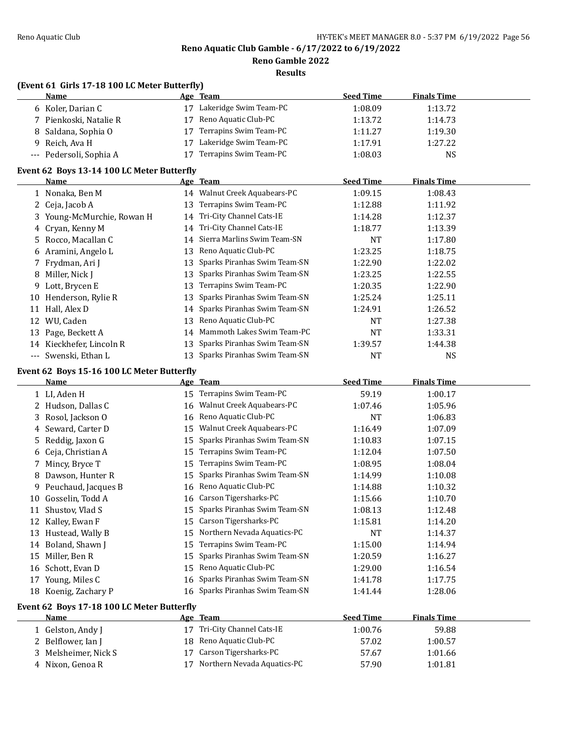**Reno Aquatic Club Gamble - 6/17/2022 to 6/19/2022**

**Reno Gamble 2022**

**Results**

### (Event 61 Girls 17-18 100 LC Meter Butterfly)

| | Name | Age | Team | Seed Time | Finals Time |
|---|---|---|---|---|---|
| 6 | Koler, Darian C | 17 | Lakeridge Swim Team-PC | 1:08.09 | 1:13.72 |
| 7 | Pienkoski, Natalie R | 17 | Reno Aquatic Club-PC | 1:13.72 | 1:14.73 |
| 8 | Saldana, Sophia O | 17 | Terrapins Swim Team-PC | 1:11.27 | 1:19.30 |
| 9 | Reich, Ava H | 17 | Lakeridge Swim Team-PC | 1:17.91 | 1:27.22 |
| --- | Pedersoli, Sophia A | 17 | Terrapins Swim Team-PC | 1:08.03 | NS |

### Event 62 Boys 13-14 100 LC Meter Butterfly

| | Name | Age | Team | Seed Time | Finals Time |
|---|---|---|---|---|---|
| 1 | Nonaka, Ben M | 14 | Walnut Creek Aquabears-PC | 1:09.15 | 1:08.43 |
| 2 | Ceja, Jacob A | 13 | Terrapins Swim Team-PC | 1:12.88 | 1:11.92 |
| 3 | Young-McMurchie, Rowan H | 14 | Tri-City Channel Cats-IE | 1:14.28 | 1:12.37 |
| 4 | Cryan, Kenny M | 14 | Tri-City Channel Cats-IE | 1:18.77 | 1:13.39 |
| 5 | Rocco, Macallan C | 14 | Sierra Marlins Swim Team-SN | NT | 1:17.80 |
| 6 | Aramini, Angelo L | 13 | Reno Aquatic Club-PC | 1:23.25 | 1:18.75 |
| 7 | Frydman, Ari J | 13 | Sparks Piranhas Swim Team-SN | 1:22.90 | 1:22.02 |
| 8 | Miller, Nick J | 13 | Sparks Piranhas Swim Team-SN | 1:23.25 | 1:22.55 |
| 9 | Lott, Brycen E | 13 | Terrapins Swim Team-PC | 1:20.35 | 1:22.90 |
| 10 | Henderson, Rylie R | 13 | Sparks Piranhas Swim Team-SN | 1:25.24 | 1:25.11 |
| 11 | Hall, Alex D | 14 | Sparks Piranhas Swim Team-SN | 1:24.91 | 1:26.52 |
| 12 | WU, Caden | 13 | Reno Aquatic Club-PC | NT | 1:27.38 |
| 13 | Page, Beckett A | 14 | Mammoth Lakes Swim Team-PC | NT | 1:33.31 |
| 14 | Kieckhefer, Lincoln R | 13 | Sparks Piranhas Swim Team-SN | 1:39.57 | 1:44.38 |
| --- | Swenski, Ethan L | 13 | Sparks Piranhas Swim Team-SN | NT | NS |

### Event 62 Boys 15-16 100 LC Meter Butterfly

| | Name | Age | Team | Seed Time | Finals Time |
|---|---|---|---|---|---|
| 1 | LI, Aden H | 15 | Terrapins Swim Team-PC | 59.19 | 1:00.17 |
| 2 | Hudson, Dallas C | 16 | Walnut Creek Aquabears-PC | 1:07.46 | 1:05.96 |
| 3 | Rosol, Jackson O | 16 | Reno Aquatic Club-PC | NT | 1:06.83 |
| 4 | Seward, Carter D | 15 | Walnut Creek Aquabears-PC | 1:16.49 | 1:07.09 |
| 5 | Reddig, Jaxon G | 15 | Sparks Piranhas Swim Team-SN | 1:10.83 | 1:07.15 |
| 6 | Ceja, Christian A | 15 | Terrapins Swim Team-PC | 1:12.04 | 1:07.50 |
| 7 | Mincy, Bryce T | 15 | Terrapins Swim Team-PC | 1:08.95 | 1:08.04 |
| 8 | Dawson, Hunter R | 15 | Sparks Piranhas Swim Team-SN | 1:14.99 | 1:10.08 |
| 9 | Peuchaud, Jacques B | 16 | Reno Aquatic Club-PC | 1:14.88 | 1:10.32 |
| 10 | Gosselin, Todd A | 16 | Carson Tigersharks-PC | 1:15.66 | 1:10.70 |
| 11 | Shustov, Vlad S | 15 | Sparks Piranhas Swim Team-SN | 1:08.13 | 1:12.48 |
| 12 | Kalley, Ewan F | 15 | Carson Tigersharks-PC | 1:15.81 | 1:14.20 |
| 13 | Hustead, Wally B | 15 | Northern Nevada Aquatics-PC | NT | 1:14.37 |
| 14 | Boland, Shawn J | 15 | Terrapins Swim Team-PC | 1:15.00 | 1:14.94 |
| 15 | Miller, Ben R | 15 | Sparks Piranhas Swim Team-SN | 1:20.59 | 1:16.27 |
| 16 | Schott, Evan D | 15 | Reno Aquatic Club-PC | 1:29.00 | 1:16.54 |
| 17 | Young, Miles C | 16 | Sparks Piranhas Swim Team-SN | 1:41.78 | 1:17.75 |
| 18 | Koenig, Zachary P | 16 | Sparks Piranhas Swim Team-SN | 1:41.44 | 1:28.06 |

### Event 62 Boys 17-18 100 LC Meter Butterfly

| | Name | Age | Team | Seed Time | Finals Time |
|---|---|---|---|---|---|
| 1 | Gelston, Andy J | 17 | Tri-City Channel Cats-IE | 1:00.76 | 59.88 |
| 2 | Belflower, Ian J | 18 | Reno Aquatic Club-PC | 57.02 | 1:00.57 |
| 3 | Melsheimer, Nick S | 17 | Carson Tigersharks-PC | 57.67 | 1:01.66 |
| 4 | Nixon, Genoa R | 17 | Northern Nevada Aquatics-PC | 57.90 | 1:01.81 |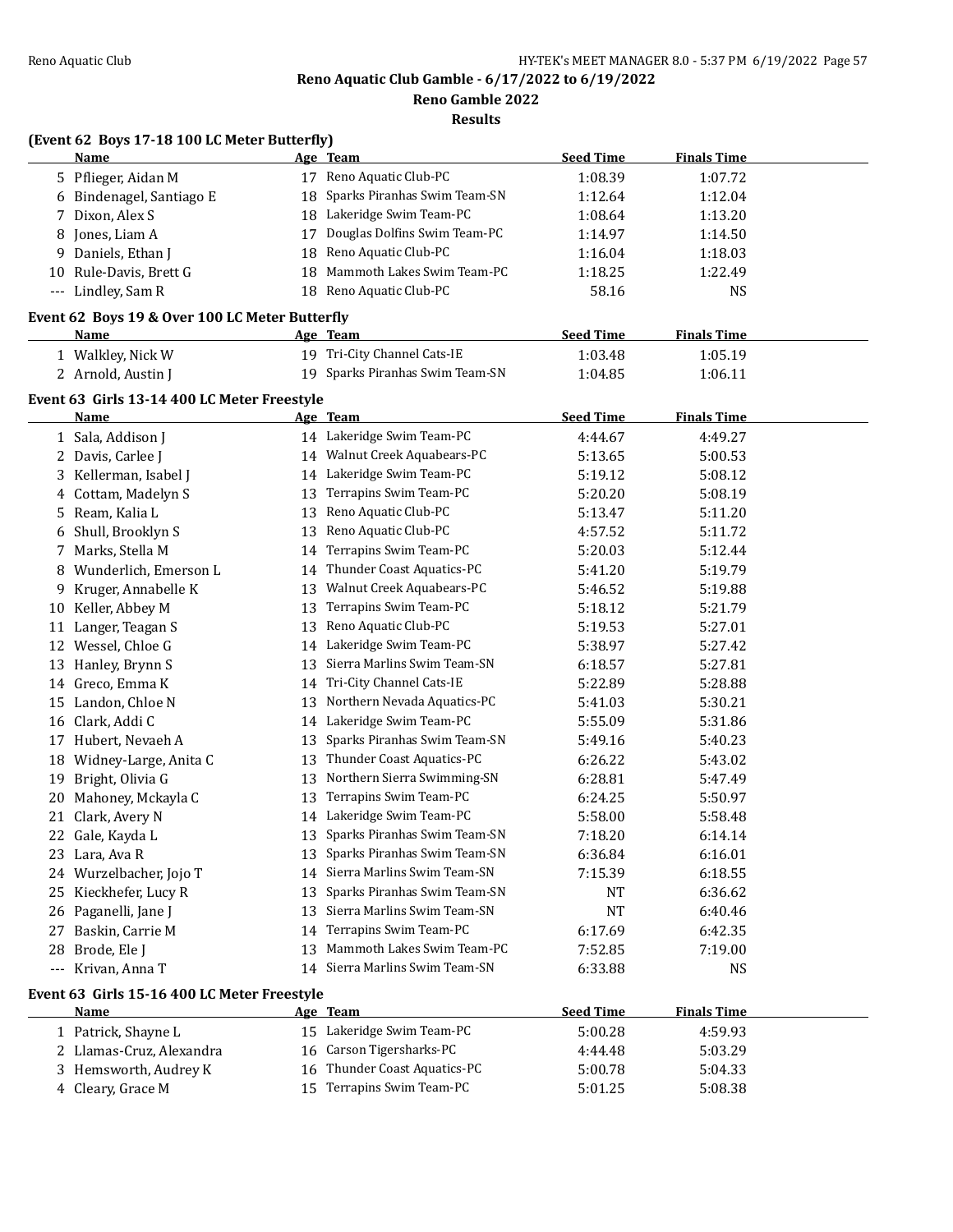**Reno Aquatic Club Gamble - 6/17/2022 to 6/19/2022**

**Reno Gamble 2022**

**Results**

### (Event 62 Boys 17-18 100 LC Meter Butterfly)

| | Name | Age | Team | Seed Time | Finals Time |
|---|---|---|---|---|---|
| 5 | Pflieger, Aidan M | 17 | Reno Aquatic Club-PC | 1:08.39 | 1:07.72 |
| 6 | Bindenagel, Santiago E | 18 | Sparks Piranhas Swim Team-SN | 1:12.64 | 1:12.04 |
| 7 | Dixon, Alex S | 18 | Lakeridge Swim Team-PC | 1:08.64 | 1:13.20 |
| 8 | Jones, Liam A | 17 | Douglas Dolfins Swim Team-PC | 1:14.97 | 1:14.50 |
| 9 | Daniels, Ethan J | 18 | Reno Aquatic Club-PC | 1:16.04 | 1:18.03 |
| 10 | Rule-Davis, Brett G | 18 | Mammoth Lakes Swim Team-PC | 1:18.25 | 1:22.49 |
| --- | Lindley, Sam R | 18 | Reno Aquatic Club-PC | 58.16 | NS |

### Event 62 Boys 19 & Over 100 LC Meter Butterfly

| | Name | Age | Team | Seed Time | Finals Time |
|---|---|---|---|---|---|
| 1 | Walkley, Nick W | 19 | Tri-City Channel Cats-IE | 1:03.48 | 1:05.19 |
| 2 | Arnold, Austin J | 19 | Sparks Piranhas Swim Team-SN | 1:04.85 | 1:06.11 |

### Event 63 Girls 13-14 400 LC Meter Freestyle

| | Name | Age | Team | Seed Time | Finals Time |
|---|---|---|---|---|---|
| 1 | Sala, Addison J | 14 | Lakeridge Swim Team-PC | 4:44.67 | 4:49.27 |
| 2 | Davis, Carlee J | 14 | Walnut Creek Aquabears-PC | 5:13.65 | 5:00.53 |
| 3 | Kellerman, Isabel J | 14 | Lakeridge Swim Team-PC | 5:19.12 | 5:08.12 |
| 4 | Cottam, Madelyn S | 13 | Terrapins Swim Team-PC | 5:20.20 | 5:08.19 |
| 5 | Ream, Kalia L | 13 | Reno Aquatic Club-PC | 5:13.47 | 5:11.20 |
| 6 | Shull, Brooklyn S | 13 | Reno Aquatic Club-PC | 4:57.52 | 5:11.72 |
| 7 | Marks, Stella M | 14 | Terrapins Swim Team-PC | 5:20.03 | 5:12.44 |
| 8 | Wunderlich, Emerson L | 14 | Thunder Coast Aquatics-PC | 5:41.20 | 5:19.79 |
| 9 | Kruger, Annabelle K | 13 | Walnut Creek Aquabears-PC | 5:46.52 | 5:19.88 |
| 10 | Keller, Abbey M | 13 | Terrapins Swim Team-PC | 5:18.12 | 5:21.79 |
| 11 | Langer, Teagan S | 13 | Reno Aquatic Club-PC | 5:19.53 | 5:27.01 |
| 12 | Wessel, Chloe G | 14 | Lakeridge Swim Team-PC | 5:38.97 | 5:27.42 |
| 13 | Hanley, Brynn S | 13 | Sierra Marlins Swim Team-SN | 6:18.57 | 5:27.81 |
| 14 | Greco, Emma K | 14 | Tri-City Channel Cats-IE | 5:22.89 | 5:28.88 |
| 15 | Landon, Chloe N | 13 | Northern Nevada Aquatics-PC | 5:41.03 | 5:30.21 |
| 16 | Clark, Addi C | 14 | Lakeridge Swim Team-PC | 5:55.09 | 5:31.86 |
| 17 | Hubert, Nevaeh A | 13 | Sparks Piranhas Swim Team-SN | 5:49.16 | 5:40.23 |
| 18 | Widney-Large, Anita C | 13 | Thunder Coast Aquatics-PC | 6:26.22 | 5:43.02 |
| 19 | Bright, Olivia G | 13 | Northern Sierra Swimming-SN | 6:28.81 | 5:47.49 |
| 20 | Mahoney, Mckayla C | 13 | Terrapins Swim Team-PC | 6:24.25 | 5:50.97 |
| 21 | Clark, Avery N | 14 | Lakeridge Swim Team-PC | 5:58.00 | 5:58.48 |
| 22 | Gale, Kayda L | 13 | Sparks Piranhas Swim Team-SN | 7:18.20 | 6:14.14 |
| 23 | Lara, Ava R | 13 | Sparks Piranhas Swim Team-SN | 6:36.84 | 6:16.01 |
| 24 | Wurzelbacher, Jojo T | 14 | Sierra Marlins Swim Team-SN | 7:15.39 | 6:18.55 |
| 25 | Kieckhefer, Lucy R | 13 | Sparks Piranhas Swim Team-SN | NT | 6:36.62 |
| 26 | Paganelli, Jane J | 13 | Sierra Marlins Swim Team-SN | NT | 6:40.46 |
| 27 | Baskin, Carrie M | 14 | Terrapins Swim Team-PC | 6:17.69 | 6:42.35 |
| 28 | Brode, Ele J | 13 | Mammoth Lakes Swim Team-PC | 7:52.85 | 7:19.00 |
| --- | Krivan, Anna T | 14 | Sierra Marlins Swim Team-SN | 6:33.88 | NS |

### Event 63 Girls 15-16 400 LC Meter Freestyle

| | Name | Age | Team | Seed Time | Finals Time |
|---|---|---|---|---|---|
| 1 | Patrick, Shayne L | 15 | Lakeridge Swim Team-PC | 5:00.28 | 4:59.93 |
| 2 | Llamas-Cruz, Alexandra | 16 | Carson Tigersharks-PC | 4:44.48 | 5:03.29 |
| 3 | Hemsworth, Audrey K | 16 | Thunder Coast Aquatics-PC | 5:00.78 | 5:04.33 |
| 4 | Cleary, Grace M | 15 | Terrapins Swim Team-PC | 5:01.25 | 5:08.38 |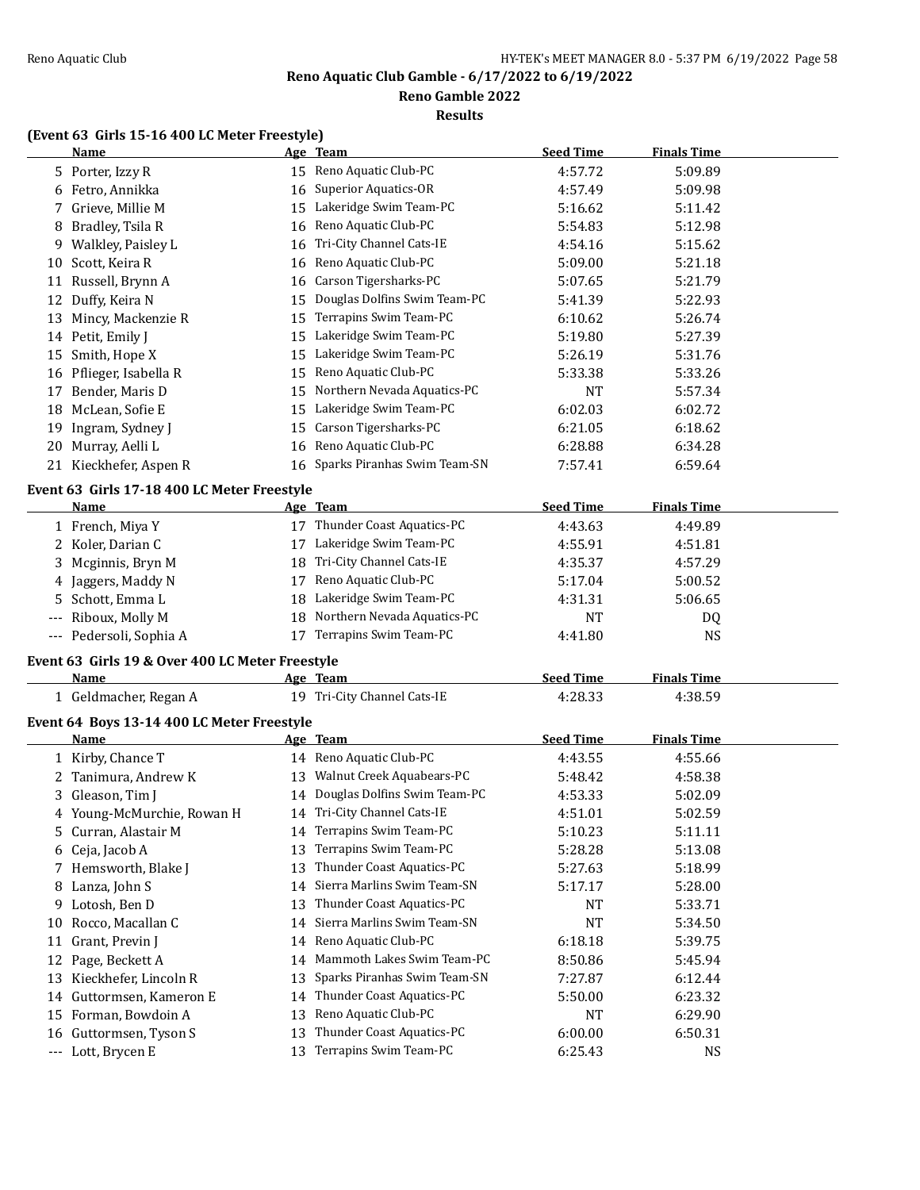**Reno Aquatic Club Gamble - 6/17/2022 to 6/19/2022**

**Reno Gamble 2022**

**Results**

### (Event 63 Girls 15-16 400 LC Meter Freestyle)

| | Name | Age | Team | Seed Time | Finals Time |
|---|---|---|---|---|---|
| 5 | Porter, Izzy R | 15 | Reno Aquatic Club-PC | 4:57.72 | 5:09.89 |
| 6 | Fetro, Annikka | 16 | Superior Aquatics-OR | 4:57.49 | 5:09.98 |
| 7 | Grieve, Millie M | 15 | Lakeridge Swim Team-PC | 5:16.62 | 5:11.42 |
| 8 | Bradley, Tsila R | 16 | Reno Aquatic Club-PC | 5:54.83 | 5:12.98 |
| 9 | Walkley, Paisley L | 16 | Tri-City Channel Cats-IE | 4:54.16 | 5:15.62 |
| 10 | Scott, Keira R | 16 | Reno Aquatic Club-PC | 5:09.00 | 5:21.18 |
| 11 | Russell, Brynn A | 16 | Carson Tigersharks-PC | 5:07.65 | 5:21.79 |
| 12 | Duffy, Keira N | 15 | Douglas Dolfins Swim Team-PC | 5:41.39 | 5:22.93 |
| 13 | Mincy, Mackenzie R | 15 | Terrapins Swim Team-PC | 6:10.62 | 5:26.74 |
| 14 | Petit, Emily J | 15 | Lakeridge Swim Team-PC | 5:19.80 | 5:27.39 |
| 15 | Smith, Hope X | 15 | Lakeridge Swim Team-PC | 5:26.19 | 5:31.76 |
| 16 | Pflieger, Isabella R | 15 | Reno Aquatic Club-PC | 5:33.38 | 5:33.26 |
| 17 | Bender, Maris D | 15 | Northern Nevada Aquatics-PC | NT | 5:57.34 |
| 18 | McLean, Sofie E | 15 | Lakeridge Swim Team-PC | 6:02.03 | 6:02.72 |
| 19 | Ingram, Sydney J | 15 | Carson Tigersharks-PC | 6:21.05 | 6:18.62 |
| 20 | Murray, Aelli L | 16 | Reno Aquatic Club-PC | 6:28.88 | 6:34.28 |
| 21 | Kieckhefer, Aspen R | 16 | Sparks Piranhas Swim Team-SN | 7:57.41 | 6:59.64 |

### Event 63 Girls 17-18 400 LC Meter Freestyle

| | Name | Age | Team | Seed Time | Finals Time |
|---|---|---|---|---|---|
| 1 | French, Miya Y | 17 | Thunder Coast Aquatics-PC | 4:43.63 | 4:49.89 |
| 2 | Koler, Darian C | 17 | Lakeridge Swim Team-PC | 4:55.91 | 4:51.81 |
| 3 | Mcginnis, Bryn M | 18 | Tri-City Channel Cats-IE | 4:35.37 | 4:57.29 |
| 4 | Jaggers, Maddy N | 17 | Reno Aquatic Club-PC | 5:17.04 | 5:00.52 |
| 5 | Schott, Emma L | 18 | Lakeridge Swim Team-PC | 4:31.31 | 5:06.65 |
| --- | Riboux, Molly M | 18 | Northern Nevada Aquatics-PC | NT | DQ |
| --- | Pedersoli, Sophia A | 17 | Terrapins Swim Team-PC | 4:41.80 | NS |

### Event 63 Girls 19 & Over 400 LC Meter Freestyle

| | Name | Age | Team | Seed Time | Finals Time |
|---|---|---|---|---|---|
| 1 | Geldmacher, Regan A | 19 | Tri-City Channel Cats-IE | 4:28.33 | 4:38.59 |

### Event 64 Boys 13-14 400 LC Meter Freestyle

| | Name | Age | Team | Seed Time | Finals Time |
|---|---|---|---|---|---|
| 1 | Kirby, Chance T | 14 | Reno Aquatic Club-PC | 4:43.55 | 4:55.66 |
| 2 | Tanimura, Andrew K | 13 | Walnut Creek Aquabears-PC | 5:48.42 | 4:58.38 |
| 3 | Gleason, Tim J | 14 | Douglas Dolfins Swim Team-PC | 4:53.33 | 5:02.09 |
| 4 | Young-McMurchie, Rowan H | 14 | Tri-City Channel Cats-IE | 4:51.01 | 5:02.59 |
| 5 | Curran, Alastair M | 14 | Terrapins Swim Team-PC | 5:10.23 | 5:11.11 |
| 6 | Ceja, Jacob A | 13 | Terrapins Swim Team-PC | 5:28.28 | 5:13.08 |
| 7 | Hemsworth, Blake J | 13 | Thunder Coast Aquatics-PC | 5:27.63 | 5:18.99 |
| 8 | Lanza, John S | 14 | Sierra Marlins Swim Team-SN | 5:17.17 | 5:28.00 |
| 9 | Lotosh, Ben D | 13 | Thunder Coast Aquatics-PC | NT | 5:33.71 |
| 10 | Rocco, Macallan C | 14 | Sierra Marlins Swim Team-SN | NT | 5:34.50 |
| 11 | Grant, Previn J | 14 | Reno Aquatic Club-PC | 6:18.18 | 5:39.75 |
| 12 | Page, Beckett A | 14 | Mammoth Lakes Swim Team-PC | 8:50.86 | 5:45.94 |
| 13 | Kieckhefer, Lincoln R | 13 | Sparks Piranhas Swim Team-SN | 7:27.87 | 6:12.44 |
| 14 | Guttormsen, Kameron E | 14 | Thunder Coast Aquatics-PC | 5:50.00 | 6:23.32 |
| 15 | Forman, Bowdoin A | 13 | Reno Aquatic Club-PC | NT | 6:29.90 |
| 16 | Guttormsen, Tyson S | 13 | Thunder Coast Aquatics-PC | 6:00.00 | 6:50.31 |
| --- | Lott, Brycen E | 13 | Terrapins Swim Team-PC | 6:25.43 | NS |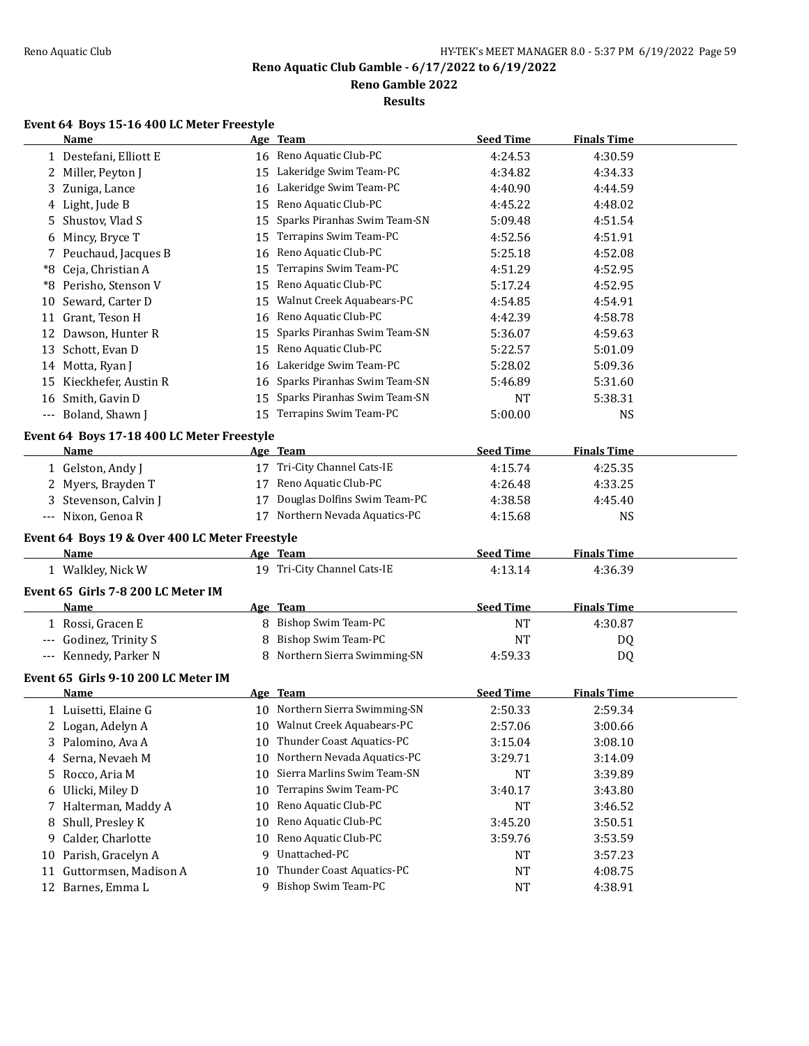Reno Aquatic Club Gamble - 6/17/2022 to 6/19/2022

Reno Gamble 2022

Results

### Event 64 Boys 15-16 400 LC Meter Freestyle

| | Name | Age | Team | Seed Time | Finals Time |
|---|---|---|---|---|---|
| 1 | Destefani, Elliott E | 16 | Reno Aquatic Club-PC | 4:24.53 | 4:30.59 |
| 2 | Miller, Peyton J | 15 | Lakeridge Swim Team-PC | 4:34.82 | 4:34.33 |
| 3 | Zuniga, Lance | 16 | Lakeridge Swim Team-PC | 4:40.90 | 4:44.59 |
| 4 | Light, Jude B | 15 | Reno Aquatic Club-PC | 4:45.22 | 4:48.02 |
| 5 | Shustov, Vlad S | 15 | Sparks Piranhas Swim Team-SN | 5:09.48 | 4:51.54 |
| 6 | Mincy, Bryce T | 15 | Terrapins Swim Team-PC | 4:52.56 | 4:51.91 |
| 7 | Peuchaud, Jacques B | 16 | Reno Aquatic Club-PC | 5:25.18 | 4:52.08 |
| *8 | Ceja, Christian A | 15 | Terrapins Swim Team-PC | 4:51.29 | 4:52.95 |
| *8 | Perisho, Stenson V | 15 | Reno Aquatic Club-PC | 5:17.24 | 4:52.95 |
| 10 | Seward, Carter D | 15 | Walnut Creek Aquabears-PC | 4:54.85 | 4:54.91 |
| 11 | Grant, Teson H | 16 | Reno Aquatic Club-PC | 4:42.39 | 4:58.78 |
| 12 | Dawson, Hunter R | 15 | Sparks Piranhas Swim Team-SN | 5:36.07 | 4:59.63 |
| 13 | Schott, Evan D | 15 | Reno Aquatic Club-PC | 5:22.57 | 5:01.09 |
| 14 | Motta, Ryan J | 16 | Lakeridge Swim Team-PC | 5:28.02 | 5:09.36 |
| 15 | Kieckhefer, Austin R | 16 | Sparks Piranhas Swim Team-SN | 5:46.89 | 5:31.60 |
| 16 | Smith, Gavin D | 15 | Sparks Piranhas Swim Team-SN | NT | 5:38.31 |
| --- | Boland, Shawn J | 15 | Terrapins Swim Team-PC | 5:00.00 | NS |

### Event 64 Boys 17-18 400 LC Meter Freestyle

| | Name | Age | Team | Seed Time | Finals Time |
|---|---|---|---|---|---|
| 1 | Gelston, Andy J | 17 | Tri-City Channel Cats-IE | 4:15.74 | 4:25.35 |
| 2 | Myers, Brayden T | 17 | Reno Aquatic Club-PC | 4:26.48 | 4:33.25 |
| 3 | Stevenson, Calvin J | 17 | Douglas Dolfins Swim Team-PC | 4:38.58 | 4:45.40 |
| --- | Nixon, Genoa R | 17 | Northern Nevada Aquatics-PC | 4:15.68 | NS |

### Event 64 Boys 19 & Over 400 LC Meter Freestyle

| | Name | Age | Team | Seed Time | Finals Time |
|---|---|---|---|---|---|
| 1 | Walkley, Nick W | 19 | Tri-City Channel Cats-IE | 4:13.14 | 4:36.39 |

### Event 65 Girls 7-8 200 LC Meter IM

| | Name | Age | Team | Seed Time | Finals Time |
|---|---|---|---|---|---|
| 1 | Rossi, Gracen E | 8 | Bishop Swim Team-PC | NT | 4:30.87 |
| --- | Godinez, Trinity S | 8 | Bishop Swim Team-PC | NT | DQ |
| --- | Kennedy, Parker N | 8 | Northern Sierra Swimming-SN | 4:59.33 | DQ |

### Event 65 Girls 9-10 200 LC Meter IM

| | Name | Age | Team | Seed Time | Finals Time |
|---|---|---|---|---|---|
| 1 | Luisetti, Elaine G | 10 | Northern Sierra Swimming-SN | 2:50.33 | 2:59.34 |
| 2 | Logan, Adelyn A | 10 | Walnut Creek Aquabears-PC | 2:57.06 | 3:00.66 |
| 3 | Palomino, Ava A | 10 | Thunder Coast Aquatics-PC | 3:15.04 | 3:08.10 |
| 4 | Serna, Nevaeh M | 10 | Northern Nevada Aquatics-PC | 3:29.71 | 3:14.09 |
| 5 | Rocco, Aria M | 10 | Sierra Marlins Swim Team-SN | NT | 3:39.89 |
| 6 | Ulicki, Miley D | 10 | Terrapins Swim Team-PC | 3:40.17 | 3:43.80 |
| 7 | Halterman, Maddy A | 10 | Reno Aquatic Club-PC | NT | 3:46.52 |
| 8 | Shull, Presley K | 10 | Reno Aquatic Club-PC | 3:45.20 | 3:50.51 |
| 9 | Calder, Charlotte | 10 | Reno Aquatic Club-PC | 3:59.76 | 3:53.59 |
| 10 | Parish, Gracelyn A | 9 | Unattached-PC | NT | 3:57.23 |
| 11 | Guttormsen, Madison A | 10 | Thunder Coast Aquatics-PC | NT | 4:08.75 |
| 12 | Barnes, Emma L | 9 | Bishop Swim Team-PC | NT | 4:38.91 |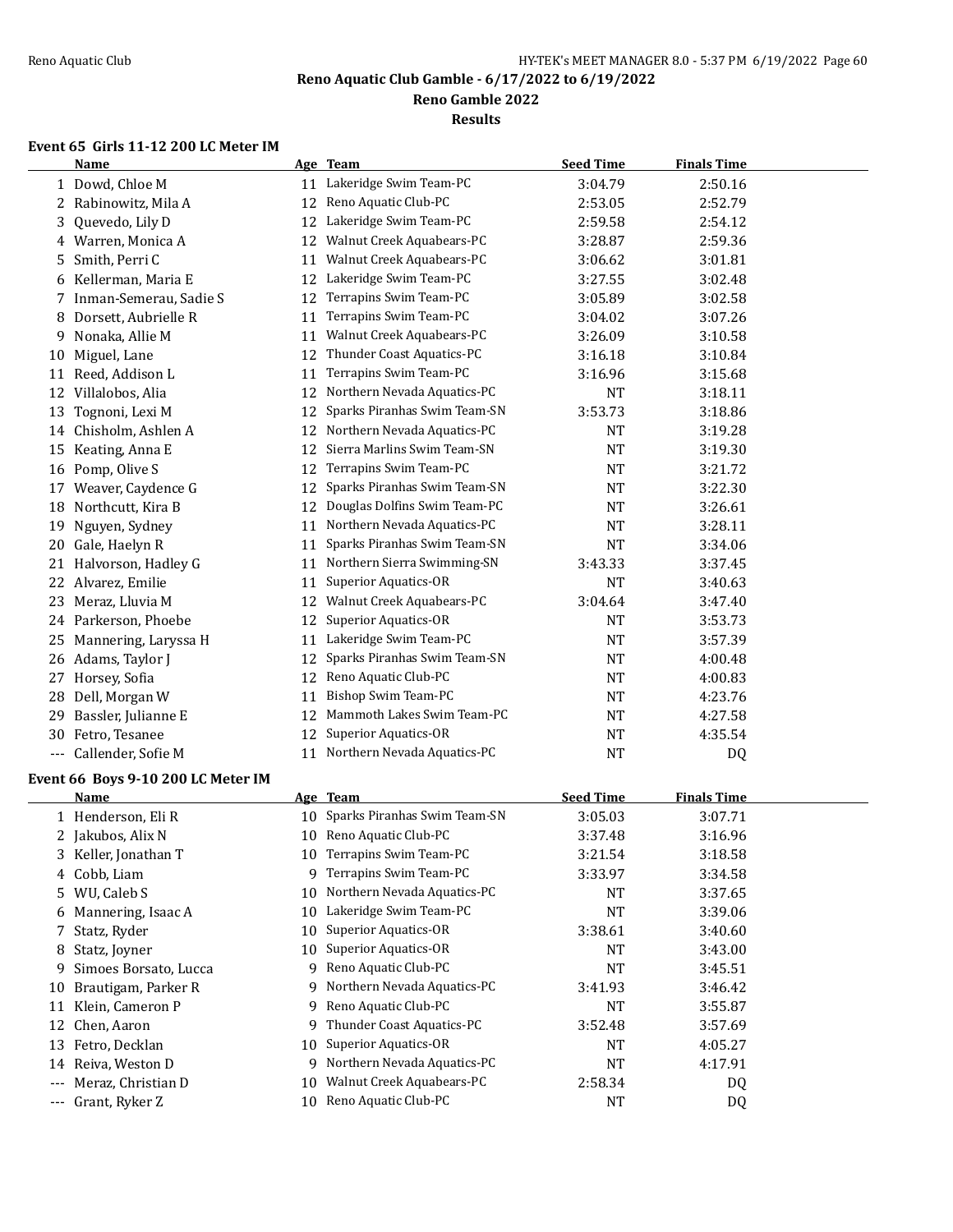# Reno Aquatic Club Gamble - 6/17/2022 to 6/19/2022

## Reno Gamble 2022

### Results

**Event 65 Girls 11-12 200 LC Meter IM**

| | Name | Age | Team | Seed Time | Finals Time |
|---|---|---|---|---|---|
| 1 | Dowd, Chloe M | 11 | Lakeridge Swim Team-PC | 3:04.79 | 2:50.16 |
| 2 | Rabinowitz, Mila A | 12 | Reno Aquatic Club-PC | 2:53.05 | 2:52.79 |
| 3 | Quevedo, Lily D | 12 | Lakeridge Swim Team-PC | 2:59.58 | 2:54.12 |
| 4 | Warren, Monica A | 12 | Walnut Creek Aquabears-PC | 3:28.87 | 2:59.36 |
| 5 | Smith, Perri C | 11 | Walnut Creek Aquabears-PC | 3:06.62 | 3:01.81 |
| 6 | Kellerman, Maria E | 12 | Lakeridge Swim Team-PC | 3:27.55 | 3:02.48 |
| 7 | Inman-Semerau, Sadie S | 12 | Terrapins Swim Team-PC | 3:05.89 | 3:02.58 |
| 8 | Dorsett, Aubrielle R | 11 | Terrapins Swim Team-PC | 3:04.02 | 3:07.26 |
| 9 | Nonaka, Allie M | 11 | Walnut Creek Aquabears-PC | 3:26.09 | 3:10.58 |
| 10 | Miguel, Lane | 12 | Thunder Coast Aquatics-PC | 3:16.18 | 3:10.84 |
| 11 | Reed, Addison L | 11 | Terrapins Swim Team-PC | 3:16.96 | 3:15.68 |
| 12 | Villalobos, Alia | 12 | Northern Nevada Aquatics-PC | NT | 3:18.11 |
| 13 | Tognoni, Lexi M | 12 | Sparks Piranhas Swim Team-SN | 3:53.73 | 3:18.86 |
| 14 | Chisholm, Ashlen A | 12 | Northern Nevada Aquatics-PC | NT | 3:19.28 |
| 15 | Keating, Anna E | 12 | Sierra Marlins Swim Team-SN | NT | 3:19.30 |
| 16 | Pomp, Olive S | 12 | Terrapins Swim Team-PC | NT | 3:21.72 |
| 17 | Weaver, Caydence G | 12 | Sparks Piranhas Swim Team-SN | NT | 3:22.30 |
| 18 | Northcutt, Kira B | 12 | Douglas Dolfins Swim Team-PC | NT | 3:26.61 |
| 19 | Nguyen, Sydney | 11 | Northern Nevada Aquatics-PC | NT | 3:28.11 |
| 20 | Gale, Haelyn R | 11 | Sparks Piranhas Swim Team-SN | NT | 3:34.06 |
| 21 | Halvorson, Hadley G | 11 | Northern Sierra Swimming-SN | 3:43.33 | 3:37.45 |
| 22 | Alvarez, Emilie | 11 | Superior Aquatics-OR | NT | 3:40.63 |
| 23 | Meraz, Lluvia M | 12 | Walnut Creek Aquabears-PC | 3:04.64 | 3:47.40 |
| 24 | Parkerson, Phoebe | 12 | Superior Aquatics-OR | NT | 3:53.73 |
| 25 | Mannering, Laryssa H | 11 | Lakeridge Swim Team-PC | NT | 3:57.39 |
| 26 | Adams, Taylor J | 12 | Sparks Piranhas Swim Team-SN | NT | 4:00.48 |
| 27 | Horsey, Sofia | 12 | Reno Aquatic Club-PC | NT | 4:00.83 |
| 28 | Dell, Morgan W | 11 | Bishop Swim Team-PC | NT | 4:23.76 |
| 29 | Bassler, Julianne E | 12 | Mammoth Lakes Swim Team-PC | NT | 4:27.58 |
| 30 | Fetro, Tesanee | 12 | Superior Aquatics-OR | NT | 4:35.54 |
| --- | Callender, Sofie M | 11 | Northern Nevada Aquatics-PC | NT | DQ |

**Event 66 Boys 9-10 200 LC Meter IM**

| | Name | Age | Team | Seed Time | Finals Time |
|---|---|---|---|---|---|
| 1 | Henderson, Eli R | 10 | Sparks Piranhas Swim Team-SN | 3:05.03 | 3:07.71 |
| 2 | Jakubos, Alix N | 10 | Reno Aquatic Club-PC | 3:37.48 | 3:16.96 |
| 3 | Keller, Jonathan T | 10 | Terrapins Swim Team-PC | 3:21.54 | 3:18.58 |
| 4 | Cobb, Liam | 9 | Terrapins Swim Team-PC | 3:33.97 | 3:34.58 |
| 5 | WU, Caleb S | 10 | Northern Nevada Aquatics-PC | NT | 3:37.65 |
| 6 | Mannering, Isaac A | 10 | Lakeridge Swim Team-PC | NT | 3:39.06 |
| 7 | Statz, Ryder | 10 | Superior Aquatics-OR | 3:38.61 | 3:40.60 |
| 8 | Statz, Joyner | 10 | Superior Aquatics-OR | NT | 3:43.00 |
| 9 | Simoes Borsato, Lucca | 9 | Reno Aquatic Club-PC | NT | 3:45.51 |
| 10 | Brautigam, Parker R | 9 | Northern Nevada Aquatics-PC | 3:41.93 | 3:46.42 |
| 11 | Klein, Cameron P | 9 | Reno Aquatic Club-PC | NT | 3:55.87 |
| 12 | Chen, Aaron | 9 | Thunder Coast Aquatics-PC | 3:52.48 | 3:57.69 |
| 13 | Fetro, Decklan | 10 | Superior Aquatics-OR | NT | 4:05.27 |
| 14 | Reiva, Weston D | 9 | Northern Nevada Aquatics-PC | NT | 4:17.91 |
| --- | Meraz, Christian D | 10 | Walnut Creek Aquabears-PC | 2:58.34 | DQ |
| --- | Grant, Ryker Z | 10 | Reno Aquatic Club-PC | NT | DQ |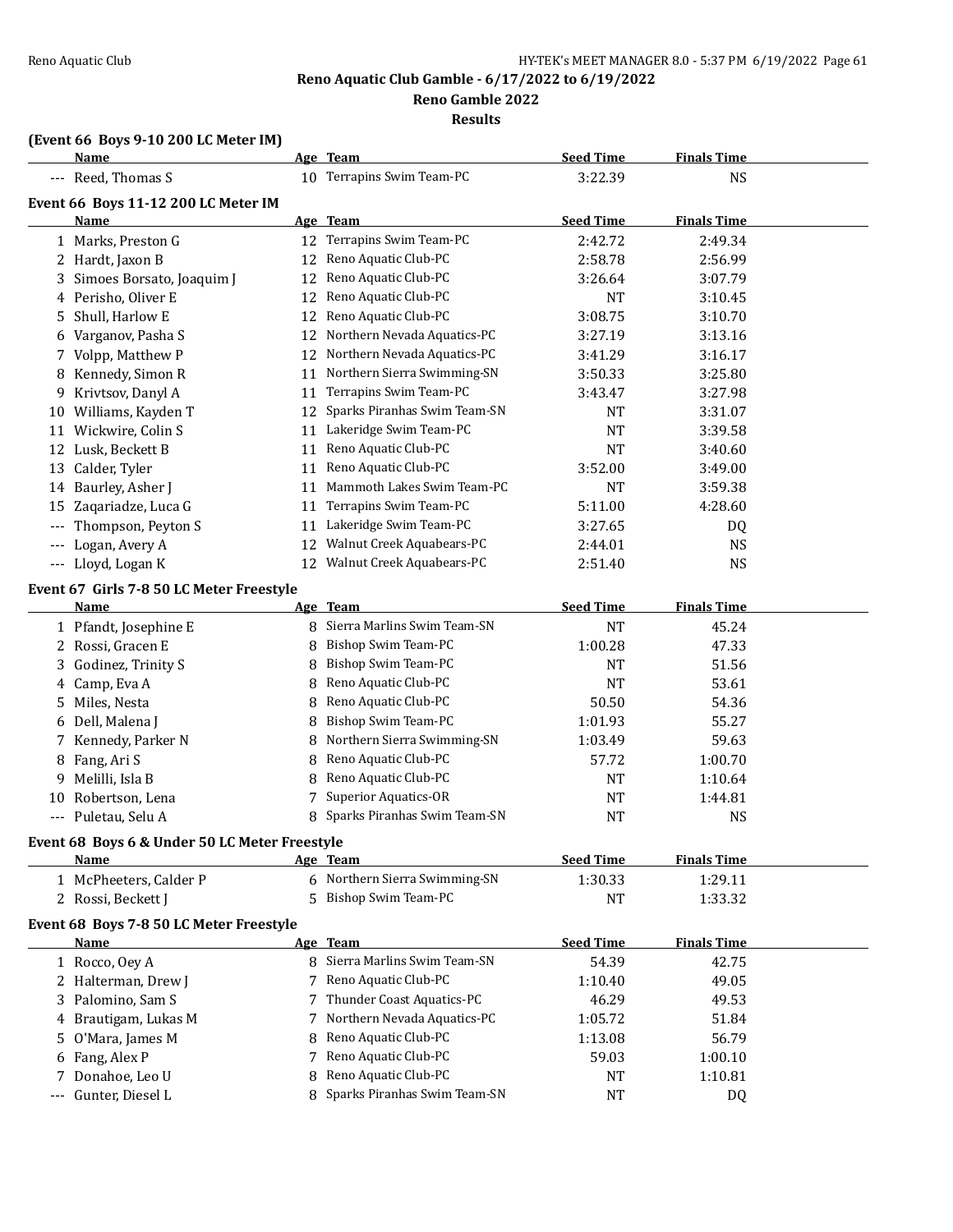Reno Aquatic Club Gamble - 6/17/2022 to 6/19/2022

Reno Gamble 2022

Results

### (Event 66 Boys 9-10 200 LC Meter IM)

| | Name | Age | Team | Seed Time | Finals Time |
|---|---|---|---|---|---|
| --- | Reed, Thomas S | 10 | Terrapins Swim Team-PC | 3:22.39 | NS |

### Event 66 Boys 11-12 200 LC Meter IM

| | Name | Age | Team | Seed Time | Finals Time |
|---|---|---|---|---|---|
| 1 | Marks, Preston G | 12 | Terrapins Swim Team-PC | 2:42.72 | 2:49.34 |
| 2 | Hardt, Jaxon B | 12 | Reno Aquatic Club-PC | 2:58.78 | 2:56.99 |
| 3 | Simoes Borsato, Joaquim J | 12 | Reno Aquatic Club-PC | 3:26.64 | 3:07.79 |
| 4 | Perisho, Oliver E | 12 | Reno Aquatic Club-PC | NT | 3:10.45 |
| 5 | Shull, Harlow E | 12 | Reno Aquatic Club-PC | 3:08.75 | 3:10.70 |
| 6 | Varganov, Pasha S | 12 | Northern Nevada Aquatics-PC | 3:27.19 | 3:13.16 |
| 7 | Volpp, Matthew P | 12 | Northern Nevada Aquatics-PC | 3:41.29 | 3:16.17 |
| 8 | Kennedy, Simon R | 11 | Northern Sierra Swimming-SN | 3:50.33 | 3:25.80 |
| 9 | Krivtsov, Danyl A | 11 | Terrapins Swim Team-PC | 3:43.47 | 3:27.98 |
| 10 | Williams, Kayden T | 12 | Sparks Piranhas Swim Team-SN | NT | 3:31.07 |
| 11 | Wickwire, Colin S | 11 | Lakeridge Swim Team-PC | NT | 3:39.58 |
| 12 | Lusk, Beckett B | 11 | Reno Aquatic Club-PC | NT | 3:40.60 |
| 13 | Calder, Tyler | 11 | Reno Aquatic Club-PC | 3:52.00 | 3:49.00 |
| 14 | Baurley, Asher J | 11 | Mammoth Lakes Swim Team-PC | NT | 3:59.38 |
| 15 | Zaqariadze, Luca G | 11 | Terrapins Swim Team-PC | 5:11.00 | 4:28.60 |
| --- | Thompson, Peyton S | 11 | Lakeridge Swim Team-PC | 3:27.65 | DQ |
| --- | Logan, Avery A | 12 | Walnut Creek Aquabears-PC | 2:44.01 | NS |
| --- | Lloyd, Logan K | 12 | Walnut Creek Aquabears-PC | 2:51.40 | NS |

### Event 67 Girls 7-8 50 LC Meter Freestyle

| | Name | Age | Team | Seed Time | Finals Time |
|---|---|---|---|---|---|
| 1 | Pfandt, Josephine E | 8 | Sierra Marlins Swim Team-SN | NT | 45.24 |
| 2 | Rossi, Gracen E | 8 | Bishop Swim Team-PC | 1:00.28 | 47.33 |
| 3 | Godinez, Trinity S | 8 | Bishop Swim Team-PC | NT | 51.56 |
| 4 | Camp, Eva A | 8 | Reno Aquatic Club-PC | NT | 53.61 |
| 5 | Miles, Nesta | 8 | Reno Aquatic Club-PC | 50.50 | 54.36 |
| 6 | Dell, Malena J | 8 | Bishop Swim Team-PC | 1:01.93 | 55.27 |
| 7 | Kennedy, Parker N | 8 | Northern Sierra Swimming-SN | 1:03.49 | 59.63 |
| 8 | Fang, Ari S | 8 | Reno Aquatic Club-PC | 57.72 | 1:00.70 |
| 9 | Melilli, Isla B | 8 | Reno Aquatic Club-PC | NT | 1:10.64 |
| 10 | Robertson, Lena | 7 | Superior Aquatics-OR | NT | 1:44.81 |
| --- | Puletau, Selu A | 8 | Sparks Piranhas Swim Team-SN | NT | NS |

### Event 68 Boys 6 & Under 50 LC Meter Freestyle

| | Name | Age | Team | Seed Time | Finals Time |
|---|---|---|---|---|---|
| 1 | McPheeters, Calder P | 6 | Northern Sierra Swimming-SN | 1:30.33 | 1:29.11 |
| 2 | Rossi, Beckett J | 5 | Bishop Swim Team-PC | NT | 1:33.32 |

### Event 68 Boys 7-8 50 LC Meter Freestyle

| | Name | Age | Team | Seed Time | Finals Time |
|---|---|---|---|---|---|
| 1 | Rocco, Oey A | 8 | Sierra Marlins Swim Team-SN | 54.39 | 42.75 |
| 2 | Halterman, Drew J | 7 | Reno Aquatic Club-PC | 1:10.40 | 49.05 |
| 3 | Palomino, Sam S | 7 | Thunder Coast Aquatics-PC | 46.29 | 49.53 |
| 4 | Brautigam, Lukas M | 7 | Northern Nevada Aquatics-PC | 1:05.72 | 51.84 |
| 5 | O'Mara, James M | 8 | Reno Aquatic Club-PC | 1:13.08 | 56.79 |
| 6 | Fang, Alex P | 7 | Reno Aquatic Club-PC | 59.03 | 1:00.10 |
| 7 | Donahoe, Leo U | 8 | Reno Aquatic Club-PC | NT | 1:10.81 |
| --- | Gunter, Diesel L | 8 | Sparks Piranhas Swim Team-SN | NT | DQ |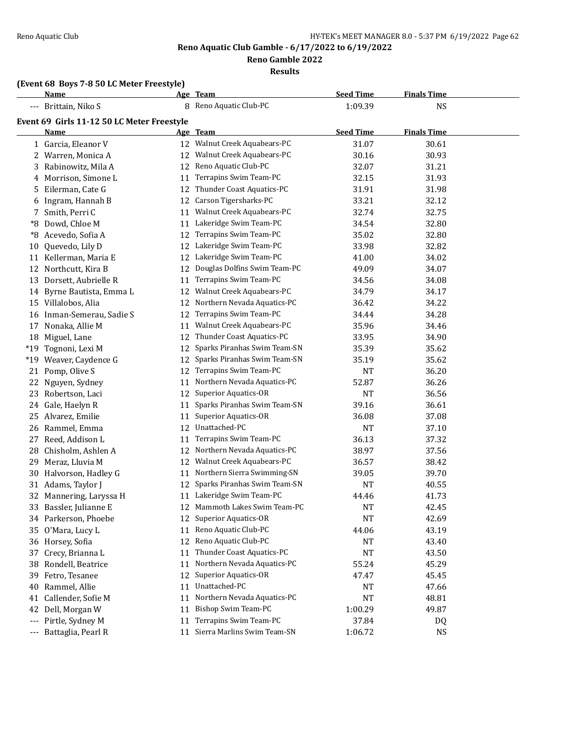Reno Aquatic Club Gamble - 6/17/2022 to 6/19/2022

Reno Gamble 2022

**Results**

**(Event 68 Boys 7-8 50 LC Meter Freestyle)**

| | Name | Age | Team | Seed Time | Finals Time |
|---|---|---|---|---|---|
| --- | Brittain, Niko S | 8 | Reno Aquatic Club-PC | 1:09.39 | NS |

**Event 69 Girls 11-12 50 LC Meter Freestyle**

| | Name | Age | Team | Seed Time | Finals Time |
|---|---|---|---|---|---|
| 1 | Garcia, Eleanor V | 12 | Walnut Creek Aquabears-PC | 31.07 | 30.61 |
| 2 | Warren, Monica A | 12 | Walnut Creek Aquabears-PC | 30.16 | 30.93 |
| 3 | Rabinowitz, Mila A | 12 | Reno Aquatic Club-PC | 32.07 | 31.21 |
| 4 | Morrison, Simone L | 11 | Terrapins Swim Team-PC | 32.15 | 31.93 |
| 5 | Eilerman, Cate G | 12 | Thunder Coast Aquatics-PC | 31.91 | 31.98 |
| 6 | Ingram, Hannah B | 12 | Carson Tigersharks-PC | 33.21 | 32.12 |
| 7 | Smith, Perri C | 11 | Walnut Creek Aquabears-PC | 32.74 | 32.75 |
| *8 | Dowd, Chloe M | 11 | Lakeridge Swim Team-PC | 34.54 | 32.80 |
| *8 | Acevedo, Sofia A | 12 | Terrapins Swim Team-PC | 35.02 | 32.80 |
| 10 | Quevedo, Lily D | 12 | Lakeridge Swim Team-PC | 33.98 | 32.82 |
| 11 | Kellerman, Maria E | 12 | Lakeridge Swim Team-PC | 41.00 | 34.02 |
| 12 | Northcutt, Kira B | 12 | Douglas Dolfins Swim Team-PC | 49.09 | 34.07 |
| 13 | Dorsett, Aubrielle R | 11 | Terrapins Swim Team-PC | 34.56 | 34.08 |
| 14 | Byrne Bautista, Emma L | 12 | Walnut Creek Aquabears-PC | 34.79 | 34.17 |
| 15 | Villalobos, Alia | 12 | Northern Nevada Aquatics-PC | 36.42 | 34.22 |
| 16 | Inman-Semerau, Sadie S | 12 | Terrapins Swim Team-PC | 34.44 | 34.28 |
| 17 | Nonaka, Allie M | 11 | Walnut Creek Aquabears-PC | 35.96 | 34.46 |
| 18 | Miguel, Lane | 12 | Thunder Coast Aquatics-PC | 33.95 | 34.90 |
| *19 | Tognoni, Lexi M | 12 | Sparks Piranhas Swim Team-SN | 35.39 | 35.62 |
| *19 | Weaver, Caydence G | 12 | Sparks Piranhas Swim Team-SN | 35.19 | 35.62 |
| 21 | Pomp, Olive S | 12 | Terrapins Swim Team-PC | NT | 36.20 |
| 22 | Nguyen, Sydney | 11 | Northern Nevada Aquatics-PC | 52.87 | 36.26 |
| 23 | Robertson, Laci | 12 | Superior Aquatics-OR | NT | 36.56 |
| 24 | Gale, Haelyn R | 11 | Sparks Piranhas Swim Team-SN | 39.16 | 36.61 |
| 25 | Alvarez, Emilie | 11 | Superior Aquatics-OR | 36.08 | 37.08 |
| 26 | Rammel, Emma | 12 | Unattached-PC | NT | 37.10 |
| 27 | Reed, Addison L | 11 | Terrapins Swim Team-PC | 36.13 | 37.32 |
| 28 | Chisholm, Ashlen A | 12 | Northern Nevada Aquatics-PC | 38.97 | 37.56 |
| 29 | Meraz, Lluvia M | 12 | Walnut Creek Aquabears-PC | 36.57 | 38.42 |
| 30 | Halvorson, Hadley G | 11 | Northern Sierra Swimming-SN | 39.05 | 39.70 |
| 31 | Adams, Taylor J | 12 | Sparks Piranhas Swim Team-SN | NT | 40.55 |
| 32 | Mannering, Laryssa H | 11 | Lakeridge Swim Team-PC | 44.46 | 41.73 |
| 33 | Bassler, Julianne E | 12 | Mammoth Lakes Swim Team-PC | NT | 42.45 |
| 34 | Parkerson, Phoebe | 12 | Superior Aquatics-OR | NT | 42.69 |
| 35 | O'Mara, Lucy L | 11 | Reno Aquatic Club-PC | 44.06 | 43.19 |
| 36 | Horsey, Sofia | 12 | Reno Aquatic Club-PC | NT | 43.40 |
| 37 | Crecy, Brianna L | 11 | Thunder Coast Aquatics-PC | NT | 43.50 |
| 38 | Rondell, Beatrice | 11 | Northern Nevada Aquatics-PC | 55.24 | 45.29 |
| 39 | Fetro, Tesanee | 12 | Superior Aquatics-OR | 47.47 | 45.45 |
| 40 | Rammel, Allie | 11 | Unattached-PC | NT | 47.66 |
| 41 | Callender, Sofie M | 11 | Northern Nevada Aquatics-PC | NT | 48.81 |
| 42 | Dell, Morgan W | 11 | Bishop Swim Team-PC | 1:00.29 | 49.87 |
| --- | Pirtle, Sydney M | 11 | Terrapins Swim Team-PC | 37.84 | DQ |
| --- | Battaglia, Pearl R | 11 | Sierra Marlins Swim Team-SN | 1:06.72 | NS |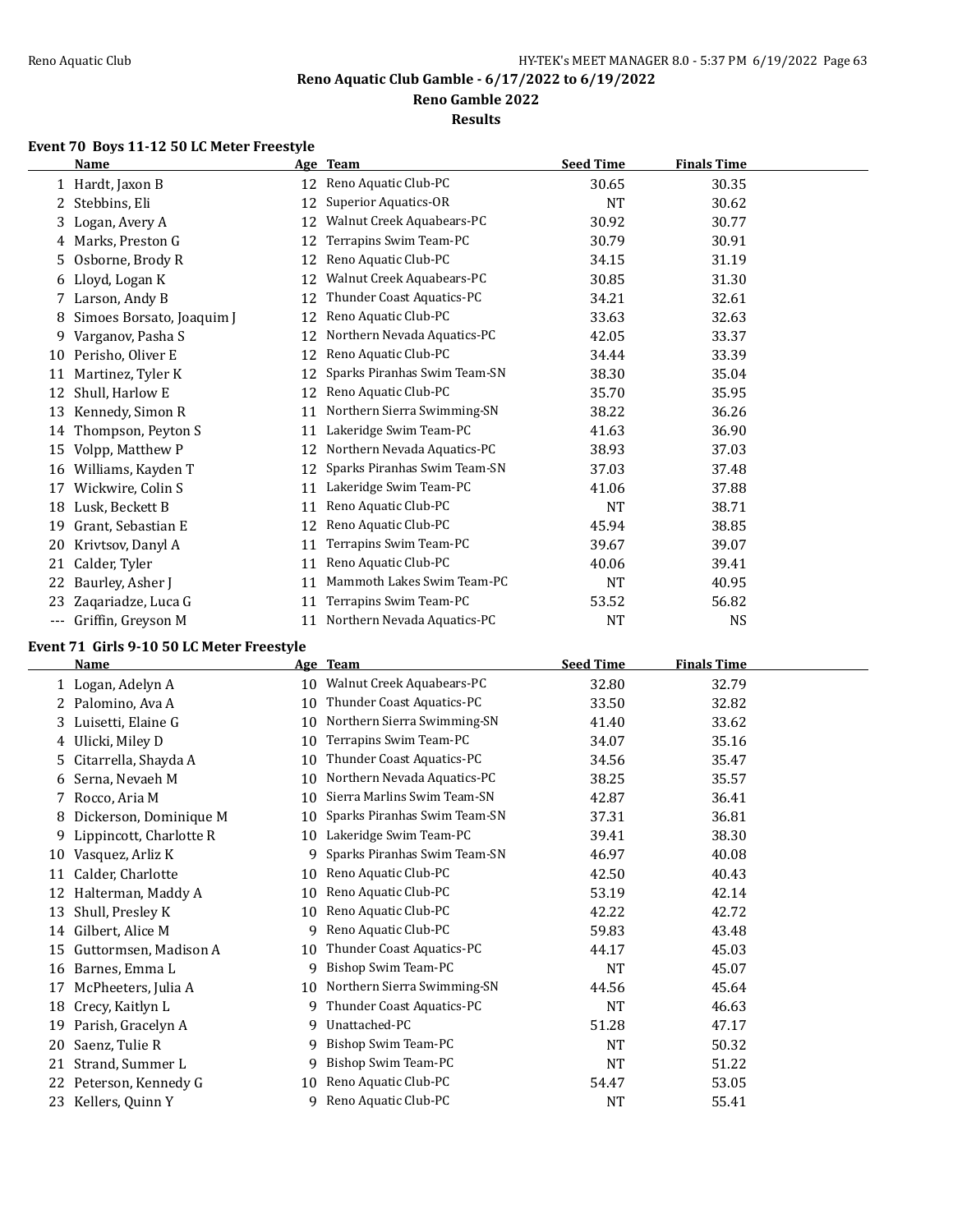## Reno Aquatic Club Gamble - 6/17/2022 to 6/19/2022

### Reno Gamble 2022

### Results

#### Event 70 Boys 11-12 50 LC Meter Freestyle

| | Name | Age | Team | Seed Time | Finals Time |
|---|---|---|---|---|---|
| 1 | Hardt, Jaxon B | 12 | Reno Aquatic Club-PC | 30.65 | 30.35 |
| 2 | Stebbins, Eli | 12 | Superior Aquatics-OR | NT | 30.62 |
| 3 | Logan, Avery A | 12 | Walnut Creek Aquabears-PC | 30.92 | 30.77 |
| 4 | Marks, Preston G | 12 | Terrapins Swim Team-PC | 30.79 | 30.91 |
| 5 | Osborne, Brody R | 12 | Reno Aquatic Club-PC | 34.15 | 31.19 |
| 6 | Lloyd, Logan K | 12 | Walnut Creek Aquabears-PC | 30.85 | 31.30 |
| 7 | Larson, Andy B | 12 | Thunder Coast Aquatics-PC | 34.21 | 32.61 |
| 8 | Simoes Borsato, Joaquim J | 12 | Reno Aquatic Club-PC | 33.63 | 32.63 |
| 9 | Varganov, Pasha S | 12 | Northern Nevada Aquatics-PC | 42.05 | 33.37 |
| 10 | Perisho, Oliver E | 12 | Reno Aquatic Club-PC | 34.44 | 33.39 |
| 11 | Martinez, Tyler K | 12 | Sparks Piranhas Swim Team-SN | 38.30 | 35.04 |
| 12 | Shull, Harlow E | 12 | Reno Aquatic Club-PC | 35.70 | 35.95 |
| 13 | Kennedy, Simon R | 11 | Northern Sierra Swimming-SN | 38.22 | 36.26 |
| 14 | Thompson, Peyton S | 11 | Lakeridge Swim Team-PC | 41.63 | 36.90 |
| 15 | Volpp, Matthew P | 12 | Northern Nevada Aquatics-PC | 38.93 | 37.03 |
| 16 | Williams, Kayden T | 12 | Sparks Piranhas Swim Team-SN | 37.03 | 37.48 |
| 17 | Wickwire, Colin S | 11 | Lakeridge Swim Team-PC | 41.06 | 37.88 |
| 18 | Lusk, Beckett B | 11 | Reno Aquatic Club-PC | NT | 38.71 |
| 19 | Grant, Sebastian E | 12 | Reno Aquatic Club-PC | 45.94 | 38.85 |
| 20 | Krivtsov, Danyl A | 11 | Terrapins Swim Team-PC | 39.67 | 39.07 |
| 21 | Calder, Tyler | 11 | Reno Aquatic Club-PC | 40.06 | 39.41 |
| 22 | Baurley, Asher J | 11 | Mammoth Lakes Swim Team-PC | NT | 40.95 |
| 23 | Zaqariadze, Luca G | 11 | Terrapins Swim Team-PC | 53.52 | 56.82 |
| --- | Griffin, Greyson M | 11 | Northern Nevada Aquatics-PC | NT | NS |

#### Event 71 Girls 9-10 50 LC Meter Freestyle

| | Name | Age | Team | Seed Time | Finals Time |
|---|---|---|---|---|---|
| 1 | Logan, Adelyn A | 10 | Walnut Creek Aquabears-PC | 32.80 | 32.79 |
| 2 | Palomino, Ava A | 10 | Thunder Coast Aquatics-PC | 33.50 | 32.82 |
| 3 | Luisetti, Elaine G | 10 | Northern Sierra Swimming-SN | 41.40 | 33.62 |
| 4 | Ulicki, Miley D | 10 | Terrapins Swim Team-PC | 34.07 | 35.16 |
| 5 | Citarrella, Shayda A | 10 | Thunder Coast Aquatics-PC | 34.56 | 35.47 |
| 6 | Serna, Nevaeh M | 10 | Northern Nevada Aquatics-PC | 38.25 | 35.57 |
| 7 | Rocco, Aria M | 10 | Sierra Marlins Swim Team-SN | 42.87 | 36.41 |
| 8 | Dickerson, Dominique M | 10 | Sparks Piranhas Swim Team-SN | 37.31 | 36.81 |
| 9 | Lippincott, Charlotte R | 10 | Lakeridge Swim Team-PC | 39.41 | 38.30 |
| 10 | Vasquez, Arliz K | 9 | Sparks Piranhas Swim Team-SN | 46.97 | 40.08 |
| 11 | Calder, Charlotte | 10 | Reno Aquatic Club-PC | 42.50 | 40.43 |
| 12 | Halterman, Maddy A | 10 | Reno Aquatic Club-PC | 53.19 | 42.14 |
| 13 | Shull, Presley K | 10 | Reno Aquatic Club-PC | 42.22 | 42.72 |
| 14 | Gilbert, Alice M | 9 | Reno Aquatic Club-PC | 59.83 | 43.48 |
| 15 | Guttormsen, Madison A | 10 | Thunder Coast Aquatics-PC | 44.17 | 45.03 |
| 16 | Barnes, Emma L | 9 | Bishop Swim Team-PC | NT | 45.07 |
| 17 | McPheeters, Julia A | 10 | Northern Sierra Swimming-SN | 44.56 | 45.64 |
| 18 | Crecy, Kaitlyn L | 9 | Thunder Coast Aquatics-PC | NT | 46.63 |
| 19 | Parish, Gracelyn A | 9 | Unattached-PC | 51.28 | 47.17 |
| 20 | Saenz, Tulie R | 9 | Bishop Swim Team-PC | NT | 50.32 |
| 21 | Strand, Summer L | 9 | Bishop Swim Team-PC | NT | 51.22 |
| 22 | Peterson, Kennedy G | 10 | Reno Aquatic Club-PC | 54.47 | 53.05 |
| 23 | Kellers, Quinn Y | 9 | Reno Aquatic Club-PC | NT | 55.41 |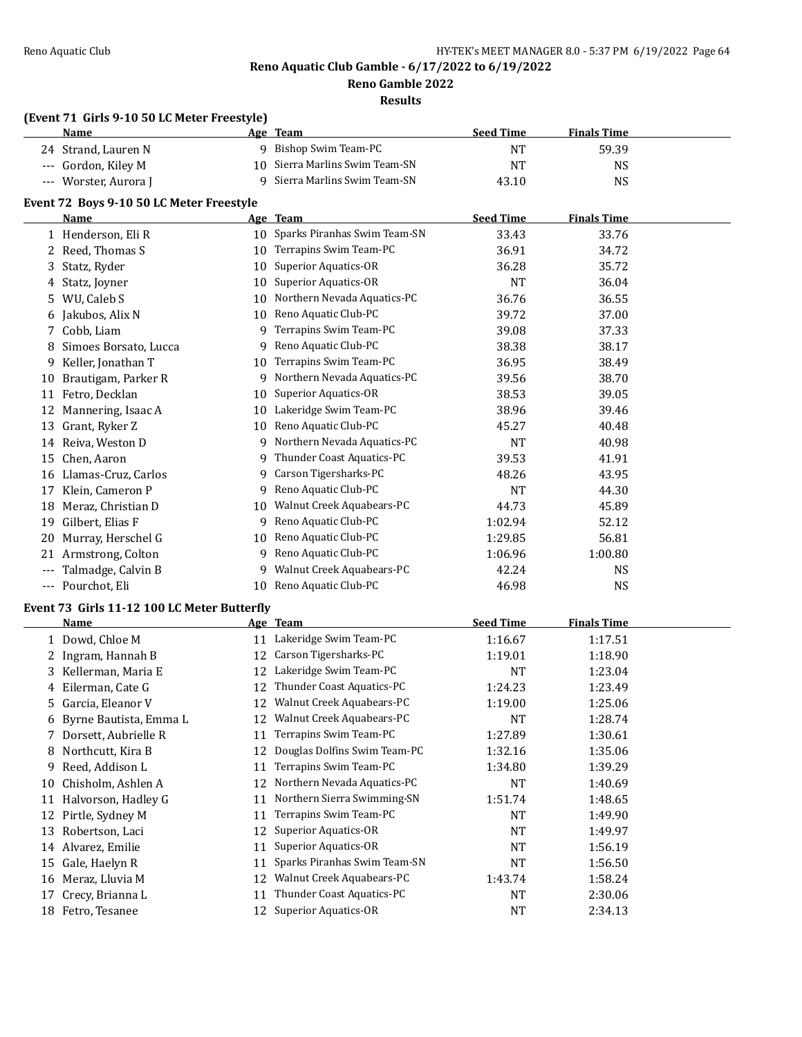# Reno Aquatic Club Gamble - 6/17/2022 to 6/19/2022

## Reno Gamble 2022

### Results

**(Event 71 Girls 9-10 50 LC Meter Freestyle)**

| | Name | Age | Team | Seed Time | Finals Time |
|---|---|---|---|---|---|
| 24 | Strand, Lauren N | 9 | Bishop Swim Team-PC | NT | 59.39 |
| --- | Gordon, Kiley M | 10 | Sierra Marlins Swim Team-SN | NT | NS |
| --- | Worster, Aurora J | 9 | Sierra Marlins Swim Team-SN | 43.10 | NS |

**Event 72 Boys 9-10 50 LC Meter Freestyle**

| | Name | Age | Team | Seed Time | Finals Time |
|---|---|---|---|---|---|
| 1 | Henderson, Eli R | 10 | Sparks Piranhas Swim Team-SN | 33.43 | 33.76 |
| 2 | Reed, Thomas S | 10 | Terrapins Swim Team-PC | 36.91 | 34.72 |
| 3 | Statz, Ryder | 10 | Superior Aquatics-OR | 36.28 | 35.72 |
| 4 | Statz, Joyner | 10 | Superior Aquatics-OR | NT | 36.04 |
| 5 | WU, Caleb S | 10 | Northern Nevada Aquatics-PC | 36.76 | 36.55 |
| 6 | Jakubos, Alix N | 10 | Reno Aquatic Club-PC | 39.72 | 37.00 |
| 7 | Cobb, Liam | 9 | Terrapins Swim Team-PC | 39.08 | 37.33 |
| 8 | Simoes Borsato, Lucca | 9 | Reno Aquatic Club-PC | 38.38 | 38.17 |
| 9 | Keller, Jonathan T | 10 | Terrapins Swim Team-PC | 36.95 | 38.49 |
| 10 | Brautigam, Parker R | 9 | Northern Nevada Aquatics-PC | 39.56 | 38.70 |
| 11 | Fetro, Decklan | 10 | Superior Aquatics-OR | 38.53 | 39.05 |
| 12 | Mannering, Isaac A | 10 | Lakeridge Swim Team-PC | 38.96 | 39.46 |
| 13 | Grant, Ryker Z | 10 | Reno Aquatic Club-PC | 45.27 | 40.48 |
| 14 | Reiva, Weston D | 9 | Northern Nevada Aquatics-PC | NT | 40.98 |
| 15 | Chen, Aaron | 9 | Thunder Coast Aquatics-PC | 39.53 | 41.91 |
| 16 | Llamas-Cruz, Carlos | 9 | Carson Tigersharks-PC | 48.26 | 43.95 |
| 17 | Klein, Cameron P | 9 | Reno Aquatic Club-PC | NT | 44.30 |
| 18 | Meraz, Christian D | 10 | Walnut Creek Aquabears-PC | 44.73 | 45.89 |
| 19 | Gilbert, Elias F | 9 | Reno Aquatic Club-PC | 1:02.94 | 52.12 |
| 20 | Murray, Herschel G | 10 | Reno Aquatic Club-PC | 1:29.85 | 56.81 |
| 21 | Armstrong, Colton | 9 | Reno Aquatic Club-PC | 1:06.96 | 1:00.80 |
| --- | Talmadge, Calvin B | 9 | Walnut Creek Aquabears-PC | 42.24 | NS |
| --- | Pourchot, Eli | 10 | Reno Aquatic Club-PC | 46.98 | NS |

**Event 73 Girls 11-12 100 LC Meter Butterfly**

| | Name | Age | Team | Seed Time | Finals Time |
|---|---|---|---|---|---|
| 1 | Dowd, Chloe M | 11 | Lakeridge Swim Team-PC | 1:16.67 | 1:17.51 |
| 2 | Ingram, Hannah B | 12 | Carson Tigersharks-PC | 1:19.01 | 1:18.90 |
| 3 | Kellerman, Maria E | 12 | Lakeridge Swim Team-PC | NT | 1:23.04 |
| 4 | Eilerman, Cate G | 12 | Thunder Coast Aquatics-PC | 1:24.23 | 1:23.49 |
| 5 | Garcia, Eleanor V | 12 | Walnut Creek Aquabears-PC | 1:19.00 | 1:25.06 |
| 6 | Byrne Bautista, Emma L | 12 | Walnut Creek Aquabears-PC | NT | 1:28.74 |
| 7 | Dorsett, Aubrielle R | 11 | Terrapins Swim Team-PC | 1:27.89 | 1:30.61 |
| 8 | Northcutt, Kira B | 12 | Douglas Dolfins Swim Team-PC | 1:32.16 | 1:35.06 |
| 9 | Reed, Addison L | 11 | Terrapins Swim Team-PC | 1:34.80 | 1:39.29 |
| 10 | Chisholm, Ashlen A | 12 | Northern Nevada Aquatics-PC | NT | 1:40.69 |
| 11 | Halvorson, Hadley G | 11 | Northern Sierra Swimming-SN | 1:51.74 | 1:48.65 |
| 12 | Pirtle, Sydney M | 11 | Terrapins Swim Team-PC | NT | 1:49.90 |
| 13 | Robertson, Laci | 12 | Superior Aquatics-OR | NT | 1:49.97 |
| 14 | Alvarez, Emilie | 11 | Superior Aquatics-OR | NT | 1:56.19 |
| 15 | Gale, Haelyn R | 11 | Sparks Piranhas Swim Team-SN | NT | 1:56.50 |
| 16 | Meraz, Lluvia M | 12 | Walnut Creek Aquabears-PC | 1:43.74 | 1:58.24 |
| 17 | Crecy, Brianna L | 11 | Thunder Coast Aquatics-PC | NT | 2:30.06 |
| 18 | Fetro, Tesanee | 12 | Superior Aquatics-OR | NT | 2:34.13 |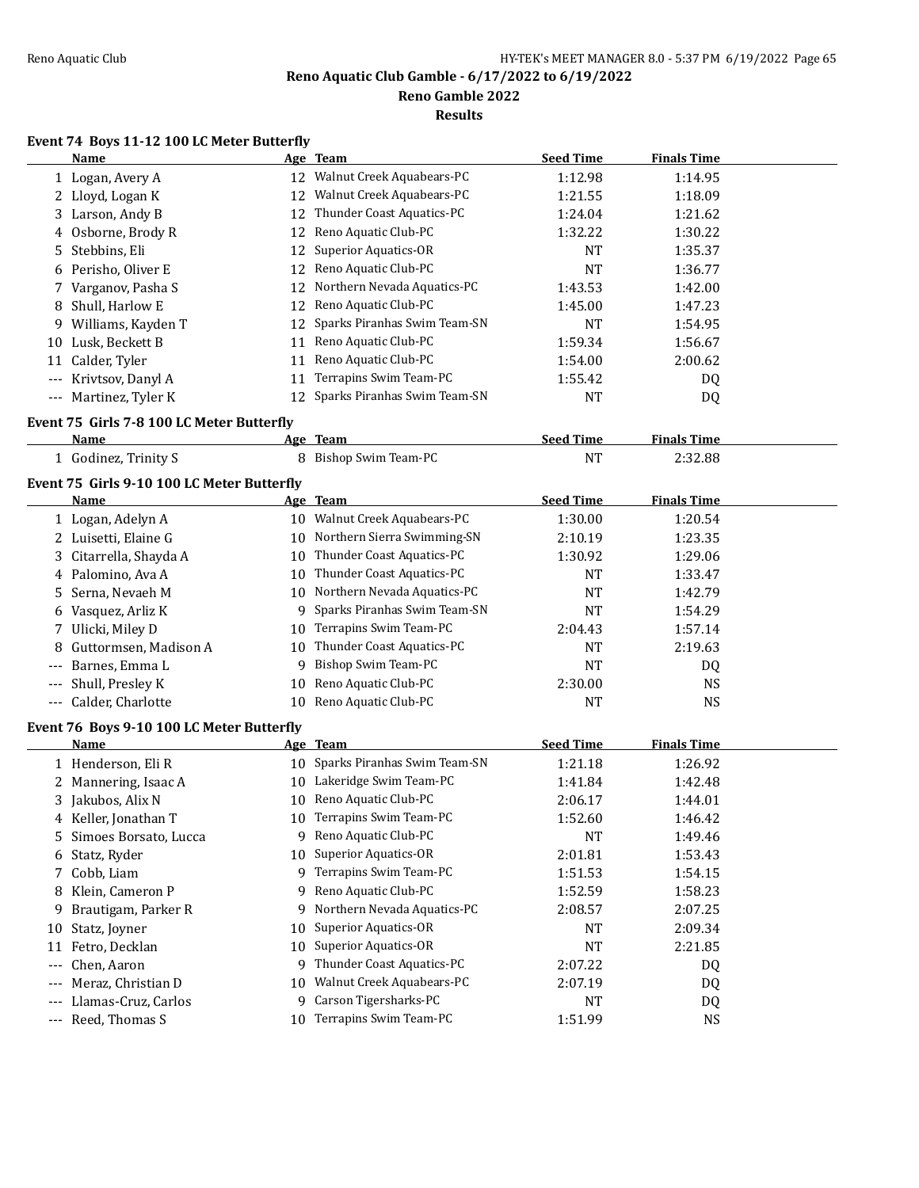**Reno Aquatic Club Gamble - 6/17/2022 to 6/19/2022**

**Reno Gamble 2022**

**Results**

### Event 74 Boys 11-12 100 LC Meter Butterfly

| | Name | Age | Team | Seed Time | Finals Time |
|---|---|---|---|---|---|
| 1 | Logan, Avery A | 12 | Walnut Creek Aquabears-PC | 1:12.98 | 1:14.95 |
| 2 | Lloyd, Logan K | 12 | Walnut Creek Aquabears-PC | 1:21.55 | 1:18.09 |
| 3 | Larson, Andy B | 12 | Thunder Coast Aquatics-PC | 1:24.04 | 1:21.62 |
| 4 | Osborne, Brody R | 12 | Reno Aquatic Club-PC | 1:32.22 | 1:30.22 |
| 5 | Stebbins, Eli | 12 | Superior Aquatics-OR | NT | 1:35.37 |
| 6 | Perisho, Oliver E | 12 | Reno Aquatic Club-PC | NT | 1:36.77 |
| 7 | Varganov, Pasha S | 12 | Northern Nevada Aquatics-PC | 1:43.53 | 1:42.00 |
| 8 | Shull, Harlow E | 12 | Reno Aquatic Club-PC | 1:45.00 | 1:47.23 |
| 9 | Williams, Kayden T | 12 | Sparks Piranhas Swim Team-SN | NT | 1:54.95 |
| 10 | Lusk, Beckett B | 11 | Reno Aquatic Club-PC | 1:59.34 | 1:56.67 |
| 11 | Calder, Tyler | 11 | Reno Aquatic Club-PC | 1:54.00 | 2:00.62 |
| --- | Krivtsov, Danyl A | 11 | Terrapins Swim Team-PC | 1:55.42 | DQ |
| --- | Martinez, Tyler K | 12 | Sparks Piranhas Swim Team-SN | NT | DQ |

### Event 75 Girls 7-8 100 LC Meter Butterfly

| | Name | Age | Team | Seed Time | Finals Time |
|---|---|---|---|---|---|
| 1 | Godinez, Trinity S | 8 | Bishop Swim Team-PC | NT | 2:32.88 |

### Event 75 Girls 9-10 100 LC Meter Butterfly

| | Name | Age | Team | Seed Time | Finals Time |
|---|---|---|---|---|---|
| 1 | Logan, Adelyn A | 10 | Walnut Creek Aquabears-PC | 1:30.00 | 1:20.54 |
| 2 | Luisetti, Elaine G | 10 | Northern Sierra Swimming-SN | 2:10.19 | 1:23.35 |
| 3 | Citarrella, Shayda A | 10 | Thunder Coast Aquatics-PC | 1:30.92 | 1:29.06 |
| 4 | Palomino, Ava A | 10 | Thunder Coast Aquatics-PC | NT | 1:33.47 |
| 5 | Serna, Nevaeh M | 10 | Northern Nevada Aquatics-PC | NT | 1:42.79 |
| 6 | Vasquez, Arliz K | 9 | Sparks Piranhas Swim Team-SN | NT | 1:54.29 |
| 7 | Ulicki, Miley D | 10 | Terrapins Swim Team-PC | 2:04.43 | 1:57.14 |
| 8 | Guttormsen, Madison A | 10 | Thunder Coast Aquatics-PC | NT | 2:19.63 |
| --- | Barnes, Emma L | 9 | Bishop Swim Team-PC | NT | DQ |
| --- | Shull, Presley K | 10 | Reno Aquatic Club-PC | 2:30.00 | NS |
| --- | Calder, Charlotte | 10 | Reno Aquatic Club-PC | NT | NS |

### Event 76 Boys 9-10 100 LC Meter Butterfly

| | Name | Age | Team | Seed Time | Finals Time |
|---|---|---|---|---|---|
| 1 | Henderson, Eli R | 10 | Sparks Piranhas Swim Team-SN | 1:21.18 | 1:26.92 |
| 2 | Mannering, Isaac A | 10 | Lakeridge Swim Team-PC | 1:41.84 | 1:42.48 |
| 3 | Jakubos, Alix N | 10 | Reno Aquatic Club-PC | 2:06.17 | 1:44.01 |
| 4 | Keller, Jonathan T | 10 | Terrapins Swim Team-PC | 1:52.60 | 1:46.42 |
| 5 | Simoes Borsato, Lucca | 9 | Reno Aquatic Club-PC | NT | 1:49.46 |
| 6 | Statz, Ryder | 10 | Superior Aquatics-OR | 2:01.81 | 1:53.43 |
| 7 | Cobb, Liam | 9 | Terrapins Swim Team-PC | 1:51.53 | 1:54.15 |
| 8 | Klein, Cameron P | 9 | Reno Aquatic Club-PC | 1:52.59 | 1:58.23 |
| 9 | Brautigam, Parker R | 9 | Northern Nevada Aquatics-PC | 2:08.57 | 2:07.25 |
| 10 | Statz, Joyner | 10 | Superior Aquatics-OR | NT | 2:09.34 |
| 11 | Fetro, Decklan | 10 | Superior Aquatics-OR | NT | 2:21.85 |
| --- | Chen, Aaron | 9 | Thunder Coast Aquatics-PC | 2:07.22 | DQ |
| --- | Meraz, Christian D | 10 | Walnut Creek Aquabears-PC | 2:07.19 | DQ |
| --- | Llamas-Cruz, Carlos | 9 | Carson Tigersharks-PC | NT | DQ |
| --- | Reed, Thomas S | 10 | Terrapins Swim Team-PC | 1:51.99 | NS |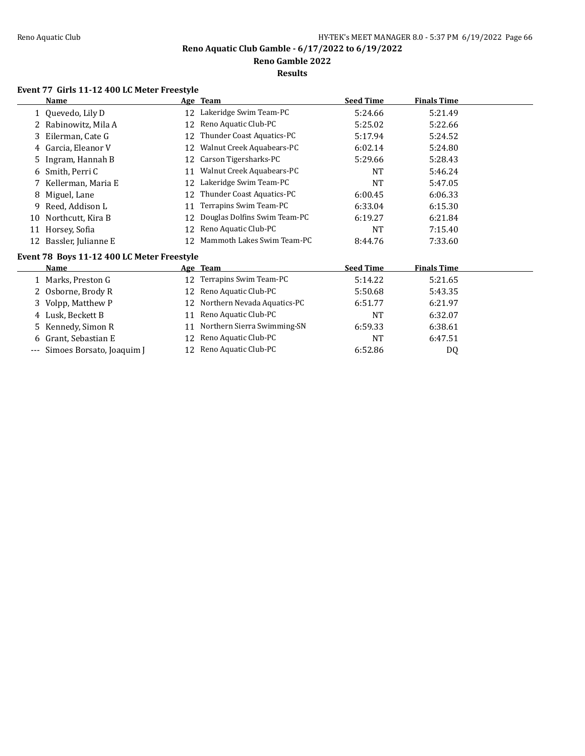# Reno Aquatic Club Gamble - 6/17/2022 to 6/19/2022

## Reno Gamble 2022

### Results

**Event 77 Girls 11-12 400 LC Meter Freestyle**

| | Name | Age | Team | Seed Time | Finals Time |
|---|---|---|---|---|---|
| 1 | Quevedo, Lily D | 12 | Lakeridge Swim Team-PC | 5:24.66 | 5:21.49 |
| 2 | Rabinowitz, Mila A | 12 | Reno Aquatic Club-PC | 5:25.02 | 5:22.66 |
| 3 | Eilerman, Cate G | 12 | Thunder Coast Aquatics-PC | 5:17.94 | 5:24.52 |
| 4 | Garcia, Eleanor V | 12 | Walnut Creek Aquabears-PC | 6:02.14 | 5:24.80 |
| 5 | Ingram, Hannah B | 12 | Carson Tigersharks-PC | 5:29.66 | 5:28.43 |
| 6 | Smith, Perri C | 11 | Walnut Creek Aquabears-PC | NT | 5:46.24 |
| 7 | Kellerman, Maria E | 12 | Lakeridge Swim Team-PC | NT | 5:47.05 |
| 8 | Miguel, Lane | 12 | Thunder Coast Aquatics-PC | 6:00.45 | 6:06.33 |
| 9 | Reed, Addison L | 11 | Terrapins Swim Team-PC | 6:33.04 | 6:15.30 |
| 10 | Northcutt, Kira B | 12 | Douglas Dolfins Swim Team-PC | 6:19.27 | 6:21.84 |
| 11 | Horsey, Sofia | 12 | Reno Aquatic Club-PC | NT | 7:15.40 |
| 12 | Bassler, Julianne E | 12 | Mammoth Lakes Swim Team-PC | 8:44.76 | 7:33.60 |

**Event 78 Boys 11-12 400 LC Meter Freestyle**

| | Name | Age | Team | Seed Time | Finals Time |
|---|---|---|---|---|---|
| 1 | Marks, Preston G | 12 | Terrapins Swim Team-PC | 5:14.22 | 5:21.65 |
| 2 | Osborne, Brody R | 12 | Reno Aquatic Club-PC | 5:50.68 | 5:43.35 |
| 3 | Volpp, Matthew P | 12 | Northern Nevada Aquatics-PC | 6:51.77 | 6:21.97 |
| 4 | Lusk, Beckett B | 11 | Reno Aquatic Club-PC | NT | 6:32.07 |
| 5 | Kennedy, Simon R | 11 | Northern Sierra Swimming-SN | 6:59.33 | 6:38.61 |
| 6 | Grant, Sebastian E | 12 | Reno Aquatic Club-PC | NT | 6:47.51 |
| --- | Simoes Borsato, Joaquim J | 12 | Reno Aquatic Club-PC | 6:52.86 | DQ |